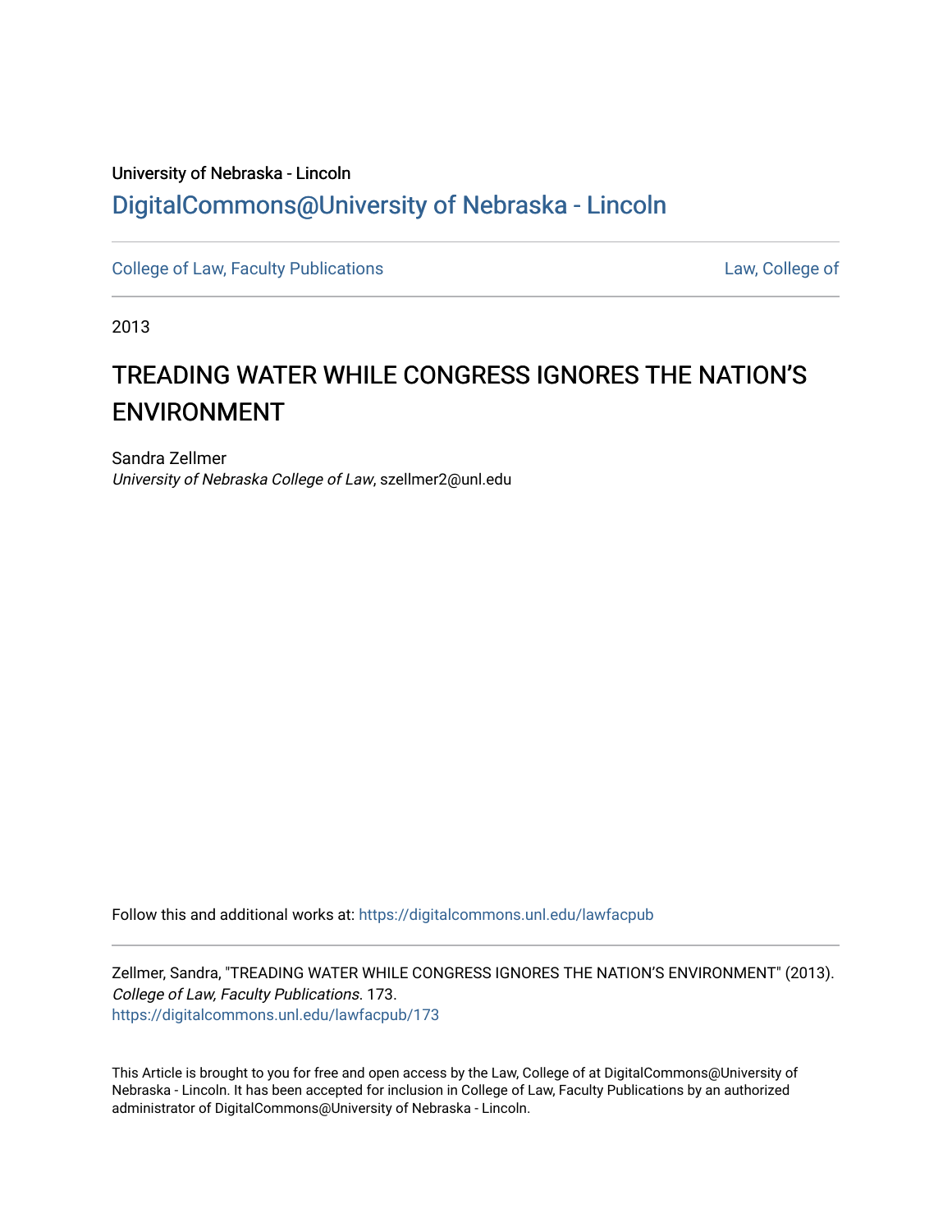University of Nebraska - Lincoln

DigitalCommons@University of Nebraska - Lincoln

College of Law, Faculty Publications

Law, College of

2013

# TREADING WATER WHILE CONGRESS IGNORES THE NATION'S ENVIRONMENT

Sandra Zellmer

*University of Nebraska College of Law*, szellmer2@unl.edu

Follow this and additional works at: https://digitalcommons.unl.edu/lawfacpub

Zellmer, Sandra, "TREADING WATER WHILE CONGRESS IGNORES THE NATION'S ENVIRONMENT" (2013). *College of Law, Faculty Publications*. 173.
https://digitalcommons.unl.edu/lawfacpub/173

This Article is brought to you for free and open access by the Law, College of at DigitalCommons@University of Nebraska - Lincoln. It has been accepted for inclusion in College of Law, Faculty Publications by an authorized administrator of DigitalCommons@University of Nebraska - Lincoln.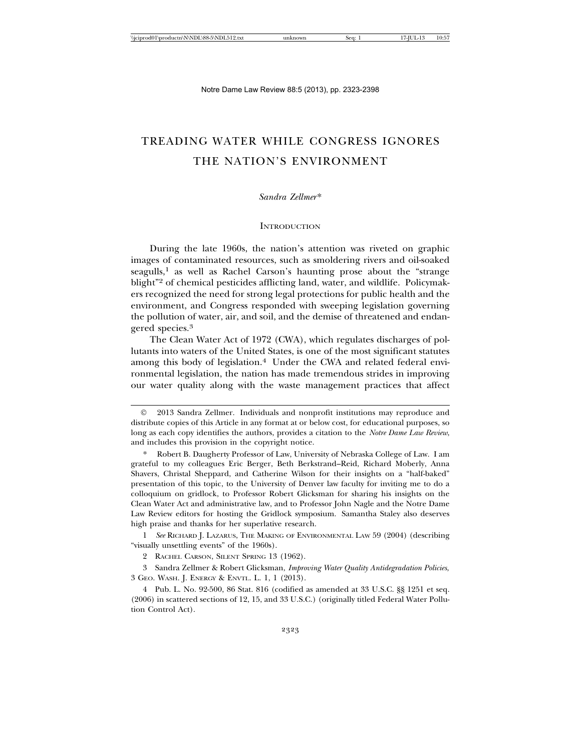# TREADING WATER WHILE CONGRESS IGNORES THE NATION'S ENVIRONMENT

*Sandra Zellmer**

## Introduction

During the late 1960s, the nation's attention was riveted on graphic images of contaminated resources, such as smoldering rivers and oil-soaked seagulls,[1] as well as Rachel Carson's haunting prose about the "strange blight"[2] of chemical pesticides afflicting land, water, and wildlife. Policymakers recognized the need for strong legal protections for public health and the environment, and Congress responded with sweeping legislation governing the pollution of water, air, and soil, and the demise of threatened and endangered species.[3]

The Clean Water Act of 1972 (CWA), which regulates discharges of pollutants into waters of the United States, is one of the most significant statutes among this body of legislation.[4] Under the CWA and related federal environmental legislation, the nation has made tremendous strides in improving our water quality along with the waste management practices that affect

---

© 2013 Sandra Zellmer. Individuals and nonprofit institutions may reproduce and distribute copies of this Article in any format at or below cost, for educational purposes, so long as each copy identifies the authors, provides a citation to the *Notre Dame Law Review*, and includes this provision in the copyright notice.

\* Robert B. Daugherty Professor of Law, University of Nebraska College of Law. I am grateful to my colleagues Eric Berger, Beth Berkstrand–Reid, Richard Moberly, Anna Shavers, Christal Sheppard, and Catherine Wilson for their insights on a "half-baked" presentation of this topic, to the University of Denver law faculty for inviting me to do a colloquium on gridlock, to Professor Robert Glicksman for sharing his insights on the Clean Water Act and administrative law, and to Professor John Nagle and the Notre Dame Law Review editors for hosting the Gridlock symposium. Samantha Staley also deserves high praise and thanks for her superlative research.

1 *See* Richard J. Lazarus, The Making of Environmental Law 59 (2004) (describing "visually unsettling events" of the 1960s).

2 Rachel Carson, Silent Spring 13 (1962).

3 Sandra Zellmer & Robert Glicksman, *Improving Water Quality Antidegradation Policies*, 3 Geo. Wash. J. Energy & Envtl. L. 1, 1 (2013).

4 Pub. L. No. 92-500, 86 Stat. 816 (codified as amended at 33 U.S.C. §§ 1251 et seq. (2006) in scattered sections of 12, 15, and 33 U.S.C.) (originally titled Federal Water Pollution Control Act).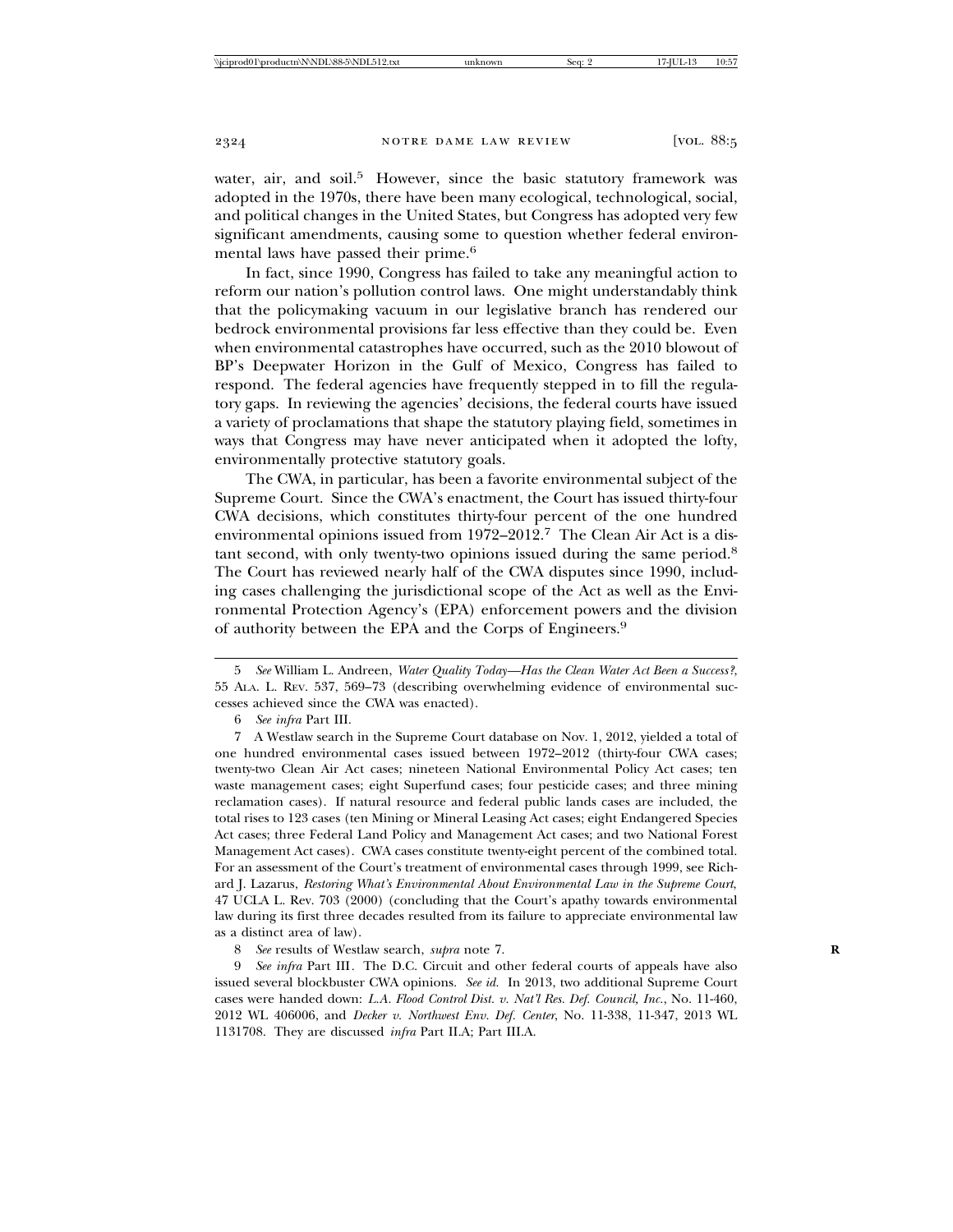water, air, and soil.[5] However, since the basic statutory framework was adopted in the 1970s, there have been many ecological, technological, social, and political changes in the United States, but Congress has adopted very few significant amendments, causing some to question whether federal environmental laws have passed their prime.[6]

In fact, since 1990, Congress has failed to take any meaningful action to reform our nation's pollution control laws. One might understandably think that the policymaking vacuum in our legislative branch has rendered our bedrock environmental provisions far less effective than they could be. Even when environmental catastrophes have occurred, such as the 2010 blowout of BP's Deepwater Horizon in the Gulf of Mexico, Congress has failed to respond. The federal agencies have frequently stepped in to fill the regulatory gaps. In reviewing the agencies' decisions, the federal courts have issued a variety of proclamations that shape the statutory playing field, sometimes in ways that Congress may have never anticipated when it adopted the lofty, environmentally protective statutory goals.

The CWA, in particular, has been a favorite environmental subject of the Supreme Court. Since the CWA's enactment, the Court has issued thirty-four CWA decisions, which constitutes thirty-four percent of the one hundred environmental opinions issued from 1972–2012.[7] The Clean Air Act is a distant second, with only twenty-two opinions issued during the same period.[8] The Court has reviewed nearly half of the CWA disputes since 1990, including cases challenging the jurisdictional scope of the Act as well as the Environmental Protection Agency's (EPA) enforcement powers and the division of authority between the EPA and the Corps of Engineers.[9]

---

5 *See* William L. Andreen, *Water Quality Today—Has the Clean Water Act Been a Success?*, 55 ALA. L. REV. 537, 569–73 (describing overwhelming evidence of environmental successes achieved since the CWA was enacted).

6 *See infra* Part III.

7 A Westlaw search in the Supreme Court database on Nov. 1, 2012, yielded a total of one hundred environmental cases issued between 1972–2012 (thirty-four CWA cases; twenty-two Clean Air Act cases; nineteen National Environmental Policy Act cases; ten waste management cases; eight Superfund cases; four pesticide cases; and three mining reclamation cases). If natural resource and federal public lands cases are included, the total rises to 123 cases (ten Mining or Mineral Leasing Act cases; eight Endangered Species Act cases; three Federal Land Policy and Management Act cases; and two National Forest Management Act cases). CWA cases constitute twenty-eight percent of the combined total. For an assessment of the Court's treatment of environmental cases through 1999, see Richard J. Lazarus, *Restoring What's Environmental About Environmental Law in the Supreme Court*, 47 UCLA L. Rev. 703 (2000) (concluding that the Court's apathy towards environmental law during its first three decades resulted from its failure to appreciate environmental law as a distinct area of law).

8 *See* results of Westlaw search, *supra* note 7.

9 *See infra* Part III. The D.C. Circuit and other federal courts of appeals have also issued several blockbuster CWA opinions. *See id.* In 2013, two additional Supreme Court cases were handed down: *L.A. Flood Control Dist. v. Nat'l Res. Def. Council, Inc.*, No. 11-460, 2012 WL 406006, and *Decker v. Northwest Env. Def. Center*, No. 11-338, 11-347, 2013 WL 1131708. They are discussed *infra* Part II.A; Part III.A.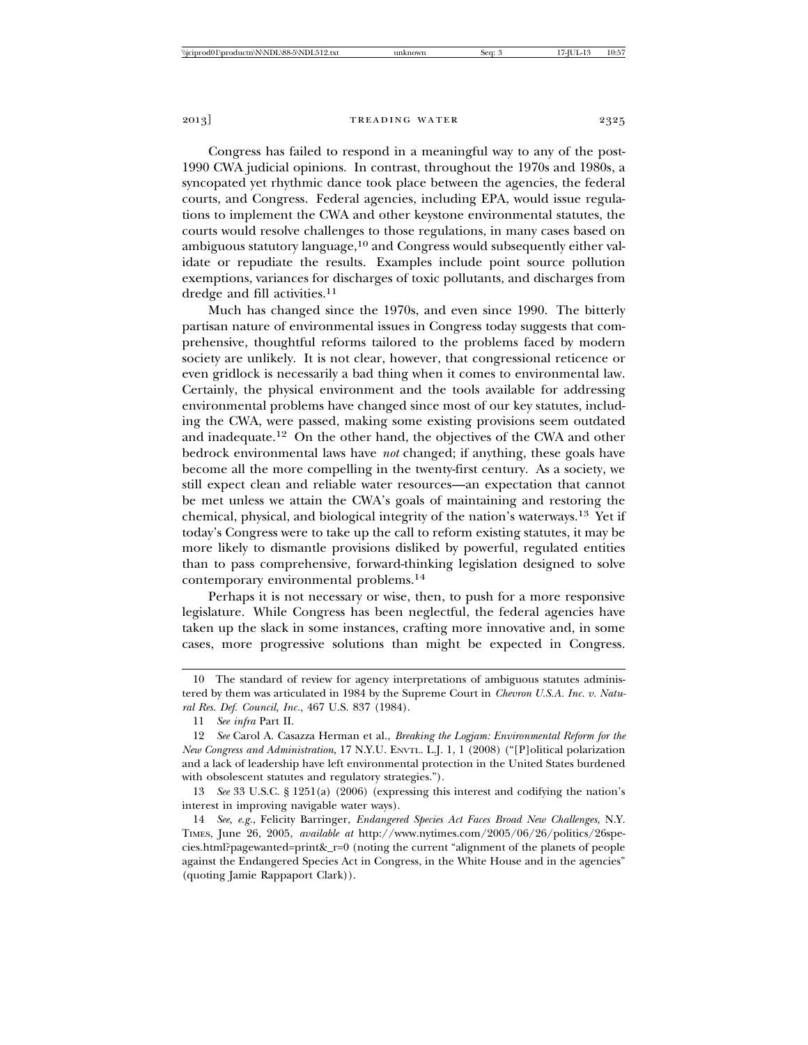Congress has failed to respond in a meaningful way to any of the post-1990 CWA judicial opinions. In contrast, throughout the 1970s and 1980s, a syncopated yet rhythmic dance took place between the agencies, the federal courts, and Congress. Federal agencies, including EPA, would issue regulations to implement the CWA and other keystone environmental statutes, the courts would resolve challenges to those regulations, in many cases based on ambiguous statutory language,[10] and Congress would subsequently either validate or repudiate the results. Examples include point source pollution exemptions, variances for discharges of toxic pollutants, and discharges from dredge and fill activities.[11]

Much has changed since the 1970s, and even since 1990. The bitterly partisan nature of environmental issues in Congress today suggests that comprehensive, thoughtful reforms tailored to the problems faced by modern society are unlikely. It is not clear, however, that congressional reticence or even gridlock is necessarily a bad thing when it comes to environmental law. Certainly, the physical environment and the tools available for addressing environmental problems have changed since most of our key statutes, including the CWA, were passed, making some existing provisions seem outdated and inadequate.[12] On the other hand, the objectives of the CWA and other bedrock environmental laws have *not* changed; if anything, these goals have become all the more compelling in the twenty-first century. As a society, we still expect clean and reliable water resources—an expectation that cannot be met unless we attain the CWA's goals of maintaining and restoring the chemical, physical, and biological integrity of the nation's waterways.[13] Yet if today's Congress were to take up the call to reform existing statutes, it may be more likely to dismantle provisions disliked by powerful, regulated entities than to pass comprehensive, forward-thinking legislation designed to solve contemporary environmental problems.[14]

Perhaps it is not necessary or wise, then, to push for a more responsive legislature. While Congress has been neglectful, the federal agencies have taken up the slack in some instances, crafting more innovative and, in some cases, more progressive solutions than might be expected in Congress.

---

10 The standard of review for agency interpretations of ambiguous statutes administered by them was articulated in 1984 by the Supreme Court in *Chevron U.S.A. Inc. v. Natural Res. Def. Council, Inc.*, 467 U.S. 837 (1984).

11 *See infra* Part II.

12 *See* Carol A. Casazza Herman et al., *Breaking the Logjam: Environmental Reform for the New Congress and Administration*, 17 N.Y.U. ENVTL. L.J. 1, 1 (2008) ("[P]olitical polarization and a lack of leadership have left environmental protection in the United States burdened with obsolescent statutes and regulatory strategies.").

13 *See* 33 U.S.C. § 1251(a) (2006) (expressing this interest and codifying the nation's interest in improving navigable water ways).

14 *See, e.g.*, Felicity Barringer, *Endangered Species Act Faces Broad New Challenges*, N.Y. TIMES, June 26, 2005, *available at* http://www.nytimes.com/2005/06/26/politics/26species.html?pagewanted=print&_r=0 (noting the current "alignment of the planets of people against the Endangered Species Act in Congress, in the White House and in the agencies" (quoting Jamie Rappaport Clark)).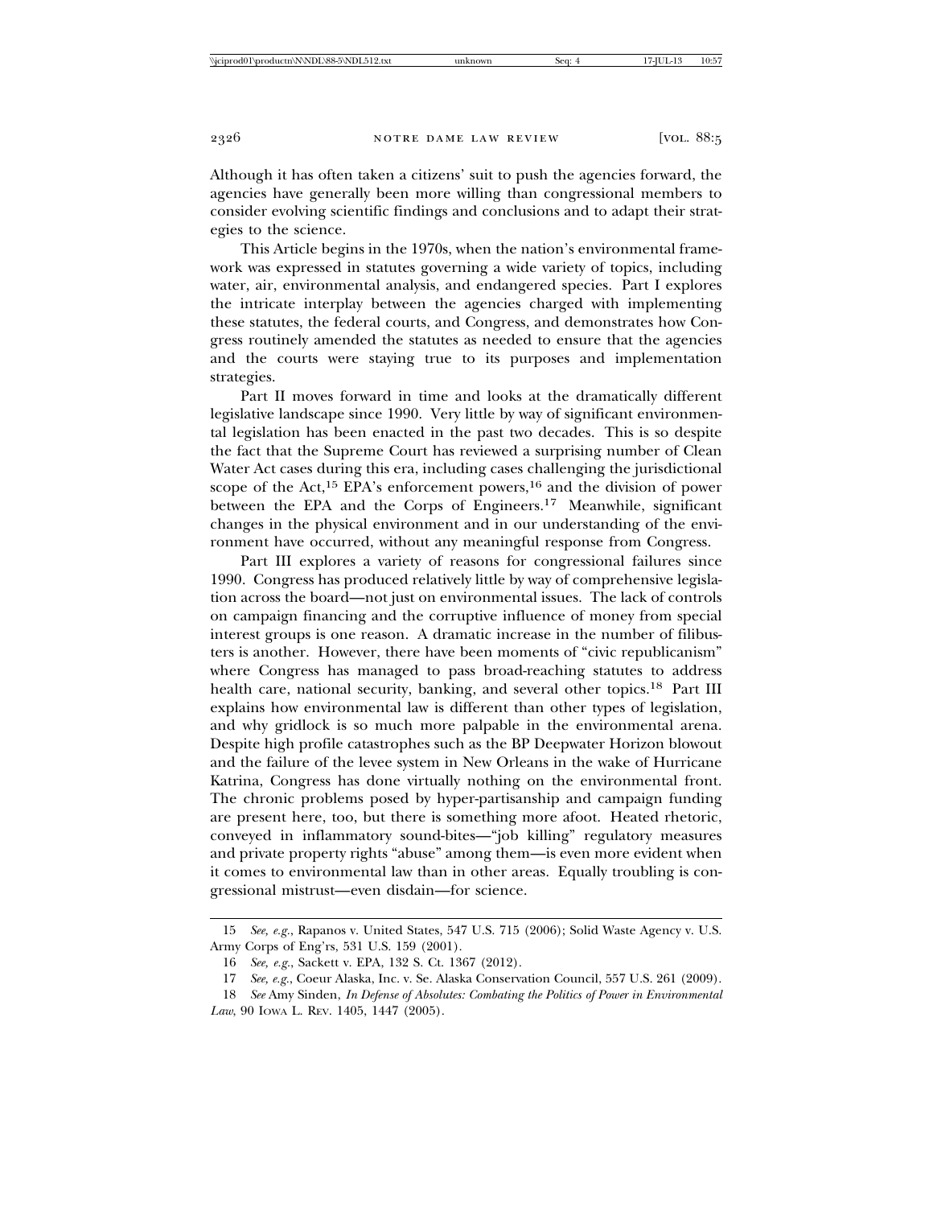Although it has often taken a citizens' suit to push the agencies forward, the agencies have generally been more willing than congressional members to consider evolving scientific findings and conclusions and to adapt their strategies to the science.

This Article begins in the 1970s, when the nation's environmental framework was expressed in statutes governing a wide variety of topics, including water, air, environmental analysis, and endangered species. Part I explores the intricate interplay between the agencies charged with implementing these statutes, the federal courts, and Congress, and demonstrates how Congress routinely amended the statutes as needed to ensure that the agencies and the courts were staying true to its purposes and implementation strategies.

Part II moves forward in time and looks at the dramatically different legislative landscape since 1990. Very little by way of significant environmental legislation has been enacted in the past two decades. This is so despite the fact that the Supreme Court has reviewed a surprising number of Clean Water Act cases during this era, including cases challenging the jurisdictional scope of the Act,[15] EPA's enforcement powers,[16] and the division of power between the EPA and the Corps of Engineers.[17] Meanwhile, significant changes in the physical environment and in our understanding of the environment have occurred, without any meaningful response from Congress.

Part III explores a variety of reasons for congressional failures since 1990. Congress has produced relatively little by way of comprehensive legislation across the board—not just on environmental issues. The lack of controls on campaign financing and the corruptive influence of money from special interest groups is one reason. A dramatic increase in the number of filibusters is another. However, there have been moments of "civic republicanism" where Congress has managed to pass broad-reaching statutes to address health care, national security, banking, and several other topics.[18] Part III explains how environmental law is different than other types of legislation, and why gridlock is so much more palpable in the environmental arena. Despite high profile catastrophes such as the BP Deepwater Horizon blowout and the failure of the levee system in New Orleans in the wake of Hurricane Katrina, Congress has done virtually nothing on the environmental front. The chronic problems posed by hyper-partisanship and campaign funding are present here, too, but there is something more afoot. Heated rhetoric, conveyed in inflammatory sound-bites—"job killing" regulatory measures and private property rights "abuse" among them—is even more evident when it comes to environmental law than in other areas. Equally troubling is congressional mistrust—even disdain—for science.

---

15 *See, e.g.*, Rapanos v. United States, 547 U.S. 715 (2006); Solid Waste Agency v. U.S. Army Corps of Eng'rs, 531 U.S. 159 (2001).

16 *See, e.g.*, Sackett v. EPA, 132 S. Ct. 1367 (2012).

17 *See, e.g.*, Coeur Alaska, Inc. v. Se. Alaska Conservation Council, 557 U.S. 261 (2009).

18 *See* Amy Sinden, *In Defense of Absolutes: Combating the Politics of Power in Environmental Law*, 90 IOWA L. REV. 1405, 1447 (2005).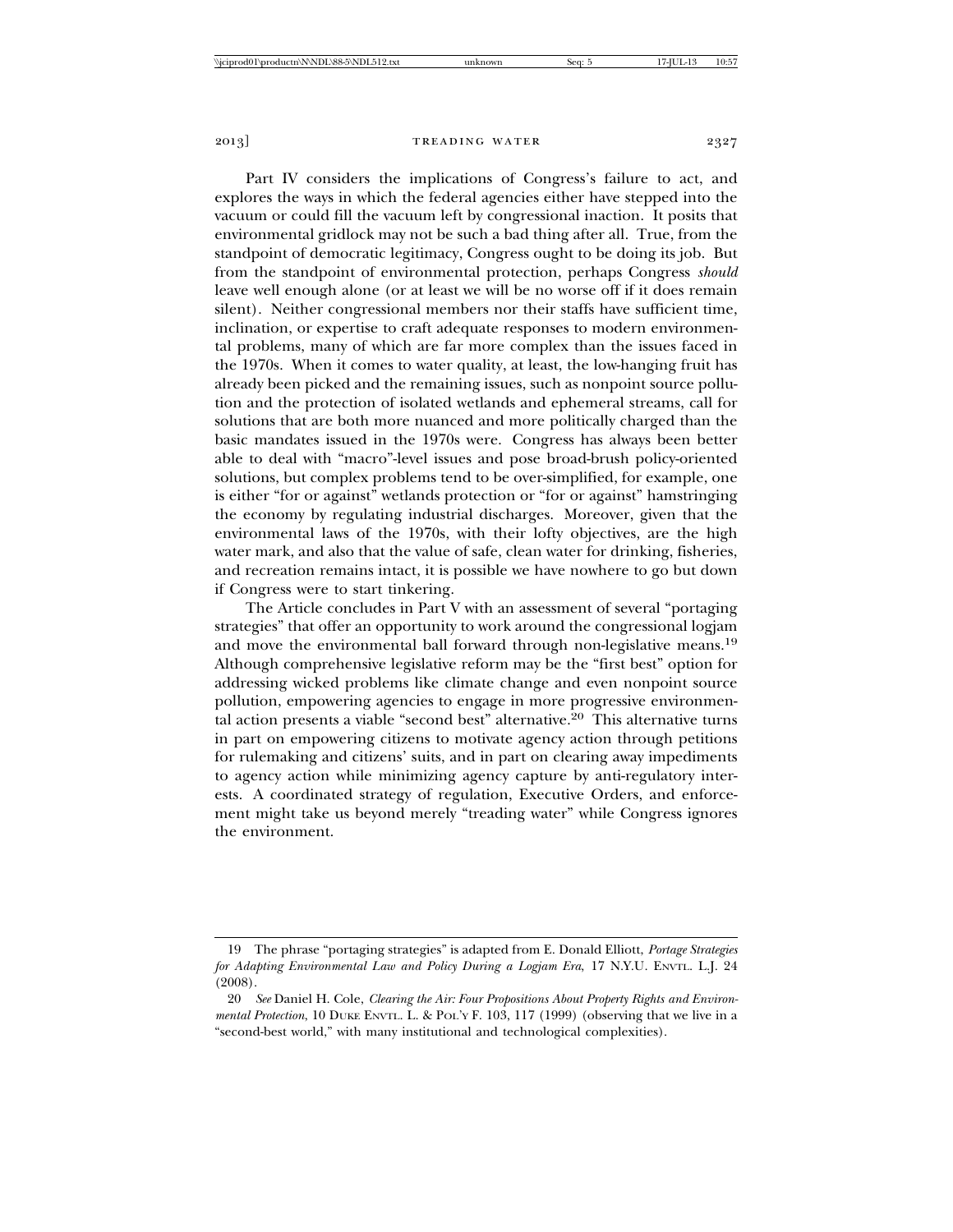Part IV considers the implications of Congress's failure to act, and explores the ways in which the federal agencies either have stepped into the vacuum or could fill the vacuum left by congressional inaction. It posits that environmental gridlock may not be such a bad thing after all. True, from the standpoint of democratic legitimacy, Congress ought to be doing its job. But from the standpoint of environmental protection, perhaps Congress *should* leave well enough alone (or at least we will be no worse off if it does remain silent). Neither congressional members nor their staffs have sufficient time, inclination, or expertise to craft adequate responses to modern environmental problems, many of which are far more complex than the issues faced in the 1970s. When it comes to water quality, at least, the low-hanging fruit has already been picked and the remaining issues, such as nonpoint source pollution and the protection of isolated wetlands and ephemeral streams, call for solutions that are both more nuanced and more politically charged than the basic mandates issued in the 1970s were. Congress has always been better able to deal with "macro"-level issues and pose broad-brush policy-oriented solutions, but complex problems tend to be over-simplified, for example, one is either "for or against" wetlands protection or "for or against" hamstringing the economy by regulating industrial discharges. Moreover, given that the environmental laws of the 1970s, with their lofty objectives, are the high water mark, and also that the value of safe, clean water for drinking, fisheries, and recreation remains intact, it is possible we have nowhere to go but down if Congress were to start tinkering.

The Article concludes in Part V with an assessment of several "portaging strategies" that offer an opportunity to work around the congressional logjam and move the environmental ball forward through non-legislative means.[19] Although comprehensive legislative reform may be the "first best" option for addressing wicked problems like climate change and even nonpoint source pollution, empowering agencies to engage in more progressive environmental action presents a viable "second best" alternative.[20] This alternative turns in part on empowering citizens to motivate agency action through petitions for rulemaking and citizens' suits, and in part on clearing away impediments to agency action while minimizing agency capture by anti-regulatory interests. A coordinated strategy of regulation, Executive Orders, and enforcement might take us beyond merely "treading water" while Congress ignores the environment.

---

19 The phrase "portaging strategies" is adapted from E. Donald Elliott, *Portage Strategies for Adapting Environmental Law and Policy During a Logjam Era*, 17 N.Y.U. ENVTL. L.J. 24 (2008).

20 *See* Daniel H. Cole, *Clearing the Air: Four Propositions About Property Rights and Environmental Protection*, 10 DUKE ENVTL. L. & POL'Y F. 103, 117 (1999) (observing that we live in a "second-best world," with many institutional and technological complexities).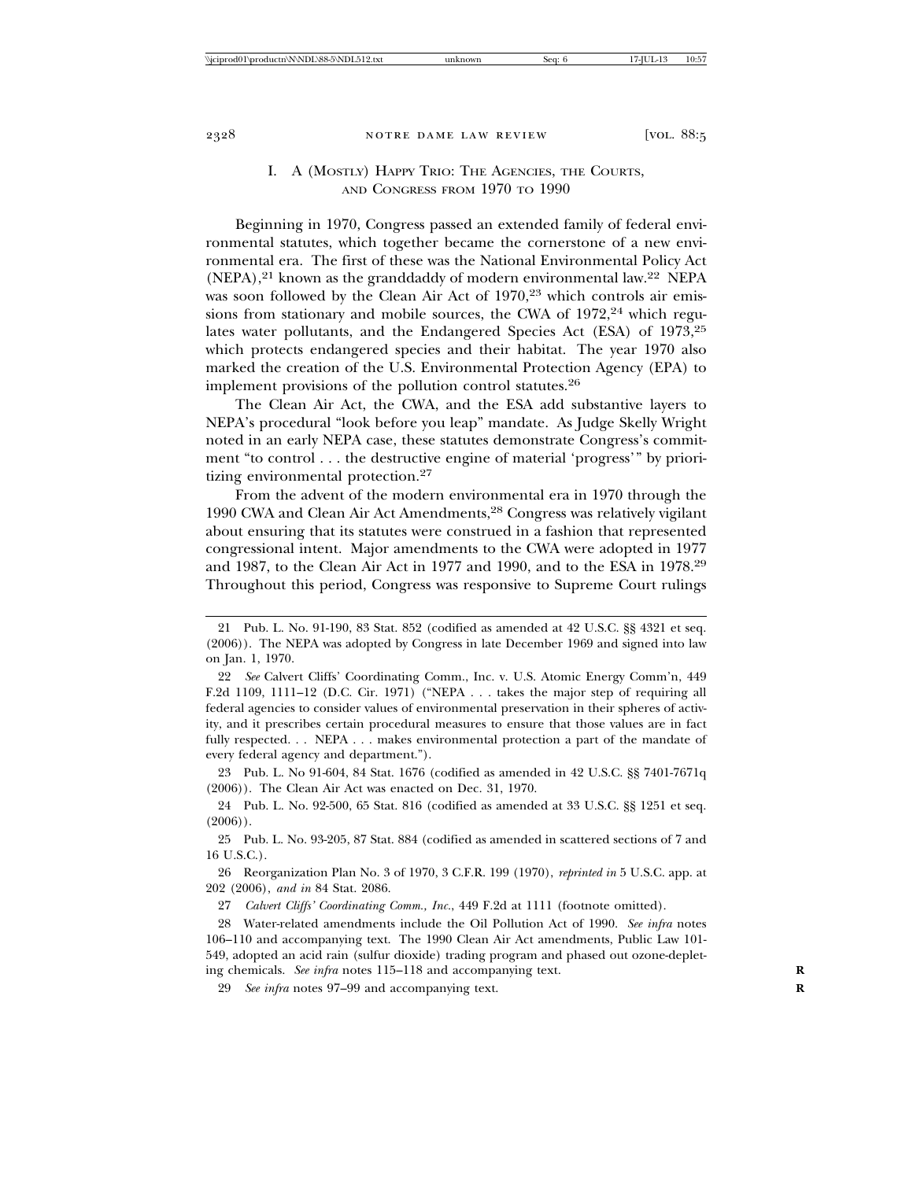## I. A (Mostly) Happy Trio: The Agencies, the Courts, and Congress from 1970 to 1990

Beginning in 1970, Congress passed an extended family of federal environmental statutes, which together became the cornerstone of a new environmental era. The first of these was the National Environmental Policy Act (NEPA),[21] known as the granddaddy of modern environmental law.[22] NEPA was soon followed by the Clean Air Act of 1970,[23] which controls air emissions from stationary and mobile sources, the CWA of 1972,[24] which regulates water pollutants, and the Endangered Species Act (ESA) of 1973,[25] which protects endangered species and their habitat. The year 1970 also marked the creation of the U.S. Environmental Protection Agency (EPA) to implement provisions of the pollution control statutes.[26]

The Clean Air Act, the CWA, and the ESA add substantive layers to NEPA's procedural "look before you leap" mandate. As Judge Skelly Wright noted in an early NEPA case, these statutes demonstrate Congress's commitment "to control . . . the destructive engine of material 'progress'" by prioritizing environmental protection.[27]

From the advent of the modern environmental era in 1970 through the 1990 CWA and Clean Air Act Amendments,[28] Congress was relatively vigilant about ensuring that its statutes were construed in a fashion that represented congressional intent. Major amendments to the CWA were adopted in 1977 and 1987, to the Clean Air Act in 1977 and 1990, and to the ESA in 1978.[29] Throughout this period, Congress was responsive to Supreme Court rulings

---

21 Pub. L. No. 91-190, 83 Stat. 852 (codified as amended at 42 U.S.C. §§ 4321 et seq. (2006)). The NEPA was adopted by Congress in late December 1969 and signed into law on Jan. 1, 1970.

22 *See* Calvert Cliffs' Coordinating Comm., Inc. v. U.S. Atomic Energy Comm'n, 449 F.2d 1109, 1111–12 (D.C. Cir. 1971) ("NEPA . . . takes the major step of requiring all federal agencies to consider values of environmental preservation in their spheres of activity, and it prescribes certain procedural measures to ensure that those values are in fact fully respected. . . NEPA . . . makes environmental protection a part of the mandate of every federal agency and department.").

23 Pub. L. No 91-604, 84 Stat. 1676 (codified as amended in 42 U.S.C. §§ 7401-7671q (2006)). The Clean Air Act was enacted on Dec. 31, 1970.

24 Pub. L. No. 92-500, 65 Stat. 816 (codified as amended at 33 U.S.C. §§ 1251 et seq. (2006)).

25 Pub. L. No. 93-205, 87 Stat. 884 (codified as amended in scattered sections of 7 and 16 U.S.C.).

26 Reorganization Plan No. 3 of 1970, 3 C.F.R. 199 (1970), *reprinted in* 5 U.S.C. app. at 202 (2006), *and in* 84 Stat. 2086.

27 *Calvert Cliffs' Coordinating Comm., Inc.*, 449 F.2d at 1111 (footnote omitted).

28 Water-related amendments include the Oil Pollution Act of 1990. *See infra* notes 106–110 and accompanying text. The 1990 Clean Air Act amendments, Public Law 101-549, adopted an acid rain (sulfur dioxide) trading program and phased out ozone-depleting chemicals. *See infra* notes 115–118 and accompanying text.

29 *See infra* notes 97–99 and accompanying text.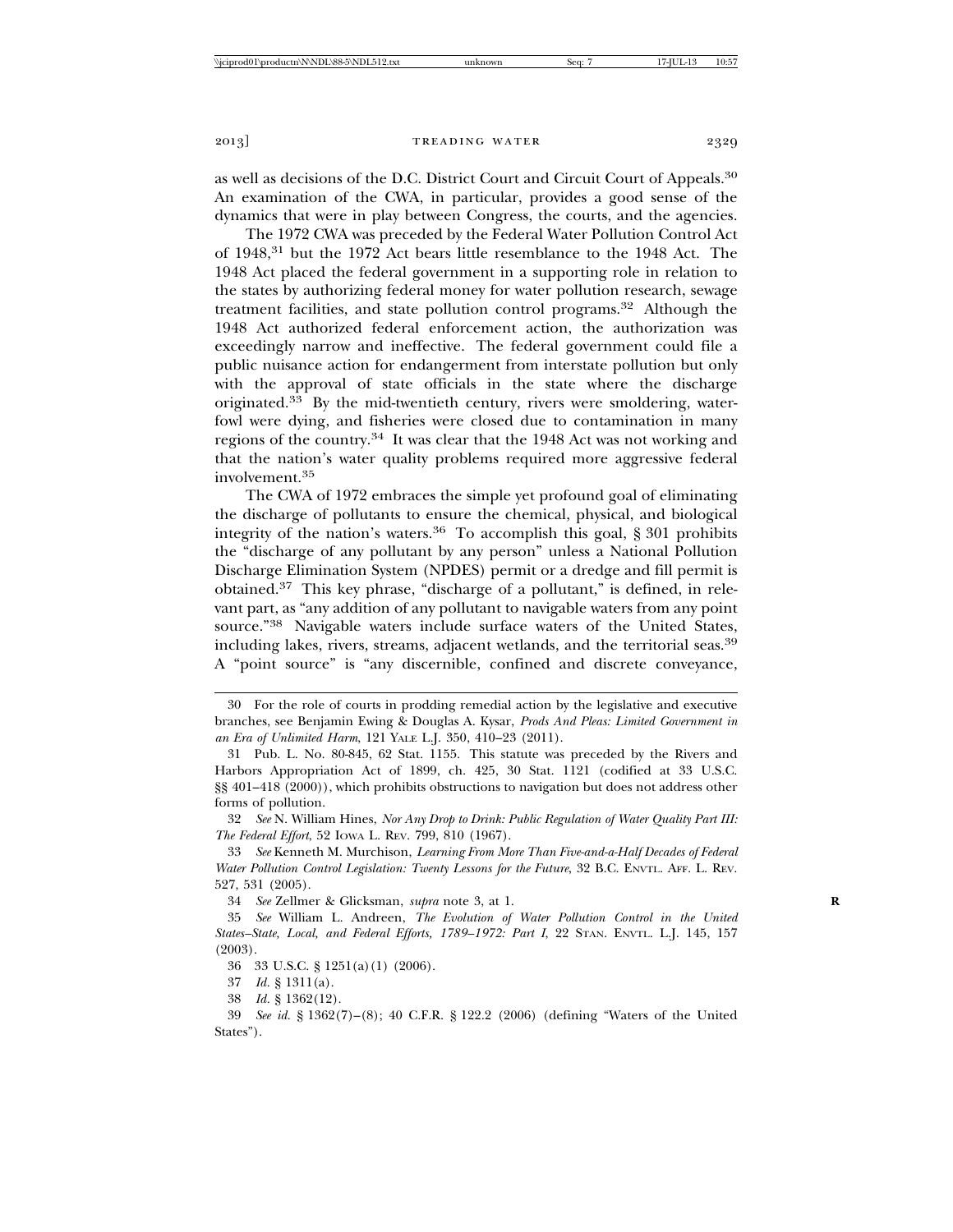as well as decisions of the D.C. District Court and Circuit Court of Appeals.[30] An examination of the CWA, in particular, provides a good sense of the dynamics that were in play between Congress, the courts, and the agencies.

The 1972 CWA was preceded by the Federal Water Pollution Control Act of 1948,[31] but the 1972 Act bears little resemblance to the 1948 Act. The 1948 Act placed the federal government in a supporting role in relation to the states by authorizing federal money for water pollution research, sewage treatment facilities, and state pollution control programs.[32] Although the 1948 Act authorized federal enforcement action, the authorization was exceedingly narrow and ineffective. The federal government could file a public nuisance action for endangerment from interstate pollution but only with the approval of state officials in the state where the discharge originated.[33] By the mid-twentieth century, rivers were smoldering, waterfowl were dying, and fisheries were closed due to contamination in many regions of the country.[34] It was clear that the 1948 Act was not working and that the nation's water quality problems required more aggressive federal involvement.[35]

The CWA of 1972 embraces the simple yet profound goal of eliminating the discharge of pollutants to ensure the chemical, physical, and biological integrity of the nation's waters.[36] To accomplish this goal, § 301 prohibits the "discharge of any pollutant by any person" unless a National Pollution Discharge Elimination System (NPDES) permit or a dredge and fill permit is obtained.[37] This key phrase, "discharge of a pollutant," is defined, in relevant part, as "any addition of any pollutant to navigable waters from any point source."[38] Navigable waters include surface waters of the United States, including lakes, rivers, streams, adjacent wetlands, and the territorial seas.[39] A "point source" is "any discernible, confined and discrete conveyance,

---

30 For the role of courts in prodding remedial action by the legislative and executive branches, see Benjamin Ewing & Douglas A. Kysar, *Prods And Pleas: Limited Government in an Era of Unlimited Harm*, 121 YALE L.J. 350, 410–23 (2011).

31 Pub. L. No. 80-845, 62 Stat. 1155. This statute was preceded by the Rivers and Harbors Appropriation Act of 1899, ch. 425, 30 Stat. 1121 (codified at 33 U.S.C. §§ 401–418 (2000)), which prohibits obstructions to navigation but does not address other forms of pollution.

32 *See* N. William Hines, *Nor Any Drop to Drink: Public Regulation of Water Quality Part III: The Federal Effort*, 52 IOWA L. REV. 799, 810 (1967).

33 *See* Kenneth M. Murchison, *Learning From More Than Five-and-a-Half Decades of Federal Water Pollution Control Legislation: Twenty Lessons for the Future*, 32 B.C. ENVTL. AFF. L. REV. 527, 531 (2005).

34 *See* Zellmer & Glicksman, *supra* note 3, at 1.

35 *See* William L. Andreen, *The Evolution of Water Pollution Control in the United States–State, Local, and Federal Efforts, 1789–1972: Part I*, 22 STAN. ENVTL. L.J. 145, 157 (2003).

36 33 U.S.C. § 1251(a)(1) (2006).

37 *Id.* § 1311(a).

38 *Id.* § 1362(12).

39 *See id.* § 1362(7)–(8); 40 C.F.R. § 122.2 (2006) (defining "Waters of the United States").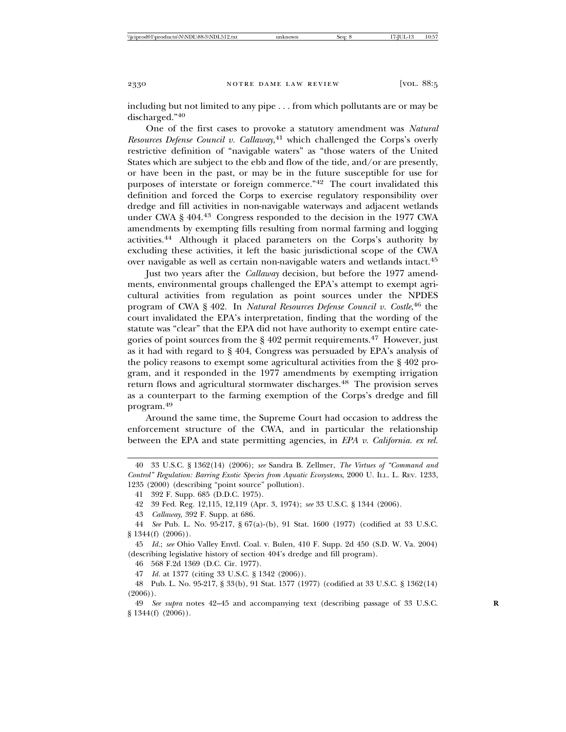including but not limited to any pipe . . . from which pollutants are or may be discharged."[40]

One of the first cases to provoke a statutory amendment was *Natural Resources Defense Council v. Callaway*,[41] which challenged the Corps's overly restrictive definition of "navigable waters" as "those waters of the United States which are subject to the ebb and flow of the tide, and/or are presently, or have been in the past, or may be in the future susceptible for use for purposes of interstate or foreign commerce."[42] The court invalidated this definition and forced the Corps to exercise regulatory responsibility over dredge and fill activities in non-navigable waterways and adjacent wetlands under CWA § 404.[43] Congress responded to the decision in the 1977 CWA amendments by exempting fills resulting from normal farming and logging activities.[44] Although it placed parameters on the Corps's authority by excluding these activities, it left the basic jurisdictional scope of the CWA over navigable as well as certain non-navigable waters and wetlands intact.[45]

Just two years after the *Callaway* decision, but before the 1977 amendments, environmental groups challenged the EPA's attempt to exempt agricultural activities from regulation as point sources under the NPDES program of CWA § 402. In *Natural Resources Defense Council v. Costle*,[46] the court invalidated the EPA's interpretation, finding that the wording of the statute was "clear" that the EPA did not have authority to exempt entire categories of point sources from the § 402 permit requirements.[47] However, just as it had with regard to § 404, Congress was persuaded by EPA's analysis of the policy reasons to exempt some agricultural activities from the § 402 program, and it responded in the 1977 amendments by exempting irrigation return flows and agricultural stormwater discharges.[48] The provision serves as a counterpart to the farming exemption of the Corps's dredge and fill program.[49]

Around the same time, the Supreme Court had occasion to address the enforcement structure of the CWA, and in particular the relationship between the EPA and state permitting agencies, in *EPA v. California. ex rel.*

---

40 33 U.S.C. § 1362(14) (2006); *see* Sandra B. Zellmer, *The Virtues of "Command and Control" Regulation: Barring Exotic Species from Aquatic Ecosystems*, 2000 U. ILL. L. REV. 1233, 1235 (2000) (describing "point source" pollution).

41 392 F. Supp. 685 (D.D.C. 1975).

42 39 Fed. Reg. 12,115, 12,119 (Apr. 3, 1974); *see* 33 U.S.C. § 1344 (2006).

43 *Callaway*, 392 F. Supp. at 686.

44 *See* Pub. L. No. 95-217, § 67(a)-(b), 91 Stat. 1600 (1977) (codified at 33 U.S.C. § 1344(f) (2006)).

45 *Id.*; *see* Ohio Valley Envtl. Coal. v. Bulen, 410 F. Supp. 2d 450 (S.D. W. Va. 2004) (describing legislative history of section 404's dredge and fill program).

46 568 F.2d 1369 (D.C. Cir. 1977).

47 *Id.* at 1377 (citing 33 U.S.C. § 1342 (2006)).

48 Pub. L. No. 95-217, § 33(b), 91 Stat. 1577 (1977) (codified at 33 U.S.C. § 1362(14) (2006)).

49 *See supra* notes 42–45 and accompanying text (describing passage of 33 U.S.C. § 1344(f) (2006)).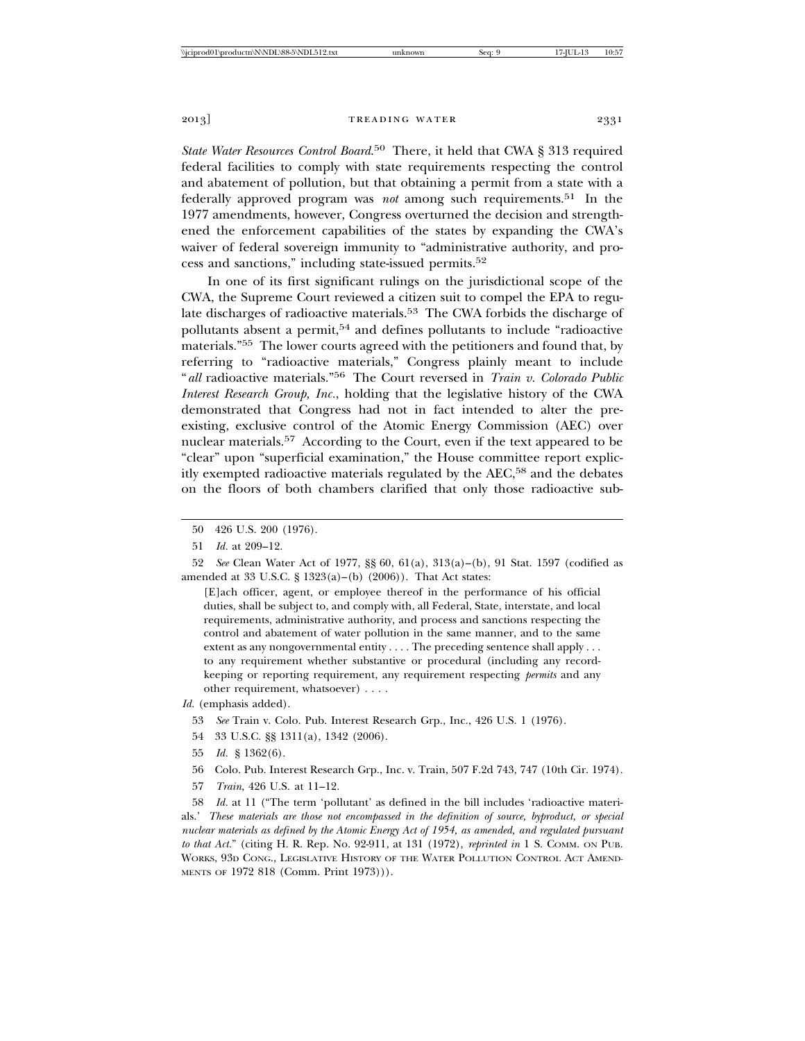*State Water Resources Control Board*.[50] There, it held that CWA § 313 required federal facilities to comply with state requirements respecting the control and abatement of pollution, but that obtaining a permit from a state with a federally approved program was *not* among such requirements.[51] In the 1977 amendments, however, Congress overturned the decision and strengthened the enforcement capabilities of the states by expanding the CWA's waiver of federal sovereign immunity to "administrative authority, and process and sanctions," including state-issued permits.[52]

In one of its first significant rulings on the jurisdictional scope of the CWA, the Supreme Court reviewed a citizen suit to compel the EPA to regulate discharges of radioactive materials.[53] The CWA forbids the discharge of pollutants absent a permit,[54] and defines pollutants to include "radioactive materials."[55] The lower courts agreed with the petitioners and found that, by referring to "radioactive materials," Congress plainly meant to include "*all* radioactive materials."[56] The Court reversed in *Train v. Colorado Public Interest Research Group, Inc.*, holding that the legislative history of the CWA demonstrated that Congress had not in fact intended to alter the preexisting, exclusive control of the Atomic Energy Commission (AEC) over nuclear materials.[57] According to the Court, even if the text appeared to be "clear" upon "superficial examination," the House committee report explicitly exempted radioactive materials regulated by the AEC,[58] and the debates on the floors of both chambers clarified that only those radioactive sub-

---

50 426 U.S. 200 (1976).

51 *Id.* at 209–12.

52 *See* Clean Water Act of 1977, §§ 60, 61(a), 313(a)–(b), 91 Stat. 1597 (codified as amended at 33 U.S.C. § 1323(a)–(b) (2006)). That Act states:

> [E]ach officer, agent, or employee thereof in the performance of his official duties, shall be subject to, and comply with, all Federal, State, interstate, and local requirements, administrative authority, and process and sanctions respecting the control and abatement of water pollution in the same manner, and to the same extent as any nongovernmental entity . . . . The preceding sentence shall apply . . . to any requirement whether substantive or procedural (including any recordkeeping or reporting requirement, any requirement respecting *permits* and any other requirement, whatsoever) . . . .

*Id.* (emphasis added).

53 *See* Train v. Colo. Pub. Interest Research Grp., Inc., 426 U.S. 1 (1976).

54 33 U.S.C. §§ 1311(a), 1342 (2006).

55 *Id.* § 1362(6).

56 Colo. Pub. Interest Research Grp., Inc. v. Train, 507 F.2d 743, 747 (10th Cir. 1974).

57 *Train*, 426 U.S. at 11–12.

58 *Id.* at 11 ("The term 'pollutant' as defined in the bill includes 'radioactive materials.' *These materials are those not encompassed in the definition of source, byproduct, or special nuclear materials as defined by the Atomic Energy Act of 1954, as amended, and regulated pursuant to that Act.*" (citing H. R. Rep. No. 92-911, at 131 (1972), *reprinted in* 1 S. COMM. ON PUB. WORKS, 93D CONG., LEGISLATIVE HISTORY OF THE WATER POLLUTION CONTROL ACT AMENDMENTS OF 1972 818 (Comm. Print 1973))).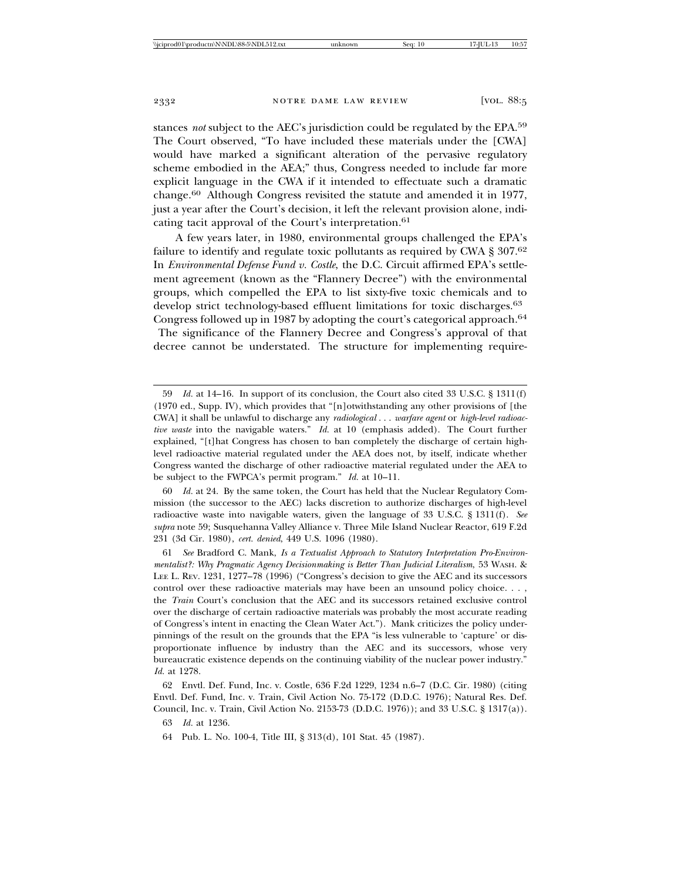stances *not* subject to the AEC's jurisdiction could be regulated by the EPA.[59] The Court observed, "To have included these materials under the [CWA] would have marked a significant alteration of the pervasive regulatory scheme embodied in the AEA;" thus, Congress needed to include far more explicit language in the CWA if it intended to effectuate such a dramatic change.[60] Although Congress revisited the statute and amended it in 1977, just a year after the Court's decision, it left the relevant provision alone, indicating tacit approval of the Court's interpretation.[61]

A few years later, in 1980, environmental groups challenged the EPA's failure to identify and regulate toxic pollutants as required by CWA § 307.[62] In *Environmental Defense Fund v. Costle*, the D.C. Circuit affirmed EPA's settlement agreement (known as the "Flannery Decree") with the environmental groups, which compelled the EPA to list sixty-five toxic chemicals and to develop strict technology-based effluent limitations for toxic discharges.[63] Congress followed up in 1987 by adopting the court's categorical approach.[64] The significance of the Flannery Decree and Congress's approval of that decree cannot be understated. The structure for implementing require-

---

59 *Id.* at 14–16. In support of its conclusion, the Court also cited 33 U.S.C. § 1311(f) (1970 ed., Supp. IV), which provides that "[n]otwithstanding any other provisions of [the CWA] it shall be unlawful to discharge any *radiological . . . warfare agent* or *high-level radioactive waste* into the navigable waters." *Id.* at 10 (emphasis added). The Court further explained, "[t]hat Congress has chosen to ban completely the discharge of certain high-level radioactive material regulated under the AEA does not, by itself, indicate whether Congress wanted the discharge of other radioactive material regulated under the AEA to be subject to the FWPCA's permit program." *Id.* at 10–11.

60 *Id.* at 24. By the same token, the Court has held that the Nuclear Regulatory Commission (the successor to the AEC) lacks discretion to authorize discharges of high-level radioactive waste into navigable waters, given the language of 33 U.S.C. § 1311(f). *See supra* note 59; Susquehanna Valley Alliance v. Three Mile Island Nuclear Reactor, 619 F.2d 231 (3d Cir. 1980), *cert. denied*, 449 U.S. 1096 (1980).

61 *See* Bradford C. Mank, *Is a Textualist Approach to Statutory Interpretation Pro-Environmentalist?: Why Pragmatic Agency Decisionmaking is Better Than Judicial Literalism*, 53 WASH. & LEE L. REV. 1231, 1277–78 (1996) ("Congress's decision to give the AEC and its successors control over these radioactive materials may have been an unsound policy choice. . . , the *Train* Court's conclusion that the AEC and its successors retained exclusive control over the discharge of certain radioactive materials was probably the most accurate reading of Congress's intent in enacting the Clean Water Act."). Mank criticizes the policy underpinnings of the result on the grounds that the EPA "is less vulnerable to 'capture' or disproportionate influence by industry than the AEC and its successors, whose very bureaucratic existence depends on the continuing viability of the nuclear power industry." *Id.* at 1278.

62 Envtl. Def. Fund, Inc. v. Costle, 636 F.2d 1229, 1234 n.6–7 (D.C. Cir. 1980) (citing Envtl. Def. Fund, Inc. v. Train, Civil Action No. 75-172 (D.D.C. 1976); Natural Res. Def. Council, Inc. v. Train, Civil Action No. 2153-73 (D.D.C. 1976)); and 33 U.S.C. § 1317(a)).

63 *Id.* at 1236.

64 Pub. L. No. 100-4, Title III, § 313(d), 101 Stat. 45 (1987).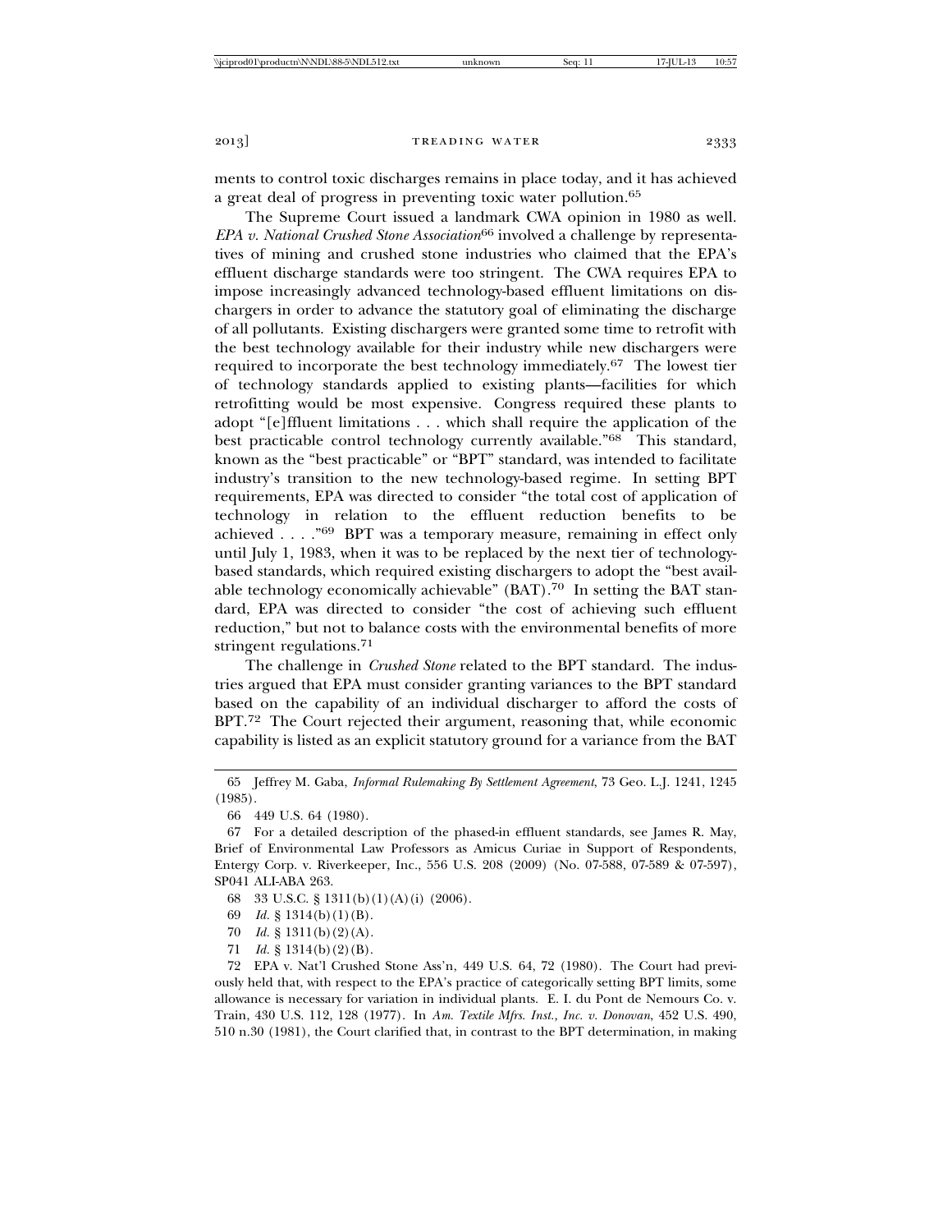ments to control toxic discharges remains in place today, and it has achieved a great deal of progress in preventing toxic water pollution.[65]

The Supreme Court issued a landmark CWA opinion in 1980 as well. *EPA v. National Crushed Stone Association*[66] involved a challenge by representatives of mining and crushed stone industries who claimed that the EPA's effluent discharge standards were too stringent. The CWA requires EPA to impose increasingly advanced technology-based effluent limitations on dischargers in order to advance the statutory goal of eliminating the discharge of all pollutants. Existing dischargers were granted some time to retrofit with the best technology available for their industry while new dischargers were required to incorporate the best technology immediately.[67] The lowest tier of technology standards applied to existing plants—facilities for which retrofitting would be most expensive. Congress required these plants to adopt "[e]ffluent limitations . . . which shall require the application of the best practicable control technology currently available."[68] This standard, known as the "best practicable" or "BPT" standard, was intended to facilitate industry's transition to the new technology-based regime. In setting BPT requirements, EPA was directed to consider "the total cost of application of technology in relation to the effluent reduction benefits to be achieved . . . ."[69] BPT was a temporary measure, remaining in effect only until July 1, 1983, when it was to be replaced by the next tier of technology-based standards, which required existing dischargers to adopt the "best available technology economically achievable" (BAT).[70] In setting the BAT standard, EPA was directed to consider "the cost of achieving such effluent reduction," but not to balance costs with the environmental benefits of more stringent regulations.[71]

The challenge in *Crushed Stone* related to the BPT standard. The industries argued that EPA must consider granting variances to the BPT standard based on the capability of an individual discharger to afford the costs of BPT.[72] The Court rejected their argument, reasoning that, while economic capability is listed as an explicit statutory ground for a variance from the BAT

---

65 Jeffrey M. Gaba, *Informal Rulemaking By Settlement Agreement*, 73 Geo. L.J. 1241, 1245 (1985).

66 449 U.S. 64 (1980).

67 For a detailed description of the phased-in effluent standards, see James R. May, Brief of Environmental Law Professors as Amicus Curiae in Support of Respondents, Entergy Corp. v. Riverkeeper, Inc., 556 U.S. 208 (2009) (No. 07-588, 07-589 & 07-597), SP041 ALI-ABA 263.

68 33 U.S.C. § 1311(b)(1)(A)(i) (2006).

69 *Id.* § 1314(b)(1)(B).

70 *Id.* § 1311(b)(2)(A).

71 *Id.* § 1314(b)(2)(B).

72 EPA v. Nat'l Crushed Stone Ass'n, 449 U.S. 64, 72 (1980). The Court had previously held that, with respect to the EPA's practice of categorically setting BPT limits, some allowance is necessary for variation in individual plants. E. I. du Pont de Nemours Co. v. Train, 430 U.S. 112, 128 (1977). In *Am. Textile Mfrs. Inst., Inc. v. Donovan*, 452 U.S. 490, 510 n.30 (1981), the Court clarified that, in contrast to the BPT determination, in making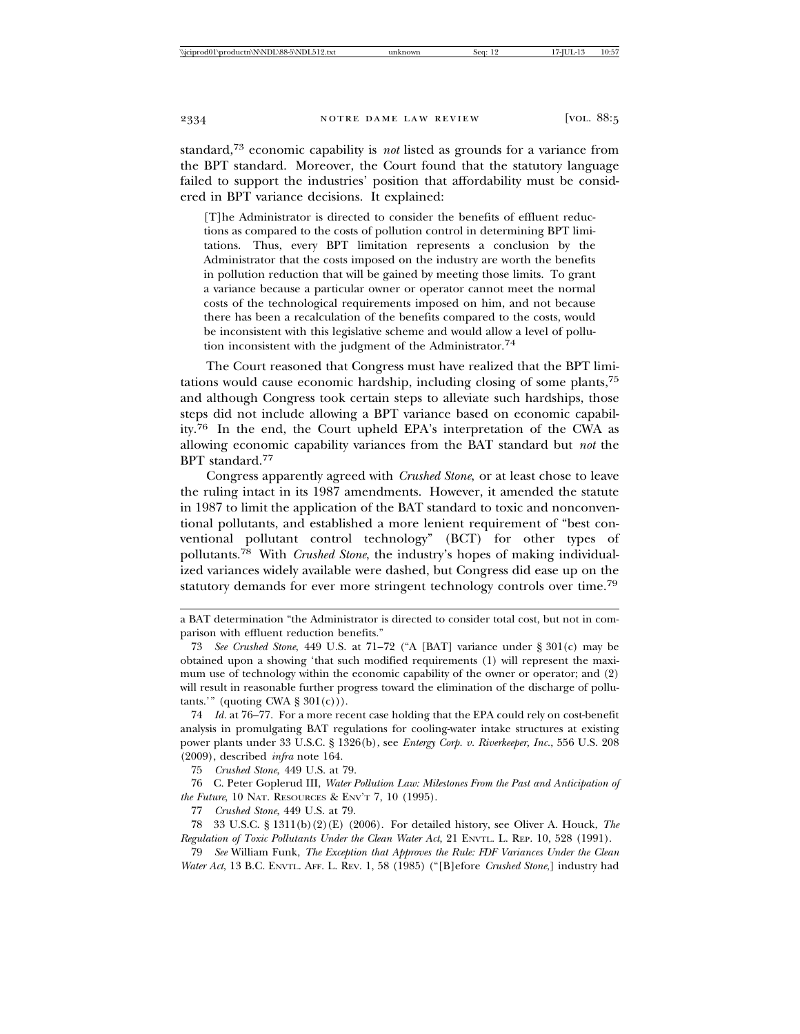standard,[73] economic capability is *not* listed as grounds for a variance from the BPT standard. Moreover, the Court found that the statutory language failed to support the industries' position that affordability must be considered in BPT variance decisions. It explained:

> [T]he Administrator is directed to consider the benefits of effluent reductions as compared to the costs of pollution control in determining BPT limitations. Thus, every BPT limitation represents a conclusion by the Administrator that the costs imposed on the industry are worth the benefits in pollution reduction that will be gained by meeting those limits. To grant a variance because a particular owner or operator cannot meet the normal costs of the technological requirements imposed on him, and not because there has been a recalculation of the benefits compared to the costs, would be inconsistent with this legislative scheme and would allow a level of pollution inconsistent with the judgment of the Administrator.[74]

The Court reasoned that Congress must have realized that the BPT limitations would cause economic hardship, including closing of some plants,[75] and although Congress took certain steps to alleviate such hardships, those steps did not include allowing a BPT variance based on economic capability.[76] In the end, the Court upheld EPA's interpretation of the CWA as allowing economic capability variances from the BAT standard but *not* the BPT standard.[77]

Congress apparently agreed with *Crushed Stone*, or at least chose to leave the ruling intact in its 1987 amendments. However, it amended the statute in 1987 to limit the application of the BAT standard to toxic and nonconventional pollutants, and established a more lenient requirement of "best conventional pollutant control technology" (BCT) for other types of pollutants.[78] With *Crushed Stone*, the industry's hopes of making individualized variances widely available were dashed, but Congress did ease up on the statutory demands for ever more stringent technology controls over time.[79]

---

a BAT determination "the Administrator is directed to consider total cost, but not in comparison with effluent reduction benefits."

73 *See Crushed Stone*, 449 U.S. at 71–72 ("A [BAT] variance under § 301(c) may be obtained upon a showing 'that such modified requirements (1) will represent the maximum use of technology within the economic capability of the owner or operator; and (2) will result in reasonable further progress toward the elimination of the discharge of pollutants.'" (quoting CWA § 301(c))).

74 *Id.* at 76–77. For a more recent case holding that the EPA could rely on cost-benefit analysis in promulgating BAT regulations for cooling-water intake structures at existing power plants under 33 U.S.C. § 1326(b), see *Entergy Corp. v. Riverkeeper, Inc.*, 556 U.S. 208 (2009), described *infra* note 164.

75 *Crushed Stone*, 449 U.S. at 79.

76 C. Peter Goplerud III, *Water Pollution Law: Milestones From the Past and Anticipation of the Future*, 10 NAT. RESOURCES & ENV'T 7, 10 (1995).

77 *Crushed Stone*, 449 U.S. at 79.

78 33 U.S.C. § 1311(b)(2)(E) (2006). For detailed history, see Oliver A. Houck, *The Regulation of Toxic Pollutants Under the Clean Water Act*, 21 ENVTL. L. REP. 10, 528 (1991).

79 *See* William Funk, *The Exception that Approves the Rule: FDF Variances Under the Clean Water Act*, 13 B.C. ENVTL. AFF. L. REV. 1, 58 (1985) ("[B]efore *Crushed Stone*,] industry had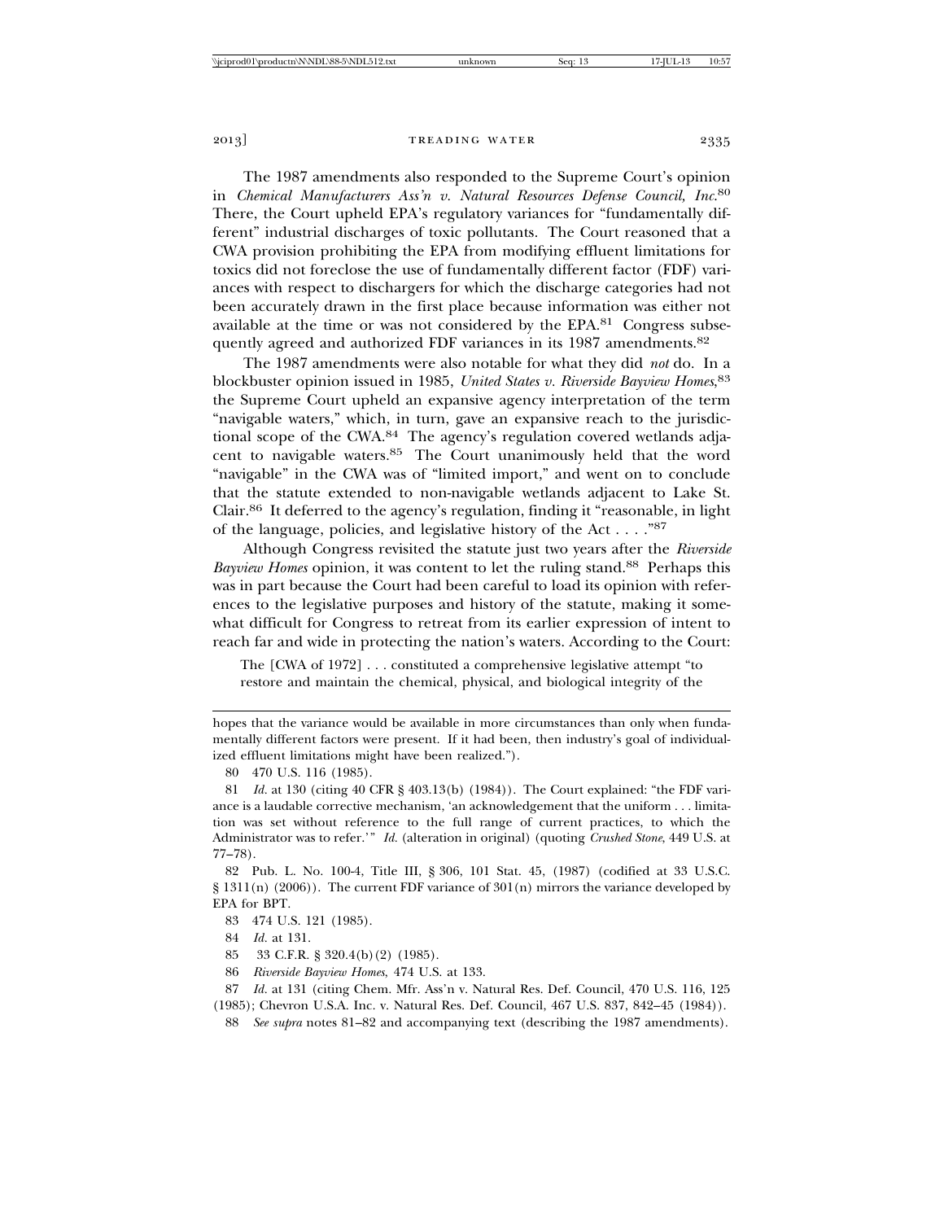The 1987 amendments also responded to the Supreme Court's opinion in *Chemical Manufacturers Ass'n v. Natural Resources Defense Council, Inc.*[80] There, the Court upheld EPA's regulatory variances for "fundamentally different" industrial discharges of toxic pollutants. The Court reasoned that a CWA provision prohibiting the EPA from modifying effluent limitations for toxics did not foreclose the use of fundamentally different factor (FDF) variances with respect to dischargers for which the discharge categories had not been accurately drawn in the first place because information was either not available at the time or was not considered by the EPA.[81] Congress subsequently agreed and authorized FDF variances in its 1987 amendments.[82]

The 1987 amendments were also notable for what they did *not* do. In a blockbuster opinion issued in 1985, *United States v. Riverside Bayview Homes*,[83] the Supreme Court upheld an expansive agency interpretation of the term "navigable waters," which, in turn, gave an expansive reach to the jurisdictional scope of the CWA.[84] The agency's regulation covered wetlands adjacent to navigable waters.[85] The Court unanimously held that the word "navigable" in the CWA was of "limited import," and went on to conclude that the statute extended to non-navigable wetlands adjacent to Lake St. Clair.[86] It deferred to the agency's regulation, finding it "reasonable, in light of the language, policies, and legislative history of the Act . . . ."[87]

Although Congress revisited the statute just two years after the *Riverside Bayview Homes* opinion, it was content to let the ruling stand.[88] Perhaps this was in part because the Court had been careful to load its opinion with references to the legislative purposes and history of the statute, making it somewhat difficult for Congress to retreat from its earlier expression of intent to reach far and wide in protecting the nation's waters. According to the Court:

> The [CWA of 1972] . . . constituted a comprehensive legislative attempt "to restore and maintain the chemical, physical, and biological integrity of the

---

hopes that the variance would be available in more circumstances than only when fundamentally different factors were present. If it had been, then industry's goal of individualized effluent limitations might have been realized.").

80 470 U.S. 116 (1985).

81 *Id.* at 130 (citing 40 CFR § 403.13(b) (1984)). The Court explained: "the FDF variance is a laudable corrective mechanism, 'an acknowledgement that the uniform . . . limitation was set without reference to the full range of current practices, to which the Administrator was to refer.'" *Id.* (alteration in original) (quoting *Crushed Stone*, 449 U.S. at 77–78).

82 Pub. L. No. 100-4, Title III, § 306, 101 Stat. 45, (1987) (codified at 33 U.S.C. § 1311(n) (2006)). The current FDF variance of 301(n) mirrors the variance developed by EPA for BPT.

83 474 U.S. 121 (1985).

84 *Id.* at 131.

85 33 C.F.R. § 320.4(b)(2) (1985).

86 *Riverside Bayview Homes*, 474 U.S. at 133.

87 *Id.* at 131 (citing Chem. Mfr. Ass'n v. Natural Res. Def. Council, 470 U.S. 116, 125 (1985); Chevron U.S.A. Inc. v. Natural Res. Def. Council, 467 U.S. 837, 842–45 (1984)).

88 *See supra* notes 81–82 and accompanying text (describing the 1987 amendments).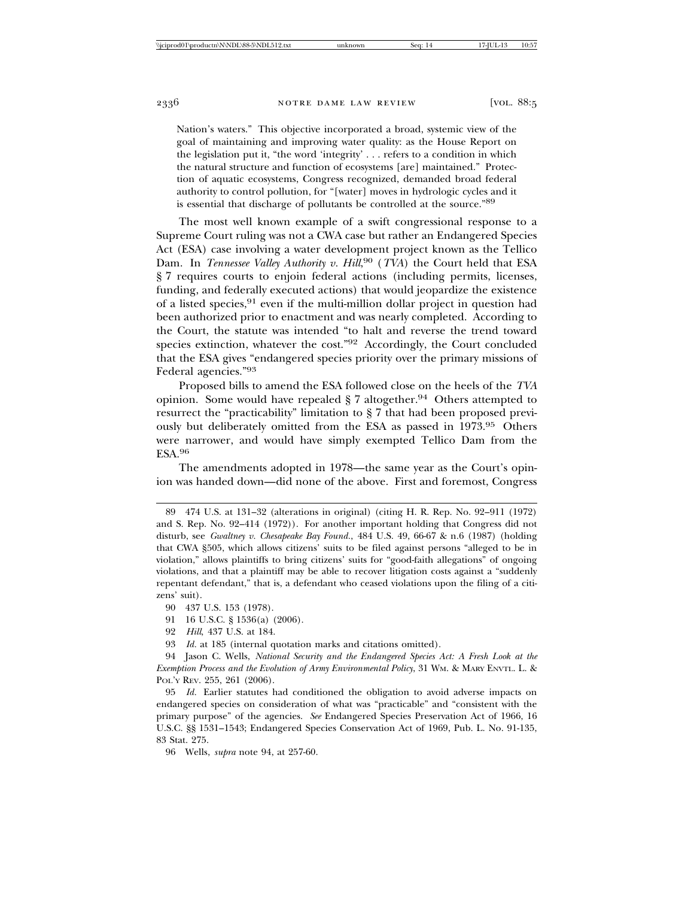Nation's waters." This objective incorporated a broad, systemic view of the goal of maintaining and improving water quality: as the House Report on the legislation put it, "the word 'integrity' . . . refers to a condition in which the natural structure and function of ecosystems [are] maintained." Protection of aquatic ecosystems, Congress recognized, demanded broad federal authority to control pollution, for "[water] moves in hydrologic cycles and it is essential that discharge of pollutants be controlled at the source."[89]

The most well known example of a swift congressional response to a Supreme Court ruling was not a CWA case but rather an Endangered Species Act (ESA) case involving a water development project known as the Tellico Dam. In *Tennessee Valley Authority v. Hill*,[90] (*TVA*) the Court held that ESA § 7 requires courts to enjoin federal actions (including permits, licenses, funding, and federally executed actions) that would jeopardize the existence of a listed species,[91] even if the multi-million dollar project in question had been authorized prior to enactment and was nearly completed. According to the Court, the statute was intended "to halt and reverse the trend toward species extinction, whatever the cost."[92] Accordingly, the Court concluded that the ESA gives "endangered species priority over the primary missions of Federal agencies."[93]

Proposed bills to amend the ESA followed close on the heels of the *TVA* opinion. Some would have repealed § 7 altogether.[94] Others attempted to resurrect the "practicability" limitation to § 7 that had been proposed previously but deliberately omitted from the ESA as passed in 1973.[95] Others were narrower, and would have simply exempted Tellico Dam from the ESA.[96]

The amendments adopted in 1978—the same year as the Court's opinion was handed down—did none of the above. First and foremost, Congress

---

89 474 U.S. at 131–32 (alterations in original) (citing H. R. Rep. No. 92–911 (1972) and S. Rep. No. 92–414 (1972)). For another important holding that Congress did not disturb, see *Gwaltney v. Chesapeake Bay Found.*, 484 U.S. 49, 66-67 & n.6 (1987) (holding that CWA §505, which allows citizens' suits to be filed against persons "alleged to be in violation," allows plaintiffs to bring citizens' suits for "good-faith allegations" of ongoing violations, and that a plaintiff may be able to recover litigation costs against a "suddenly repentant defendant," that is, a defendant who ceased violations upon the filing of a citizens' suit).

90 437 U.S. 153 (1978).

91 16 U.S.C. § 1536(a) (2006).

92 *Hill*, 437 U.S. at 184.

93 *Id.* at 185 (internal quotation marks and citations omitted).

94 Jason C. Wells, *National Security and the Endangered Species Act: A Fresh Look at the Exemption Process and the Evolution of Army Environmental Policy*, 31 WM. & MARY ENVTL. L. & POL'Y REV. 255, 261 (2006).

95 *Id.* Earlier statutes had conditioned the obligation to avoid adverse impacts on endangered species on consideration of what was "practicable" and "consistent with the primary purpose" of the agencies. *See* Endangered Species Preservation Act of 1966, 16 U.S.C. §§ 1531–1543; Endangered Species Conservation Act of 1969, Pub. L. No. 91-135, 83 Stat. 275.

96 Wells, *supra* note 94, at 257-60.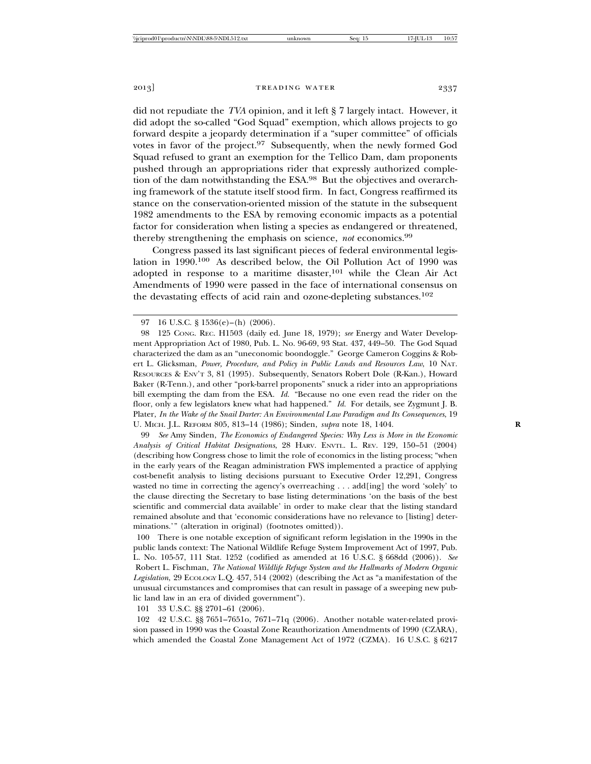did not repudiate the *TVA* opinion, and it left § 7 largely intact. However, it did adopt the so-called "God Squad" exemption, which allows projects to go forward despite a jeopardy determination if a "super committee" of officials votes in favor of the project.[97] Subsequently, when the newly formed God Squad refused to grant an exemption for the Tellico Dam, dam proponents pushed through an appropriations rider that expressly authorized completion of the dam notwithstanding the ESA.[98] But the objectives and overarching framework of the statute itself stood firm. In fact, Congress reaffirmed its stance on the conservation-oriented mission of the statute in the subsequent 1982 amendments to the ESA by removing economic impacts as a potential factor for consideration when listing a species as endangered or threatened, thereby strengthening the emphasis on science, *not* economics.[99]

Congress passed its last significant pieces of federal environmental legislation in 1990.[100] As described below, the Oil Pollution Act of 1990 was adopted in response to a maritime disaster,[101] while the Clean Air Act Amendments of 1990 were passed in the face of international consensus on the devastating effects of acid rain and ozone-depleting substances.[102]

97 16 U.S.C. § 1536(e)–(h) (2006).

98 125 CONG. REC. H1503 (daily ed. June 18, 1979); *see* Energy and Water Development Appropriation Act of 1980, Pub. L. No. 96-69, 93 Stat. 437, 449–50. The God Squad characterized the dam as an "uneconomic boondoggle." George Cameron Coggins & Robert L. Glicksman, *Power, Procedure, and Policy in Public Lands and Resources Law*, 10 NAT. RESOURCES & ENV'T 3, 81 (1995). Subsequently, Senators Robert Dole (R-Kan.), Howard Baker (R-Tenn.), and other "pork-barrel proponents" snuck a rider into an appropriations bill exempting the dam from the ESA. *Id.* "Because no one even read the rider on the floor, only a few legislators knew what had happened." *Id.* For details, see Zygmunt J. B. Plater, *In the Wake of the Snail Darter: An Environmental Law Paradigm and Its Consequences*, 19 U. MICH. J.L. REFORM 805, 813–14 (1986); Sinden, *supra* note 18, 1404.

99 *See* Amy Sinden, *The Economics of Endangered Species: Why Less is More in the Economic Analysis of Critical Habitat Designations*, 28 HARV. ENVTL. L. REV. 129, 150–51 (2004) (describing how Congress chose to limit the role of economics in the listing process; "when in the early years of the Reagan administration FWS implemented a practice of applying cost-benefit analysis to listing decisions pursuant to Executive Order 12,291, Congress wasted no time in correcting the agency's overreaching . . . add[ing] the word 'solely' to the clause directing the Secretary to base listing determinations 'on the basis of the best scientific and commercial data available' in order to make clear that the listing standard remained absolute and that 'economic considerations have no relevance to [listing] determinations.'" (alteration in original) (footnotes omitted)).

100 There is one notable exception of significant reform legislation in the 1990s in the public lands context: The National Wildlife Refuge System Improvement Act of 1997, Pub. L. No. 105-57, 111 Stat. 1252 (codified as amended at 16 U.S.C. § 668dd (2006)). *See* Robert L. Fischman, *The National Wildlife Refuge System and the Hallmarks of Modern Organic Legislation*, 29 ECOLOGY L.Q. 457, 514 (2002) (describing the Act as "a manifestation of the unusual circumstances and compromises that can result in passage of a sweeping new public land law in an era of divided government").

101 33 U.S.C. §§ 2701–61 (2006).

102 42 U.S.C. §§ 7651–7651o, 7671–71q (2006). Another notable water-related provision passed in 1990 was the Coastal Zone Reauthorization Amendments of 1990 (CZARA), which amended the Coastal Zone Management Act of 1972 (CZMA). 16 U.S.C. § 6217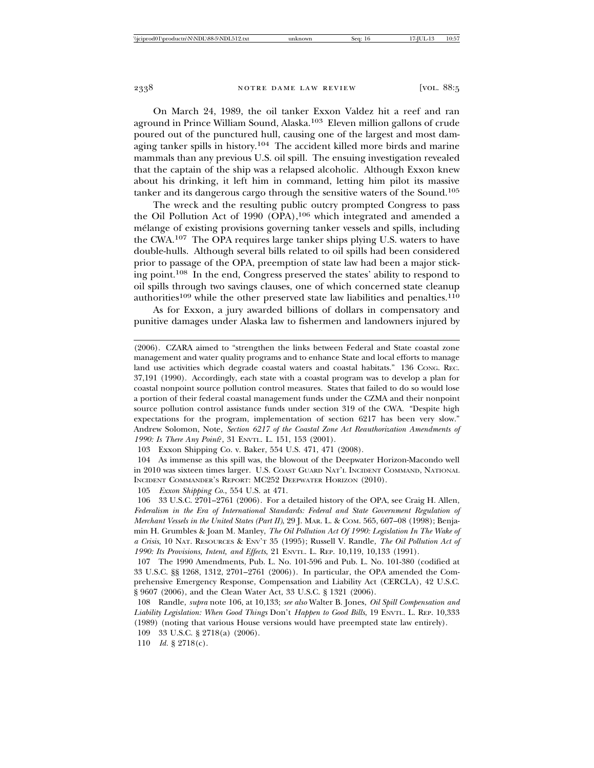On March 24, 1989, the oil tanker Exxon Valdez hit a reef and ran aground in Prince William Sound, Alaska.[103] Eleven million gallons of crude poured out of the punctured hull, causing one of the largest and most damaging tanker spills in history.[104] The accident killed more birds and marine mammals than any previous U.S. oil spill. The ensuing investigation revealed that the captain of the ship was a relapsed alcoholic. Although Exxon knew about his drinking, it left him in command, letting him pilot its massive tanker and its dangerous cargo through the sensitive waters of the Sound.[105]

The wreck and the resulting public outcry prompted Congress to pass the Oil Pollution Act of 1990 (OPA),[106] which integrated and amended a mélange of existing provisions governing tanker vessels and spills, including the CWA.[107] The OPA requires large tanker ships plying U.S. waters to have double-hulls. Although several bills related to oil spills had been considered prior to passage of the OPA, preemption of state law had been a major sticking point.[108] In the end, Congress preserved the states' ability to respond to oil spills through two savings clauses, one of which concerned state cleanup authorities[109] while the other preserved state law liabilities and penalties.[110]

As for Exxon, a jury awarded billions of dollars in compensatory and punitive damages under Alaska law to fishermen and landowners injured by

---

(2006). CZARA aimed to "strengthen the links between Federal and State coastal zone management and water quality programs and to enhance State and local efforts to manage land use activities which degrade coastal waters and coastal habitats." 136 CONG. REC. 37,191 (1990). Accordingly, each state with a coastal program was to develop a plan for coastal nonpoint source pollution control measures. States that failed to do so would lose a portion of their federal coastal management funds under the CZMA and their nonpoint source pollution control assistance funds under section 319 of the CWA. "Despite high expectations for the program, implementation of section 6217 has been very slow." Andrew Solomon, Note, *Section 6217 of the Coastal Zone Act Reauthorization Amendments of 1990: Is There Any Point?*, 31 ENVTL. L. 151, 153 (2001).

103 Exxon Shipping Co. v. Baker, 554 U.S. 471, 471 (2008).

104 As immense as this spill was, the blowout of the Deepwater Horizon-Macondo well in 2010 was sixteen times larger. U.S. COAST GUARD NAT'L INCIDENT COMMAND, NATIONAL INCIDENT COMMANDER'S REPORT: MC252 DEEPWATER HORIZON (2010).

105 *Exxon Shipping Co.*, 554 U.S. at 471.

106 33 U.S.C. 2701–2761 (2006). For a detailed history of the OPA, see Craig H. Allen, *Federalism in the Era of International Standards: Federal and State Government Regulation of Merchant Vessels in the United States (Part II)*, 29 J. MAR. L. & COM. 565, 607–08 (1998); Benjamin H. Grumbles & Joan M. Manley, *The Oil Pollution Act Of 1990: Legislation In The Wake of a Crisis*, 10 NAT. RESOURCES & ENV'T 35 (1995); Russell V. Randle, *The Oil Pollution Act of 1990: Its Provisions, Intent, and Effects*, 21 ENVTL. L. REP. 10,119, 10,133 (1991).

107 The 1990 Amendments, Pub. L. No. 101-596 and Pub. L. No. 101-380 (codified at 33 U.S.C. §§ 1268, 1312, 2701–2761 (2006)). In particular, the OPA amended the Comprehensive Emergency Response, Compensation and Liability Act (CERCLA), 42 U.S.C. § 9607 (2006), and the Clean Water Act, 33 U.S.C. § 1321 (2006).

108 Randle, *supra* note 106, at 10,133; *see also* Walter B. Jones, *Oil Spill Compensation and Liability Legislation: When Good Things* Don't *Happen to Good Bills*, 19 ENVTL. L. REP. 10,333 (1989) (noting that various House versions would have preempted state law entirely).

109 33 U.S.C. § 2718(a) (2006).

110 *Id.* § 2718(c).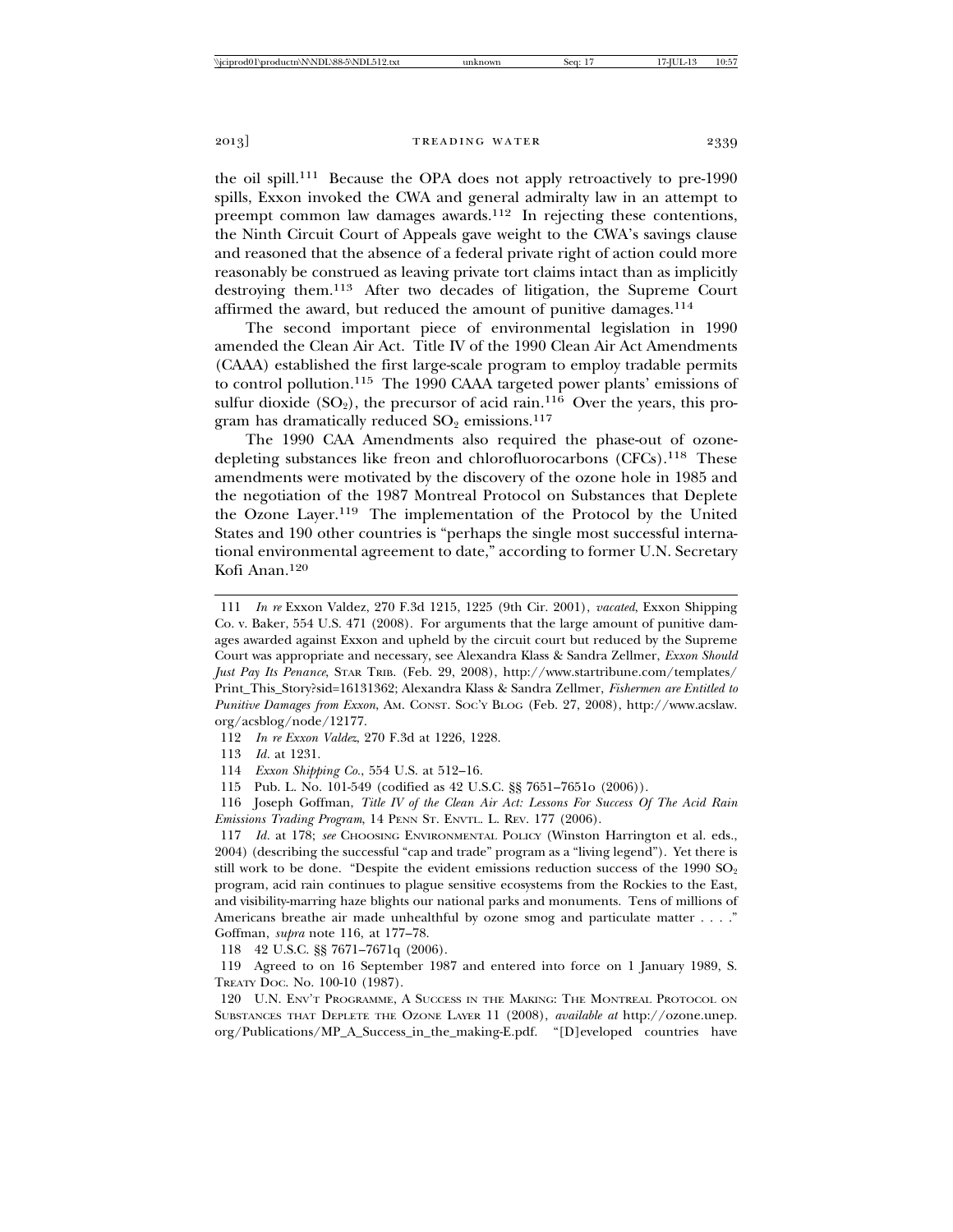the oil spill.[111] Because the OPA does not apply retroactively to pre-1990 spills, Exxon invoked the CWA and general admiralty law in an attempt to preempt common law damages awards.[112] In rejecting these contentions, the Ninth Circuit Court of Appeals gave weight to the CWA's savings clause and reasoned that the absence of a federal private right of action could more reasonably be construed as leaving private tort claims intact than as implicitly destroying them.[113] After two decades of litigation, the Supreme Court affirmed the award, but reduced the amount of punitive damages.[114]

The second important piece of environmental legislation in 1990 amended the Clean Air Act. Title IV of the 1990 Clean Air Act Amendments (CAAA) established the first large-scale program to employ tradable permits to control pollution.[115] The 1990 CAAA targeted power plants' emissions of sulfur dioxide ($SO_2$), the precursor of acid rain.[116] Over the years, this program has dramatically reduced $SO_2$ emissions.[117]

The 1990 CAA Amendments also required the phase-out of ozone-depleting substances like freon and chlorofluorocarbons (CFCs).[118] These amendments were motivated by the discovery of the ozone hole in 1985 and the negotiation of the 1987 Montreal Protocol on Substances that Deplete the Ozone Layer.[119] The implementation of the Protocol by the United States and 190 other countries is "perhaps the single most successful international environmental agreement to date," according to former U.N. Secretary Kofi Anan.[120]

---

111 *In re* Exxon Valdez, 270 F.3d 1215, 1225 (9th Cir. 2001), *vacated*, Exxon Shipping Co. v. Baker, 554 U.S. 471 (2008). For arguments that the large amount of punitive damages awarded against Exxon and upheld by the circuit court but reduced by the Supreme Court was appropriate and necessary, see Alexandra Klass & Sandra Zellmer, *Exxon Should Just Pay Its Penance*, STAR TRIB. (Feb. 29, 2008), http://www.startribune.com/templates/Print_This_Story?sid=16131362; Alexandra Klass & Sandra Zellmer, *Fishermen are Entitled to Punitive Damages from Exxon*, AM. CONST. SOC'Y BLOG (Feb. 27, 2008), http://www.acslaw.org/acsblog/node/12177.

112 *In re Exxon Valdez*, 270 F.3d at 1226, 1228.

113 *Id.* at 1231.

114 *Exxon Shipping Co.*, 554 U.S. at 512–16.

115 Pub. L. No. 101-549 (codified as 42 U.S.C. §§ 7651–7651o (2006)).

116 Joseph Goffman, *Title IV of the Clean Air Act: Lessons For Success Of The Acid Rain Emissions Trading Program*, 14 PENN ST. ENVTL. L. REV. 177 (2006).

117 *Id.* at 178; *see* CHOOSING ENVIRONMENTAL POLICY (Winston Harrington et al. eds., 2004) (describing the successful "cap and trade" program as a "living legend"). Yet there is still work to be done. "Despite the evident emissions reduction success of the 1990 $SO_2$ program, acid rain continues to plague sensitive ecosystems from the Rockies to the East, and visibility-marring haze blights our national parks and monuments. Tens of millions of Americans breathe air made unhealthful by ozone smog and particulate matter . . . ." Goffman, *supra* note 116, at 177–78.

118 42 U.S.C. §§ 7671–7671q (2006).

119 Agreed to on 16 September 1987 and entered into force on 1 January 1989, S. TREATY DOC. NO. 100-10 (1987).

120 U.N. ENV'T PROGRAMME, A SUCCESS IN THE MAKING: THE MONTREAL PROTOCOL ON SUBSTANCES THAT DEPLETE THE OZONE LAYER 11 (2008), *available at* http://ozone.unep.org/Publications/MP_A_Success_in_the_making-E.pdf. "[D]eveloped countries have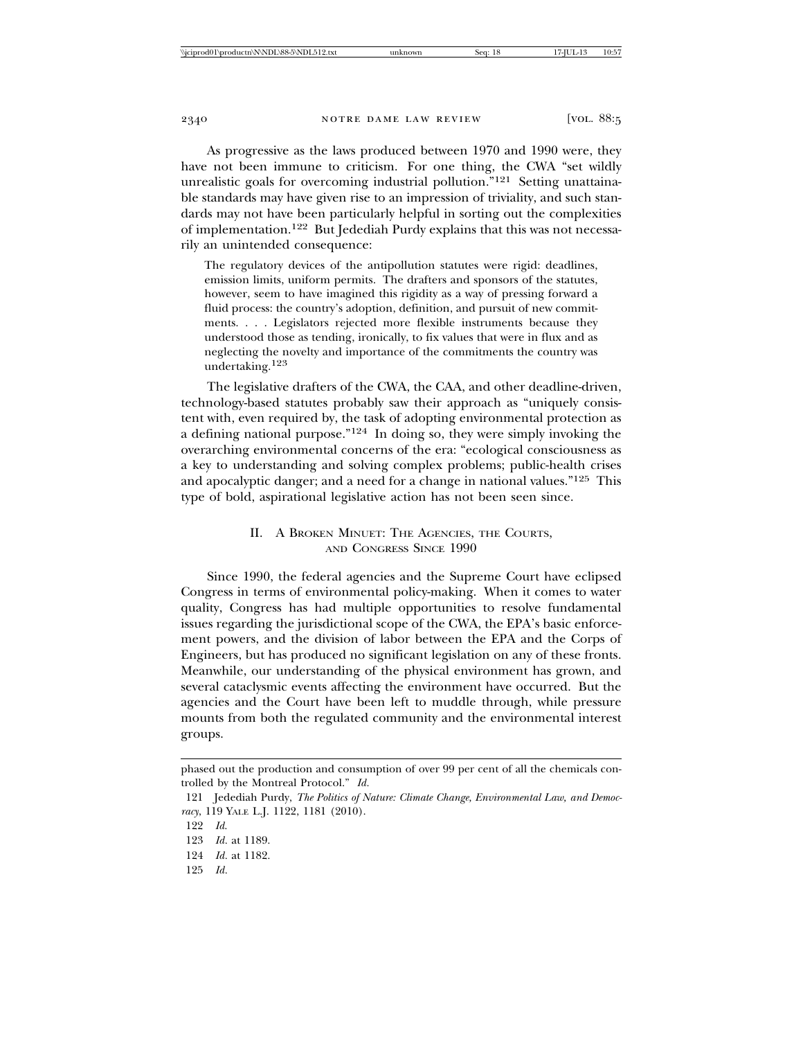As progressive as the laws produced between 1970 and 1990 were, they have not been immune to criticism. For one thing, the CWA "set wildly unrealistic goals for overcoming industrial pollution."[121] Setting unattainable standards may have given rise to an impression of triviality, and such standards may not have been particularly helpful in sorting out the complexities of implementation.[122] But Jedediah Purdy explains that this was not necessarily an unintended consequence:

> The regulatory devices of the antipollution statutes were rigid: deadlines, emission limits, uniform permits. The drafters and sponsors of the statutes, however, seem to have imagined this rigidity as a way of pressing forward a fluid process: the country's adoption, definition, and pursuit of new commitments. . . . Legislators rejected more flexible instruments because they understood those as tending, ironically, to fix values that were in flux and as neglecting the novelty and importance of the commitments the country was undertaking.[123]

The legislative drafters of the CWA, the CAA, and other deadline-driven, technology-based statutes probably saw their approach as "uniquely consistent with, even required by, the task of adopting environmental protection as a defining national purpose."[124] In doing so, they were simply invoking the overarching environmental concerns of the era: "ecological consciousness as a key to understanding and solving complex problems; public-health crises and apocalyptic danger; and a need for a change in national values."[125] This type of bold, aspirational legislative action has not been seen since.

## II. A Broken Minuet: The Agencies, the Courts, and Congress Since 1990

Since 1990, the federal agencies and the Supreme Court have eclipsed Congress in terms of environmental policy-making. When it comes to water quality, Congress has had multiple opportunities to resolve fundamental issues regarding the jurisdictional scope of the CWA, the EPA's basic enforcement powers, and the division of labor between the EPA and the Corps of Engineers, but has produced no significant legislation on any of these fronts. Meanwhile, our understanding of the physical environment has grown, and several cataclysmic events affecting the environment have occurred. But the agencies and the Court have been left to muddle through, while pressure mounts from both the regulated community and the environmental interest groups.

---

phased out the production and consumption of over 99 per cent of all the chemicals controlled by the Montreal Protocol." *Id.*

121 Jedediah Purdy, *The Politics of Nature: Climate Change, Environmental Law, and Democracy*, 119 Yale L.J. 1122, 1181 (2010).

122 *Id.*

123 *Id.* at 1189.

124 *Id.* at 1182.

125 *Id.*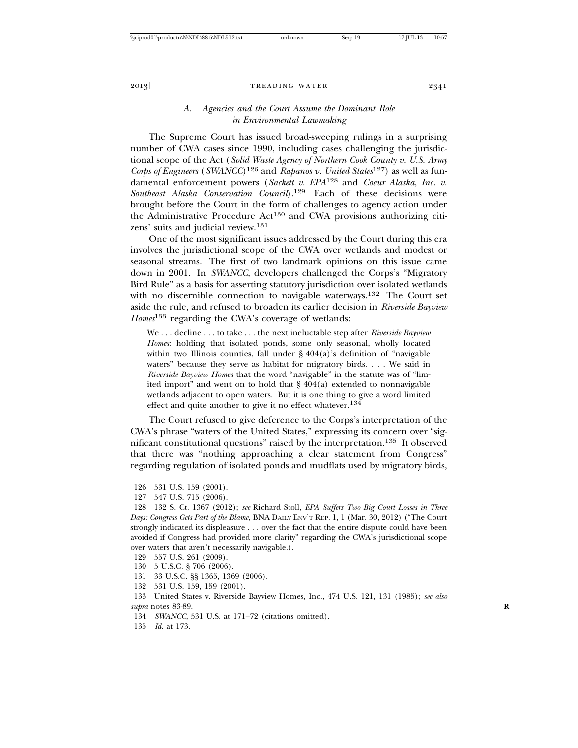### A. *Agencies and the Court Assume the Dominant Role in Environmental Lawmaking*

The Supreme Court has issued broad-sweeping rulings in a surprising number of CWA cases since 1990, including cases challenging the jurisdictional scope of the Act (*Solid Waste Agency of Northern Cook County v. U.S. Army Corps of Engineers* (*SWANCC*)[126] and *Rapanos v. United States*[127]) as well as fundamental enforcement powers (*Sackett v. EPA*[128] and *Coeur Alaska, Inc. v. Southeast Alaska Conservation Council*).[129] Each of these decisions were brought before the Court in the form of challenges to agency action under the Administrative Procedure Act[130] and CWA provisions authorizing citizens' suits and judicial review.[131]

One of the most significant issues addressed by the Court during this era involves the jurisdictional scope of the CWA over wetlands and modest or seasonal streams. The first of two landmark opinions on this issue came down in 2001. In *SWANCC*, developers challenged the Corps's "Migratory Bird Rule" as a basis for asserting statutory jurisdiction over isolated wetlands with no discernible connection to navigable waterways.[132] The Court set aside the rule, and refused to broaden its earlier decision in *Riverside Bayview Homes*[133] regarding the CWA's coverage of wetlands:

> We . . . decline . . . to take . . . the next ineluctable step after *Riverside Bayview Homes*: holding that isolated ponds, some only seasonal, wholly located within two Illinois counties, fall under § 404(a)'s definition of "navigable waters" because they serve as habitat for migratory birds. . . . We said in *Riverside Bayview Homes* that the word "navigable" in the statute was of "limited import" and went on to hold that § 404(a) extended to nonnavigable wetlands adjacent to open waters. But it is one thing to give a word limited effect and quite another to give it no effect whatever.[134]

The Court refused to give deference to the Corps's interpretation of the CWA's phrase "waters of the United States," expressing its concern over "significant constitutional questions" raised by the interpretation.[135] It observed that there was "nothing approaching a clear statement from Congress" regarding regulation of isolated ponds and mudflats used by migratory birds,

---

126 531 U.S. 159 (2001).

127 547 U.S. 715 (2006).

128 132 S. Ct. 1367 (2012); *see* Richard Stoll, *EPA Suffers Two Big Court Losses in Three Days: Congress Gets Part of the Blame*, BNA DAILY ENV'T REP. 1, 1 (Mar. 30, 2012) ("The Court strongly indicated its displeasure . . . over the fact that the entire dispute could have been avoided if Congress had provided more clarity" regarding the CWA's jurisdictional scope over waters that aren't necessarily navigable.).

129 557 U.S. 261 (2009).

130 5 U.S.C. § 706 (2006).

131 33 U.S.C. §§ 1365, 1369 (2006).

132 531 U.S. 159, 159 (2001).

133 United States v. Riverside Bayview Homes, Inc., 474 U.S. 121, 131 (1985); *see also supra* notes 83-89.

134 *SWANCC*, 531 U.S. at 171–72 (citations omitted).

135 *Id.* at 173.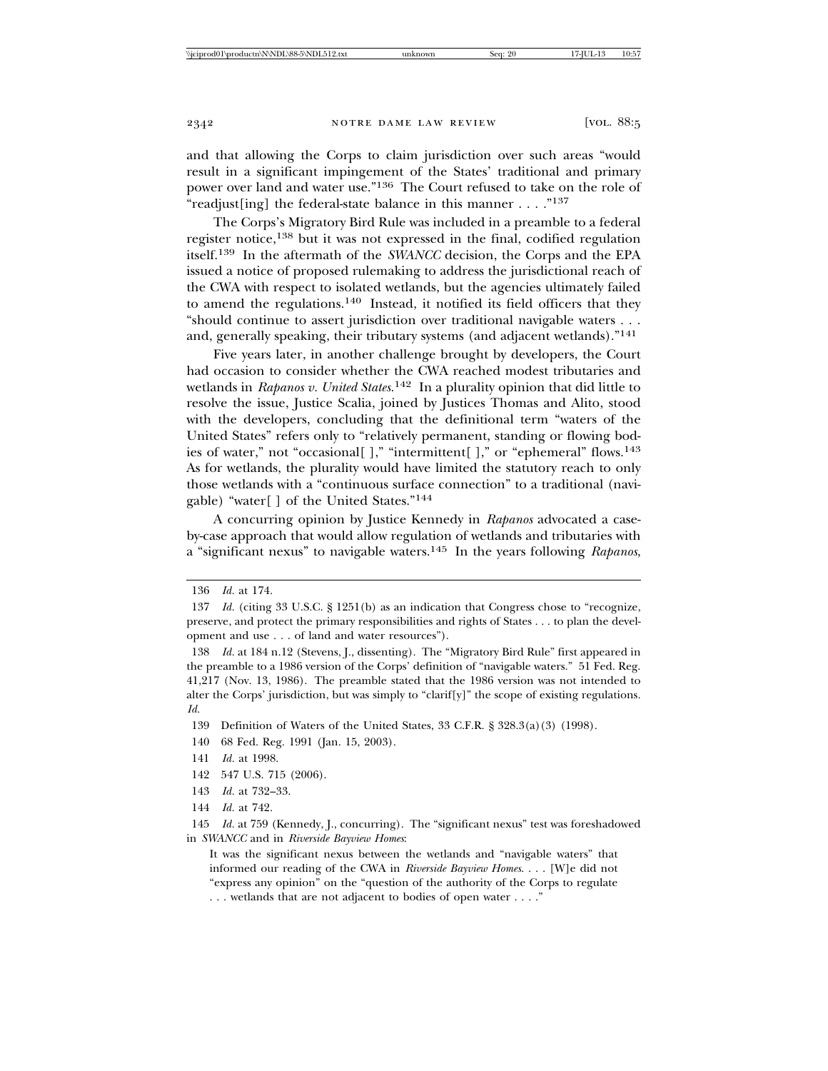and that allowing the Corps to claim jurisdiction over such areas "would result in a significant impingement of the States' traditional and primary power over land and water use."[136] The Court refused to take on the role of "readjust[ing] the federal-state balance in this manner . . . ."[137]

The Corps's Migratory Bird Rule was included in a preamble to a federal register notice,[138] but it was not expressed in the final, codified regulation itself.[139] In the aftermath of the *SWANCC* decision, the Corps and the EPA issued a notice of proposed rulemaking to address the jurisdictional reach of the CWA with respect to isolated wetlands, but the agencies ultimately failed to amend the regulations.[140] Instead, it notified its field officers that they "should continue to assert jurisdiction over traditional navigable waters . . . and, generally speaking, their tributary systems (and adjacent wetlands)."[141]

Five years later, in another challenge brought by developers, the Court had occasion to consider whether the CWA reached modest tributaries and wetlands in *Rapanos v. United States*.[142] In a plurality opinion that did little to resolve the issue, Justice Scalia, joined by Justices Thomas and Alito, stood with the developers, concluding that the definitional term "waters of the United States" refers only to "relatively permanent, standing or flowing bodies of water," not "occasional[ ]," "intermittent[ ]," or "ephemeral" flows.[143] As for wetlands, the plurality would have limited the statutory reach to only those wetlands with a "continuous surface connection" to a traditional (navigable) "water[ ] of the United States."[144]

A concurring opinion by Justice Kennedy in *Rapanos* advocated a case-by-case approach that would allow regulation of wetlands and tributaries with a "significant nexus" to navigable waters.[145] In the years following *Rapanos*,

---

136 *Id.* at 174.

137 *Id.* (citing 33 U.S.C. § 1251(b) as an indication that Congress chose to "recognize, preserve, and protect the primary responsibilities and rights of States . . . to plan the development and use . . . of land and water resources").

138 *Id.* at 184 n.12 (Stevens, J., dissenting). The "Migratory Bird Rule" first appeared in the preamble to a 1986 version of the Corps' definition of "navigable waters." 51 Fed. Reg. 41,217 (Nov. 13, 1986). The preamble stated that the 1986 version was not intended to alter the Corps' jurisdiction, but was simply to "clarif[y]" the scope of existing regulations. *Id.*

139 Definition of Waters of the United States, 33 C.F.R. § 328.3(a)(3) (1998).

140 68 Fed. Reg. 1991 (Jan. 15, 2003).

141 *Id.* at 1998.

142 547 U.S. 715 (2006).

143 *Id.* at 732–33.

144 *Id.* at 742.

145 *Id.* at 759 (Kennedy, J., concurring). The "significant nexus" test was foreshadowed in *SWANCC* and in *Riverside Bayview Homes*:

> It was the significant nexus between the wetlands and "navigable waters" that informed our reading of the CWA in *Riverside Bayview Homes*. . . . [W]e did not "express any opinion" on the "question of the authority of the Corps to regulate . . . wetlands that are not adjacent to bodies of open water . . . ."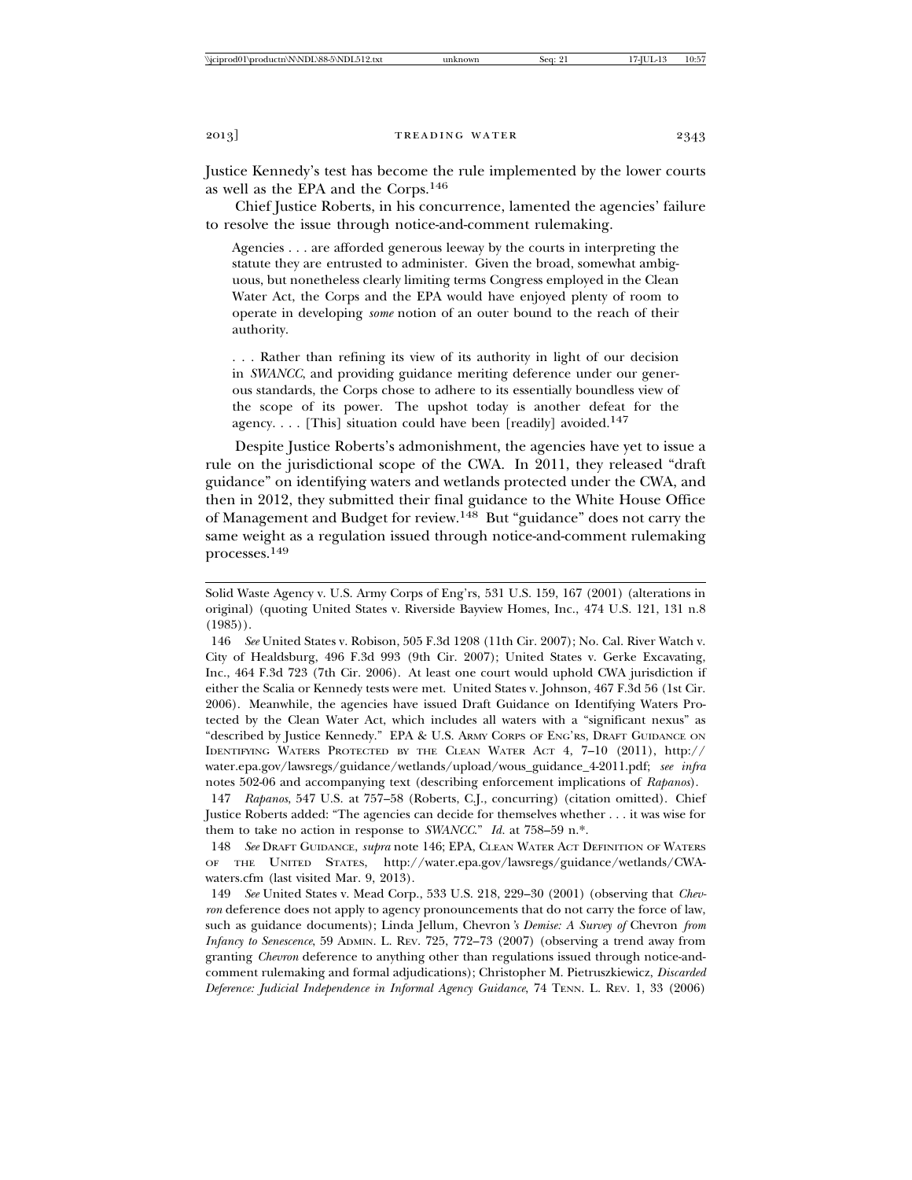Justice Kennedy's test has become the rule implemented by the lower courts as well as the EPA and the Corps.[146]

Chief Justice Roberts, in his concurrence, lamented the agencies' failure to resolve the issue through notice-and-comment rulemaking.

> Agencies . . . are afforded generous leeway by the courts in interpreting the statute they are entrusted to administer. Given the broad, somewhat ambiguous, but nonetheless clearly limiting terms Congress employed in the Clean Water Act, the Corps and the EPA would have enjoyed plenty of room to operate in developing *some* notion of an outer bound to the reach of their authority.
>
> . . . Rather than refining its view of its authority in light of our decision in *SWANCC*, and providing guidance meriting deference under our generous standards, the Corps chose to adhere to its essentially boundless view of the scope of its power. The upshot today is another defeat for the agency. . . . [This] situation could have been [readily] avoided.[147]

Despite Justice Roberts's admonishment, the agencies have yet to issue a rule on the jurisdictional scope of the CWA. In 2011, they released "draft guidance" on identifying waters and wetlands protected under the CWA, and then in 2012, they submitted their final guidance to the White House Office of Management and Budget for review.[148] But "guidance" does not carry the same weight as a regulation issued through notice-and-comment rulemaking processes.[149]

---

Solid Waste Agency v. U.S. Army Corps of Eng'rs, 531 U.S. 159, 167 (2001) (alterations in original) (quoting United States v. Riverside Bayview Homes, Inc., 474 U.S. 121, 131 n.8 (1985)).

146 *See* United States v. Robison, 505 F.3d 1208 (11th Cir. 2007); No. Cal. River Watch v. City of Healdsburg, 496 F.3d 993 (9th Cir. 2007); United States v. Gerke Excavating, Inc., 464 F.3d 723 (7th Cir. 2006). At least one court would uphold CWA jurisdiction if either the Scalia or Kennedy tests were met. United States v. Johnson, 467 F.3d 56 (1st Cir. 2006). Meanwhile, the agencies have issued Draft Guidance on Identifying Waters Protected by the Clean Water Act, which includes all waters with a "significant nexus" as "described by Justice Kennedy." EPA & U.S. ARMY CORPS OF ENG'RS, DRAFT GUIDANCE ON IDENTIFYING WATERS PROTECTED BY THE CLEAN WATER ACT 4, 7–10 (2011), http://water.epa.gov/lawsregs/guidance/wetlands/upload/wous_guidance_4-2011.pdf; *see infra* notes 502-06 and accompanying text (describing enforcement implications of *Rapanos*).

147 *Rapanos*, 547 U.S. at 757–58 (Roberts, C.J., concurring) (citation omitted). Chief Justice Roberts added: "The agencies can decide for themselves whether . . . it was wise for them to take no action in response to *SWANCC*." *Id.* at 758–59 n.*.

148 *See* DRAFT GUIDANCE, *supra* note 146; EPA, CLEAN WATER ACT DEFINITION OF WATERS OF THE UNITED STATES, http://water.epa.gov/lawsregs/guidance/wetlands/CWAwaters.cfm (last visited Mar. 9, 2013).

149 *See* United States v. Mead Corp., 533 U.S. 218, 229–30 (2001) (observing that *Chevron* deference does not apply to agency pronouncements that do not carry the force of law, such as guidance documents); Linda Jellum, Chevron*'s Demise: A Survey of* Chevron *from Infancy to Senescence*, 59 ADMIN. L. REV. 725, 772–73 (2007) (observing a trend away from granting *Chevron* deference to anything other than regulations issued through notice-and-comment rulemaking and formal adjudications); Christopher M. Pietruszkiewicz, *Discarded Deference: Judicial Independence in Informal Agency Guidance*, 74 TENN. L. REV. 1, 33 (2006)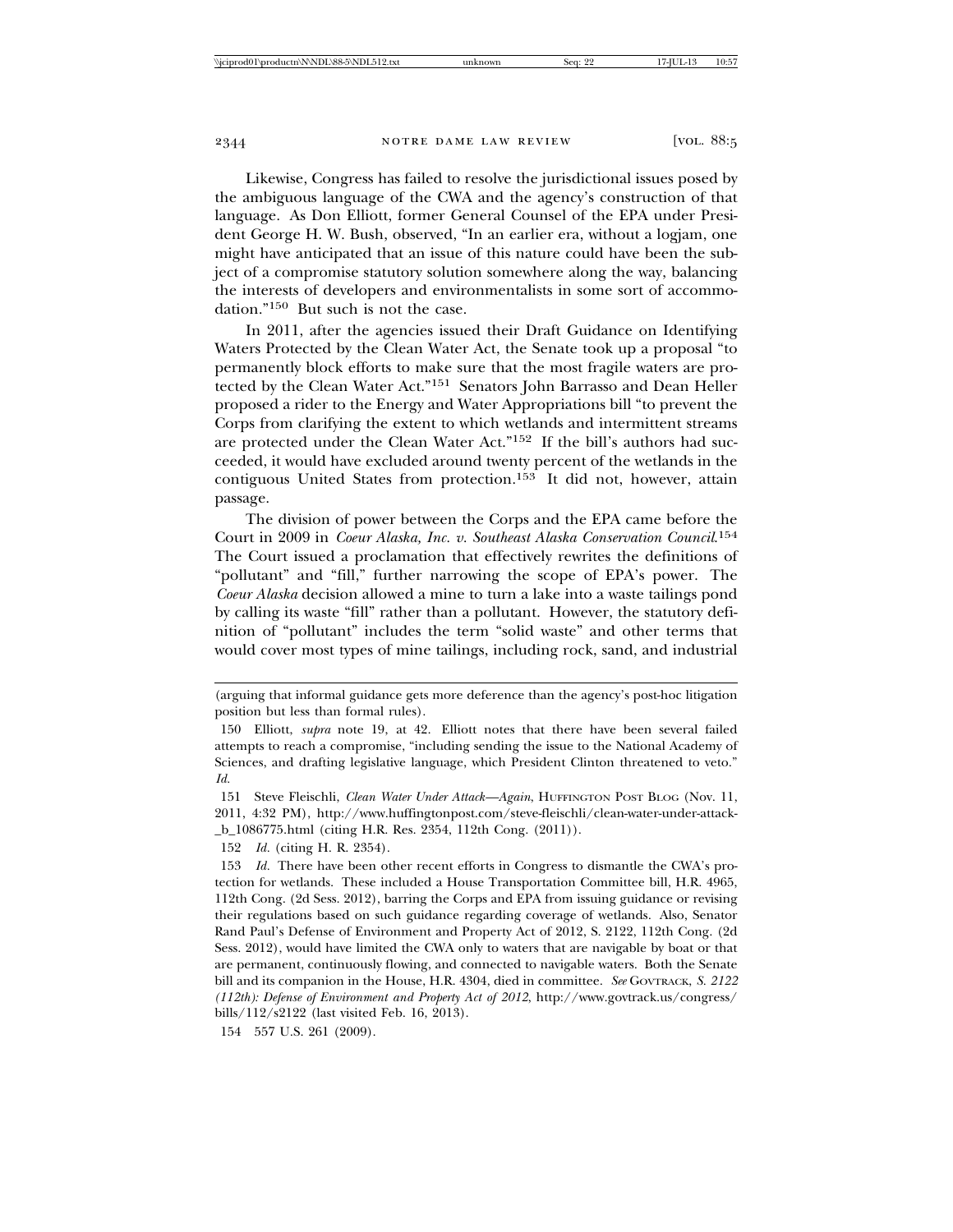Likewise, Congress has failed to resolve the jurisdictional issues posed by the ambiguous language of the CWA and the agency's construction of that language. As Don Elliott, former General Counsel of the EPA under President George H. W. Bush, observed, "In an earlier era, without a logjam, one might have anticipated that an issue of this nature could have been the subject of a compromise statutory solution somewhere along the way, balancing the interests of developers and environmentalists in some sort of accommodation."[150] But such is not the case.

In 2011, after the agencies issued their Draft Guidance on Identifying Waters Protected by the Clean Water Act, the Senate took up a proposal "to permanently block efforts to make sure that the most fragile waters are protected by the Clean Water Act."[151] Senators John Barrasso and Dean Heller proposed a rider to the Energy and Water Appropriations bill "to prevent the Corps from clarifying the extent to which wetlands and intermittent streams are protected under the Clean Water Act."[152] If the bill's authors had succeeded, it would have excluded around twenty percent of the wetlands in the contiguous United States from protection.[153] It did not, however, attain passage.

The division of power between the Corps and the EPA came before the Court in 2009 in *Coeur Alaska, Inc. v. Southeast Alaska Conservation Council*.[154] The Court issued a proclamation that effectively rewrites the definitions of "pollutant" and "fill," further narrowing the scope of EPA's power. The *Coeur Alaska* decision allowed a mine to turn a lake into a waste tailings pond by calling its waste "fill" rather than a pollutant. However, the statutory definition of "pollutant" includes the term "solid waste" and other terms that would cover most types of mine tailings, including rock, sand, and industrial

---

(arguing that informal guidance gets more deference than the agency's post-hoc litigation position but less than formal rules).

150 Elliott, *supra* note 19, at 42. Elliott notes that there have been several failed attempts to reach a compromise, "including sending the issue to the National Academy of Sciences, and drafting legislative language, which President Clinton threatened to veto." *Id.*

151 Steve Fleischli, *Clean Water Under Attack—Again*, HUFFINGTON POST BLOG (Nov. 11, 2011, 4:32 PM), http://www.huffingtonpost.com/steve-fleischli/clean-water-under-attack-_b_1086775.html (citing H.R. Res. 2354, 112th Cong. (2011)).

152 *Id.* (citing H. R. 2354).

153 *Id.* There have been other recent efforts in Congress to dismantle the CWA's protection for wetlands. These included a House Transportation Committee bill, H.R. 4965, 112th Cong. (2d Sess. 2012), barring the Corps and EPA from issuing guidance or revising their regulations based on such guidance regarding coverage of wetlands. Also, Senator Rand Paul's Defense of Environment and Property Act of 2012, S. 2122, 112th Cong. (2d Sess. 2012), would have limited the CWA only to waters that are navigable by boat or that are permanent, continuously flowing, and connected to navigable waters. Both the Senate bill and its companion in the House, H.R. 4304, died in committee. *See* GOVTRACK, *S. 2122 (112th): Defense of Environment and Property Act of 2012*, http://www.govtrack.us/congress/bills/112/s2122 (last visited Feb. 16, 2013).

154 557 U.S. 261 (2009).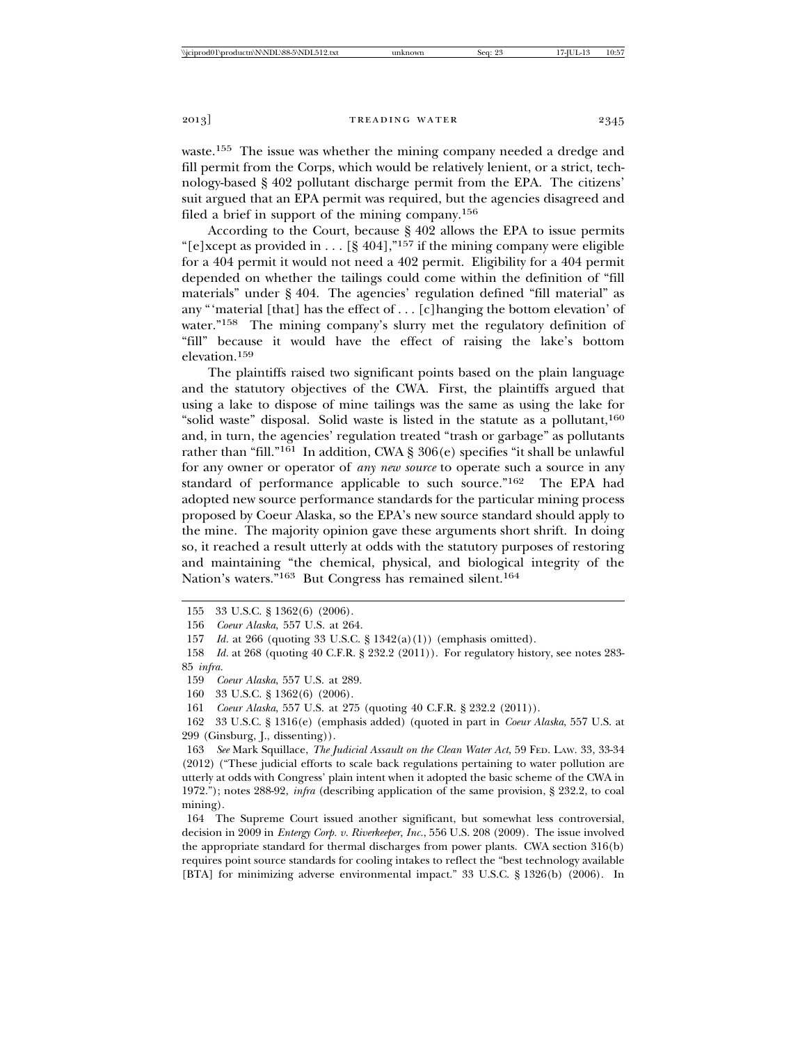waste.[155] The issue was whether the mining company needed a dredge and fill permit from the Corps, which would be relatively lenient, or a strict, technology-based § 402 pollutant discharge permit from the EPA. The citizens' suit argued that an EPA permit was required, but the agencies disagreed and filed a brief in support of the mining company.[156]

According to the Court, because § 402 allows the EPA to issue permits "[e]xcept as provided in . . . [§ 404],"[157] if the mining company were eligible for a 404 permit it would not need a 402 permit. Eligibility for a 404 permit depended on whether the tailings could come within the definition of "fill materials" under § 404. The agencies' regulation defined "fill material" as any "'material [that] has the effect of . . . [c]hanging the bottom elevation' of water."[158] The mining company's slurry met the regulatory definition of "fill" because it would have the effect of raising the lake's bottom elevation.[159]

The plaintiffs raised two significant points based on the plain language and the statutory objectives of the CWA. First, the plaintiffs argued that using a lake to dispose of mine tailings was the same as using the lake for "solid waste" disposal. Solid waste is listed in the statute as a pollutant,[160] and, in turn, the agencies' regulation treated "trash or garbage" as pollutants rather than "fill."[161] In addition, CWA § 306(e) specifies "it shall be unlawful for any owner or operator of *any new source* to operate such a source in any standard of performance applicable to such source."[162] The EPA had adopted new source performance standards for the particular mining process proposed by Coeur Alaska, so the EPA's new source standard should apply to the mine. The majority opinion gave these arguments short shrift. In doing so, it reached a result utterly at odds with the statutory purposes of restoring and maintaining "the chemical, physical, and biological integrity of the Nation's waters."[163] But Congress has remained silent.[164]

---

155 33 U.S.C. § 1362(6) (2006).

156 *Coeur Alaska*, 557 U.S. at 264.

157 *Id.* at 266 (quoting 33 U.S.C. § 1342(a)(1)) (emphasis omitted).

158 *Id.* at 268 (quoting 40 C.F.R. § 232.2 (2011)). For regulatory history, see notes 283-85 *infra.*

159 *Coeur Alaska*, 557 U.S. at 289.

160 33 U.S.C. § 1362(6) (2006).

161 *Coeur Alaska*, 557 U.S. at 275 (quoting 40 C.F.R. § 232.2 (2011)).

162 33 U.S.C. § 1316(e) (emphasis added) (quoted in part in *Coeur Alaska*, 557 U.S. at 299 (Ginsburg, J., dissenting)).

163 *See* Mark Squillace, *The Judicial Assault on the Clean Water Act*, 59 FED. LAW. 33, 33-34 (2012) ("These judicial efforts to scale back regulations pertaining to water pollution are utterly at odds with Congress' plain intent when it adopted the basic scheme of the CWA in 1972."); notes 288-92, *infra* (describing application of the same provision, § 232.2, to coal mining).

164 The Supreme Court issued another significant, but somewhat less controversial, decision in 2009 in *Entergy Corp. v. Riverkeeper, Inc.*, 556 U.S. 208 (2009). The issue involved the appropriate standard for thermal discharges from power plants. CWA section 316(b) requires point source standards for cooling intakes to reflect the "best technology available [BTA] for minimizing adverse environmental impact." 33 U.S.C. § 1326(b) (2006). In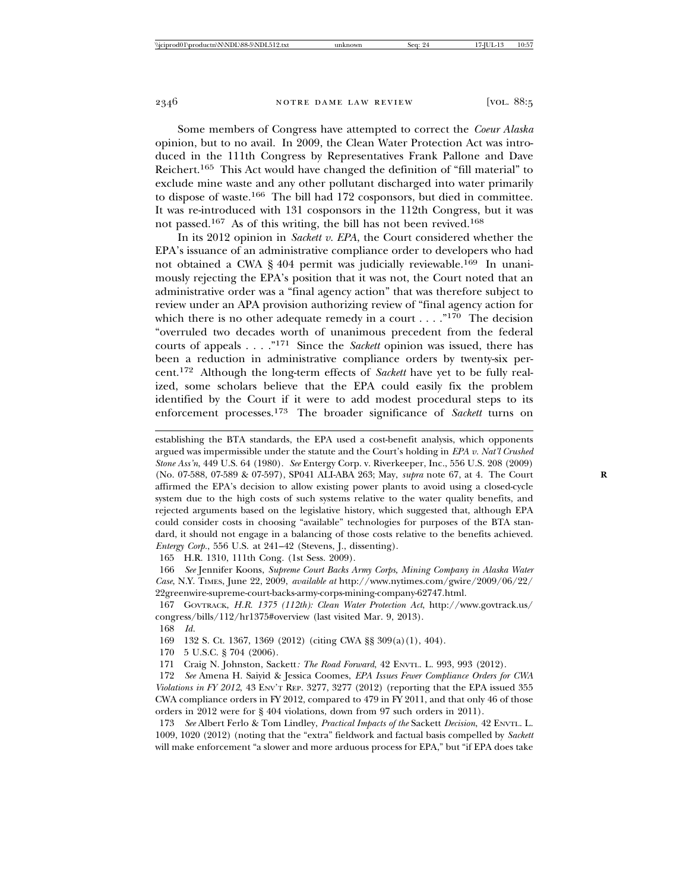Some members of Congress have attempted to correct the *Coeur Alaska* opinion, but to no avail. In 2009, the Clean Water Protection Act was introduced in the 111th Congress by Representatives Frank Pallone and Dave Reichert.[165] This Act would have changed the definition of "fill material" to exclude mine waste and any other pollutant discharged into water primarily to dispose of waste.[166] The bill had 172 cosponsors, but died in committee. It was re-introduced with 131 cosponsors in the 112th Congress, but it was not passed.[167] As of this writing, the bill has not been revived.[168]

In its 2012 opinion in *Sackett v. EPA*, the Court considered whether the EPA's issuance of an administrative compliance order to developers who had not obtained a CWA § 404 permit was judicially reviewable.[169] In unanimously rejecting the EPA's position that it was not, the Court noted that an administrative order was a "final agency action" that was therefore subject to review under an APA provision authorizing review of "final agency action for which there is no other adequate remedy in a court . . . ."[170] The decision "overruled two decades worth of unanimous precedent from the federal courts of appeals . . . ."[171] Since the *Sackett* opinion was issued, there has been a reduction in administrative compliance orders by twenty-six percent.[172] Although the long-term effects of *Sackett* have yet to be fully realized, some scholars believe that the EPA could easily fix the problem identified by the Court if it were to add modest procedural steps to its enforcement processes.[173] The broader significance of *Sackett* turns on

---

establishing the BTA standards, the EPA used a cost-benefit analysis, which opponents argued was impermissible under the statute and the Court's holding in *EPA v. Nat'l Crushed Stone Ass'n*, 449 U.S. 64 (1980). *See* Entergy Corp. v. Riverkeeper, Inc., 556 U.S. 208 (2009) (No. 07-588, 07-589 & 07-597), SP041 ALI-ABA 263; May, *supra* note 67, at 4. The Court affirmed the EPA's decision to allow existing power plants to avoid using a closed-cycle system due to the high costs of such systems relative to the water quality benefits, and rejected arguments based on the legislative history, which suggested that, although EPA could consider costs in choosing "available" technologies for purposes of the BTA standard, it should not engage in a balancing of those costs relative to the benefits achieved. *Entergy Corp.*, 556 U.S. at 241–42 (Stevens, J., dissenting).

165 H.R. 1310, 111th Cong. (1st Sess. 2009).

166 *See* Jennifer Koons, *Supreme Court Backs Army Corps, Mining Company in Alaska Water Case*, N.Y. TIMES, June 22, 2009, *available at* http://www.nytimes.com/gwire/2009/06/22/22greenwire-supreme-court-backs-army-corps-mining-company-62747.html.

167 GOVTRACK, *H.R. 1375 (112th): Clean Water Protection Act*, http://www.govtrack.us/congress/bills/112/hr1375#overview (last visited Mar. 9, 2013).

168 *Id.*

169 132 S. Ct. 1367, 1369 (2012) (citing CWA §§ 309(a)(1), 404).

170 5 U.S.C. § 704 (2006).

171 Craig N. Johnston, Sackett*: The Road Forward*, 42 ENVTL. L. 993, 993 (2012).

172 *See* Amena H. Saiyid & Jessica Coomes, *EPA Issues Fewer Compliance Orders for CWA Violations in FY 2012*, 43 ENV'T REP. 3277, 3277 (2012) (reporting that the EPA issued 355 CWA compliance orders in FY 2012, compared to 479 in FY 2011, and that only 46 of those orders in 2012 were for § 404 violations, down from 97 such orders in 2011).

173 *See* Albert Ferlo & Tom Lindley, *Practical Impacts of the* Sackett *Decision*, 42 ENVTL. L. 1009, 1020 (2012) (noting that the "extra" fieldwork and factual basis compelled by *Sackett* will make enforcement "a slower and more arduous process for EPA," but "if EPA does take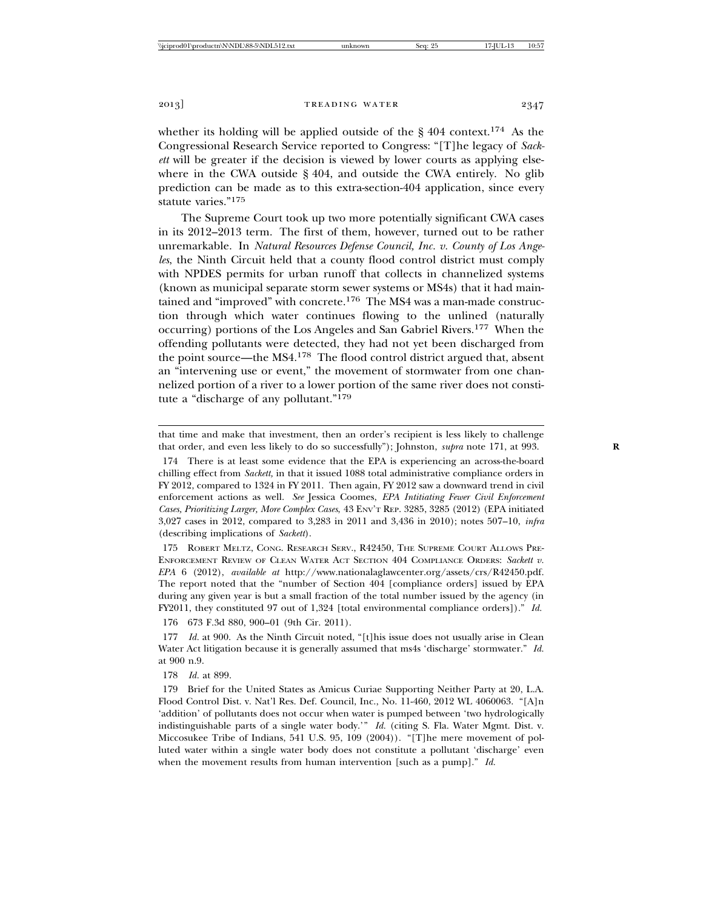whether its holding will be applied outside of the § 404 context.[174] As the Congressional Research Service reported to Congress: "[T]he legacy of *Sackett* will be greater if the decision is viewed by lower courts as applying elsewhere in the CWA outside § 404, and outside the CWA entirely. No glib prediction can be made as to this extra-section-404 application, since every statute varies."[175]

The Supreme Court took up two more potentially significant CWA cases in its 2012–2013 term. The first of them, however, turned out to be rather unremarkable. In *Natural Resources Defense Council, Inc. v. County of Los Angeles*, the Ninth Circuit held that a county flood control district must comply with NPDES permits for urban runoff that collects in channelized systems (known as municipal separate storm sewer systems or MS4s) that it had maintained and "improved" with concrete.[176] The MS4 was a man-made construction through which water continues flowing to the unlined (naturally occurring) portions of the Los Angeles and San Gabriel Rivers.[177] When the offending pollutants were detected, they had not yet been discharged from the point source—the MS4.[178] The flood control district argued that, absent an "intervening use or event," the movement of stormwater from one channelized portion of a river to a lower portion of the same river does not constitute a "discharge of any pollutant."[179]

---

that time and make that investment, then an order's recipient is less likely to challenge that order, and even less likely to do so successfully"); Johnston, *supra* note 171, at 993.

174 There is at least some evidence that the EPA is experiencing an across-the-board chilling effect from *Sackett*, in that it issued 1088 total administrative compliance orders in FY 2012, compared to 1324 in FY 2011. Then again, FY 2012 saw a downward trend in civil enforcement actions as well. *See* Jessica Coomes, *EPA Intitiating Fewer Civil Enforcement Cases, Prioritizing Larger, More Complex Cases*, 43 ENV'T REP. 3285, 3285 (2012) (EPA initiated 3,027 cases in 2012, compared to 3,283 in 2011 and 3,436 in 2010); notes 507–10, *infra* (describing implications of *Sackett*).

175 ROBERT MELTZ, CONG. RESEARCH SERV., R42450, THE SUPREME COURT ALLOWS PRE-ENFORCEMENT REVIEW OF CLEAN WATER ACT SECTION 404 COMPLIANCE ORDERS: *Sackett v. EPA* 6 (2012), *available at* http://www.nationalaglawcenter.org/assets/crs/R42450.pdf. The report noted that the "number of Section 404 [compliance orders] issued by EPA during any given year is but a small fraction of the total number issued by the agency (in FY2011, they constituted 97 out of 1,324 [total environmental compliance orders])." *Id.*

176 673 F.3d 880, 900–01 (9th Cir. 2011).

177 *Id.* at 900. As the Ninth Circuit noted, "[t]his issue does not usually arise in Clean Water Act litigation because it is generally assumed that ms4s 'discharge' stormwater." *Id.* at 900 n.9.

178 *Id.* at 899.

179 Brief for the United States as Amicus Curiae Supporting Neither Party at 20, L.A. Flood Control Dist. v. Nat'l Res. Def. Council, Inc., No. 11-460, 2012 WL 4060063. "[A]n 'addition' of pollutants does not occur when water is pumped between 'two hydrologically indistinguishable parts of a single water body.'" *Id.* (citing S. Fla. Water Mgmt. Dist. v. Miccosukee Tribe of Indians, 541 U.S. 95, 109 (2004)). "[T]he mere movement of polluted water within a single water body does not constitute a pollutant 'discharge' even when the movement results from human intervention [such as a pump]." *Id.*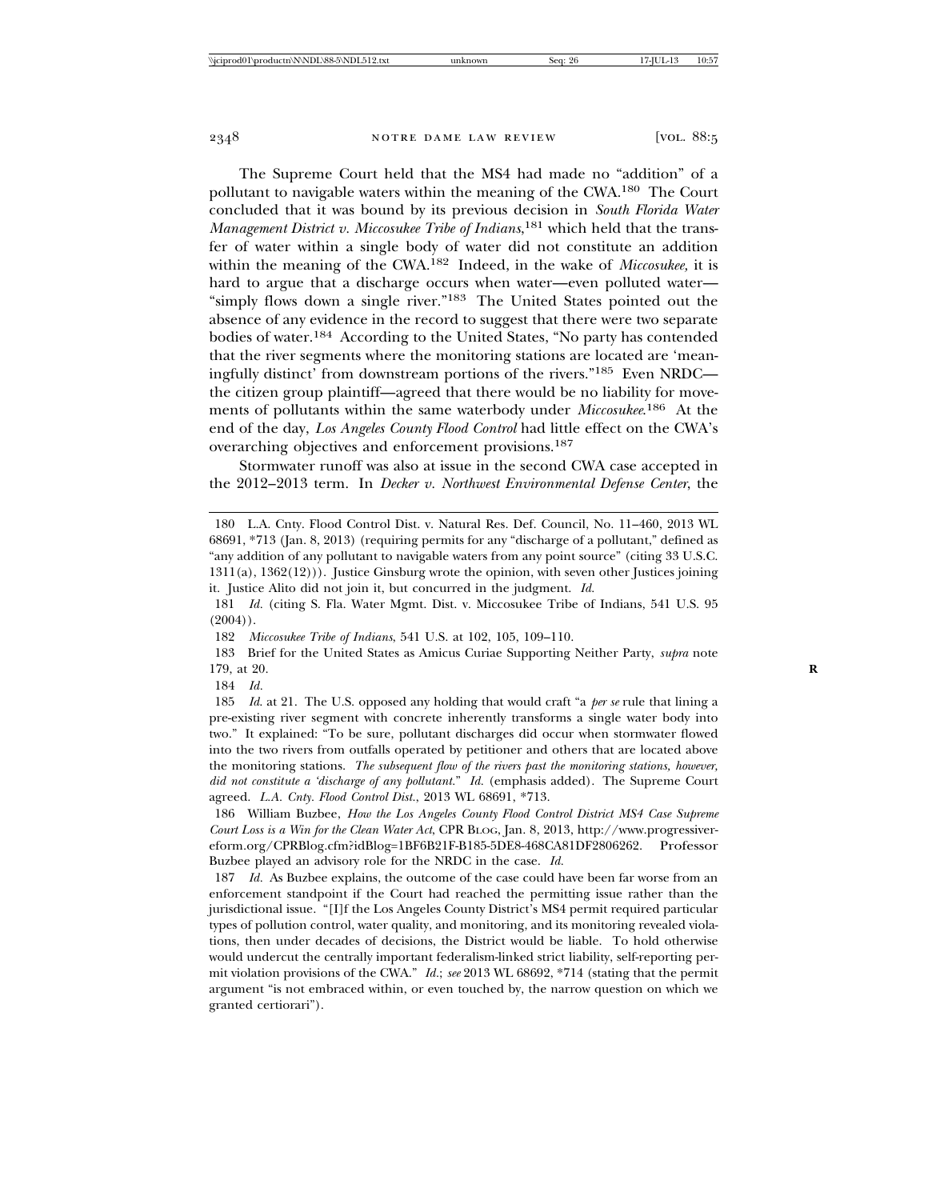The Supreme Court held that the MS4 had made no "addition" of a pollutant to navigable waters within the meaning of the CWA.[180] The Court concluded that it was bound by its previous decision in *South Florida Water Management District v. Miccosukee Tribe of Indians*,[181] which held that the transfer of water within a single body of water did not constitute an addition within the meaning of the CWA.[182] Indeed, in the wake of *Miccosukee,* it is hard to argue that a discharge occurs when water—even polluted water—"simply flows down a single river."[183] The United States pointed out the absence of any evidence in the record to suggest that there were two separate bodies of water.[184] According to the United States, "No party has contended that the river segments where the monitoring stations are located are 'meaningfully distinct' from downstream portions of the rivers."[185] Even NRDC—the citizen group plaintiff—agreed that there would be no liability for movements of pollutants within the same waterbody under *Miccosukee*.[186] At the end of the day, *Los Angeles County Flood Control* had little effect on the CWA's overarching objectives and enforcement provisions.[187]

Stormwater runoff was also at issue in the second CWA case accepted in the 2012–2013 term. In *Decker v. Northwest Environmental Defense Center*, the

---

180 L.A. Cnty. Flood Control Dist. v. Natural Res. Def. Council, No. 11–460, 2013 WL 68691, *713 (Jan. 8, 2013) (requiring permits for any "discharge of a pollutant," defined as "any addition of any pollutant to navigable waters from any point source" (citing 33 U.S.C. 1311(a), 1362(12))). Justice Ginsburg wrote the opinion, with seven other Justices joining it. Justice Alito did not join it, but concurred in the judgment. *Id.*

181 *Id.* (citing S. Fla. Water Mgmt. Dist. v. Miccosukee Tribe of Indians, 541 U.S. 95 (2004)).

182 *Miccosukee Tribe of Indians*, 541 U.S. at 102, 105, 109–110.

183 Brief for the United States as Amicus Curiae Supporting Neither Party, *supra* note 179, at 20.

184 *Id.*

185 *Id.* at 21. The U.S. opposed any holding that would craft "a *per se* rule that lining a pre-existing river segment with concrete inherently transforms a single water body into two." It explained: "To be sure, pollutant discharges did occur when stormwater flowed into the two rivers from outfalls operated by petitioner and others that are located above the monitoring stations. *The subsequent flow of the rivers past the monitoring stations, however, did not constitute a 'discharge of any pollutant.'*" *Id.* (emphasis added). The Supreme Court agreed. *L.A. Cnty. Flood Control Dist.*, 2013 WL 68691, *713.

186 William Buzbee, *How the Los Angeles County Flood Control District MS4 Case Supreme Court Loss is a Win for the Clean Water Act*, CPR BLOG, Jan. 8, 2013, http://www.progressivereform.org/CPRBlog.cfm?idBlog=1BF6B21F-B185-5DE8-468CA81DF2806262. Professor Buzbee played an advisory role for the NRDC in the case. *Id.*

187 *Id.* As Buzbee explains, the outcome of the case could have been far worse from an enforcement standpoint if the Court had reached the permitting issue rather than the jurisdictional issue. "[I]f the Los Angeles County District's MS4 permit required particular types of pollution control, water quality, and monitoring, and its monitoring revealed violations, then under decades of decisions, the District would be liable. To hold otherwise would undercut the centrally important federalism-linked strict liability, self-reporting permit violation provisions of the CWA." *Id.*; *see* 2013 WL 68692, *714 (stating that the permit argument "is not embraced within, or even touched by, the narrow question on which we granted certiorari").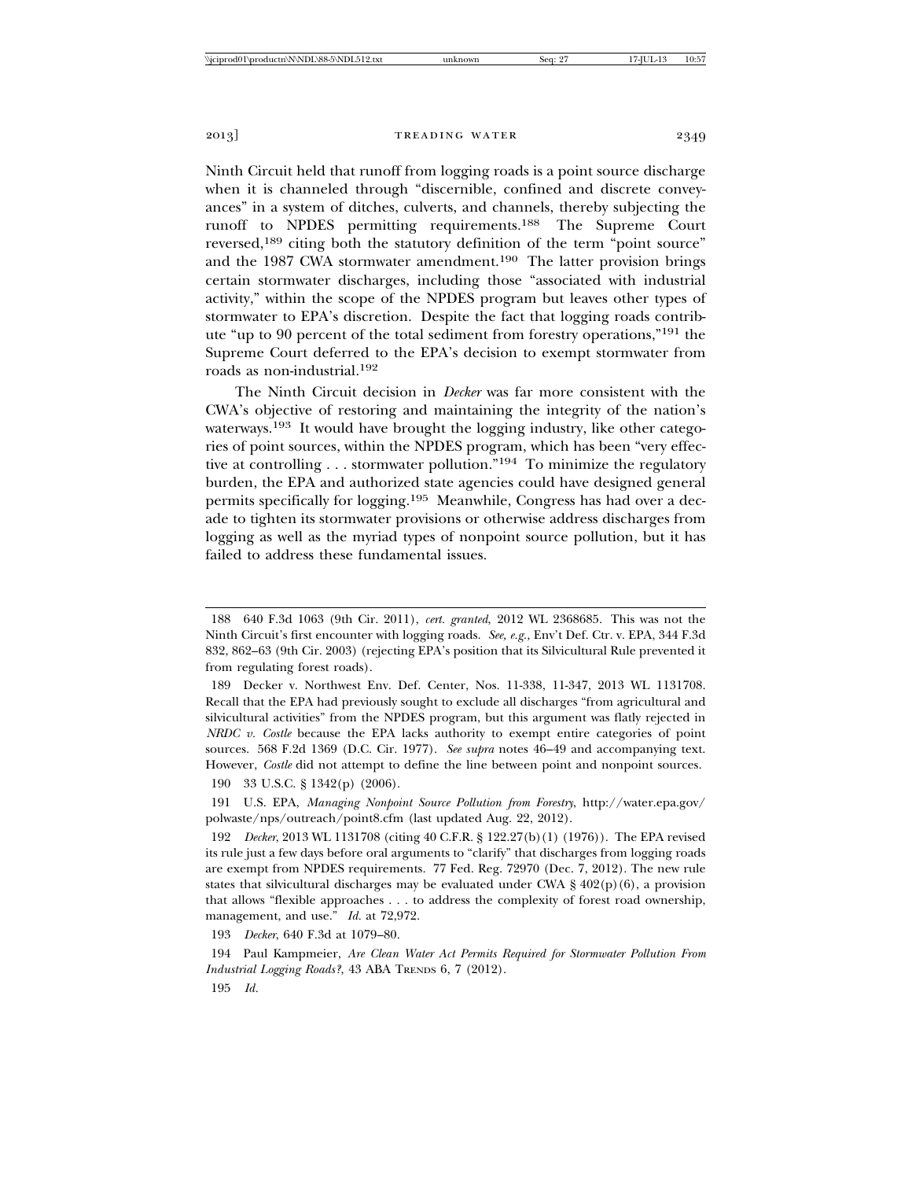Ninth Circuit held that runoff from logging roads is a point source discharge when it is channeled through "discernible, confined and discrete conveyances" in a system of ditches, culverts, and channels, thereby subjecting the runoff to NPDES permitting requirements.[188] The Supreme Court reversed,[189] citing both the statutory definition of the term "point source" and the 1987 CWA stormwater amendment.[190] The latter provision brings certain stormwater discharges, including those "associated with industrial activity," within the scope of the NPDES program but leaves other types of stormwater to EPA's discretion. Despite the fact that logging roads contribute "up to 90 percent of the total sediment from forestry operations,"[191] the Supreme Court deferred to the EPA's decision to exempt stormwater from roads as non-industrial.[192]

The Ninth Circuit decision in *Decker* was far more consistent with the CWA's objective of restoring and maintaining the integrity of the nation's waterways.[193] It would have brought the logging industry, like other categories of point sources, within the NPDES program, which has been "very effective at controlling . . . stormwater pollution."[194] To minimize the regulatory burden, the EPA and authorized state agencies could have designed general permits specifically for logging.[195] Meanwhile, Congress has had over a decade to tighten its stormwater provisions or otherwise address discharges from logging as well as the myriad types of nonpoint source pollution, but it has failed to address these fundamental issues.

---

188 640 F.3d 1063 (9th Cir. 2011), *cert. granted*, 2012 WL 2368685. This was not the Ninth Circuit's first encounter with logging roads. *See, e.g.*, Env't Def. Ctr. v. EPA, 344 F.3d 832, 862–63 (9th Cir. 2003) (rejecting EPA's position that its Silvicultural Rule prevented it from regulating forest roads).

189 Decker v. Northwest Env. Def. Center, Nos. 11-338, 11-347, 2013 WL 1131708. Recall that the EPA had previously sought to exclude all discharges "from agricultural and silvicultural activities" from the NPDES program, but this argument was flatly rejected in *NRDC v. Costle* because the EPA lacks authority to exempt entire categories of point sources. 568 F.2d 1369 (D.C. Cir. 1977). *See supra* notes 46–49 and accompanying text. However, *Costle* did not attempt to define the line between point and nonpoint sources.

190 33 U.S.C. § 1342(p) (2006).

191 U.S. EPA, *Managing Nonpoint Source Pollution from Forestry*, http://water.epa.gov/polwaste/nps/outreach/point8.cfm (last updated Aug. 22, 2012).

192 *Decker*, 2013 WL 1131708 (citing 40 C.F.R. § 122.27(b)(1) (1976)). The EPA revised its rule just a few days before oral arguments to "clarify" that discharges from logging roads are exempt from NPDES requirements. 77 Fed. Reg. 72970 (Dec. 7, 2012). The new rule states that silvicultural discharges may be evaluated under CWA § 402(p)(6), a provision that allows "flexible approaches . . . to address the complexity of forest road ownership, management, and use." *Id.* at 72,972.

193 *Decker*, 640 F.3d at 1079–80.

194 Paul Kampmeier, *Are Clean Water Act Permits Required for Stormwater Pollution From Industrial Logging Roads?*, 43 ABA TRENDS 6, 7 (2012).

195 *Id.*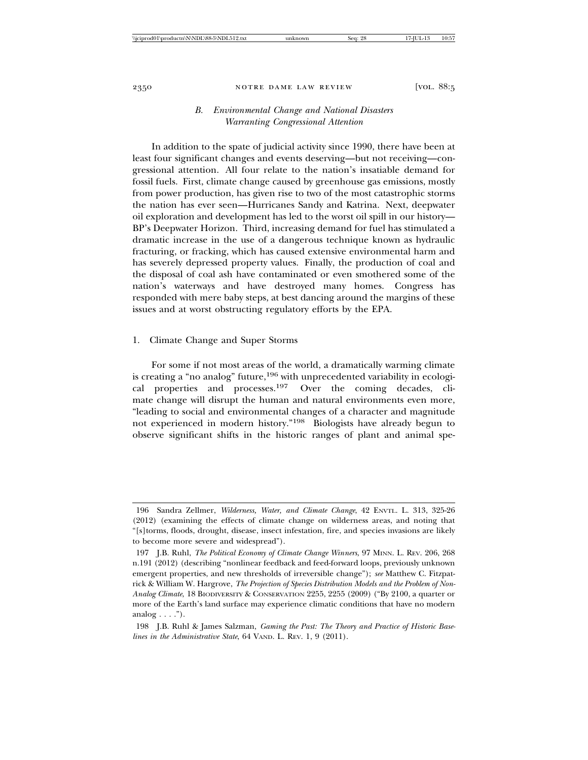### *B. Environmental Change and National Disasters Warranting Congressional Attention*

In addition to the spate of judicial activity since 1990, there have been at least four significant changes and events deserving—but not receiving—congressional attention. All four relate to the nation's insatiable demand for fossil fuels. First, climate change caused by greenhouse gas emissions, mostly from power production, has given rise to two of the most catastrophic storms the nation has ever seen—Hurricanes Sandy and Katrina. Next, deepwater oil exploration and development has led to the worst oil spill in our history—BP's Deepwater Horizon. Third, increasing demand for fuel has stimulated a dramatic increase in the use of a dangerous technique known as hydraulic fracturing, or fracking, which has caused extensive environmental harm and has severely depressed property values. Finally, the production of coal and the disposal of coal ash have contaminated or even smothered some of the nation's waterways and have destroyed many homes. Congress has responded with mere baby steps, at best dancing around the margins of these issues and at worst obstructing regulatory efforts by the EPA.

#### 1. Climate Change and Super Storms

For some if not most areas of the world, a dramatically warming climate is creating a "no analog" future,[196] with unprecedented variability in ecological properties and processes.[197] Over the coming decades, climate change will disrupt the human and natural environments even more, "leading to social and environmental changes of a character and magnitude not experienced in modern history."[198] Biologists have already begun to observe significant shifts in the historic ranges of plant and animal spe-

---

196 Sandra Zellmer, *Wilderness, Water, and Climate Change*, 42 ENVTL. L. 313, 325-26 (2012) (examining the effects of climate change on wilderness areas, and noting that "[s]torms, floods, drought, disease, insect infestation, fire, and species invasions are likely to become more severe and widespread").

197 J.B. Ruhl, *The Political Economy of Climate Change Winners*, 97 MINN. L. REV. 206, 268 n.191 (2012) (describing "nonlinear feedback and feed-forward loops, previously unknown emergent properties, and new thresholds of irreversible change"); *see* Matthew C. Fitzpatrick & William W. Hargrove, *The Projection of Species Distribution Models and the Problem of Non-Analog Climate*, 18 BIODIVERSITY & CONSERVATION 2255, 2255 (2009) ("By 2100, a quarter or more of the Earth's land surface may experience climatic conditions that have no modern analog . . . .").

198 J.B. Ruhl & James Salzman, *Gaming the Past: The Theory and Practice of Historic Baselines in the Administrative State*, 64 VAND. L. REV. 1, 9 (2011).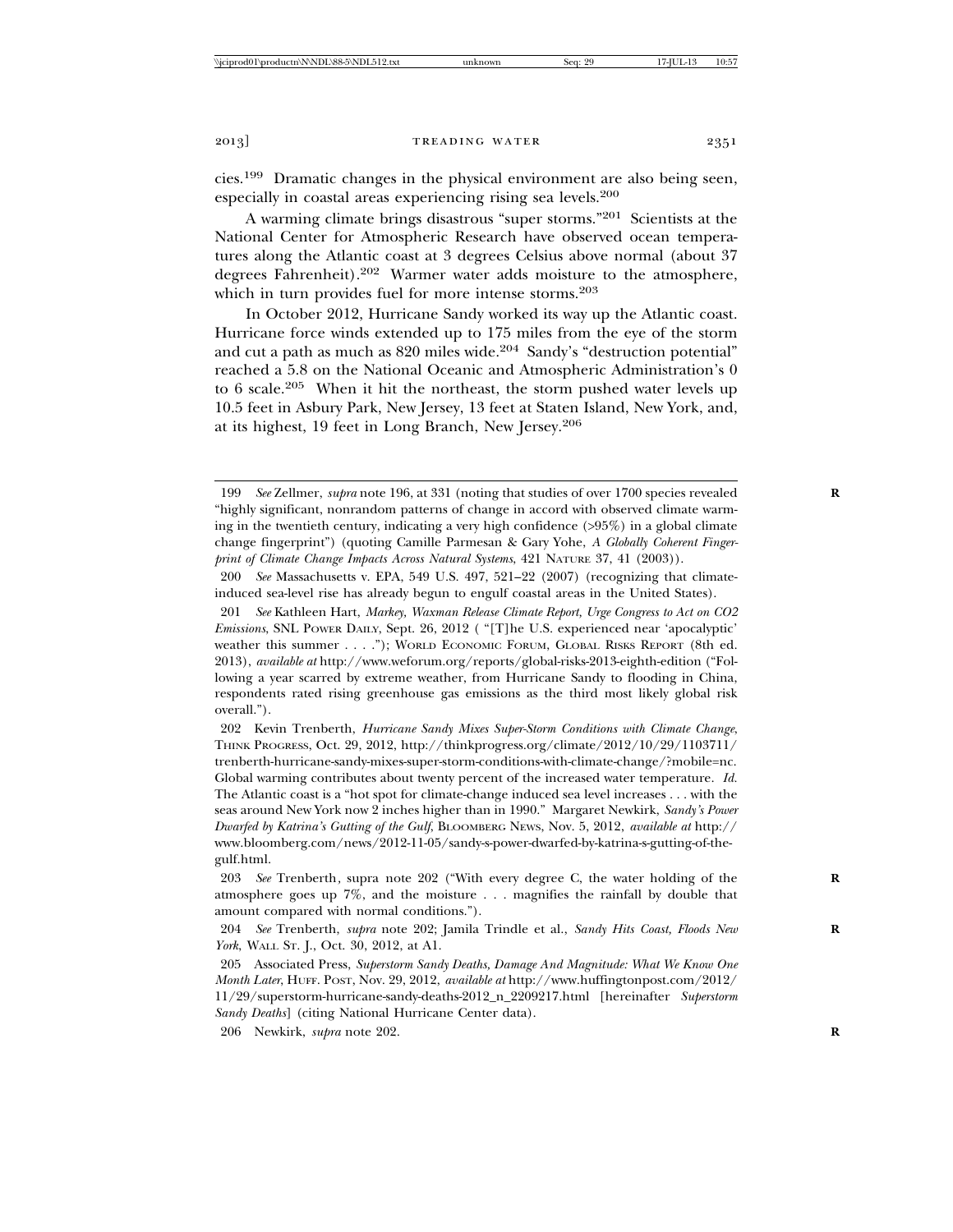cies.[199] Dramatic changes in the physical environment are also being seen, especially in coastal areas experiencing rising sea levels.[200]

A warming climate brings disastrous "super storms."[201] Scientists at the National Center for Atmospheric Research have observed ocean temperatures along the Atlantic coast at 3 degrees Celsius above normal (about 37 degrees Fahrenheit).[202] Warmer water adds moisture to the atmosphere, which in turn provides fuel for more intense storms.[203]

In October 2012, Hurricane Sandy worked its way up the Atlantic coast. Hurricane force winds extended up to 175 miles from the eye of the storm and cut a path as much as 820 miles wide.[204] Sandy's "destruction potential" reached a 5.8 on the National Oceanic and Atmospheric Administration's 0 to 6 scale.[205] When it hit the northeast, the storm pushed water levels up 10.5 feet in Asbury Park, New Jersey, 13 feet at Staten Island, New York, and, at its highest, 19 feet in Long Branch, New Jersey.[206]

---

199 *See* Zellmer, *supra* note 196, at 331 (noting that studies of over 1700 species revealed "highly significant, nonrandom patterns of change in accord with observed climate warming in the twentieth century, indicating a very high confidence (>95%) in a global climate change fingerprint") (quoting Camille Parmesan & Gary Yohe, *A Globally Coherent Fingerprint of Climate Change Impacts Across Natural Systems*, 421 NATURE 37, 41 (2003)).

200 *See* Massachusetts v. EPA, 549 U.S. 497, 521–22 (2007) (recognizing that climate-induced sea-level rise has already begun to engulf coastal areas in the United States).

201 *See* Kathleen Hart, *Markey, Waxman Release Climate Report, Urge Congress to Act on CO2 Emissions*, SNL POWER DAILY, Sept. 26, 2012 ( "[T]he U.S. experienced near 'apocalyptic' weather this summer . . . ."); WORLD ECONOMIC FORUM, GLOBAL RISKS REPORT (8th ed. 2013), *available at* http://www.weforum.org/reports/global-risks-2013-eighth-edition ("Following a year scarred by extreme weather, from Hurricane Sandy to flooding in China, respondents rated rising greenhouse gas emissions as the third most likely global risk overall.").

202 Kevin Trenberth, *Hurricane Sandy Mixes Super-Storm Conditions with Climate Change*, THINK PROGRESS, Oct. 29, 2012, http://thinkprogress.org/climate/2012/10/29/1103711/trenberth-hurricane-sandy-mixes-super-storm-conditions-with-climate-change/?mobile=nc. Global warming contributes about twenty percent of the increased water temperature. *Id.* The Atlantic coast is a "hot spot for climate-change induced sea level increases . . . with the seas around New York now 2 inches higher than in 1990." Margaret Newkirk, *Sandy's Power Dwarfed by Katrina's Gutting of the Gulf*, BLOOMBERG NEWS, Nov. 5, 2012, *available at* http://www.bloomberg.com/news/2012-11-05/sandy-s-power-dwarfed-by-katrina-s-gutting-of-the-gulf.html.

203 *See* Trenberth, supra note 202 ("With every degree C, the water holding of the atmosphere goes up 7%, and the moisture . . . magnifies the rainfall by double that amount compared with normal conditions.").

204 *See* Trenberth, *supra* note 202; Jamila Trindle et al., *Sandy Hits Coast, Floods New York*, WALL ST. J., Oct. 30, 2012, at A1.

205 Associated Press, *Superstorm Sandy Deaths, Damage And Magnitude: What We Know One Month Later*, HUFF. POST, Nov. 29, 2012, *available at* http://www.huffingtonpost.com/2012/11/29/superstorm-hurricane-sandy-deaths-2012_n_2209217.html [hereinafter *Superstorm Sandy Deaths*] (citing National Hurricane Center data).

206 Newkirk, *supra* note 202.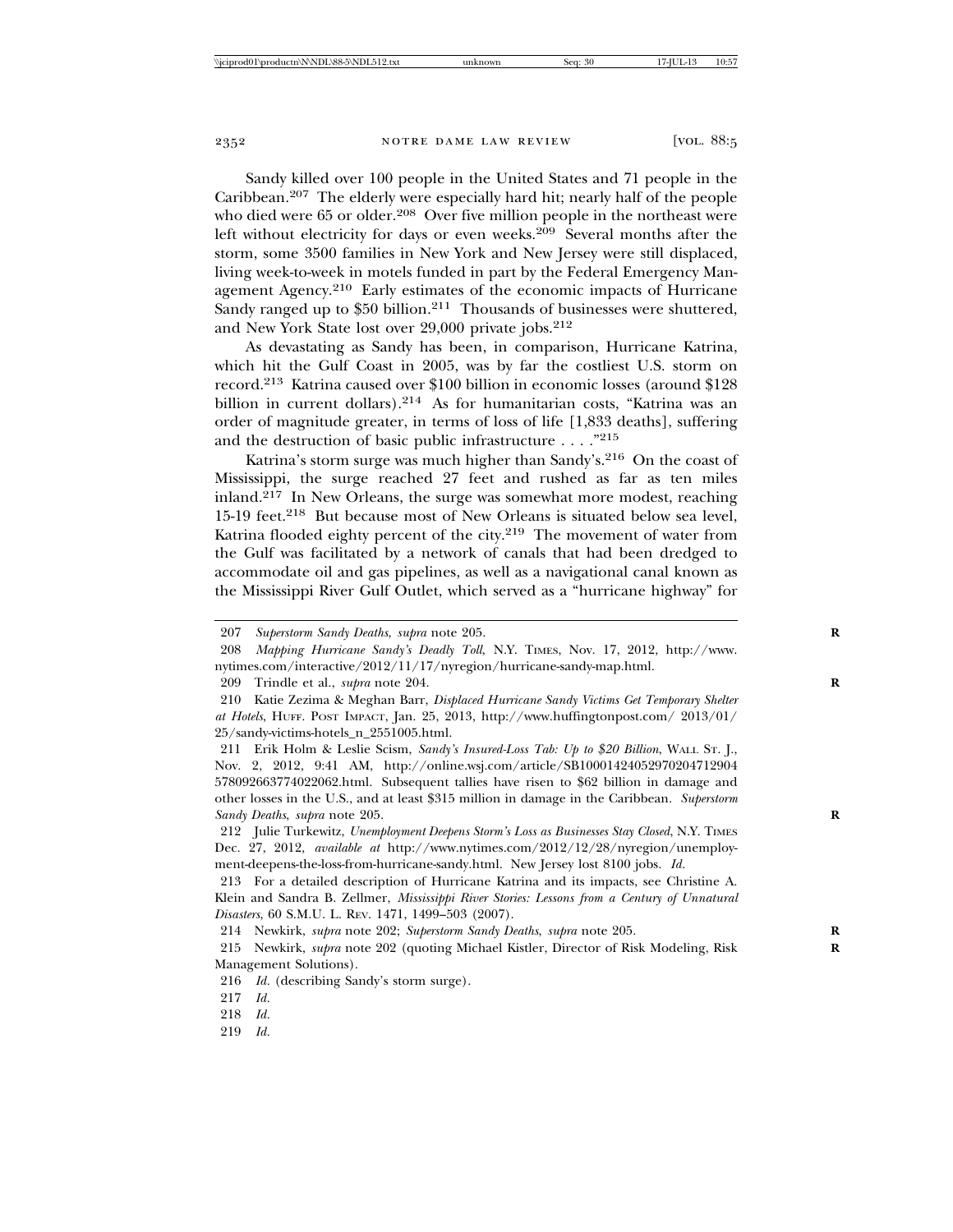Sandy killed over 100 people in the United States and 71 people in the Caribbean.[207] The elderly were especially hard hit; nearly half of the people who died were 65 or older.[208] Over five million people in the northeast were left without electricity for days or even weeks.[209] Several months after the storm, some 3500 families in New York and New Jersey were still displaced, living week-to-week in motels funded in part by the Federal Emergency Management Agency.[210] Early estimates of the economic impacts of Hurricane Sandy ranged up to $50 billion.[211] Thousands of businesses were shuttered, and New York State lost over 29,000 private jobs.[212]

As devastating as Sandy has been, in comparison, Hurricane Katrina, which hit the Gulf Coast in 2005, was by far the costliest U.S. storm on record.[213] Katrina caused over $100 billion in economic losses (around $128 billion in current dollars).[214] As for humanitarian costs, "Katrina was an order of magnitude greater, in terms of loss of life [1,833 deaths], suffering and the destruction of basic public infrastructure . . . ."[215]

Katrina's storm surge was much higher than Sandy's.[216] On the coast of Mississippi, the surge reached 27 feet and rushed as far as ten miles inland.[217] In New Orleans, the surge was somewhat more modest, reaching 15-19 feet.[218] But because most of New Orleans is situated below sea level, Katrina flooded eighty percent of the city.[219] The movement of water from the Gulf was facilitated by a network of canals that had been dredged to accommodate oil and gas pipelines, as well as a navigational canal known as the Mississippi River Gulf Outlet, which served as a "hurricane highway" for

---

207 *Superstorm Sandy Deaths*, *supra* note 205.

208 *Mapping Hurricane Sandy's Deadly Toll*, N.Y. TIMES, Nov. 17, 2012, http://www.nytimes.com/interactive/2012/11/17/nyregion/hurricane-sandy-map.html.

209 Trindle et al., *supra* note 204.

210 Katie Zezima & Meghan Barr, *Displaced Hurricane Sandy Victims Get Temporary Shelter at Hotels*, HUFF. POST IMPACT, Jan. 25, 2013, http://www.huffingtonpost.com/ 2013/01/ 25/sandy-victims-hotels_n_2551005.html.

211 Erik Holm & Leslie Scism, *Sandy's Insured-Loss Tab: Up to $20 Billion*, WALL ST. J., Nov. 2, 2012, 9:41 AM, http://online.wsj.com/article/SB10001424052970204712904 578092663774022062.html. Subsequent tallies have risen to $62 billion in damage and other losses in the U.S., and at least $315 million in damage in the Caribbean. *Superstorm Sandy Deaths*, *supra* note 205.

212 Julie Turkewitz, *Unemployment Deepens Storm's Loss as Businesses Stay Closed*, N.Y. TIMES Dec. 27, 2012, *available at* http://www.nytimes.com/2012/12/28/nyregion/unemployment-deepens-the-loss-from-hurricane-sandy.html. New Jersey lost 8100 jobs. *Id.*

213 For a detailed description of Hurricane Katrina and its impacts, see Christine A. Klein and Sandra B. Zellmer, *Mississippi River Stories: Lessons from a Century of Unnatural Disasters*, 60 S.M.U. L. REV. 1471, 1499–503 (2007).

214 Newkirk, *supra* note 202; *Superstorm Sandy Deaths*, *supra* note 205.

215 Newkirk, *supra* note 202 (quoting Michael Kistler, Director of Risk Modeling, Risk Management Solutions).

216 *Id.* (describing Sandy's storm surge).

217 *Id.*

218 *Id.*

219 *Id.*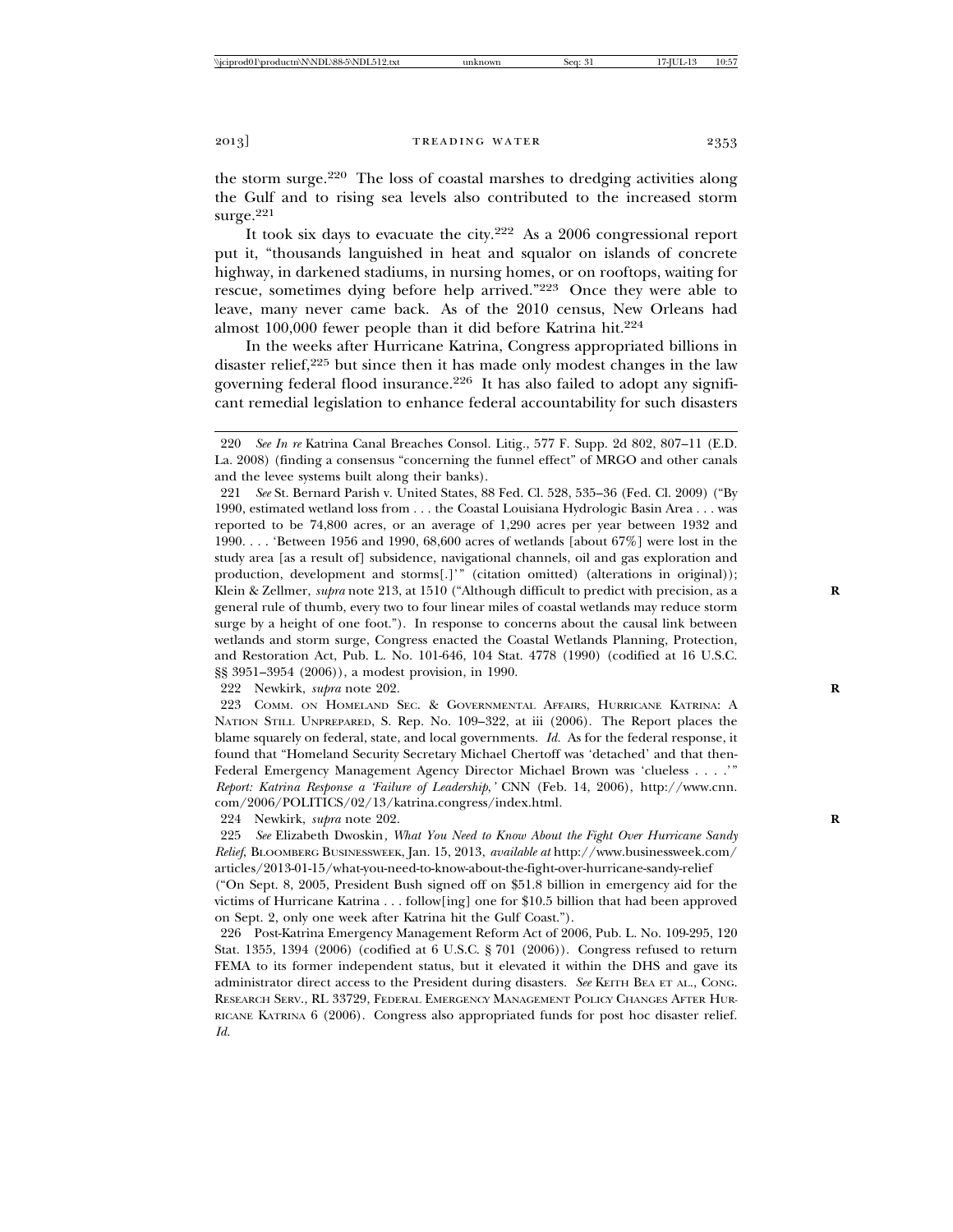the storm surge.[220] The loss of coastal marshes to dredging activities along the Gulf and to rising sea levels also contributed to the increased storm surge.[221]

It took six days to evacuate the city.[222] As a 2006 congressional report put it, "thousands languished in heat and squalor on islands of concrete highway, in darkened stadiums, in nursing homes, or on rooftops, waiting for rescue, sometimes dying before help arrived."[223] Once they were able to leave, many never came back. As of the 2010 census, New Orleans had almost 100,000 fewer people than it did before Katrina hit.[224]

In the weeks after Hurricane Katrina, Congress appropriated billions in disaster relief,[225] but since then it has made only modest changes in the law governing federal flood insurance.[226] It has also failed to adopt any significant remedial legislation to enhance federal accountability for such disasters

---

220 *See In re* Katrina Canal Breaches Consol. Litig., 577 F. Supp. 2d 802, 807–11 (E.D. La. 2008) (finding a consensus "concerning the funnel effect" of MRGO and other canals and the levee systems built along their banks).

221 *See* St. Bernard Parish v. United States, 88 Fed. Cl. 528, 535–36 (Fed. Cl. 2009) ("By 1990, estimated wetland loss from . . . the Coastal Louisiana Hydrologic Basin Area . . . was reported to be 74,800 acres, or an average of 1,290 acres per year between 1932 and 1990. . . . 'Between 1956 and 1990, 68,600 acres of wetlands [about 67%] were lost in the study area [as a result of] subsidence, navigational channels, oil and gas exploration and production, development and storms[.]'" (citation omitted) (alterations in original)); Klein & Zellmer, *supra* note 213, at 1510 ("Although difficult to predict with precision, as a general rule of thumb, every two to four linear miles of coastal wetlands may reduce storm surge by a height of one foot."). In response to concerns about the causal link between wetlands and storm surge, Congress enacted the Coastal Wetlands Planning, Protection, and Restoration Act, Pub. L. No. 101-646, 104 Stat. 4778 (1990) (codified at 16 U.S.C. §§ 3951–3954 (2006)), a modest provision, in 1990.

222 Newkirk, *supra* note 202.

223 COMM. ON HOMELAND SEC. & GOVERNMENTAL AFFAIRS, HURRICANE KATRINA: A NATION STILL UNPREPARED, S. Rep. No. 109–322, at iii (2006). The Report places the blame squarely on federal, state, and local governments. *Id.* As for the federal response, it found that "Homeland Security Secretary Michael Chertoff was 'detached' and that then-Federal Emergency Management Agency Director Michael Brown was 'clueless . . . .'" *Report: Katrina Response a 'Failure of Leadership,'* CNN (Feb. 14, 2006), http://www.cnn.com/2006/POLITICS/02/13/katrina.congress/index.html.

224 Newkirk, *supra* note 202.

225 *See* Elizabeth Dwoskin, *What You Need to Know About the Fight Over Hurricane Sandy Relief*, BLOOMBERG BUSINESSWEEK, Jan. 15, 2013, *available at* http://www.businessweek.com/articles/2013-01-15/what-you-need-to-know-about-the-fight-over-hurricane-sandy-relief ("On Sept. 8, 2005, President Bush signed off on $51.8 billion in emergency aid for the victims of Hurricane Katrina . . . follow[ing] one for $10.5 billion that had been approved on Sept. 2, only one week after Katrina hit the Gulf Coast.").

226 Post-Katrina Emergency Management Reform Act of 2006, Pub. L. No. 109-295, 120 Stat. 1355, 1394 (2006) (codified at 6 U.S.C. § 701 (2006)). Congress refused to return FEMA to its former independent status, but it elevated it within the DHS and gave its administrator direct access to the President during disasters. *See* KEITH BEA ET AL., CONG. RESEARCH SERV., RL 33729, FEDERAL EMERGENCY MANAGEMENT POLICY CHANGES AFTER HURRICANE KATRINA 6 (2006). Congress also appropriated funds for post hoc disaster relief. *Id.*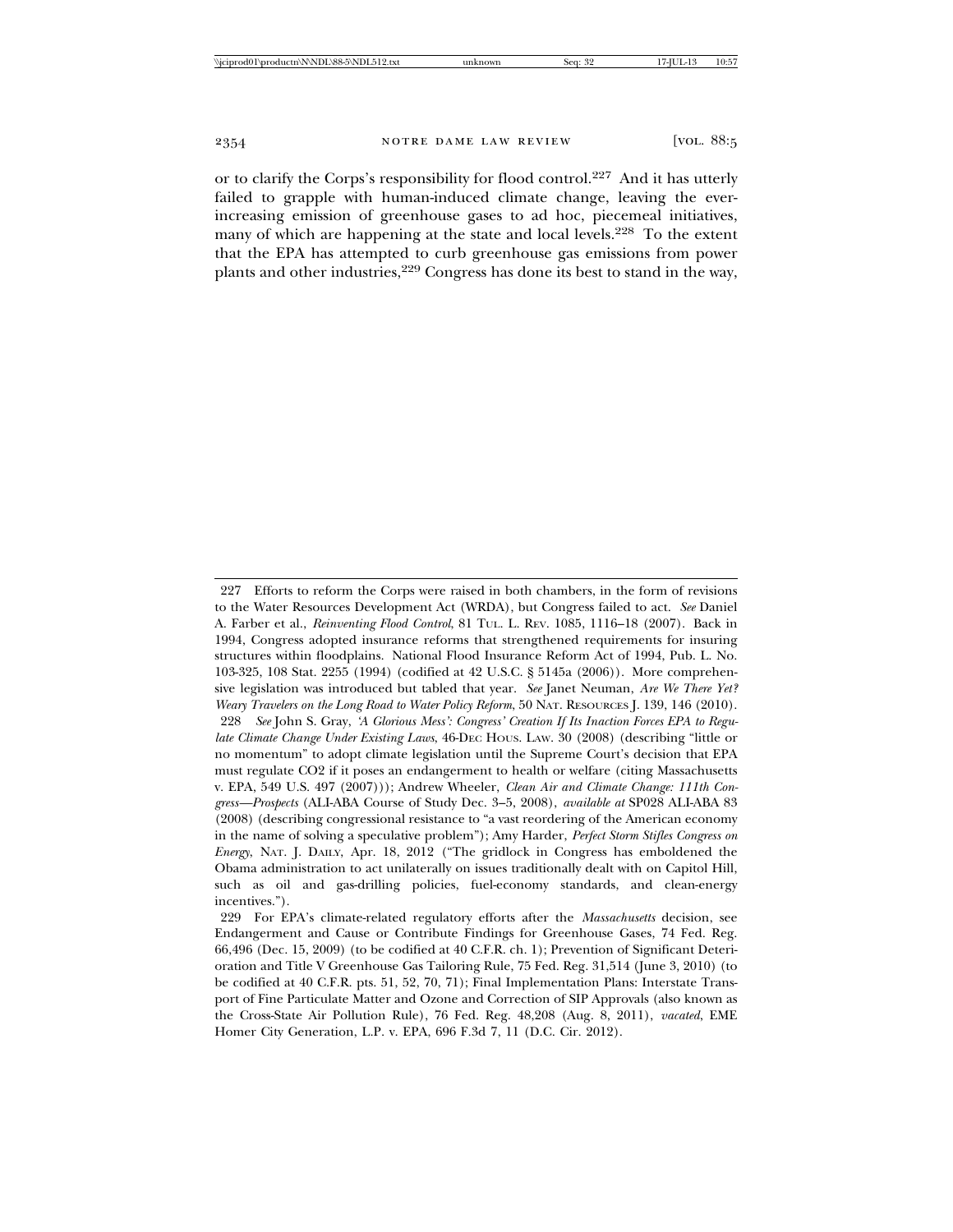or to clarify the Corps's responsibility for flood control.[227] And it has utterly failed to grapple with human-induced climate change, leaving the ever-increasing emission of greenhouse gases to ad hoc, piecemeal initiatives, many of which are happening at the state and local levels.[228] To the extent that the EPA has attempted to curb greenhouse gas emissions from power plants and other industries,[229] Congress has done its best to stand in the way,

---

227 Efforts to reform the Corps were raised in both chambers, in the form of revisions to the Water Resources Development Act (WRDA), but Congress failed to act. *See* Daniel A. Farber et al., *Reinventing Flood Control*, 81 TUL. L. REV. 1085, 1116–18 (2007). Back in 1994, Congress adopted insurance reforms that strengthened requirements for insuring structures within floodplains. National Flood Insurance Reform Act of 1994, Pub. L. No. 103-325, 108 Stat. 2255 (1994) (codified at 42 U.S.C. § 5145a (2006)). More comprehensive legislation was introduced but tabled that year. *See* Janet Neuman, *Are We There Yet? Weary Travelers on the Long Road to Water Policy Reform*, 50 NAT. RESOURCES J. 139, 146 (2010).

228 *See* John S. Gray, *'A Glorious Mess': Congress' Creation If Its Inaction Forces EPA to Regulate Climate Change Under Existing Laws*, 46-DEC HOUS. LAW. 30 (2008) (describing "little or no momentum" to adopt climate legislation until the Supreme Court's decision that EPA must regulate CO2 if it poses an endangerment to health or welfare (citing Massachusetts v. EPA, 549 U.S. 497 (2007))); Andrew Wheeler, *Clean Air and Climate Change: 111th Congress—Prospects* (ALI-ABA Course of Study Dec. 3–5, 2008), *available at* SP028 ALI-ABA 83 (2008) (describing congressional resistance to "a vast reordering of the American economy in the name of solving a speculative problem"); Amy Harder, *Perfect Storm Stifles Congress on Energy*, NAT. J. DAILY, Apr. 18, 2012 ("The gridlock in Congress has emboldened the Obama administration to act unilaterally on issues traditionally dealt with on Capitol Hill, such as oil and gas-drilling policies, fuel-economy standards, and clean-energy incentives.").

229 For EPA's climate-related regulatory efforts after the *Massachusetts* decision, see Endangerment and Cause or Contribute Findings for Greenhouse Gases, 74 Fed. Reg. 66,496 (Dec. 15, 2009) (to be codified at 40 C.F.R. ch. 1); Prevention of Significant Deterioration and Title V Greenhouse Gas Tailoring Rule, 75 Fed. Reg. 31,514 (June 3, 2010) (to be codified at 40 C.F.R. pts. 51, 52, 70, 71); Final Implementation Plans: Interstate Transport of Fine Particulate Matter and Ozone and Correction of SIP Approvals (also known as the Cross-State Air Pollution Rule), 76 Fed. Reg. 48,208 (Aug. 8, 2011), *vacated*, EME Homer City Generation, L.P. v. EPA, 696 F.3d 7, 11 (D.C. Cir. 2012).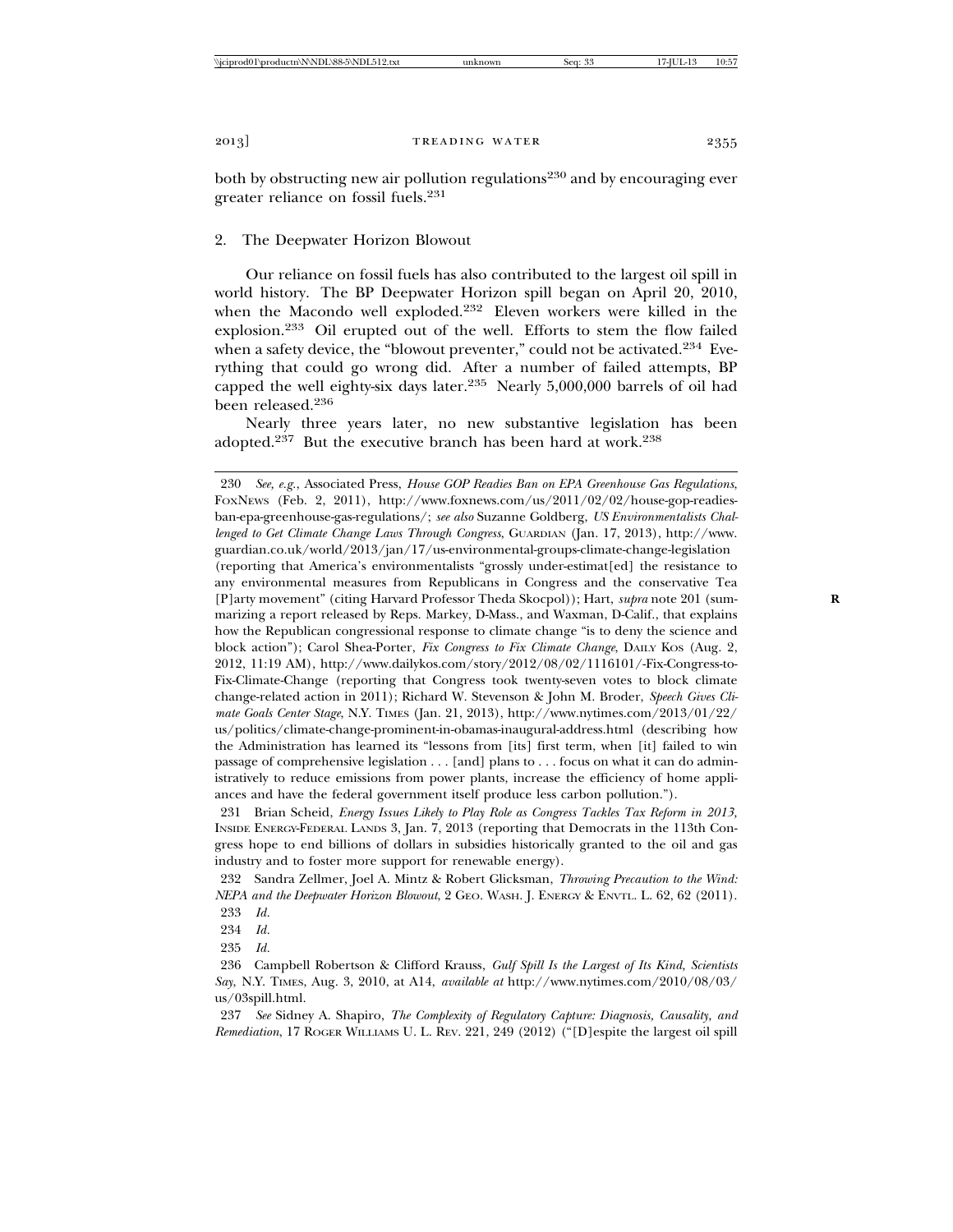both by obstructing new air pollution regulations[230] and by encouraging ever greater reliance on fossil fuels.[231]

### 2. The Deepwater Horizon Blowout

Our reliance on fossil fuels has also contributed to the largest oil spill in world history. The BP Deepwater Horizon spill began on April 20, 2010, when the Macondo well exploded.[232] Eleven workers were killed in the explosion.[233] Oil erupted out of the well. Efforts to stem the flow failed when a safety device, the "blowout preventer," could not be activated.[234] Everything that could go wrong did. After a number of failed attempts, BP capped the well eighty-six days later.[235] Nearly 5,000,000 barrels of oil had been released.[236]

Nearly three years later, no new substantive legislation has been adopted.[237] But the executive branch has been hard at work.[238]

---

230 *See, e.g.*, Associated Press, *House GOP Readies Ban on EPA Greenhouse Gas Regulations*, FoxNews (Feb. 2, 2011), http://www.foxnews.com/us/2011/02/02/house-gop-readies-ban-epa-greenhouse-gas-regulations/; *see also* Suzanne Goldberg, *US Environmentalists Challenged to Get Climate Change Laws Through Congress*, Guardian (Jan. 17, 2013), http://www.guardian.co.uk/world/2013/jan/17/us-environmental-groups-climate-change-legislation (reporting that America's environmentalists "grossly under-estimat[ed] the resistance to any environmental measures from Republicans in Congress and the conservative Tea [P]arty movement" (citing Harvard Professor Theda Skocpol)); Hart, *supra* note 201 (summarizing a report released by Reps. Markey, D-Mass., and Waxman, D-Calif., that explains how the Republican congressional response to climate change "is to deny the science and block action"); Carol Shea-Porter, *Fix Congress to Fix Climate Change*, Daily Kos (Aug. 2, 2012, 11:19 AM), http://www.dailykos.com/story/2012/08/02/1116101/-Fix-Congress-to-Fix-Climate-Change (reporting that Congress took twenty-seven votes to block climate change-related action in 2011); Richard W. Stevenson & John M. Broder, *Speech Gives Climate Goals Center Stage*, N.Y. Times (Jan. 21, 2013), http://www.nytimes.com/2013/01/22/us/politics/climate-change-prominent-in-obamas-inaugural-address.html (describing how the Administration has learned its "lessons from [its] first term, when [it] failed to win passage of comprehensive legislation . . . [and] plans to . . . focus on what it can do administratively to reduce emissions from power plants, increase the efficiency of home appliances and have the federal government itself produce less carbon pollution.").

231 Brian Scheid, *Energy Issues Likely to Play Role as Congress Tackles Tax Reform in 2013*, Inside Energy-Federal Lands 3, Jan. 7, 2013 (reporting that Democrats in the 113th Congress hope to end billions of dollars in subsidies historically granted to the oil and gas industry and to foster more support for renewable energy).

232 Sandra Zellmer, Joel A. Mintz & Robert Glicksman, *Throwing Precaution to the Wind: NEPA and the Deepwater Horizon Blowout*, 2 Geo. Wash. J. Energy & Envtl. L. 62, 62 (2011).

233 *Id.*

234 *Id.*

235 *Id.*

236 Campbell Robertson & Clifford Krauss, *Gulf Spill Is the Largest of Its Kind, Scientists Say*, N.Y. Times, Aug. 3, 2010, at A14, *available at* http://www.nytimes.com/2010/08/03/us/03spill.html.

237 *See* Sidney A. Shapiro, *The Complexity of Regulatory Capture: Diagnosis, Causality, and Remediation*, 17 Roger Williams U. L. Rev. 221, 249 (2012) ("[D]espite the largest oil spill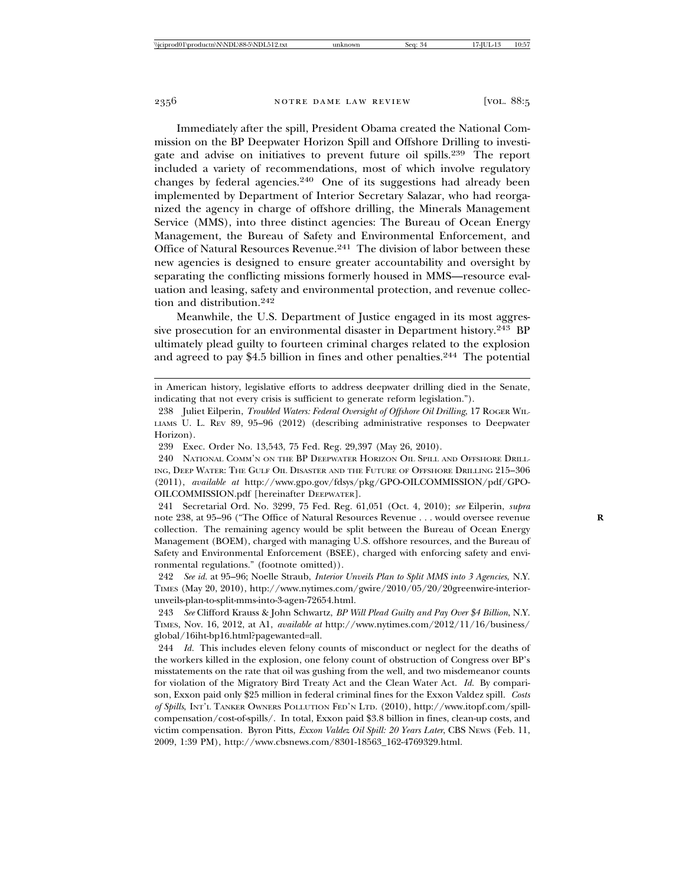Immediately after the spill, President Obama created the National Commission on the BP Deepwater Horizon Spill and Offshore Drilling to investigate and advise on initiatives to prevent future oil spills.[239] The report included a variety of recommendations, most of which involve regulatory changes by federal agencies.[240] One of its suggestions had already been implemented by Department of Interior Secretary Salazar, who had reorganized the agency in charge of offshore drilling, the Minerals Management Service (MMS), into three distinct agencies: The Bureau of Ocean Energy Management, the Bureau of Safety and Environmental Enforcement, and Office of Natural Resources Revenue.[241] The division of labor between these new agencies is designed to ensure greater accountability and oversight by separating the conflicting missions formerly housed in MMS—resource evaluation and leasing, safety and environmental protection, and revenue collection and distribution.[242]

Meanwhile, the U.S. Department of Justice engaged in its most aggressive prosecution for an environmental disaster in Department history.[243] BP ultimately plead guilty to fourteen criminal charges related to the explosion and agreed to pay $4.5 billion in fines and other penalties.[244] The potential

---

in American history, legislative efforts to address deepwater drilling died in the Senate, indicating that not every crisis is sufficient to generate reform legislation.").

238 Juliet Eilperin, *Troubled Waters: Federal Oversight of Offshore Oil Drilling*, 17 Roger Williams U. L. Rev 89, 95–96 (2012) (describing administrative responses to Deepwater Horizon).

239 Exec. Order No. 13,543, 75 Fed. Reg. 29,397 (May 26, 2010).

240 National Comm'n on the BP Deepwater Horizon Oil Spill and Offshore Drilling, Deep Water: The Gulf Oil Disaster and the Future of Offshore Drilling 215–306 (2011), *available at* http://www.gpo.gov/fdsys/pkg/GPO-OILCOMMISSION/pdf/GPO-OILCOMMISSION.pdf [hereinafter Deepwater].

241 Secretarial Ord. No. 3299, 75 Fed. Reg. 61,051 (Oct. 4, 2010); *see* Eilperin, *supra* note 238, at 95–96 ("The Office of Natural Resources Revenue . . . would oversee revenue collection. The remaining agency would be split between the Bureau of Ocean Energy Management (BOEM), charged with managing U.S. offshore resources, and the Bureau of Safety and Environmental Enforcement (BSEE), charged with enforcing safety and environmental regulations." (footnote omitted)).

242 *See id.* at 95–96; Noelle Straub, *Interior Unveils Plan to Split MMS into 3 Agencies*, N.Y. Times (May 20, 2010), http://www.nytimes.com/gwire/2010/05/20/20greenwire-interior-unveils-plan-to-split-mms-into-3-agen-72654.html.

243 *See* Clifford Krauss & John Schwartz, *BP Will Plead Guilty and Pay Over $4 Billion*, N.Y. Times, Nov. 16, 2012, at A1, *available at* http://www.nytimes.com/2012/11/16/business/global/16iht-bp16.html?pagewanted=all.

244 *Id.* This includes eleven felony counts of misconduct or neglect for the deaths of the workers killed in the explosion, one felony count of obstruction of Congress over BP's misstatements on the rate that oil was gushing from the well, and two misdemeanor counts for violation of the Migratory Bird Treaty Act and the Clean Water Act. *Id.* By comparison, Exxon paid only $25 million in federal criminal fines for the Exxon Valdez spill. *Costs of Spills*, Int'l Tanker Owners Pollution Fed'n Ltd. (2010), http://www.itopf.com/spill-compensation/cost-of-spills/. In total, Exxon paid $3.8 billion in fines, clean-up costs, and victim compensation. Byron Pitts, *Exxon Valdez Oil Spill: 20 Years Later*, CBS News (Feb. 11, 2009, 1:39 PM), http://www.cbsnews.com/8301-18563_162-4769329.html.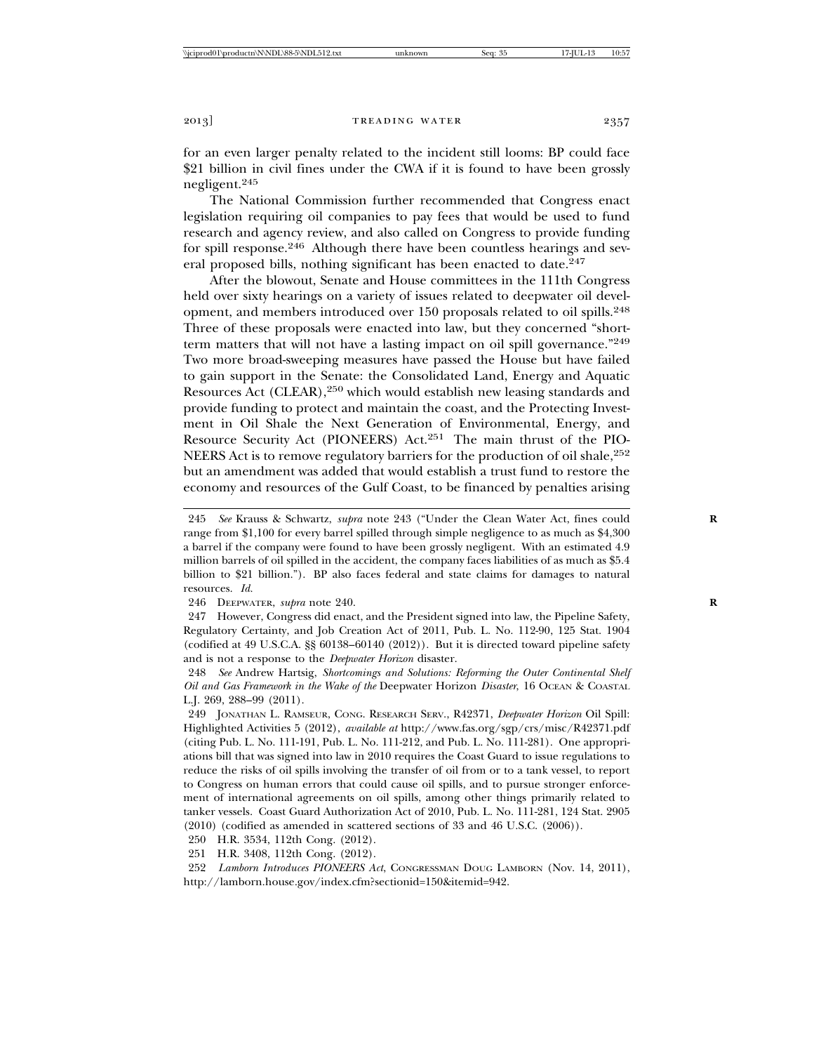for an even larger penalty related to the incident still looms: BP could face $21 billion in civil fines under the CWA if it is found to have been grossly negligent.[245]

The National Commission further recommended that Congress enact legislation requiring oil companies to pay fees that would be used to fund research and agency review, and also called on Congress to provide funding for spill response.[246] Although there have been countless hearings and several proposed bills, nothing significant has been enacted to date.[247]

After the blowout, Senate and House committees in the 111th Congress held over sixty hearings on a variety of issues related to deepwater oil development, and members introduced over 150 proposals related to oil spills.[248] Three of these proposals were enacted into law, but they concerned "short-term matters that will not have a lasting impact on oil spill governance."[249] Two more broad-sweeping measures have passed the House but have failed to gain support in the Senate: the Consolidated Land, Energy and Aquatic Resources Act (CLEAR),[250] which would establish new leasing standards and provide funding to protect and maintain the coast, and the Protecting Investment in Oil Shale the Next Generation of Environmental, Energy, and Resource Security Act (PIONEERS) Act.[251] The main thrust of the PIONEERS Act is to remove regulatory barriers for the production of oil shale,[252] but an amendment was added that would establish a trust fund to restore the economy and resources of the Gulf Coast, to be financed by penalties arising

---

245 *See* Krauss & Schwartz, *supra* note 243 ("Under the Clean Water Act, fines could range from $1,100 for every barrel spilled through simple negligence to as much as $4,300 a barrel if the company were found to have been grossly negligent. With an estimated 4.9 million barrels of oil spilled in the accident, the company faces liabilities of as much as $5.4 billion to $21 billion."). BP also faces federal and state claims for damages to natural resources. *Id.*

246 DEEPWATER, *supra* note 240.

247 However, Congress did enact, and the President signed into law, the Pipeline Safety, Regulatory Certainty, and Job Creation Act of 2011, Pub. L. No. 112-90, 125 Stat. 1904 (codified at 49 U.S.C.A. §§ 60138–60140 (2012)). But it is directed toward pipeline safety and is not a response to the *Deepwater Horizon* disaster.

248 *See* Andrew Hartsig, *Shortcomings and Solutions: Reforming the Outer Continental Shelf Oil and Gas Framework in the Wake of the* Deepwater Horizon *Disaster*, 16 OCEAN & COASTAL L.J. 269, 288–99 (2011).

249 JONATHAN L. RAMSEUR, CONG. RESEARCH SERV., R42371, *Deepwater Horizon* Oil Spill: Highlighted Activities 5 (2012), *available at* http://www.fas.org/sgp/crs/misc/R42371.pdf (citing Pub. L. No. 111-191, Pub. L. No. 111-212, and Pub. L. No. 111-281). One appropriations bill that was signed into law in 2010 requires the Coast Guard to issue regulations to reduce the risks of oil spills involving the transfer of oil from or to a tank vessel, to report to Congress on human errors that could cause oil spills, and to pursue stronger enforcement of international agreements on oil spills, among other things primarily related to tanker vessels. Coast Guard Authorization Act of 2010, Pub. L. No. 111-281, 124 Stat. 2905 (2010) (codified as amended in scattered sections of 33 and 46 U.S.C. (2006)).

250 H.R. 3534, 112th Cong. (2012).

251 H.R. 3408, 112th Cong. (2012).

252 *Lamborn Introduces PIONEERS Act*, CONGRESSMAN DOUG LAMBORN (Nov. 14, 2011), http://lamborn.house.gov/index.cfm?sectionid=150&itemid=942.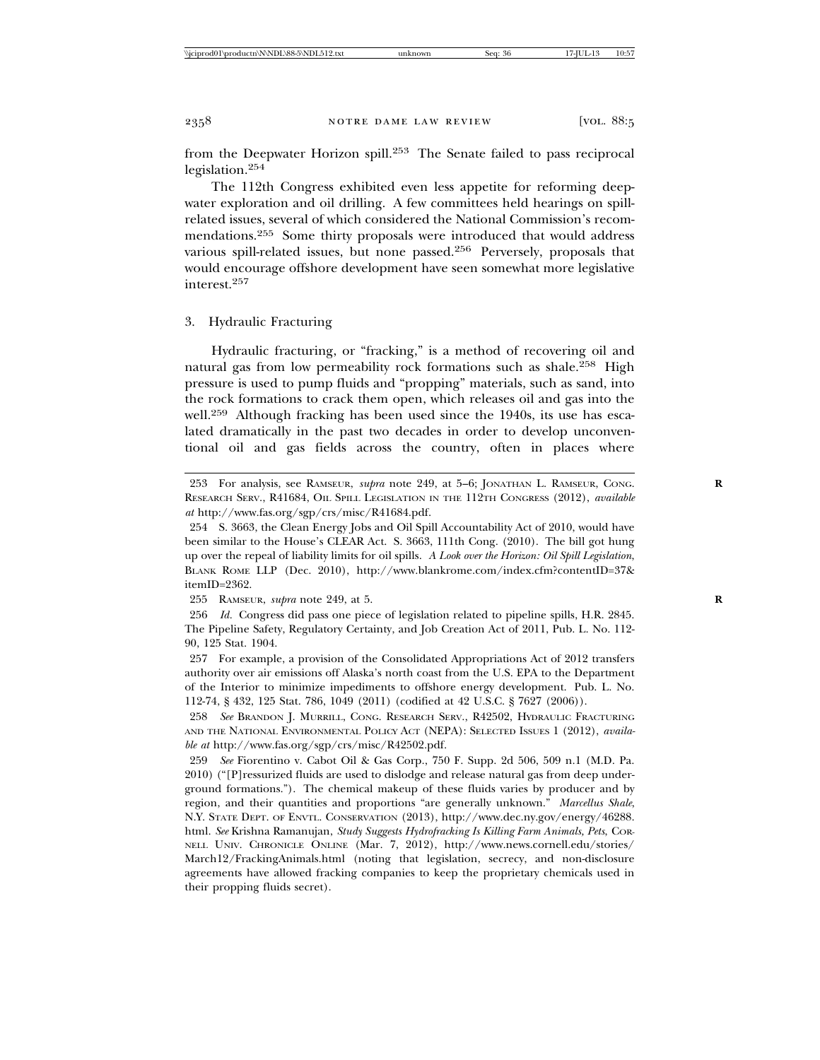from the Deepwater Horizon spill.[253] The Senate failed to pass reciprocal legislation.[254]

The 112th Congress exhibited even less appetite for reforming deepwater exploration and oil drilling. A few committees held hearings on spill-related issues, several of which considered the National Commission's recommendations.[255] Some thirty proposals were introduced that would address various spill-related issues, but none passed.[256] Perversely, proposals that would encourage offshore development have seen somewhat more legislative interest.[257]

### 3. Hydraulic Fracturing

Hydraulic fracturing, or "fracking," is a method of recovering oil and natural gas from low permeability rock formations such as shale.[258] High pressure is used to pump fluids and "propping" materials, such as sand, into the rock formations to crack them open, which releases oil and gas into the well.[259] Although fracking has been used since the 1940s, its use has escalated dramatically in the past two decades in order to develop unconventional oil and gas fields across the country, often in places where

---

253 For analysis, see RAMSEUR, *supra* note 249, at 5–6; JONATHAN L. RAMSEUR, CONG. RESEARCH SERV., R41684, OIL SPILL LEGISLATION IN THE 112TH CONGRESS (2012), *available at* http://www.fas.org/sgp/crs/misc/R41684.pdf.

254 S. 3663, the Clean Energy Jobs and Oil Spill Accountability Act of 2010, would have been similar to the House's CLEAR Act. S. 3663, 111th Cong. (2010). The bill got hung up over the repeal of liability limits for oil spills. *A Look over the Horizon: Oil Spill Legislation*, BLANK ROME LLP (Dec. 2010), http://www.blankrome.com/index.cfm?contentID=37&itemID=2362.

255 RAMSEUR, *supra* note 249, at 5.

256 *Id.* Congress did pass one piece of legislation related to pipeline spills, H.R. 2845. The Pipeline Safety, Regulatory Certainty, and Job Creation Act of 2011, Pub. L. No. 112-90, 125 Stat. 1904.

257 For example, a provision of the Consolidated Appropriations Act of 2012 transfers authority over air emissions off Alaska's north coast from the U.S. EPA to the Department of the Interior to minimize impediments to offshore energy development. Pub. L. No. 112-74, § 432, 125 Stat. 786, 1049 (2011) (codified at 42 U.S.C. § 7627 (2006)).

258 *See* BRANDON J. MURRILL, CONG. RESEARCH SERV., R42502, HYDRAULIC FRACTURING AND THE NATIONAL ENVIRONMENTAL POLICY ACT (NEPA): SELECTED ISSUES 1 (2012), *available at* http://www.fas.org/sgp/crs/misc/R42502.pdf.

259 *See* Fiorentino v. Cabot Oil & Gas Corp., 750 F. Supp. 2d 506, 509 n.1 (M.D. Pa. 2010) ("[P]ressurized fluids are used to dislodge and release natural gas from deep underground formations."). The chemical makeup of these fluids varies by producer and by region, and their quantities and proportions "are generally unknown." *Marcellus Shale*, N.Y. STATE DEPT. OF ENVTL. CONSERVATION (2013), http://www.dec.ny.gov/energy/46288.html. *See* Krishna Ramanujan, *Study Suggests Hydrofracking Is Killing Farm Animals, Pets*, CORNELL UNIV. CHRONICLE ONLINE (Mar. 7, 2012), http://www.news.cornell.edu/stories/March12/FrackingAnimals.html (noting that legislation, secrecy, and non-disclosure agreements have allowed fracking companies to keep the proprietary chemicals used in their propping fluids secret).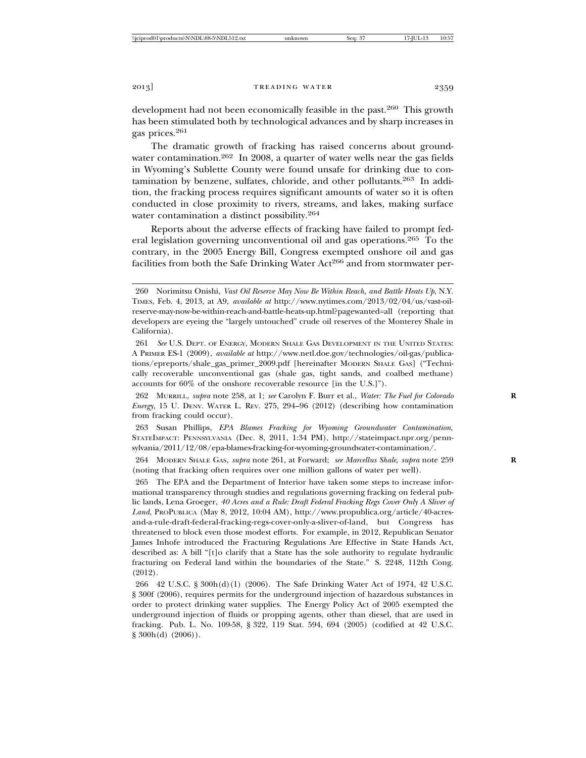development had not been economically feasible in the past.[260] This growth has been stimulated both by technological advances and by sharp increases in gas prices.[261]

The dramatic growth of fracking has raised concerns about groundwater contamination.[262] In 2008, a quarter of water wells near the gas fields in Wyoming's Sublette County were found unsafe for drinking due to contamination by benzene, sulfates, chloride, and other pollutants.[263] In addition, the fracking process requires significant amounts of water so it is often conducted in close proximity to rivers, streams, and lakes, making surface water contamination a distinct possibility.[264]

Reports about the adverse effects of fracking have failed to prompt federal legislation governing unconventional oil and gas operations.[265] To the contrary, in the 2005 Energy Bill, Congress exempted onshore oil and gas facilities from both the Safe Drinking Water Act[266] and from stormwater per-

---

260 Norimitsu Onishi, *Vast Oil Reserve May Now Be Within Reach, and Battle Heats Up*, N.Y. TIMES, Feb. 4, 2013, at A9, *available at* http://www.nytimes.com/2013/02/04/us/vast-oil-reserve-may-now-be-within-reach-and-battle-heats-up.html?pagewanted=all (reporting that developers are eyeing the "largely untouched" crude oil reserves of the Monterey Shale in California).

261 *See* U.S. DEPT. OF ENERGY, MODERN SHALE GAS DEVELOPMENT IN THE UNITED STATES: A PRIMER ES-1 (2009), *available at* http://www.netl.doe.gov/technologies/oil-gas/publications/epreports/shale_gas_primer_2009.pdf [hereinafter MODERN SHALE GAS] ("Technically recoverable unconventional gas (shale gas, tight sands, and coalbed methane) accounts for 60% of the onshore recoverable resource [in the U.S.]").

262 MURRILL, *supra* note 258, at 1; *see* Carolyn F. Burr et al., *Water: The Fuel for Colorado Energy*, 15 U. DENV. WATER L. REV. 275, 294–96 (2012) (describing how contamination from fracking could occur).

263 Susan Phillips, *EPA Blames Fracking for Wyoming Groundwater Contamination*, STATEIMPACT: PENNSYLVANIA (Dec. 8, 2011, 1:34 PM), http://stateimpact.npr.org/pennsylvania/2011/12/08/epa-blames-fracking-for-wyoming-groundwater-contamination/.

264 MODERN SHALE GAS, *supra* note 261, at Forward; *see Marcellus Shale*, *supra* note 259 (noting that fracking often requires over one million gallons of water per well).

265 The EPA and the Department of Interior have taken some steps to increase informational transparency through studies and regulations governing fracking on federal public lands, Lena Groeger, *40 Acres and a Rule: Draft Federal Fracking Regs Cover Only A Sliver of Land*, PROPUBLICA (May 8, 2012, 10:04 AM), http://www.propublica.org/article/40-acres-and-a-rule-draft-federal-fracking-regs-cover-only-a-sliver-of-land, but Congress has threatened to block even those modest efforts. For example, in 2012, Republican Senator James Inhofe introduced the Fracturing Regulations Are Effective in State Hands Act, described as: A bill "[t]o clarify that a State has the sole authority to regulate hydraulic fracturing on Federal land within the boundaries of the State." S. 2248, 112th Cong. (2012).

266 42 U.S.C. § 300h(d)(1) (2006). The Safe Drinking Water Act of 1974, 42 U.S.C. § 300f (2006), requires permits for the underground injection of hazardous substances in order to protect drinking water supplies. The Energy Policy Act of 2005 exempted the underground injection of fluids or propping agents, other than diesel, that are used in fracking. Pub. L. No. 109-58, § 322, 119 Stat. 594, 694 (2005) (codified at 42 U.S.C. § 300h(d) (2006)).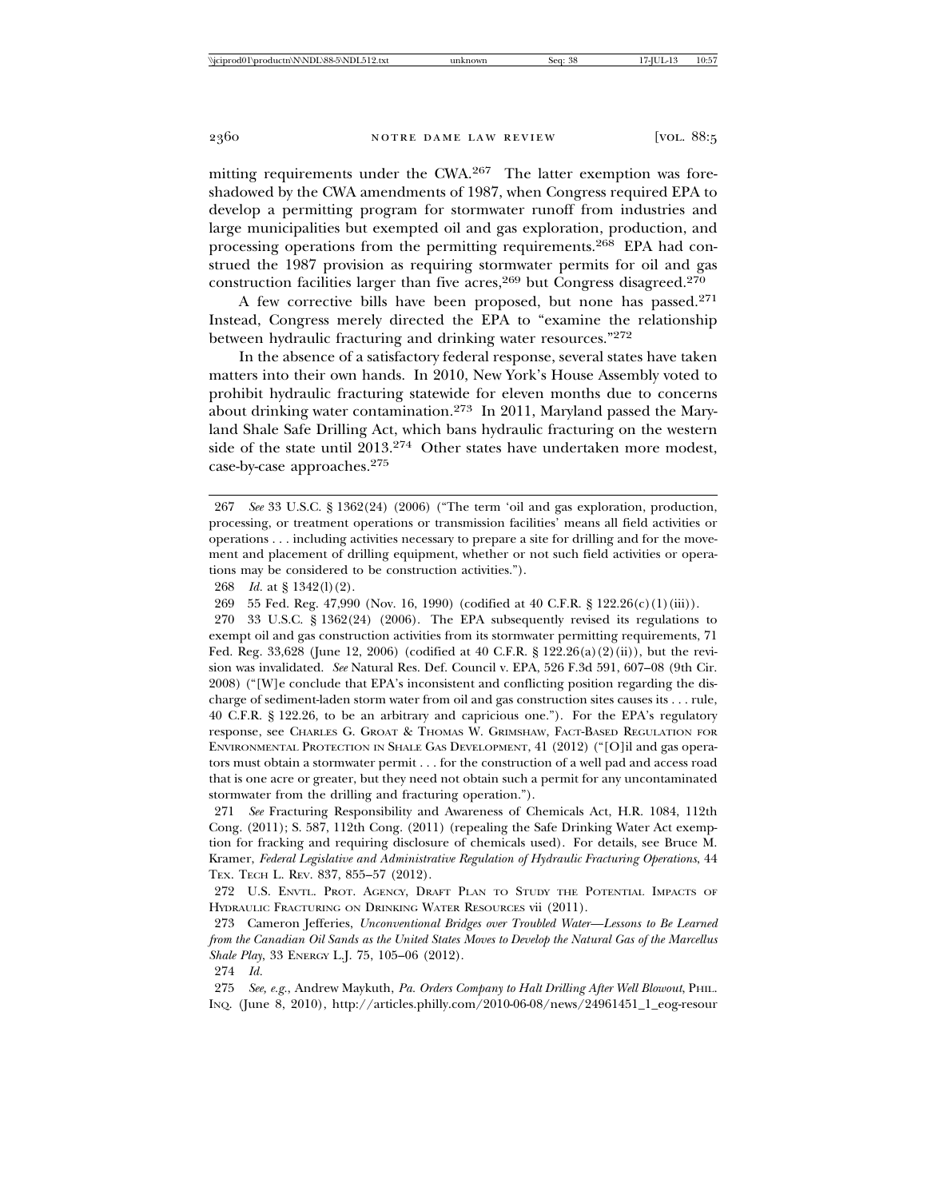mitting requirements under the CWA.[267] The latter exemption was foreshadowed by the CWA amendments of 1987, when Congress required EPA to develop a permitting program for stormwater runoff from industries and large municipalities but exempted oil and gas exploration, production, and processing operations from the permitting requirements.[268] EPA had construed the 1987 provision as requiring stormwater permits for oil and gas construction facilities larger than five acres,[269] but Congress disagreed.[270]

A few corrective bills have been proposed, but none has passed.[271] Instead, Congress merely directed the EPA to "examine the relationship between hydraulic fracturing and drinking water resources."[272]

In the absence of a satisfactory federal response, several states have taken matters into their own hands. In 2010, New York's House Assembly voted to prohibit hydraulic fracturing statewide for eleven months due to concerns about drinking water contamination.[273] In 2011, Maryland passed the Maryland Shale Safe Drilling Act, which bans hydraulic fracturing on the western side of the state until 2013.[274] Other states have undertaken more modest, case-by-case approaches.[275]

---

267 *See* 33 U.S.C. § 1362(24) (2006) ("The term 'oil and gas exploration, production, processing, or treatment operations or transmission facilities' means all field activities or operations . . . including activities necessary to prepare a site for drilling and for the movement and placement of drilling equipment, whether or not such field activities or operations may be considered to be construction activities.").

268 *Id.* at § 1342(l)(2).

269 55 Fed. Reg. 47,990 (Nov. 16, 1990) (codified at 40 C.F.R. § 122.26(c)(1)(iii)).

270 33 U.S.C. § 1362(24) (2006). The EPA subsequently revised its regulations to exempt oil and gas construction activities from its stormwater permitting requirements, 71 Fed. Reg. 33,628 (June 12, 2006) (codified at 40 C.F.R. § 122.26(a)(2)(ii)), but the revision was invalidated. *See* Natural Res. Def. Council v. EPA, 526 F.3d 591, 607–08 (9th Cir. 2008) ("[W]e conclude that EPA's inconsistent and conflicting position regarding the discharge of sediment-laden storm water from oil and gas construction sites causes its . . . rule, 40 C.F.R. § 122.26, to be an arbitrary and capricious one."). For the EPA's regulatory response, see CHARLES G. GROAT & THOMAS W. GRIMSHAW, FACT-BASED REGULATION FOR ENVIRONMENTAL PROTECTION IN SHALE GAS DEVELOPMENT, 41 (2012) ("[O]il and gas operators must obtain a stormwater permit . . . for the construction of a well pad and access road that is one acre or greater, but they need not obtain such a permit for any uncontaminated stormwater from the drilling and fracturing operation.").

271 *See* Fracturing Responsibility and Awareness of Chemicals Act, H.R. 1084, 112th Cong. (2011); S. 587, 112th Cong. (2011) (repealing the Safe Drinking Water Act exemption for fracking and requiring disclosure of chemicals used). For details, see Bruce M. Kramer, *Federal Legislative and Administrative Regulation of Hydraulic Fracturing Operations*, 44 TEX. TECH L. REV. 837, 855–57 (2012).

272 U.S. ENVTL. PROT. AGENCY, DRAFT PLAN TO STUDY THE POTENTIAL IMPACTS OF HYDRAULIC FRACTURING ON DRINKING WATER RESOURCES vii (2011).

273 Cameron Jefferies, *Unconventional Bridges over Troubled Water—Lessons to Be Learned from the Canadian Oil Sands as the United States Moves to Develop the Natural Gas of the Marcellus Shale Play*, 33 ENERGY L.J. 75, 105–06 (2012).

274 *Id.*

275 *See, e.g.*, Andrew Maykuth, *Pa. Orders Company to Halt Drilling After Well Blowout*, PHIL. INQ. (June 8, 2010), http://articles.philly.com/2010-06-08/news/24961451_1_eog-resour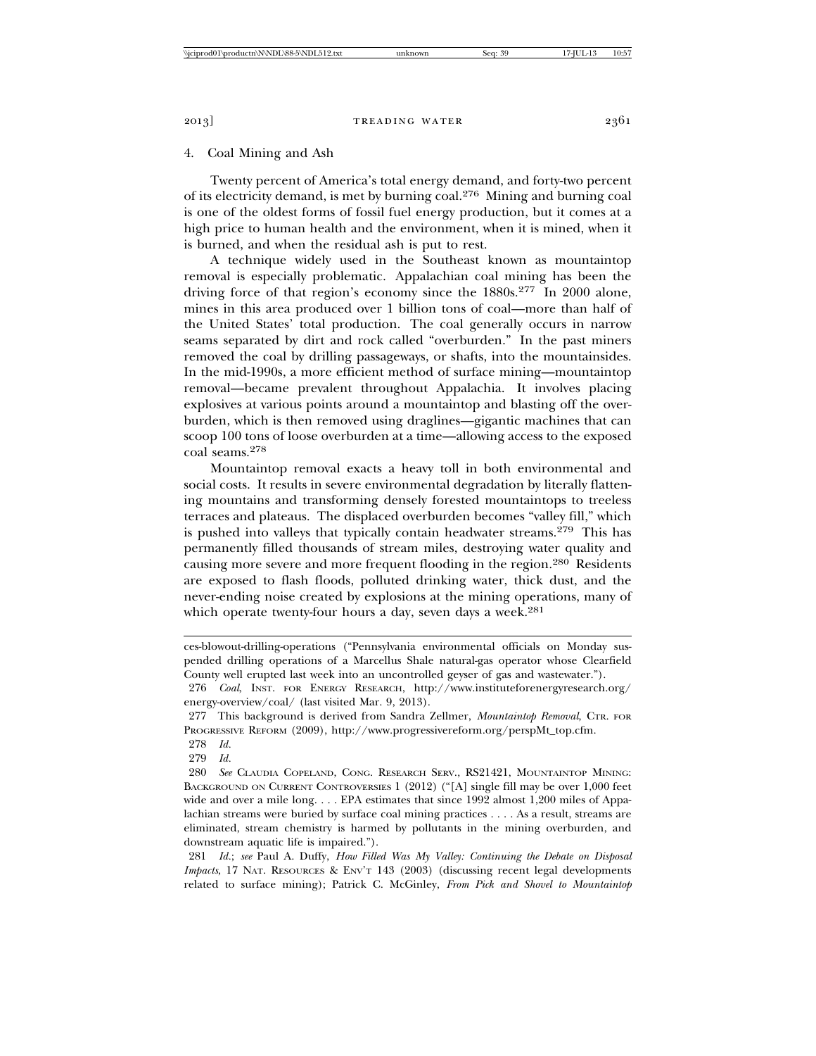### 4. Coal Mining and Ash

Twenty percent of America's total energy demand, and forty-two percent of its electricity demand, is met by burning coal.[276] Mining and burning coal is one of the oldest forms of fossil fuel energy production, but it comes at a high price to human health and the environment, when it is mined, when it is burned, and when the residual ash is put to rest.

A technique widely used in the Southeast known as mountaintop removal is especially problematic. Appalachian coal mining has been the driving force of that region's economy since the 1880s.[277] In 2000 alone, mines in this area produced over 1 billion tons of coal—more than half of the United States' total production. The coal generally occurs in narrow seams separated by dirt and rock called "overburden." In the past miners removed the coal by drilling passageways, or shafts, into the mountainsides. In the mid-1990s, a more efficient method of surface mining—mountaintop removal—became prevalent throughout Appalachia. It involves placing explosives at various points around a mountaintop and blasting off the overburden, which is then removed using draglines—gigantic machines that can scoop 100 tons of loose overburden at a time—allowing access to the exposed coal seams.[278]

Mountaintop removal exacts a heavy toll in both environmental and social costs. It results in severe environmental degradation by literally flattening mountains and transforming densely forested mountaintops to treeless terraces and plateaus. The displaced overburden becomes "valley fill," which is pushed into valleys that typically contain headwater streams.[279] This has permanently filled thousands of stream miles, destroying water quality and causing more severe and more frequent flooding in the region.[280] Residents are exposed to flash floods, polluted drinking water, thick dust, and the never-ending noise created by explosions at the mining operations, many of which operate twenty-four hours a day, seven days a week.[281]

---

ces-blowout-drilling-operations ("Pennsylvania environmental officials on Monday suspended drilling operations of a Marcellus Shale natural-gas operator whose Clearfield County well erupted last week into an uncontrolled geyser of gas and wastewater.").

276 *Coal*, Inst. for Energy Research, http://www.instituteforenergyresearch.org/energy-overview/coal/ (last visited Mar. 9, 2013).

277 This background is derived from Sandra Zellmer, *Mountaintop Removal*, Ctr. for Progressive Reform (2009), http://www.progressivereform.org/perspMt_top.cfm.

278 *Id.*

279 *Id.*

280 *See* Claudia Copeland, Cong. Research Serv., RS21421, Mountaintop Mining: Background on Current Controversies 1 (2012) ("[A] single fill may be over 1,000 feet wide and over a mile long. . . . EPA estimates that since 1992 almost 1,200 miles of Appalachian streams were buried by surface coal mining practices . . . . As a result, streams are eliminated, stream chemistry is harmed by pollutants in the mining overburden, and downstream aquatic life is impaired.").

281 *Id.*; *see* Paul A. Duffy, *How Filled Was My Valley: Continuing the Debate on Disposal Impacts*, 17 Nat. Resources & Env't 143 (2003) (discussing recent legal developments related to surface mining); Patrick C. McGinley, *From Pick and Shovel to Mountaintop*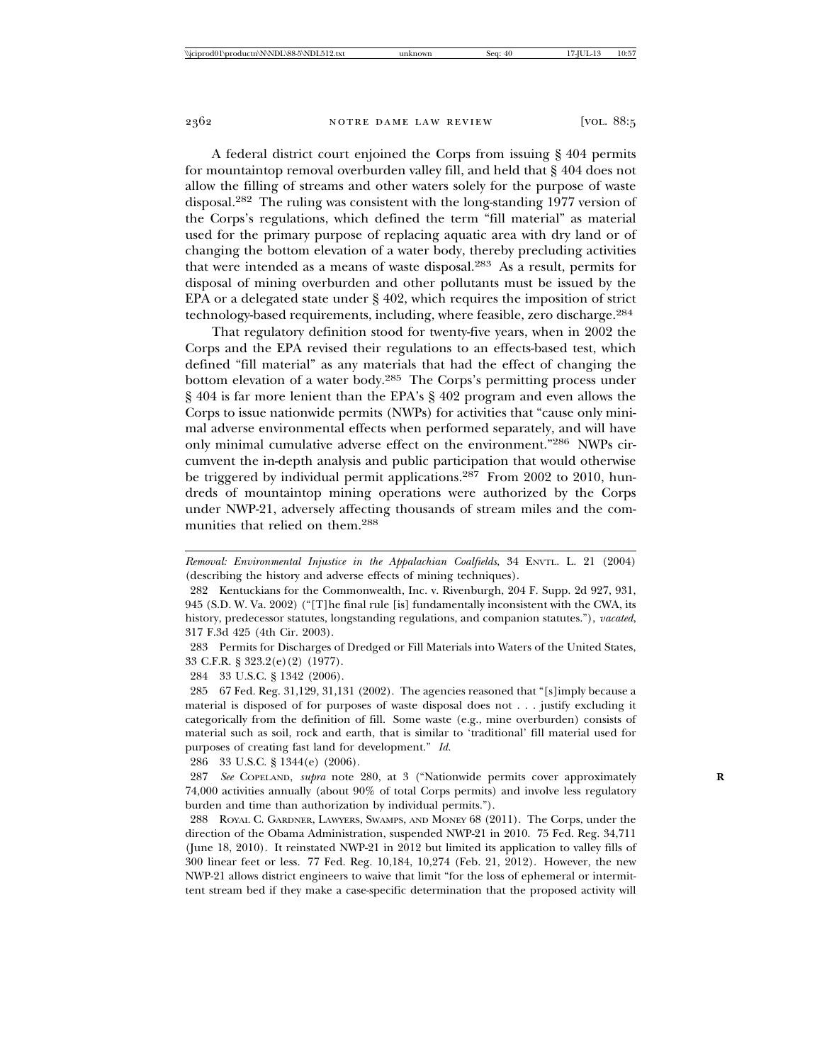A federal district court enjoined the Corps from issuing § 404 permits for mountaintop removal overburden valley fill, and held that § 404 does not allow the filling of streams and other waters solely for the purpose of waste disposal.[282] The ruling was consistent with the long-standing 1977 version of the Corps's regulations, which defined the term "fill material" as material used for the primary purpose of replacing aquatic area with dry land or of changing the bottom elevation of a water body, thereby precluding activities that were intended as a means of waste disposal.[283] As a result, permits for disposal of mining overburden and other pollutants must be issued by the EPA or a delegated state under § 402, which requires the imposition of strict technology-based requirements, including, where feasible, zero discharge.[284]

That regulatory definition stood for twenty-five years, when in 2002 the Corps and the EPA revised their regulations to an effects-based test, which defined "fill material" as any materials that had the effect of changing the bottom elevation of a water body.[285] The Corps's permitting process under § 404 is far more lenient than the EPA's § 402 program and even allows the Corps to issue nationwide permits (NWPs) for activities that "cause only minimal adverse environmental effects when performed separately, and will have only minimal cumulative adverse effect on the environment."[286] NWPs circumvent the in-depth analysis and public participation that would otherwise be triggered by individual permit applications.[287] From 2002 to 2010, hundreds of mountaintop mining operations were authorized by the Corps under NWP-21, adversely affecting thousands of stream miles and the communities that relied on them.[288]

---

*Removal: Environmental Injustice in the Appalachian Coalfields*, 34 ENVTL. L. 21 (2004) (describing the history and adverse effects of mining techniques).

282 Kentuckians for the Commonwealth, Inc. v. Rivenburgh, 204 F. Supp. 2d 927, 931, 945 (S.D. W. Va. 2002) ("[T]he final rule [is] fundamentally inconsistent with the CWA, its history, predecessor statutes, longstanding regulations, and companion statutes."), *vacated*, 317 F.3d 425 (4th Cir. 2003).

283 Permits for Discharges of Dredged or Fill Materials into Waters of the United States, 33 C.F.R. § 323.2(e)(2) (1977).

284 33 U.S.C. § 1342 (2006).

285 67 Fed. Reg. 31,129, 31,131 (2002). The agencies reasoned that "[s]imply because a material is disposed of for purposes of waste disposal does not . . . justify excluding it categorically from the definition of fill. Some waste (e.g., mine overburden) consists of material such as soil, rock and earth, that is similar to 'traditional' fill material used for purposes of creating fast land for development." *Id.*

286 33 U.S.C. § 1344(e) (2006).

287 *See* COPELAND, *supra* note 280, at 3 ("Nationwide permits cover approximately 74,000 activities annually (about 90% of total Corps permits) and involve less regulatory burden and time than authorization by individual permits.").

288 ROYAL C. GARDNER, LAWYERS, SWAMPS, AND MONEY 68 (2011). The Corps, under the direction of the Obama Administration, suspended NWP-21 in 2010. 75 Fed. Reg. 34,711 (June 18, 2010). It reinstated NWP-21 in 2012 but limited its application to valley fills of 300 linear feet or less. 77 Fed. Reg. 10,184, 10,274 (Feb. 21, 2012). However, the new NWP-21 allows district engineers to waive that limit "for the loss of ephemeral or intermittent stream bed if they make a case-specific determination that the proposed activity will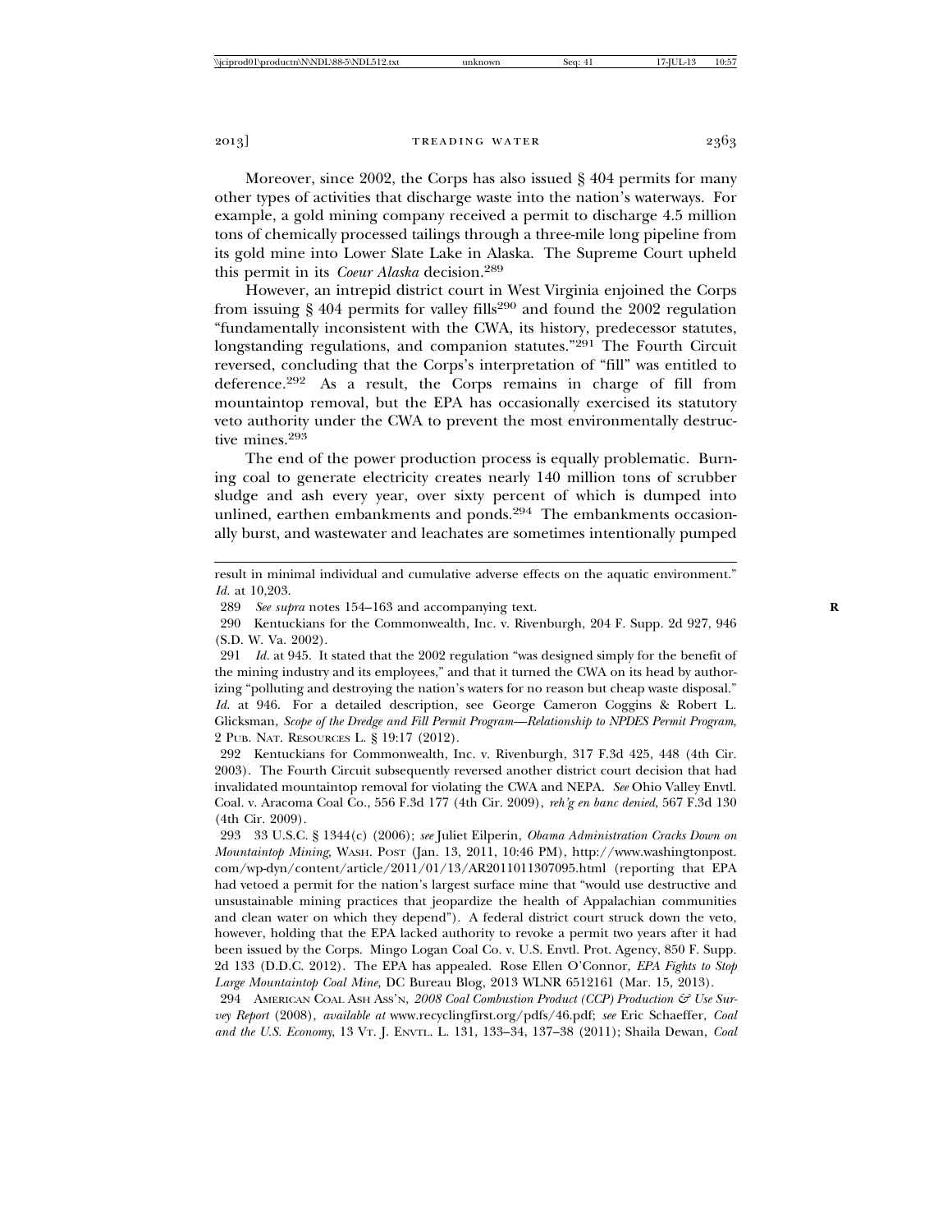Moreover, since 2002, the Corps has also issued § 404 permits for many other types of activities that discharge waste into the nation's waterways. For example, a gold mining company received a permit to discharge 4.5 million tons of chemically processed tailings through a three-mile long pipeline from its gold mine into Lower Slate Lake in Alaska. The Supreme Court upheld this permit in its *Coeur Alaska* decision.[289]

However, an intrepid district court in West Virginia enjoined the Corps from issuing § 404 permits for valley fills[290] and found the 2002 regulation "fundamentally inconsistent with the CWA, its history, predecessor statutes, longstanding regulations, and companion statutes."[291] The Fourth Circuit reversed, concluding that the Corps's interpretation of "fill" was entitled to deference.[292] As a result, the Corps remains in charge of fill from mountaintop removal, but the EPA has occasionally exercised its statutory veto authority under the CWA to prevent the most environmentally destructive mines.[293]

The end of the power production process is equally problematic. Burning coal to generate electricity creates nearly 140 million tons of scrubber sludge and ash every year, over sixty percent of which is dumped into unlined, earthen embankments and ponds.[294] The embankments occasionally burst, and wastewater and leachates are sometimes intentionally pumped

---

result in minimal individual and cumulative adverse effects on the aquatic environment." *Id.* at 10,203.

289 *See supra* notes 154–163 and accompanying text.

290 Kentuckians for the Commonwealth, Inc. v. Rivenburgh, 204 F. Supp. 2d 927, 946 (S.D. W. Va. 2002).

291 *Id.* at 945. It stated that the 2002 regulation "was designed simply for the benefit of the mining industry and its employees," and that it turned the CWA on its head by authorizing "polluting and destroying the nation's waters for no reason but cheap waste disposal." *Id.* at 946. For a detailed description, see George Cameron Coggins & Robert L. Glicksman, *Scope of the Dredge and Fill Permit Program—Relationship to NPDES Permit Program*, 2 PUB. NAT. RESOURCES L. § 19:17 (2012).

292 Kentuckians for Commonwealth, Inc. v. Rivenburgh, 317 F.3d 425, 448 (4th Cir. 2003). The Fourth Circuit subsequently reversed another district court decision that had invalidated mountaintop removal for violating the CWA and NEPA. *See* Ohio Valley Envtl. Coal. v. Aracoma Coal Co., 556 F.3d 177 (4th Cir. 2009), *reh'g en banc denied*, 567 F.3d 130 (4th Cir. 2009).

293 33 U.S.C. § 1344(c) (2006); *see* Juliet Eilperin, *Obama Administration Cracks Down on Mountaintop Mining*, WASH. POST (Jan. 13, 2011, 10:46 PM), http://www.washingtonpost.com/wp-dyn/content/article/2011/01/13/AR2011011307095.html (reporting that EPA had vetoed a permit for the nation's largest surface mine that "would use destructive and unsustainable mining practices that jeopardize the health of Appalachian communities and clean water on which they depend"). A federal district court struck down the veto, however, holding that the EPA lacked authority to revoke a permit two years after it had been issued by the Corps. Mingo Logan Coal Co. v. U.S. Envtl. Prot. Agency, 850 F. Supp. 2d 133 (D.D.C. 2012). The EPA has appealed. Rose Ellen O'Connor, *EPA Fights to Stop Large Mountaintop Coal Mine,* DC Bureau Blog, 2013 WLNR 6512161 (Mar. 15, 2013).

294 AMERICAN COAL ASH ASS'N, *2008 Coal Combustion Product (CCP) Production & Use Survey Report* (2008), *available at* www.recyclingfirst.org/pdfs/46.pdf; *see* Eric Schaeffer, *Coal and the U.S. Economy*, 13 VT. J. ENVTL. L. 131, 133–34, 137–38 (2011); Shaila Dewan, *Coal*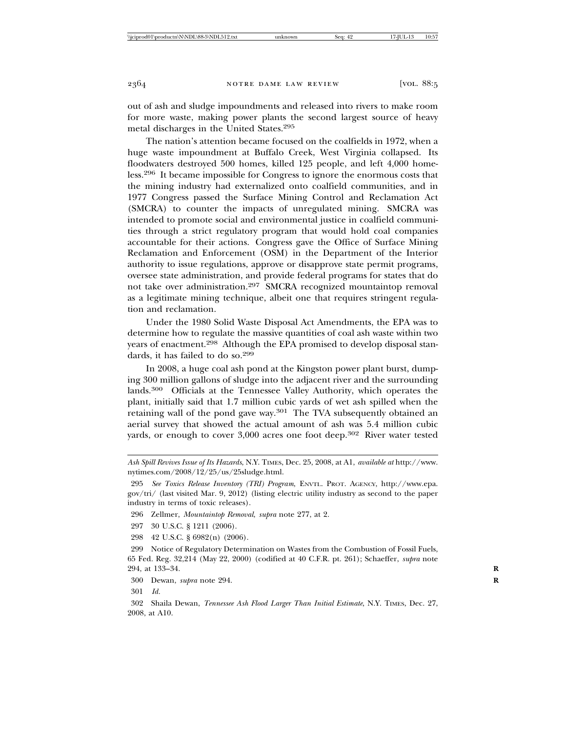out of ash and sludge impoundments and released into rivers to make room for more waste, making power plants the second largest source of heavy metal discharges in the United States.[295]

The nation's attention became focused on the coalfields in 1972, when a huge waste impoundment at Buffalo Creek, West Virginia collapsed. Its floodwaters destroyed 500 homes, killed 125 people, and left 4,000 homeless.[296] It became impossible for Congress to ignore the enormous costs that the mining industry had externalized onto coalfield communities, and in 1977 Congress passed the Surface Mining Control and Reclamation Act (SMCRA) to counter the impacts of unregulated mining. SMCRA was intended to promote social and environmental justice in coalfield communities through a strict regulatory program that would hold coal companies accountable for their actions. Congress gave the Office of Surface Mining Reclamation and Enforcement (OSM) in the Department of the Interior authority to issue regulations, approve or disapprove state permit programs, oversee state administration, and provide federal programs for states that do not take over administration.[297] SMCRA recognized mountaintop removal as a legitimate mining technique, albeit one that requires stringent regulation and reclamation.

Under the 1980 Solid Waste Disposal Act Amendments, the EPA was to determine how to regulate the massive quantities of coal ash waste within two years of enactment.[298] Although the EPA promised to develop disposal standards, it has failed to do so.[299]

In 2008, a huge coal ash pond at the Kingston power plant burst, dumping 300 million gallons of sludge into the adjacent river and the surrounding lands.[300] Officials at the Tennessee Valley Authority, which operates the plant, initially said that 1.7 million cubic yards of wet ash spilled when the retaining wall of the pond gave way.[301] The TVA subsequently obtained an aerial survey that showed the actual amount of ash was 5.4 million cubic yards, or enough to cover 3,000 acres one foot deep.[302] River water tested

---

*Ash Spill Revives Issue of Its Hazards*, N.Y. Times, Dec. 25, 2008, at A1, *available at* http://www.nytimes.com/2008/12/25/us/25sludge.html.

295 *See Toxics Release Inventory (TRI) Program*, Envtl. Prot. Agency, http://www.epa.gov/tri/ (last visited Mar. 9, 2012) (listing electric utility industry as second to the paper industry in terms of toxic releases).

296 Zellmer, *Mountaintop Removal*, *supra* note 277, at 2.

297 30 U.S.C. § 1211 (2006).

298 42 U.S.C. § 6982(n) (2006).

299 Notice of Regulatory Determination on Wastes from the Combustion of Fossil Fuels, 65 Fed. Reg. 32,214 (May 22, 2000) (codified at 40 C.F.R. pt. 261); Schaeffer, *supra* note 294, at 133–34.

300 Dewan, *supra* note 294.

301 *Id.*

302 Shaila Dewan, *Tennessee Ash Flood Larger Than Initial Estimate*, N.Y. Times, Dec. 27, 2008, at A10.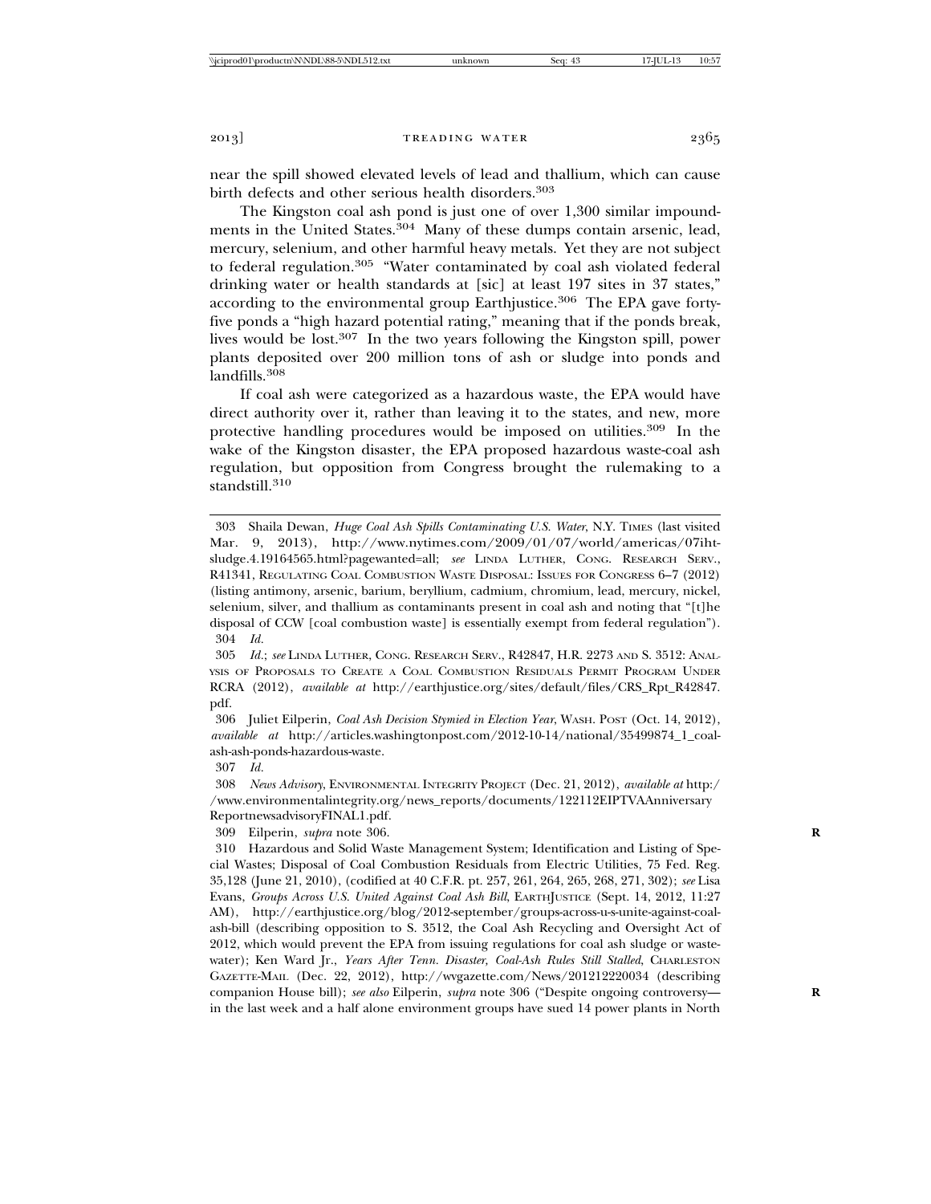near the spill showed elevated levels of lead and thallium, which can cause birth defects and other serious health disorders.[303]

The Kingston coal ash pond is just one of over 1,300 similar impoundments in the United States.[304] Many of these dumps contain arsenic, lead, mercury, selenium, and other harmful heavy metals. Yet they are not subject to federal regulation.[305] "Water contaminated by coal ash violated federal drinking water or health standards at [sic] at least 197 sites in 37 states," according to the environmental group Earthjustice.[306] The EPA gave forty-five ponds a "high hazard potential rating," meaning that if the ponds break, lives would be lost.[307] In the two years following the Kingston spill, power plants deposited over 200 million tons of ash or sludge into ponds and landfills.[308]

If coal ash were categorized as a hazardous waste, the EPA would have direct authority over it, rather than leaving it to the states, and new, more protective handling procedures would be imposed on utilities.[309] In the wake of the Kingston disaster, the EPA proposed hazardous waste-coal ash regulation, but opposition from Congress brought the rulemaking to a standstill.[310]

---

303 Shaila Dewan, *Huge Coal Ash Spills Contaminating U.S. Water*, N.Y. TIMES (last visited Mar. 9, 2013), http://www.nytimes.com/2009/01/07/world/americas/07iht-sludge.4.19164565.html?pagewanted=all; *see* LINDA LUTHER, CONG. RESEARCH SERV., R41341, REGULATING COAL COMBUSTION WASTE DISPOSAL: ISSUES FOR CONGRESS 6–7 (2012) (listing antimony, arsenic, barium, beryllium, cadmium, chromium, lead, mercury, nickel, selenium, silver, and thallium as contaminants present in coal ash and noting that "[t]he disposal of CCW [coal combustion waste] is essentially exempt from federal regulation").

304 *Id.*

305 *Id.*; *see* LINDA LUTHER, CONG. RESEARCH SERV., R42847, H.R. 2273 AND S. 3512: ANALYSIS OF PROPOSALS TO CREATE A COAL COMBUSTION RESIDUALS PERMIT PROGRAM UNDER RCRA (2012), *available at* http://earthjustice.org/sites/default/files/CRS_Rpt_R42847.pdf.

306 Juliet Eilperin, *Coal Ash Decision Stymied in Election Year*, WASH. POST (Oct. 14, 2012), *available at* http://articles.washingtonpost.com/2012-10-14/national/35499874_1_coal-ash-ash-ponds-hazardous-waste.

307 *Id.*

308 *News Advisory*, ENVIRONMENTAL INTEGRITY PROJECT (Dec. 21, 2012), *available at* http://www.environmentalintegrity.org/news_reports/documents/122112EIPTVAAnniversaryReportnewsadvisoryFINAL1.pdf.

309 Eilperin, *supra* note 306.

310 Hazardous and Solid Waste Management System; Identification and Listing of Special Wastes; Disposal of Coal Combustion Residuals from Electric Utilities, 75 Fed. Reg. 35,128 (June 21, 2010), (codified at 40 C.F.R. pt. 257, 261, 264, 265, 268, 271, 302); *see* Lisa Evans, *Groups Across U.S. United Against Coal Ash Bill*, EARTHJUSTICE (Sept. 14, 2012, 11:27 AM), http://earthjustice.org/blog/2012-september/groups-across-u-s-unite-against-coal-ash-bill (describing opposition to S. 3512, the Coal Ash Recycling and Oversight Act of 2012, which would prevent the EPA from issuing regulations for coal ash sludge or wastewater); Ken Ward Jr., *Years After Tenn. Disaster, Coal-Ash Rules Still Stalled*, CHARLESTON GAZETTE-MAIL (Dec. 22, 2012), http://wvgazette.com/News/201212220034 (describing companion House bill); *see also* Eilperin, *supra* note 306 ("Despite ongoing controversy— in the last week and a half alone environment groups have sued 14 power plants in North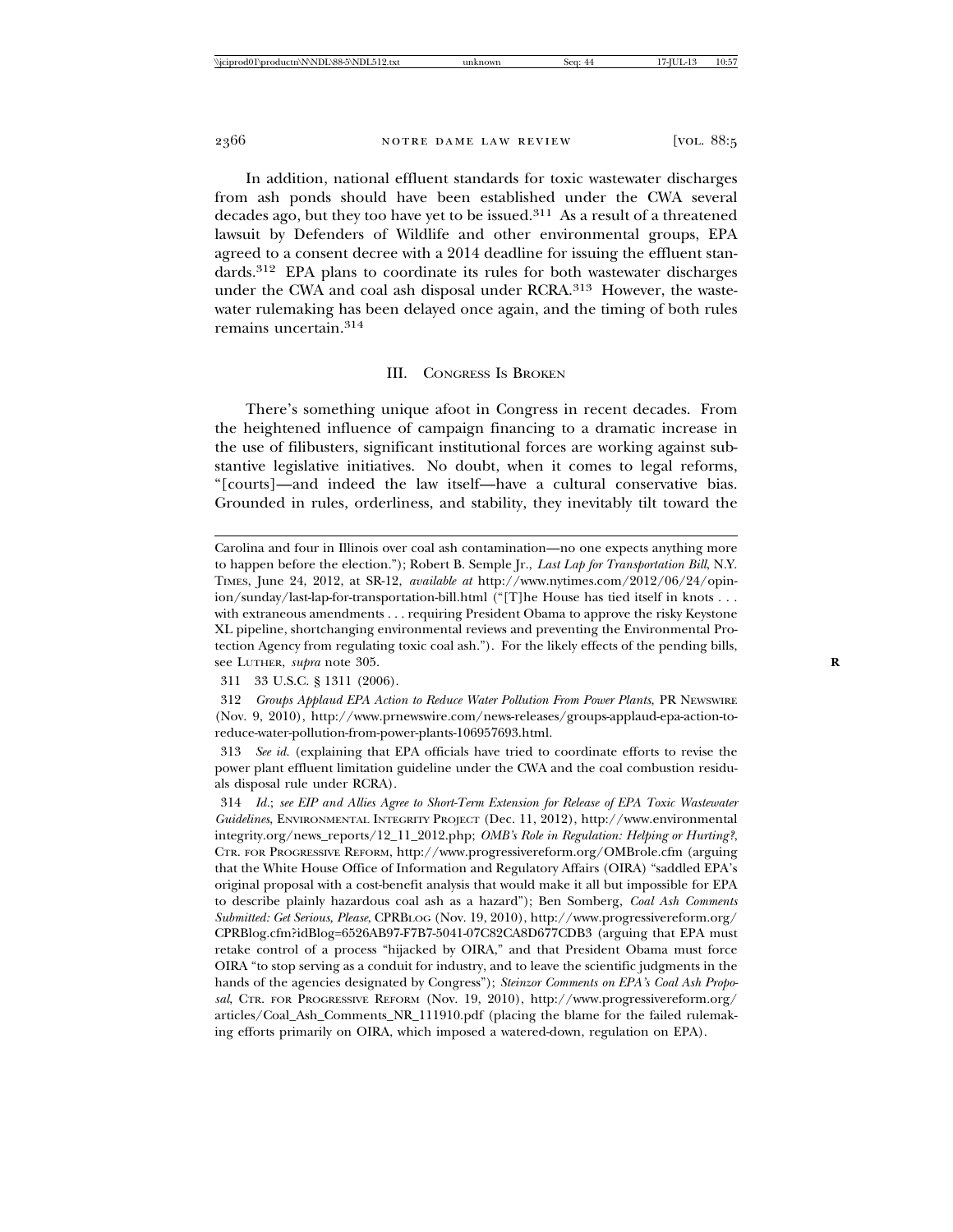In addition, national effluent standards for toxic wastewater discharges from ash ponds should have been established under the CWA several decades ago, but they too have yet to be issued.[311] As a result of a threatened lawsuit by Defenders of Wildlife and other environmental groups, EPA agreed to a consent decree with a 2014 deadline for issuing the effluent standards.[312] EPA plans to coordinate its rules for both wastewater discharges under the CWA and coal ash disposal under RCRA.[313] However, the wastewater rulemaking has been delayed once again, and the timing of both rules remains uncertain.[314]

## III. Congress Is Broken

There's something unique afoot in Congress in recent decades. From the heightened influence of campaign financing to a dramatic increase in the use of filibusters, significant institutional forces are working against substantive legislative initiatives. No doubt, when it comes to legal reforms, "[courts]—and indeed the law itself—have a cultural conservative bias. Grounded in rules, orderliness, and stability, they inevitably tilt toward the

---

Carolina and four in Illinois over coal ash contamination—no one expects anything more to happen before the election."); Robert B. Semple Jr., *Last Lap for Transportation Bill*, N.Y. Times, June 24, 2012, at SR-12, *available at* http://www.nytimes.com/2012/06/24/opinion/sunday/last-lap-for-transportation-bill.html ("[T]he House has tied itself in knots . . . with extraneous amendments . . . requiring President Obama to approve the risky Keystone XL pipeline, shortchanging environmental reviews and preventing the Environmental Protection Agency from regulating toxic coal ash."). For the likely effects of the pending bills, see Luther, *supra* note 305.

311 33 U.S.C. § 1311 (2006).

312 *Groups Applaud EPA Action to Reduce Water Pollution From Power Plants*, PR Newswire (Nov. 9, 2010), http://www.prnewswire.com/news-releases/groups-applaud-epa-action-to-reduce-water-pollution-from-power-plants-106957693.html.

313 *See id.* (explaining that EPA officials have tried to coordinate efforts to revise the power plant effluent limitation guideline under the CWA and the coal combustion residuals disposal rule under RCRA).

314 *Id.*; *see EIP and Allies Agree to Short-Term Extension for Release of EPA Toxic Wastewater Guidelines*, Environmental Integrity Project (Dec. 11, 2012), http://www.environmentalintegrity.org/news_reports/12_11_2012.php; *OMB's Role in Regulation: Helping or Hurting?*, Ctr. for Progressive Reform, http://www.progressivereform.org/OMBrole.cfm (arguing that the White House Office of Information and Regulatory Affairs (OIRA) "saddled EPA's original proposal with a cost-benefit analysis that would make it all but impossible for EPA to describe plainly hazardous coal ash as a hazard"); Ben Somberg, *Coal Ash Comments Submitted: Get Serious, Please*, CPRBlog (Nov. 19, 2010), http://www.progressivereform.org/CPRBlog.cfm?idBlog=6526AB97-F7B7-5041-07C82CA8D677CDB3 (arguing that EPA must retake control of a process "hijacked by OIRA," and that President Obama must force OIRA "to stop serving as a conduit for industry, and to leave the scientific judgments in the hands of the agencies designated by Congress"); *Steinzor Comments on EPA's Coal Ash Proposal*, Ctr. for Progressive Reform (Nov. 19, 2010), http://www.progressivereform.org/articles/Coal_Ash_Comments_NR_111910.pdf (placing the blame for the failed rulemaking efforts primarily on OIRA, which imposed a watered-down, regulation on EPA).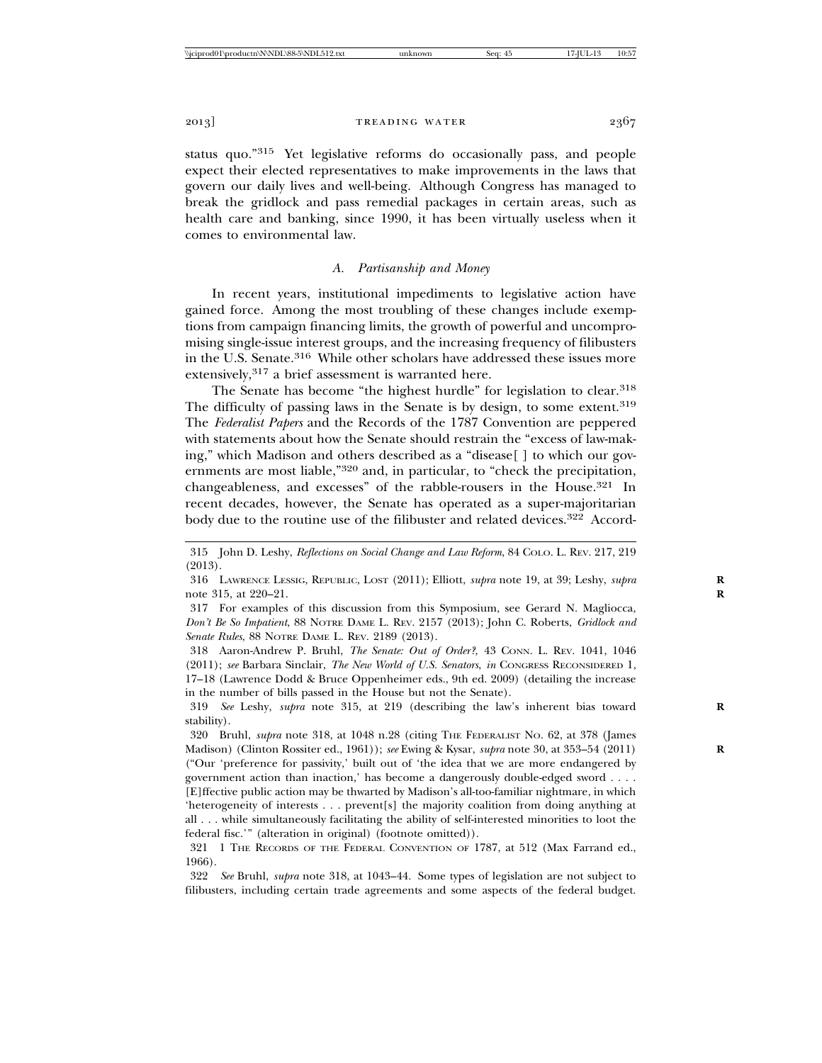status quo."[315] Yet legislative reforms do occasionally pass, and people expect their elected representatives to make improvements in the laws that govern our daily lives and well-being. Although Congress has managed to break the gridlock and pass remedial packages in certain areas, such as health care and banking, since 1990, it has been virtually useless when it comes to environmental law.

### *A. Partisanship and Money*

In recent years, institutional impediments to legislative action have gained force. Among the most troubling of these changes include exemptions from campaign financing limits, the growth of powerful and uncompromising single-issue interest groups, and the increasing frequency of filibusters in the U.S. Senate.[316] While other scholars have addressed these issues more extensively,[317] a brief assessment is warranted here.

The Senate has become "the highest hurdle" for legislation to clear.[318] The difficulty of passing laws in the Senate is by design, to some extent.[319] The *Federalist Papers* and the Records of the 1787 Convention are peppered with statements about how the Senate should restrain the "excess of law-making," which Madison and others described as a "disease[ ] to which our governments are most liable,"[320] and, in particular, to "check the precipitation, changeableness, and excesses" of the rabble-rousers in the House.[321] In recent decades, however, the Senate has operated as a super-majoritarian body due to the routine use of the filibuster and related devices.[322] Accord-

---

315 John D. Leshy, *Reflections on Social Change and Law Reform*, 84 COLO. L. REV. 217, 219 (2013).

316 LAWRENCE LESSIG, REPUBLIC, LOST (2011); Elliott, *supra* note 19, at 39; Leshy, *supra* note 315, at 220–21.

317 For examples of this discussion from this Symposium, see Gerard N. Magliocca, *Don't Be So Impatient*, 88 NOTRE DAME L. REV. 2157 (2013); John C. Roberts, *Gridlock and Senate Rules*, 88 NOTRE DAME L. REV. 2189 (2013).

318 Aaron-Andrew P. Bruhl, *The Senate: Out of Order?*, 43 CONN. L. REV. 1041, 1046 (2011); *see* Barbara Sinclair, *The New World of U.S. Senators*, *in* CONGRESS RECONSIDERED 1, 17–18 (Lawrence Dodd & Bruce Oppenheimer eds., 9th ed. 2009) (detailing the increase in the number of bills passed in the House but not the Senate).

319 *See* Leshy, *supra* note 315, at 219 (describing the law's inherent bias toward stability).

320 Bruhl, *supra* note 318, at 1048 n.28 (citing THE FEDERALIST NO. 62, at 378 (James Madison) (Clinton Rossiter ed., 1961)); *see* Ewing & Kysar, *supra* note 30, at 353–54 (2011) ("Our 'preference for passivity,' built out of 'the idea that we are more endangered by government action than inaction,' has become a dangerously double-edged sword . . . . [E]ffective public action may be thwarted by Madison's all-too-familiar nightmare, in which 'heterogeneity of interests . . . prevent[s] the majority coalition from doing anything at all . . . while simultaneously facilitating the ability of self-interested minorities to loot the federal fisc.'" (alteration in original) (footnote omitted)).

321 1 THE RECORDS OF THE FEDERAL CONVENTION OF 1787, at 512 (Max Farrand ed., 1966).

322 *See* Bruhl, *supra* note 318, at 1043–44. Some types of legislation are not subject to filibusters, including certain trade agreements and some aspects of the federal budget.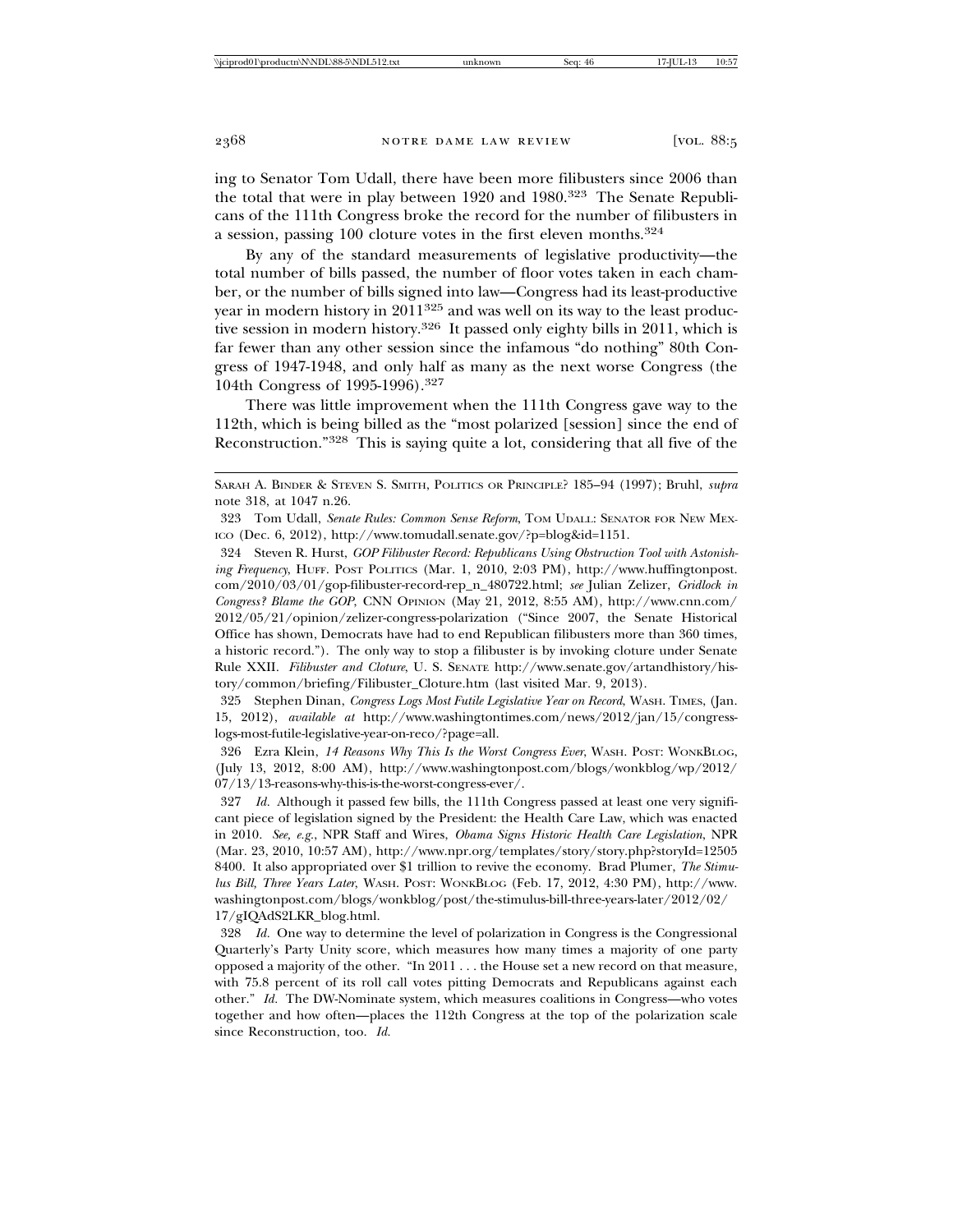ing to Senator Tom Udall, there have been more filibusters since 2006 than the total that were in play between 1920 and 1980.[323] The Senate Republicans of the 111th Congress broke the record for the number of filibusters in a session, passing 100 cloture votes in the first eleven months.[324]

By any of the standard measurements of legislative productivity—the total number of bills passed, the number of floor votes taken in each chamber, or the number of bills signed into law—Congress had its least-productive year in modern history in 2011[325] and was well on its way to the least productive session in modern history.[326] It passed only eighty bills in 2011, which is far fewer than any other session since the infamous "do nothing" 80th Congress of 1947-1948, and only half as many as the next worse Congress (the 104th Congress of 1995-1996).[327]

There was little improvement when the 111th Congress gave way to the 112th, which is being billed as the "most polarized [session] since the end of Reconstruction."[328] This is saying quite a lot, considering that all five of the

---

SARAH A. BINDER & STEVEN S. SMITH, POLITICS OR PRINCIPLE? 185–94 (1997); Bruhl, *supra* note 318, at 1047 n.26.

323 Tom Udall, *Senate Rules: Common Sense Reform*, TOM UDALL: SENATOR FOR NEW MEXICO (Dec. 6, 2012), http://www.tomudall.senate.gov/?p=blog&id=1151.

324 Steven R. Hurst, *GOP Filibuster Record: Republicans Using Obstruction Tool with Astonishing Frequency*, HUFF. POST POLITICS (Mar. 1, 2010, 2:03 PM), http://www.huffingtonpost.com/2010/03/01/gop-filibuster-record-rep_n_480722.html; *see* Julian Zelizer, *Gridlock in Congress? Blame the GOP*, CNN OPINION (May 21, 2012, 8:55 AM), http://www.cnn.com/2012/05/21/opinion/zelizer-congress-polarization ("Since 2007, the Senate Historical Office has shown, Democrats have had to end Republican filibusters more than 360 times, a historic record."). The only way to stop a filibuster is by invoking cloture under Senate Rule XXII. *Filibuster and Cloture*, U. S. SENATE http://www.senate.gov/artandhistory/history/common/briefing/Filibuster_Cloture.htm (last visited Mar. 9, 2013).

325 Stephen Dinan, *Congress Logs Most Futile Legislative Year on Record*, WASH. TIMES, (Jan. 15, 2012), *available at* http://www.washingtontimes.com/news/2012/jan/15/congress-logs-most-futile-legislative-year-on-reco/?page=all.

326 Ezra Klein, *14 Reasons Why This Is the Worst Congress Ever*, WASH. POST: WONKBLOG, (July 13, 2012, 8:00 AM), http://www.washingtonpost.com/blogs/wonkblog/wp/2012/07/13/13-reasons-why-this-is-the-worst-congress-ever/.

327 *Id.* Although it passed few bills, the 111th Congress passed at least one very significant piece of legislation signed by the President: the Health Care Law, which was enacted in 2010. *See, e.g.*, NPR Staff and Wires, *Obama Signs Historic Health Care Legislation*, NPR (Mar. 23, 2010, 10:57 AM), http://www.npr.org/templates/story/story.php?storyId=125058400. It also appropriated over $1 trillion to revive the economy. Brad Plumer, *The Stimulus Bill, Three Years Later*, WASH. POST: WONKBLOG (Feb. 17, 2012, 4:30 PM), http://www.washingtonpost.com/blogs/wonkblog/post/the-stimulus-bill-three-years-later/2012/02/17/gIQAdS2LKR_blog.html.

328 *Id.* One way to determine the level of polarization in Congress is the Congressional Quarterly's Party Unity score, which measures how many times a majority of one party opposed a majority of the other. "In 2011 . . . the House set a new record on that measure, with 75.8 percent of its roll call votes pitting Democrats and Republicans against each other." *Id.* The DW-Nominate system, which measures coalitions in Congress—who votes together and how often—places the 112th Congress at the top of the polarization scale since Reconstruction, too. *Id.*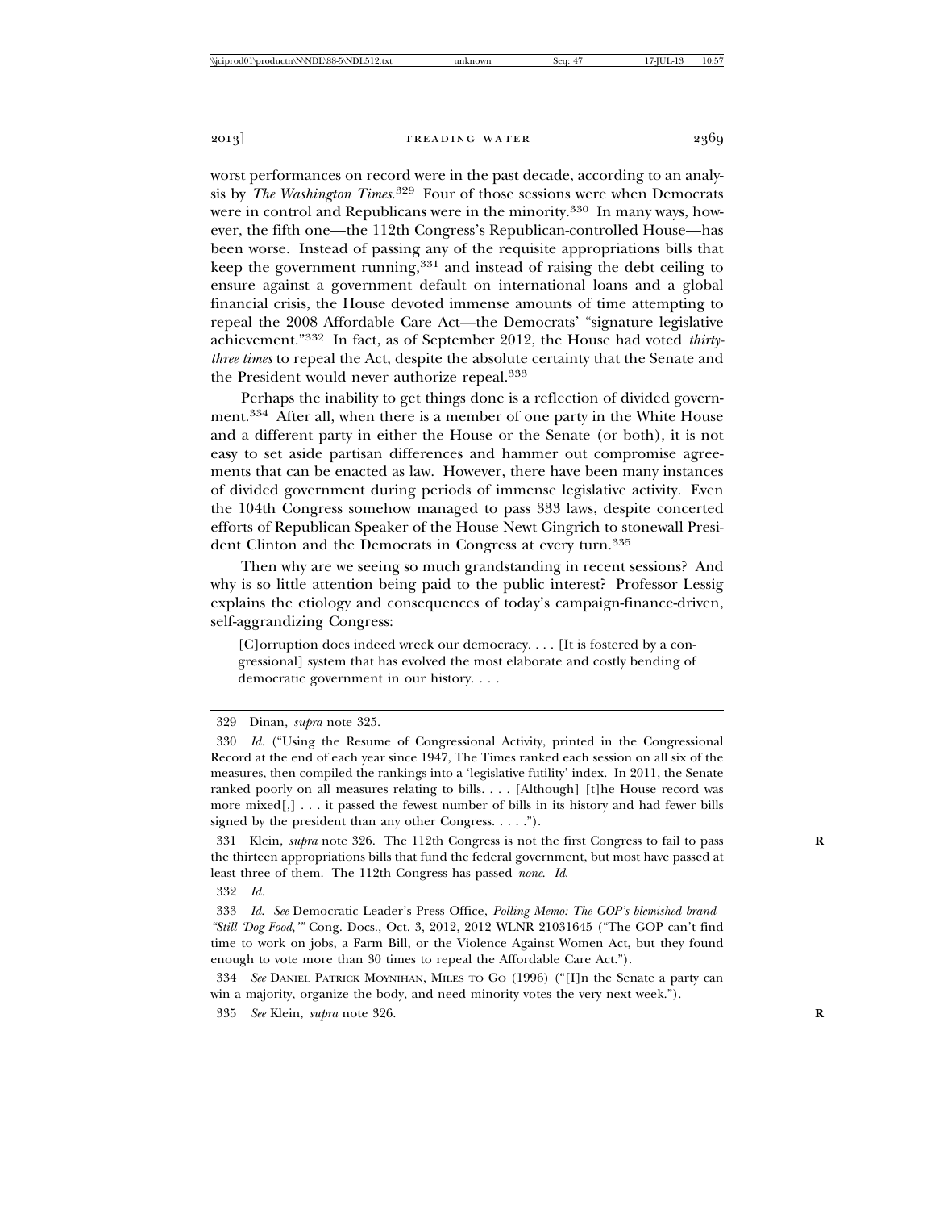worst performances on record were in the past decade, according to an analysis by *The Washington Times*.[329] Four of those sessions were when Democrats were in control and Republicans were in the minority.[330] In many ways, however, the fifth one—the 112th Congress's Republican-controlled House—has been worse. Instead of passing any of the requisite appropriations bills that keep the government running,[331] and instead of raising the debt ceiling to ensure against a government default on international loans and a global financial crisis, the House devoted immense amounts of time attempting to repeal the 2008 Affordable Care Act—the Democrats' "signature legislative achievement."[332] In fact, as of September 2012, the House had voted *thirty-three times* to repeal the Act, despite the absolute certainty that the Senate and the President would never authorize repeal.[333]

Perhaps the inability to get things done is a reflection of divided government.[334] After all, when there is a member of one party in the White House and a different party in either the House or the Senate (or both), it is not easy to set aside partisan differences and hammer out compromise agreements that can be enacted as law. However, there have been many instances of divided government during periods of immense legislative activity. Even the 104th Congress somehow managed to pass 333 laws, despite concerted efforts of Republican Speaker of the House Newt Gingrich to stonewall President Clinton and the Democrats in Congress at every turn.[335]

Then why are we seeing so much grandstanding in recent sessions? And why is so little attention being paid to the public interest? Professor Lessig explains the etiology and consequences of today's campaign-finance-driven, self-aggrandizing Congress:

> [C]orruption does indeed wreck our democracy. . . . [It is fostered by a congressional] system that has evolved the most elaborate and costly bending of democratic government in our history. . . .

---

329 Dinan, *supra* note 325.

330 *Id.* ("Using the Resume of Congressional Activity, printed in the Congressional Record at the end of each year since 1947, The Times ranked each session on all six of the measures, then compiled the rankings into a 'legislative futility' index. In 2011, the Senate ranked poorly on all measures relating to bills. . . . [Although] [t]he House record was more mixed[,] . . . it passed the fewest number of bills in its history and had fewer bills signed by the president than any other Congress. . . . .").

331 Klein, *supra* note 326. The 112th Congress is not the first Congress to fail to pass the thirteen appropriations bills that fund the federal government, but most have passed at least three of them. The 112th Congress has passed *none*. *Id.*

332 *Id.*

333 *Id. See* Democratic Leader's Press Office, *Polling Memo: The GOP's blemished brand - "Still 'Dog Food,'"* Cong. Docs., Oct. 3, 2012, 2012 WLNR 21031645 ("The GOP can't find time to work on jobs, a Farm Bill, or the Violence Against Women Act, but they found enough to vote more than 30 times to repeal the Affordable Care Act.").

334 *See* DANIEL PATRICK MOYNIHAN, MILES TO GO (1996) ("[I]n the Senate a party can win a majority, organize the body, and need minority votes the very next week.").

335 *See* Klein, *supra* note 326.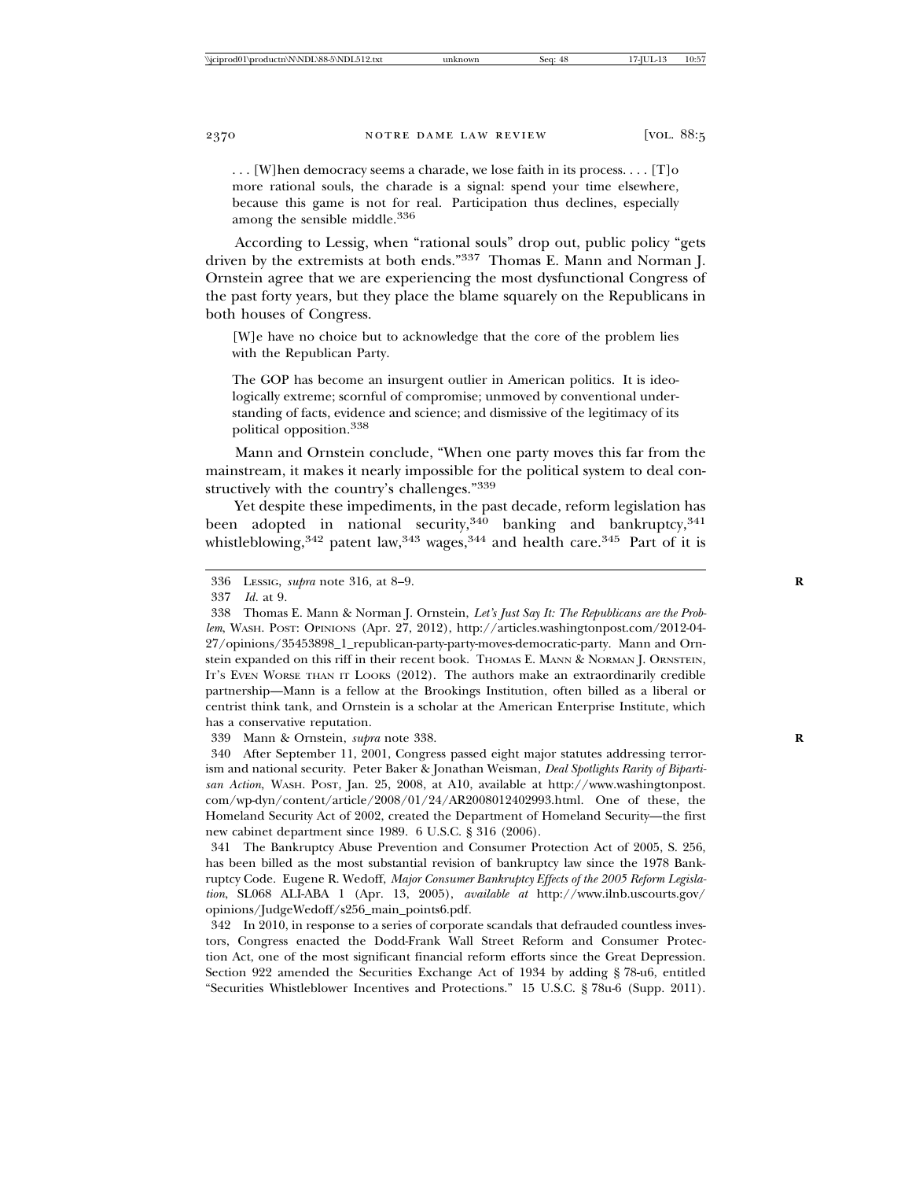> . . . [W]hen democracy seems a charade, we lose faith in its process. . . . [T]o more rational souls, the charade is a signal: spend your time elsewhere, because this game is not for real. Participation thus declines, especially among the sensible middle.[336]

According to Lessig, when "rational souls" drop out, public policy "gets driven by the extremists at both ends."[337] Thomas E. Mann and Norman J. Ornstein agree that we are experiencing the most dysfunctional Congress of the past forty years, but they place the blame squarely on the Republicans in both houses of Congress.

> [W]e have no choice but to acknowledge that the core of the problem lies with the Republican Party.
>
> The GOP has become an insurgent outlier in American politics. It is ideologically extreme; scornful of compromise; unmoved by conventional understanding of facts, evidence and science; and dismissive of the legitimacy of its political opposition.[338]

Mann and Ornstein conclude, "When one party moves this far from the mainstream, it makes it nearly impossible for the political system to deal constructively with the country's challenges."[339]

Yet despite these impediments, in the past decade, reform legislation has been adopted in national security,[340] banking and bankruptcy,[341] whistleblowing,[342] patent law,[343] wages,[344] and health care.[345] Part of it is

---

336 LESSIG, *supra* note 316, at 8–9.

337 *Id.* at 9.

338 Thomas E. Mann & Norman J. Ornstein, *Let's Just Say It: The Republicans are the Problem*, WASH. POST: OPINIONS (Apr. 27, 2012), http://articles.washingtonpost.com/2012-04-27/opinions/35453898_1_republican-party-party-moves-democratic-party. Mann and Ornstein expanded on this riff in their recent book. THOMAS E. MANN & NORMAN J. ORNSTEIN, IT'S EVEN WORSE THAN IT LOOKS (2012). The authors make an extraordinarily credible partnership—Mann is a fellow at the Brookings Institution, often billed as a liberal or centrist think tank, and Ornstein is a scholar at the American Enterprise Institute, which has a conservative reputation.

339 Mann & Ornstein, *supra* note 338.

340 After September 11, 2001, Congress passed eight major statutes addressing terrorism and national security. Peter Baker & Jonathan Weisman, *Deal Spotlights Rarity of Bipartisan Action*, WASH. POST, Jan. 25, 2008, at A10, available at http://www.washingtonpost.com/wp-dyn/content/article/2008/01/24/AR2008012402993.html. One of these, the Homeland Security Act of 2002, created the Department of Homeland Security—the first new cabinet department since 1989. 6 U.S.C. § 316 (2006).

341 The Bankruptcy Abuse Prevention and Consumer Protection Act of 2005, S. 256, has been billed as the most substantial revision of bankruptcy law since the 1978 Bankruptcy Code. Eugene R. Wedoff, *Major Consumer Bankruptcy Effects of the 2005 Reform Legislation*, SL068 ALI-ABA 1 (Apr. 13, 2005), *available at* http://www.ilnb.uscourts.gov/opinions/JudgeWedoff/s256_main_points6.pdf.

342 In 2010, in response to a series of corporate scandals that defrauded countless investors, Congress enacted the Dodd-Frank Wall Street Reform and Consumer Protection Act, one of the most significant financial reform efforts since the Great Depression. Section 922 amended the Securities Exchange Act of 1934 by adding § 78-u6, entitled "Securities Whistleblower Incentives and Protections." 15 U.S.C. § 78u-6 (Supp. 2011).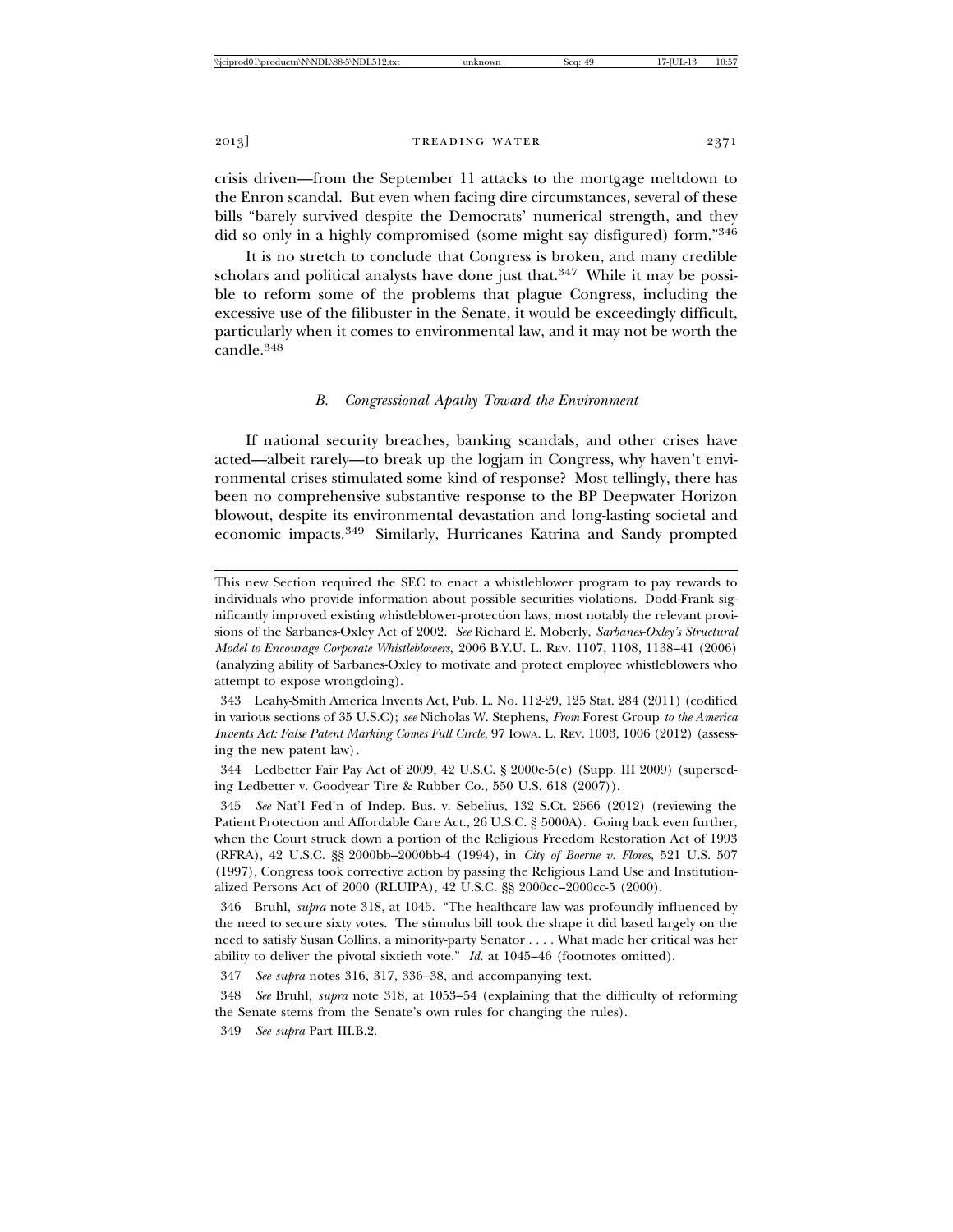crisis driven—from the September 11 attacks to the mortgage meltdown to the Enron scandal. But even when facing dire circumstances, several of these bills "barely survived despite the Democrats' numerical strength, and they did so only in a highly compromised (some might say disfigured) form."[346]

It is no stretch to conclude that Congress is broken, and many credible scholars and political analysts have done just that.[347] While it may be possible to reform some of the problems that plague Congress, including the excessive use of the filibuster in the Senate, it would be exceedingly difficult, particularly when it comes to environmental law, and it may not be worth the candle.[348]

### *B. Congressional Apathy Toward the Environment*

If national security breaches, banking scandals, and other crises have acted—albeit rarely—to break up the logjam in Congress, why haven't environmental crises stimulated some kind of response? Most tellingly, there has been no comprehensive substantive response to the BP Deepwater Horizon blowout, despite its environmental devastation and long-lasting societal and economic impacts.[349] Similarly, Hurricanes Katrina and Sandy prompted

---

This new Section required the SEC to enact a whistleblower program to pay rewards to individuals who provide information about possible securities violations. Dodd-Frank significantly improved existing whistleblower-protection laws, most notably the relevant provisions of the Sarbanes-Oxley Act of 2002. *See* Richard E. Moberly, *Sarbanes-Oxley's Structural Model to Encourage Corporate Whistleblowers*, 2006 B.Y.U. L. REV. 1107, 1108, 1138–41 (2006) (analyzing ability of Sarbanes-Oxley to motivate and protect employee whistleblowers who attempt to expose wrongdoing).

343 Leahy-Smith America Invents Act, Pub. L. No. 112-29, 125 Stat. 284 (2011) (codified in various sections of 35 U.S.C); *see* Nicholas W. Stephens, *From* Forest Group *to the America Invents Act: False Patent Marking Comes Full Circle*, 97 IOWA. L. REV. 1003, 1006 (2012) (assessing the new patent law).

344 Ledbetter Fair Pay Act of 2009, 42 U.S.C. § 2000e-5(e) (Supp. III 2009) (superseding Ledbetter v. Goodyear Tire & Rubber Co., 550 U.S. 618 (2007)).

345 *See* Nat'l Fed'n of Indep. Bus. v. Sebelius, 132 S.Ct. 2566 (2012) (reviewing the Patient Protection and Affordable Care Act., 26 U.S.C. § 5000A). Going back even further, when the Court struck down a portion of the Religious Freedom Restoration Act of 1993 (RFRA), 42 U.S.C. §§ 2000bb–2000bb-4 (1994), in *City of Boerne v. Flores*, 521 U.S. 507 (1997), Congress took corrective action by passing the Religious Land Use and Institutionalized Persons Act of 2000 (RLUIPA), 42 U.S.C. §§ 2000cc–2000cc-5 (2000).

346 Bruhl, *supra* note 318, at 1045. "The healthcare law was profoundly influenced by the need to secure sixty votes. The stimulus bill took the shape it did based largely on the need to satisfy Susan Collins, a minority-party Senator . . . . What made her critical was her ability to deliver the pivotal sixtieth vote." *Id.* at 1045–46 (footnotes omitted).

347 *See supra* notes 316, 317, 336–38, and accompanying text.

348 *See* Bruhl, *supra* note 318, at 1053–54 (explaining that the difficulty of reforming the Senate stems from the Senate's own rules for changing the rules).

349 *See supra* Part III.B.2.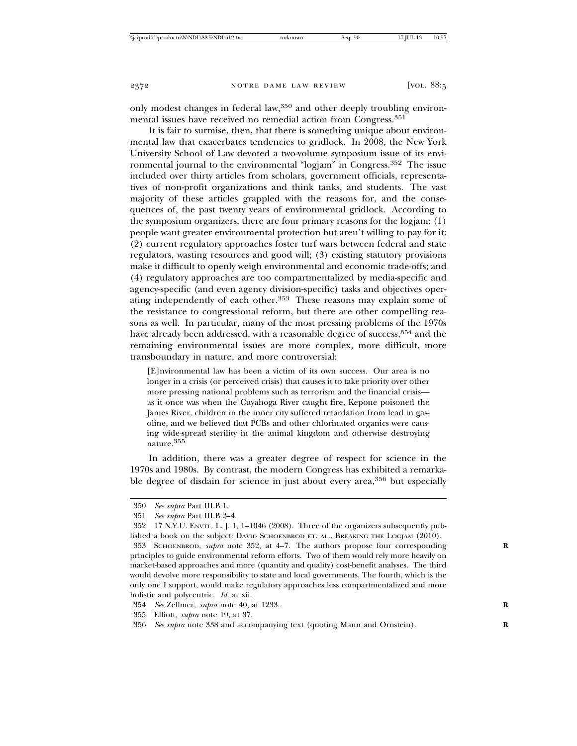only modest changes in federal law,[350] and other deeply troubling environmental issues have received no remedial action from Congress.[351]

It is fair to surmise, then, that there is something unique about environmental law that exacerbates tendencies to gridlock. In 2008, the New York University School of Law devoted a two-volume symposium issue of its environmental journal to the environmental "logjam" in Congress.[352] The issue included over thirty articles from scholars, government officials, representatives of non-profit organizations and think tanks, and students. The vast majority of these articles grappled with the reasons for, and the consequences of, the past twenty years of environmental gridlock. According to the symposium organizers, there are four primary reasons for the logjam: (1) people want greater environmental protection but aren't willing to pay for it; (2) current regulatory approaches foster turf wars between federal and state regulators, wasting resources and good will; (3) existing statutory provisions make it difficult to openly weigh environmental and economic trade-offs; and (4) regulatory approaches are too compartmentalized by media-specific and agency-specific (and even agency division-specific) tasks and objectives operating independently of each other.[353] These reasons may explain some of the resistance to congressional reform, but there are other compelling reasons as well. In particular, many of the most pressing problems of the 1970s have already been addressed, with a reasonable degree of success,[354] and the remaining environmental issues are more complex, more difficult, more transboundary in nature, and more controversial:

> [E]nvironmental law has been a victim of its own success. Our area is no longer in a crisis (or perceived crisis) that causes it to take priority over other more pressing national problems such as terrorism and the financial crisis—as it once was when the Cuyahoga River caught fire, Kepone poisoned the James River, children in the inner city suffered retardation from lead in gasoline, and we believed that PCBs and other chlorinated organics were causing wide-spread sterility in the animal kingdom and otherwise destroying nature.[355]

In addition, there was a greater degree of respect for science in the 1970s and 1980s. By contrast, the modern Congress has exhibited a remarkable degree of disdain for science in just about every area,[356] but especially

---

350 *See supra* Part III.B.1.

351 *See supra* Part III.B.2–4.

352 17 N.Y.U. ENVTL. L. J. 1, 1–1046 (2008). Three of the organizers subsequently published a book on the subject: DAVID SCHOENBROD ET. AL., BREAKING THE LOGJAM (2010).

353 SCHOENBROD, *supra* note 352, at 4–7. The authors propose four corresponding principles to guide environmental reform efforts. Two of them would rely more heavily on market-based approaches and more (quantity and quality) cost-benefit analyses. The third would devolve more responsibility to state and local governments. The fourth, which is the only one I support, would make regulatory approaches less compartmentalized and more holistic and polycentric. *Id.* at xii.

354 *See* Zellmer, *supra* note 40, at 1233.

355 Elliott, *supra* note 19, at 37.

356 *See supra* note 338 and accompanying text (quoting Mann and Ornstein).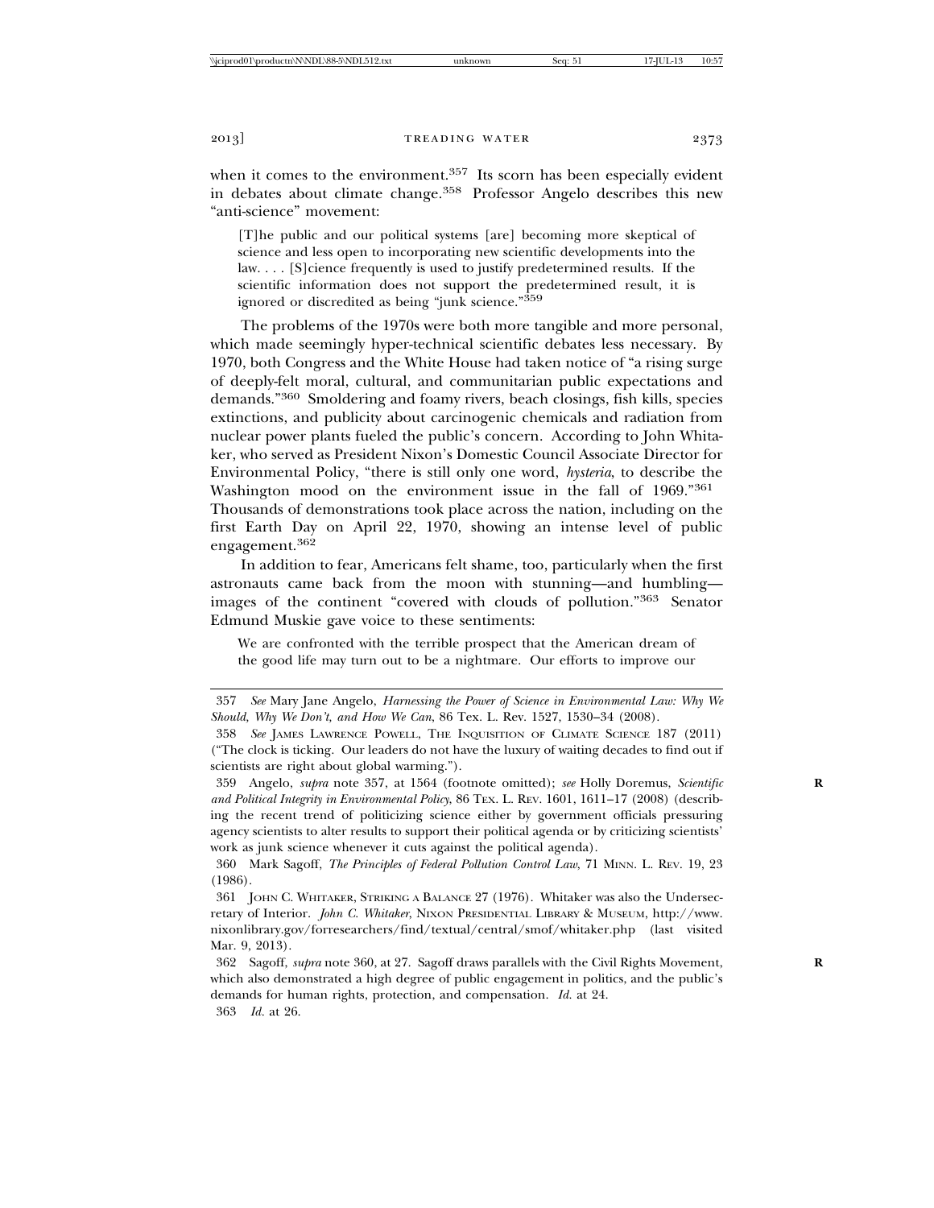when it comes to the environment.[357] Its scorn has been especially evident in debates about climate change.[358] Professor Angelo describes this new "anti-science" movement:

> [T]he public and our political systems [are] becoming more skeptical of science and less open to incorporating new scientific developments into the law. . . . [S]cience frequently is used to justify predetermined results. If the scientific information does not support the predetermined result, it is ignored or discredited as being "junk science."[359]

The problems of the 1970s were both more tangible and more personal, which made seemingly hyper-technical scientific debates less necessary. By 1970, both Congress and the White House had taken notice of "a rising surge of deeply-felt moral, cultural, and communitarian public expectations and demands."[360] Smoldering and foamy rivers, beach closings, fish kills, species extinctions, and publicity about carcinogenic chemicals and radiation from nuclear power plants fueled the public's concern. According to John Whitaker, who served as President Nixon's Domestic Council Associate Director for Environmental Policy, "there is still only one word, *hysteria*, to describe the Washington mood on the environment issue in the fall of 1969."[361] Thousands of demonstrations took place across the nation, including on the first Earth Day on April 22, 1970, showing an intense level of public engagement.[362]

In addition to fear, Americans felt shame, too, particularly when the first astronauts came back from the moon with stunning—and humbling—images of the continent "covered with clouds of pollution."[363] Senator Edmund Muskie gave voice to these sentiments:

> We are confronted with the terrible prospect that the American dream of the good life may turn out to be a nightmare. Our efforts to improve our

---

357 *See* Mary Jane Angelo, *Harnessing the Power of Science in Environmental Law: Why We Should, Why We Don't, and How We Can*, 86 Tex. L. Rev. 1527, 1530–34 (2008).

358 *See* James Lawrence Powell, The Inquisition of Climate Science 187 (2011) ("The clock is ticking. Our leaders do not have the luxury of waiting decades to find out if scientists are right about global warming.").

359 Angelo, *supra* note 357, at 1564 (footnote omitted); *see* Holly Doremus, *Scientific and Political Integrity in Environmental Policy*, 86 Tex. L. Rev. 1601, 1611–17 (2008) (describing the recent trend of politicizing science either by government officials pressuring agency scientists to alter results to support their political agenda or by criticizing scientists' work as junk science whenever it cuts against the political agenda).

360 Mark Sagoff, *The Principles of Federal Pollution Control Law*, 71 Minn. L. Rev. 19, 23 (1986).

361 John C. Whitaker, Striking a Balance 27 (1976). Whitaker was also the Undersecretary of Interior. *John C. Whitaker*, Nixon Presidential Library & Museum, http://www.nixonlibrary.gov/forresearchers/find/textual/central/smof/whitaker.php (last visited Mar. 9, 2013).

362 Sagoff, *supra* note 360, at 27. Sagoff draws parallels with the Civil Rights Movement, which also demonstrated a high degree of public engagement in politics, and the public's demands for human rights, protection, and compensation. *Id.* at 24.

363 *Id.* at 26.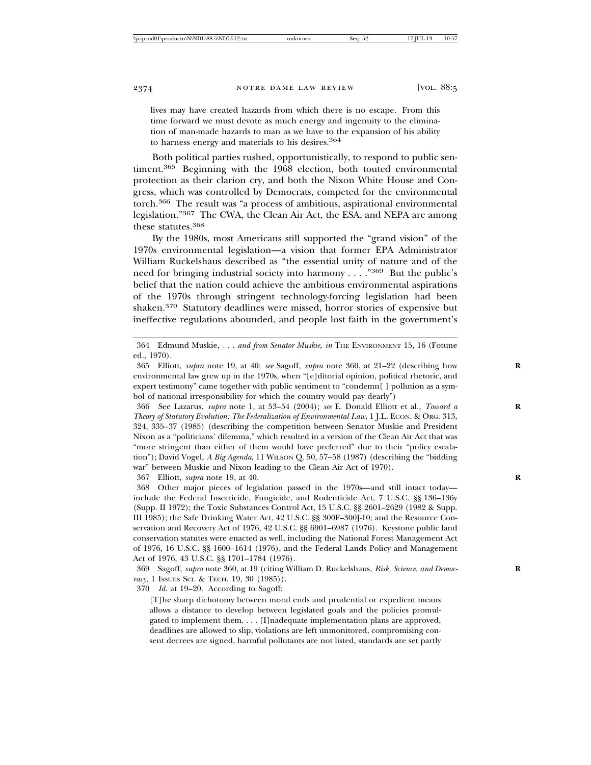lives may have created hazards from which there is no escape. From this time forward we must devote as much energy and ingenuity to the elimination of man-made hazards to man as we have to the expansion of his ability to harness energy and materials to his desires.[364]

Both political parties rushed, opportunistically, to respond to public sentiment.[365] Beginning with the 1968 election, both touted environmental protection as their clarion cry, and both the Nixon White House and Congress, which was controlled by Democrats, competed for the environmental torch.[366] The result was "a process of ambitious, aspirational environmental legislation."[367] The CWA, the Clean Air Act, the ESA, and NEPA are among these statutes.[368]

By the 1980s, most Americans still supported the "grand vision" of the 1970s environmental legislation—a vision that former EPA Administrator William Ruckelshaus described as "the essential unity of nature and of the need for bringing industrial society into harmony . . . ."[369] But the public's belief that the nation could achieve the ambitious environmental aspirations of the 1970s through stringent technology-forcing legislation had been shaken.[370] Statutory deadlines were missed, horror stories of expensive but ineffective regulations abounded, and people lost faith in the government's

---

364 Edmund Muskie, *. . . and from Senator Muskie*, *in* THE ENVIRONMENT 15, 16 (Fotune ed., 1970).

365 Elliott, *supra* note 19, at 40; *see* Sagoff, *supra* note 360, at 21–22 (describing how environmental law grew up in the 1970s, when "[e]ditorial opinion, political rhetoric, and expert testimony" came together with public sentiment to "condemn[ ] pollution as a symbol of national irresponsibility for which the country would pay dearly")

366 See Lazarus, *supra* note 1, at 53–54 (2004); *see* E. Donald Elliott et al., *Toward a Theory of Statutory Evolution: The Federalization of Environmental Law*, 1 J.L. ECON. & ORG. 313, 324, 335–37 (1985) (describing the competition between Senator Muskie and President Nixon as a "politicians' dilemma," which resulted in a version of the Clean Air Act that was "more stringent than either of them would have preferred" due to their "policy escalation"); David Vogel, *A Big Agenda*, 11 WILSON Q. 50, 57–58 (1987) (describing the "bidding war" between Muskie and Nixon leading to the Clean Air Act of 1970).

367 Elliott, *supra* note 19, at 40.

368 Other major pieces of legislation passed in the 1970s—and still intact today—include the Federal Insecticide, Fungicide, and Rodenticide Act, 7 U.S.C. §§ 136–136y (Supp. II 1972); the Toxic Substances Control Act, 15 U.S.C. §§ 2601–2629 (1982 & Supp. III 1985); the Safe Drinking Water Act, 42 U.S.C. §§ 300F–300J-10; and the Resource Conservation and Recovery Act of 1976, 42 U.S.C. §§ 6901–6987 (1976). Keystone public land conservation statutes were enacted as well, including the National Forest Management Act of 1976, 16 U.S.C. §§ 1600–1614 (1976), and the Federal Lands Policy and Management Act of 1976, 43 U.S.C. §§ 1701–1784 (1976).

369 Sagoff, *supra* note 360, at 19 (citing William D. Ruckelshaus, *Risk, Science, and Democracy*, 1 ISSUES SCI. & TECH. 19, 30 (1985)).

370 *Id.* at 19–20. According to Sagoff:

> [T]he sharp dichotomy between moral ends and prudential or expedient means allows a distance to develop between legislated goals and the policies promulgated to implement them. . . . [I]nadequate implementation plans are approved, deadlines are allowed to slip, violations are left unmonitored, compromising consent decrees are signed, harmful pollutants are not listed, standards are set partly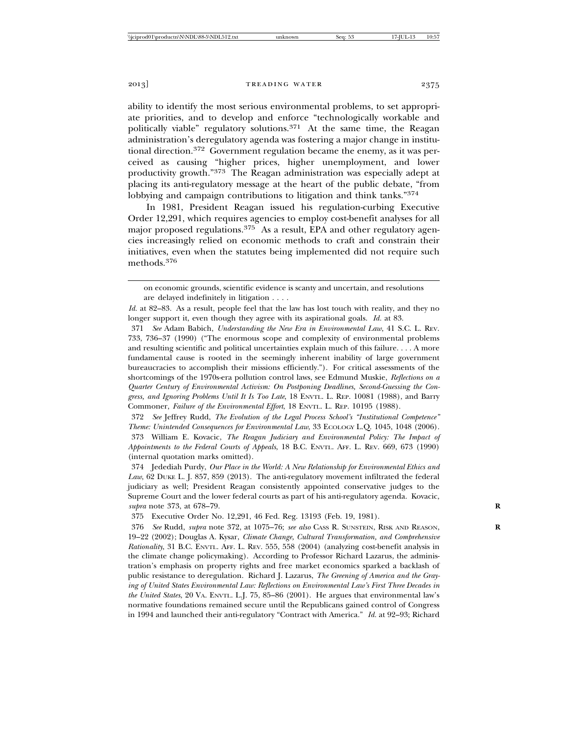ability to identify the most serious environmental problems, to set appropriate priorities, and to develop and enforce "technologically workable and politically viable" regulatory solutions.[371] At the same time, the Reagan administration's deregulatory agenda was fostering a major change in institutional direction.[372] Government regulation became the enemy, as it was perceived as causing "higher prices, higher unemployment, and lower productivity growth."[373] The Reagan administration was especially adept at placing its anti-regulatory message at the heart of the public debate, "from lobbying and campaign contributions to litigation and think tanks."[374]

In 1981, President Reagan issued his regulation-curbing Executive Order 12,291, which requires agencies to employ cost-benefit analyses for all major proposed regulations.[375] As a result, EPA and other regulatory agencies increasingly relied on economic methods to craft and constrain their initiatives, even when the statutes being implemented did not require such methods.[376]

---

on economic grounds, scientific evidence is scanty and uncertain, and resolutions are delayed indefinitely in litigation . . . .

*Id.* at 82–83. As a result, people feel that the law has lost touch with reality, and they no longer support it, even though they agree with its aspirational goals. *Id.* at 83.

371 *See* Adam Babich, *Understanding the New Era in Environmental Law*, 41 S.C. L. REV. 733, 736–37 (1990) ("The enormous scope and complexity of environmental problems and resulting scientific and political uncertainties explain much of this failure. . . . A more fundamental cause is rooted in the seemingly inherent inability of large government bureaucracies to accomplish their missions efficiently."). For critical assessments of the shortcomings of the 1970s-era pollution control laws, see Edmund Muskie, *Reflections on a Quarter Century of Environmental Activism: On Postponing Deadlines, Second-Guessing the Congress, and Ignoring Problems Until It Is Too Late*, 18 ENVTL. L. REP. 10081 (1988), and Barry Commoner, *Failure of the Environmental Effort*, 18 ENVTL. L. REP. 10195 (1988).

372 *See* Jeffrey Rudd, *The Evolution of the Legal Process School's "Institutional Competence" Theme: Unintended Consequences for Environmental Law*, 33 ECOLOGY L.Q. 1045, 1048 (2006).

373 William E. Kovacic, *The Reagan Judiciary and Environmental Policy: The Impact of Appointments to the Federal Courts of Appeals*, 18 B.C. ENVTL. AFF. L. REV. 669, 673 (1990) (internal quotation marks omitted).

374 Jedediah Purdy, *Our Place in the World: A New Relationship for Environmental Ethics and Law*, 62 DUKE L. J. 857, 859 (2013). The anti-regulatory movement infiltrated the federal judiciary as well; President Reagan consistently appointed conservative judges to the Supreme Court and the lower federal courts as part of his anti-regulatory agenda. Kovacic, *supra* note 373, at 678–79.

375 Executive Order No. 12,291, 46 Fed. Reg. 13193 (Feb. 19, 1981).

376 *See* Rudd, *supra* note 372, at 1075–76; *see also* CASS R. SUNSTEIN, RISK AND REASON, 19–22 (2002); Douglas A. Kysar, *Climate Change, Cultural Transformation, and Comprehensive Rationality*, 31 B.C. ENVTL. AFF. L. REV. 555, 558 (2004) (analyzing cost-benefit analysis in the climate change policymaking). According to Professor Richard Lazarus, the administration's emphasis on property rights and free market economics sparked a backlash of public resistance to deregulation. Richard J. Lazarus, *The Greening of America and the Graying of United States Environmental Law: Reflections on Environmental Law's First Three Decades in the United States*, 20 VA. ENVTL. L.J. 75, 85–86 (2001). He argues that environmental law's normative foundations remained secure until the Republicans gained control of Congress in 1994 and launched their anti-regulatory "Contract with America." *Id.* at 92–93; Richard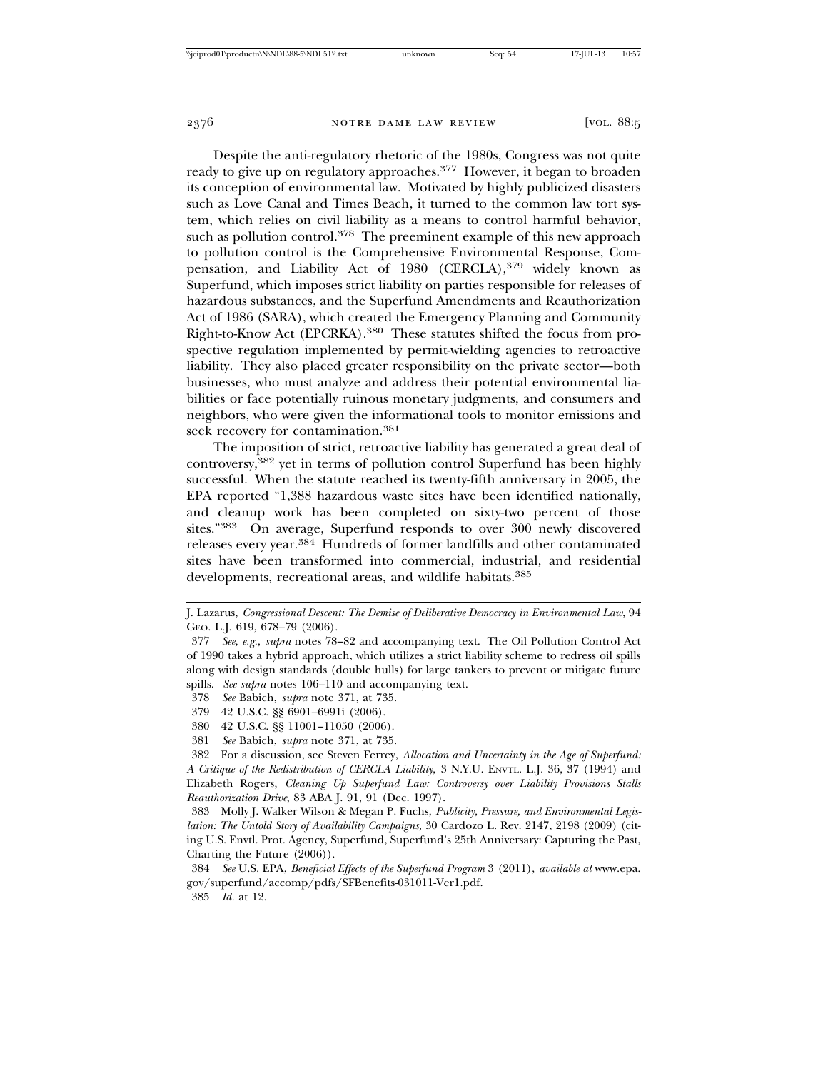Despite the anti-regulatory rhetoric of the 1980s, Congress was not quite ready to give up on regulatory approaches.[377] However, it began to broaden its conception of environmental law. Motivated by highly publicized disasters such as Love Canal and Times Beach, it turned to the common law tort system, which relies on civil liability as a means to control harmful behavior, such as pollution control.[378] The preeminent example of this new approach to pollution control is the Comprehensive Environmental Response, Compensation, and Liability Act of 1980 (CERCLA),[379] widely known as Superfund, which imposes strict liability on parties responsible for releases of hazardous substances, and the Superfund Amendments and Reauthorization Act of 1986 (SARA), which created the Emergency Planning and Community Right-to-Know Act (EPCRKA).[380] These statutes shifted the focus from prospective regulation implemented by permit-wielding agencies to retroactive liability. They also placed greater responsibility on the private sector—both businesses, who must analyze and address their potential environmental liabilities or face potentially ruinous monetary judgments, and consumers and neighbors, who were given the informational tools to monitor emissions and seek recovery for contamination.[381]

The imposition of strict, retroactive liability has generated a great deal of controversy,[382] yet in terms of pollution control Superfund has been highly successful. When the statute reached its twenty-fifth anniversary in 2005, the EPA reported "1,388 hazardous waste sites have been identified nationally, and cleanup work has been completed on sixty-two percent of those sites."[383] On average, Superfund responds to over 300 newly discovered releases every year.[384] Hundreds of former landfills and other contaminated sites have been transformed into commercial, industrial, and residential developments, recreational areas, and wildlife habitats.[385]

---

J. Lazarus, *Congressional Descent: The Demise of Deliberative Democracy in Environmental Law*, 94 Geo. L.J. 619, 678–79 (2006).

377 *See, e.g.*, *supra* notes 78–82 and accompanying text. The Oil Pollution Control Act of 1990 takes a hybrid approach, which utilizes a strict liability scheme to redress oil spills along with design standards (double hulls) for large tankers to prevent or mitigate future spills. *See supra* notes 106–110 and accompanying text.

378 *See* Babich, *supra* note 371, at 735.

379 42 U.S.C. §§ 6901–6991i (2006).

380 42 U.S.C. §§ 11001–11050 (2006).

381 *See* Babich, *supra* note 371, at 735.

382 For a discussion, see Steven Ferrey, *Allocation and Uncertainty in the Age of Superfund: A Critique of the Redistribution of CERCLA Liability*, 3 N.Y.U. Envtl. L.J. 36, 37 (1994) and Elizabeth Rogers, *Cleaning Up Superfund Law: Controversy over Liability Provisions Stalls Reauthorization Drive*, 83 ABA J. 91, 91 (Dec. 1997).

383 Molly J. Walker Wilson & Megan P. Fuchs, *Publicity, Pressure, and Environmental Legislation: The Untold Story of Availability Campaigns*, 30 Cardozo L. Rev. 2147, 2198 (2009) (citing U.S. Envtl. Prot. Agency, Superfund, Superfund's 25th Anniversary: Capturing the Past, Charting the Future (2006)).

384 *See* U.S. EPA, *Beneficial Effects of the Superfund Program* 3 (2011), *available at* www.epa.gov/superfund/accomp/pdfs/SFBenefits-031011-Ver1.pdf.

385 *Id.* at 12.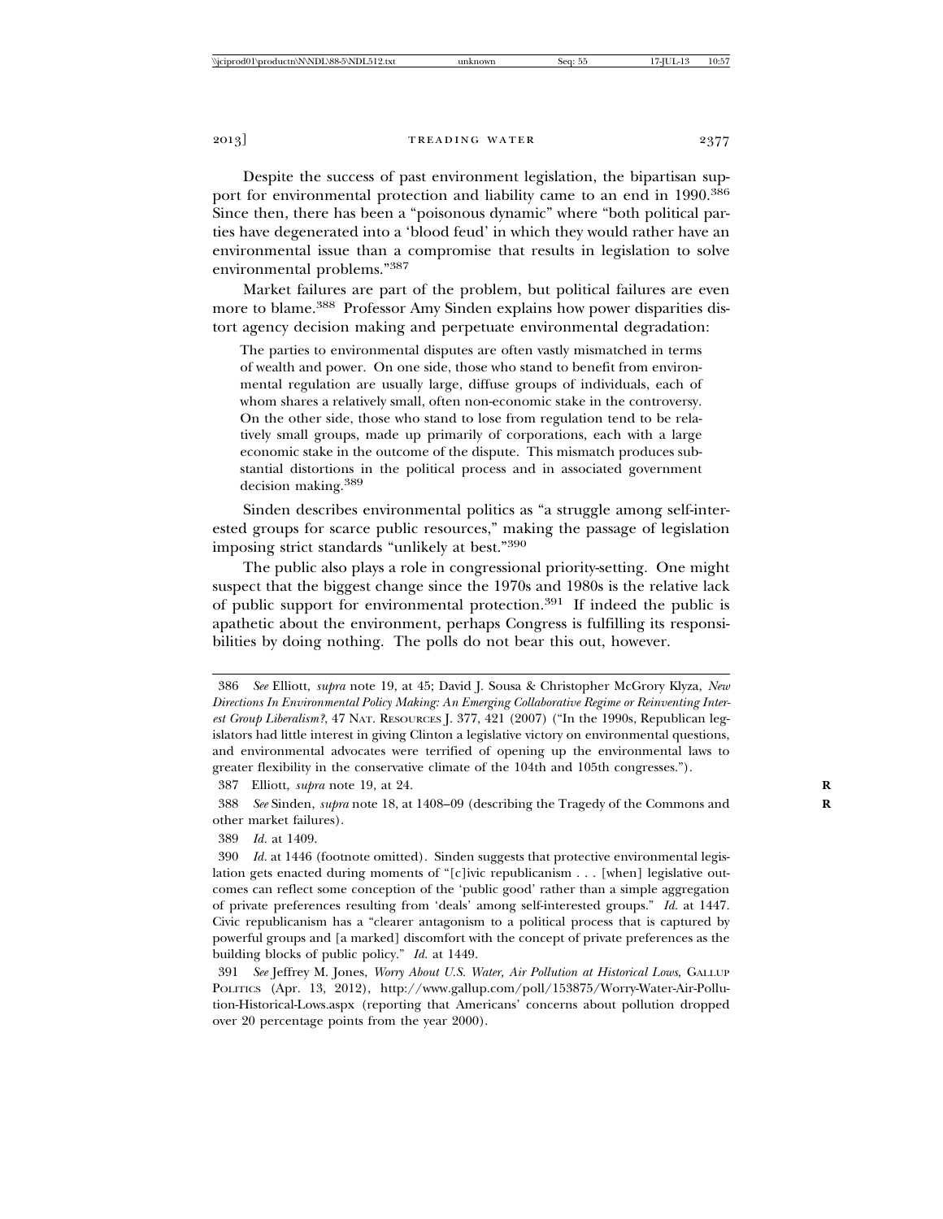Despite the success of past environment legislation, the bipartisan support for environmental protection and liability came to an end in 1990.[386] Since then, there has been a "poisonous dynamic" where "both political parties have degenerated into a 'blood feud' in which they would rather have an environmental issue than a compromise that results in legislation to solve environmental problems."[387]

Market failures are part of the problem, but political failures are even more to blame.[388] Professor Amy Sinden explains how power disparities distort agency decision making and perpetuate environmental degradation:

> The parties to environmental disputes are often vastly mismatched in terms of wealth and power. On one side, those who stand to benefit from environmental regulation are usually large, diffuse groups of individuals, each of whom shares a relatively small, often non-economic stake in the controversy. On the other side, those who stand to lose from regulation tend to be relatively small groups, made up primarily of corporations, each with a large economic stake in the outcome of the dispute. This mismatch produces substantial distortions in the political process and in associated government decision making.[389]

Sinden describes environmental politics as "a struggle among self-interested groups for scarce public resources," making the passage of legislation imposing strict standards "unlikely at best."[390]

The public also plays a role in congressional priority-setting. One might suspect that the biggest change since the 1970s and 1980s is the relative lack of public support for environmental protection.[391] If indeed the public is apathetic about the environment, perhaps Congress is fulfilling its responsibilities by doing nothing. The polls do not bear this out, however.

---

386 *See* Elliott, *supra* note 19, at 45; David J. Sousa & Christopher McGrory Klyza, *New Directions In Environmental Policy Making: An Emerging Collaborative Regime or Reinventing Interest Group Liberalism?*, 47 NAT. RESOURCES J. 377, 421 (2007) ("In the 1990s, Republican legislators had little interest in giving Clinton a legislative victory on environmental questions, and environmental advocates were terrified of opening up the environmental laws to greater flexibility in the conservative climate of the 104th and 105th congresses.").

387 Elliott, *supra* note 19, at 24.

388 *See* Sinden, *supra* note 18, at 1408–09 (describing the Tragedy of the Commons and other market failures).

389 *Id.* at 1409.

390 *Id.* at 1446 (footnote omitted). Sinden suggests that protective environmental legislation gets enacted during moments of "[c]ivic republicanism . . . [when] legislative outcomes can reflect some conception of the 'public good' rather than a simple aggregation of private preferences resulting from 'deals' among self-interested groups." *Id.* at 1447. Civic republicanism has a "clearer antagonism to a political process that is captured by powerful groups and [a marked] discomfort with the concept of private preferences as the building blocks of public policy." *Id.* at 1449.

391 *See* Jeffrey M. Jones, *Worry About U.S. Water, Air Pollution at Historical Lows*, GALLUP POLITICS (Apr. 13, 2012), http://www.gallup.com/poll/153875/Worry-Water-Air-Pollution-Historical-Lows.aspx (reporting that Americans' concerns about pollution dropped over 20 percentage points from the year 2000).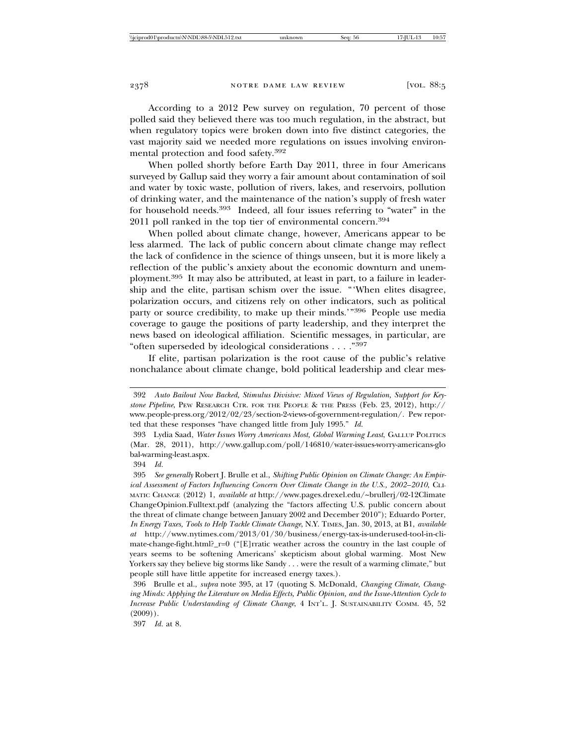According to a 2012 Pew survey on regulation, 70 percent of those polled said they believed there was too much regulation, in the abstract, but when regulatory topics were broken down into five distinct categories, the vast majority said we needed more regulations on issues involving environmental protection and food safety.[392]

When polled shortly before Earth Day 2011, three in four Americans surveyed by Gallup said they worry a fair amount about contamination of soil and water by toxic waste, pollution of rivers, lakes, and reservoirs, pollution of drinking water, and the maintenance of the nation's supply of fresh water for household needs.[393] Indeed, all four issues referring to "water" in the 2011 poll ranked in the top tier of environmental concern.[394]

When polled about climate change, however, Americans appear to be less alarmed. The lack of public concern about climate change may reflect the lack of confidence in the science of things unseen, but it is more likely a reflection of the public's anxiety about the economic downturn and unemployment.[395] It may also be attributed, at least in part, to a failure in leadership and the elite, partisan schism over the issue. "'When elites disagree, polarization occurs, and citizens rely on other indicators, such as political party or source credibility, to make up their minds.'"[396] People use media coverage to gauge the positions of party leadership, and they interpret the news based on ideological affiliation. Scientific messages, in particular, are "often superseded by ideological considerations . . . ."[397]

If elite, partisan polarization is the root cause of the public's relative nonchalance about climate change, bold political leadership and clear mes-

---

392 *Auto Bailout Now Backed, Stimulus Divisive: Mixed Views of Regulation, Support for Keystone Pipeline*, PEW RESEARCH CTR. FOR THE PEOPLE & THE PRESS (Feb. 23, 2012), http://www.people-press.org/2012/02/23/section-2-views-of-government-regulation/. Pew reported that these responses "have changed little from July 1995." *Id.*

393 Lydia Saad, *Water Issues Worry Americans Most, Global Warming Least*, GALLUP POLITICS (Mar. 28, 2011), http://www.gallup.com/poll/146810/water-issues-worry-americans-global-warming-least.aspx.

394 *Id.*

395 *See generally* Robert J. Brulle et al., *Shifting Public Opinion on Climate Change: An Empirical Assessment of Factors Influencing Concern Over Climate Change in the U.S., 2002–2010*, CLIMATIC CHANGE (2012) 1, *available at* http://www.pages.drexel.edu/~brullerj/02-12ClimateChangeOpinion.Fulltext.pdf (analyzing the "factors affecting U.S. public concern about the threat of climate change between January 2002 and December 2010"); Eduardo Porter, *In Energy Taxes, Tools to Help Tackle Climate Change*, N.Y. TIMES, Jan. 30, 2013, at B1, *available at* http://www.nytimes.com/2013/01/30/business/energy-tax-is-underused-tool-in-climate-change-fight.html?_r=0 ("[E]rratic weather across the country in the last couple of years seems to be softening Americans' skepticism about global warming. Most New Yorkers say they believe big storms like Sandy . . . were the result of a warming climate," but people still have little appetite for increased energy taxes.).

396 Brulle et al., *supra* note 395, at 17 (quoting S. McDonald, *Changing Climate, Changing Minds: Applying the Literature on Media Effects, Public Opinion, and the Issue-Attention Cycle to Increase Public Understanding of Climate Change*, 4 INT'L. J. SUSTAINABILITY COMM. 45, 52 (2009)).

397 *Id.* at 8.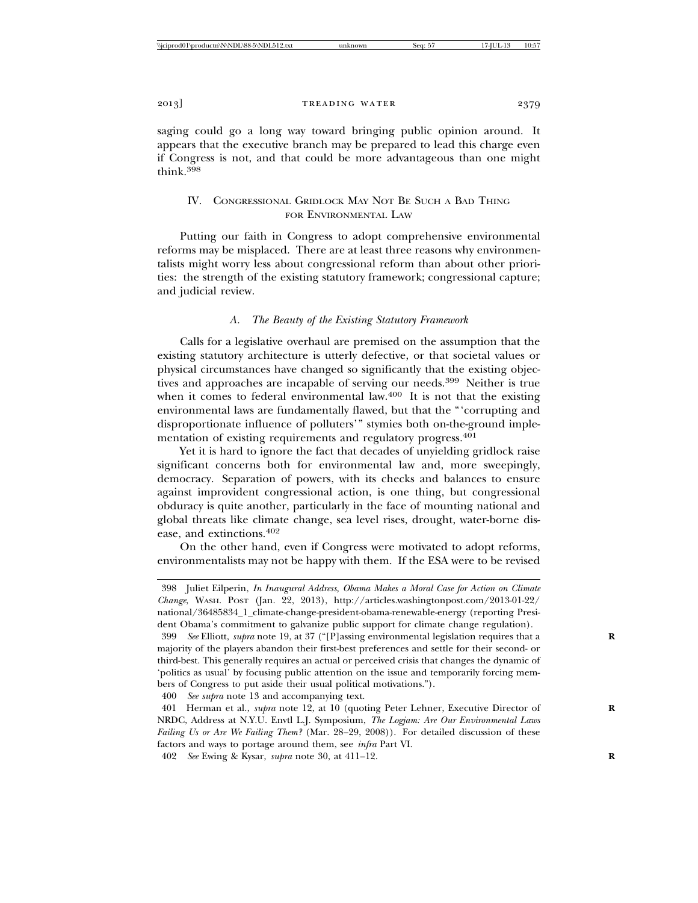saging could go a long way toward bringing public opinion around. It appears that the executive branch may be prepared to lead this charge even if Congress is not, and that could be more advantageous than one might think.[398]

## IV. Congressional Gridlock May Not Be Such a Bad Thing for Environmental Law

Putting our faith in Congress to adopt comprehensive environmental reforms may be misplaced. There are at least three reasons why environmentalists might worry less about congressional reform than about other priorities: the strength of the existing statutory framework; congressional capture; and judicial review.

### *A. The Beauty of the Existing Statutory Framework*

Calls for a legislative overhaul are premised on the assumption that the existing statutory architecture is utterly defective, or that societal values or physical circumstances have changed so significantly that the existing objectives and approaches are incapable of serving our needs.[399] Neither is true when it comes to federal environmental law.[400] It is not that the existing environmental laws are fundamentally flawed, but that the "'corrupting and disproportionate influence of polluters'" stymies both on-the-ground implementation of existing requirements and regulatory progress.[401]

Yet it is hard to ignore the fact that decades of unyielding gridlock raise significant concerns both for environmental law and, more sweepingly, democracy. Separation of powers, with its checks and balances to ensure against improvident congressional action, is one thing, but congressional obduracy is quite another, particularly in the face of mounting national and global threats like climate change, sea level rises, drought, water-borne disease, and extinctions.[402]

On the other hand, even if Congress were motivated to adopt reforms, environmentalists may not be happy with them. If the ESA were to be revised

---

398 Juliet Eilperin, *In Inaugural Address, Obama Makes a Moral Case for Action on Climate Change*, Wash. Post (Jan. 22, 2013), http://articles.washingtonpost.com/2013-01-22/national/36485834_1_climate-change-president-obama-renewable-energy (reporting President Obama's commitment to galvanize public support for climate change regulation).

399 *See* Elliott, *supra* note 19, at 37 ("[P]assing environmental legislation requires that a majority of the players abandon their first-best preferences and settle for their second- or third-best. This generally requires an actual or perceived crisis that changes the dynamic of 'politics as usual' by focusing public attention on the issue and temporarily forcing members of Congress to put aside their usual political motivations.").

400 *See supra* note 13 and accompanying text.

401 Herman et al., *supra* note 12, at 10 (quoting Peter Lehner, Executive Director of NRDC, Address at N.Y.U. Envtl L.J. Symposium, *The Logjam: Are Our Environmental Laws Failing Us or Are We Failing Them?* (Mar. 28–29, 2008)). For detailed discussion of these factors and ways to portage around them, see *infra* Part VI.

402 *See* Ewing & Kysar, *supra* note 30, at 411–12.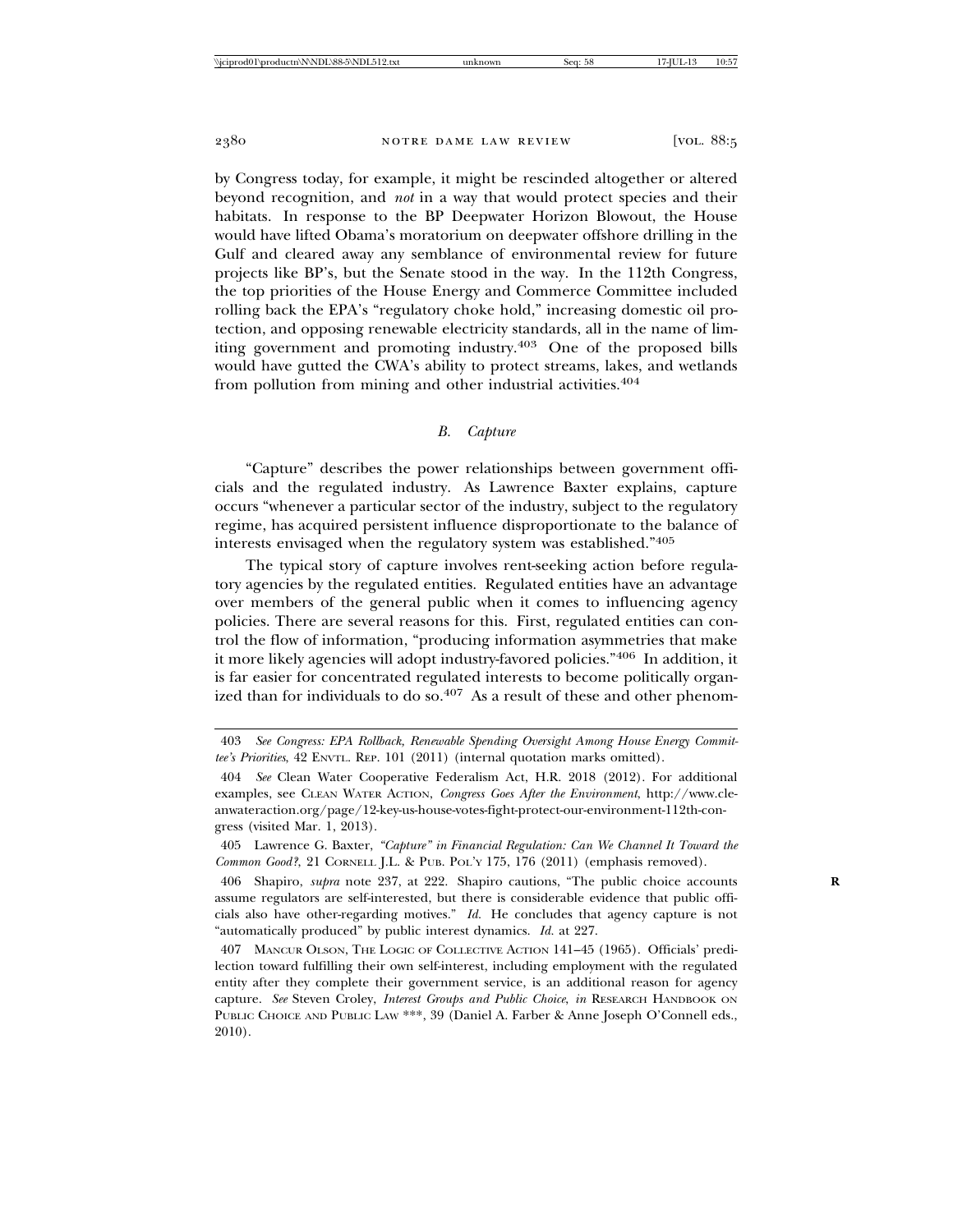by Congress today, for example, it might be rescinded altogether or altered beyond recognition, and *not* in a way that would protect species and their habitats. In response to the BP Deepwater Horizon Blowout, the House would have lifted Obama's moratorium on deepwater offshore drilling in the Gulf and cleared away any semblance of environmental review for future projects like BP's, but the Senate stood in the way. In the 112th Congress, the top priorities of the House Energy and Commerce Committee included rolling back the EPA's "regulatory choke hold," increasing domestic oil protection, and opposing renewable electricity standards, all in the name of limiting government and promoting industry.[403] One of the proposed bills would have gutted the CWA's ability to protect streams, lakes, and wetlands from pollution from mining and other industrial activities.[404]

### *B. Capture*

"Capture" describes the power relationships between government officials and the regulated industry. As Lawrence Baxter explains, capture occurs "whenever a particular sector of the industry, subject to the regulatory regime, has acquired persistent influence disproportionate to the balance of interests envisaged when the regulatory system was established."[405]

The typical story of capture involves rent-seeking action before regulatory agencies by the regulated entities. Regulated entities have an advantage over members of the general public when it comes to influencing agency policies. There are several reasons for this. First, regulated entities can control the flow of information, "producing information asymmetries that make it more likely agencies will adopt industry-favored policies."[406] In addition, it is far easier for concentrated regulated interests to become politically organized than for individuals to do so.[407] As a result of these and other phenom-

---

403 *See Congress: EPA Rollback, Renewable Spending Oversight Among House Energy Committee's Priorities*, 42 ENVTL. REP. 101 (2011) (internal quotation marks omitted).

404 *See* Clean Water Cooperative Federalism Act, H.R. 2018 (2012). For additional examples, see CLEAN WATER ACTION, *Congress Goes After the Environment*, http://www.cleanwateraction.org/page/12-key-us-house-votes-fight-protect-our-environment-112th-congress (visited Mar. 1, 2013).

405 Lawrence G. Baxter, *"Capture" in Financial Regulation: Can We Channel It Toward the Common Good?*, 21 CORNELL J.L. & PUB. POL'Y 175, 176 (2011) (emphasis removed).

406 Shapiro, *supra* note 237, at 222. Shapiro cautions, "The public choice accounts assume regulators are self-interested, but there is considerable evidence that public officials also have other-regarding motives." *Id.* He concludes that agency capture is not "automatically produced" by public interest dynamics. *Id.* at 227.

407 MANCUR OLSON, THE LOGIC OF COLLECTIVE ACTION 141–45 (1965). Officials' predilection toward fulfilling their own self-interest, including employment with the regulated entity after they complete their government service, is an additional reason for agency capture. *See* Steven Croley, *Interest Groups and Public Choice*, *in* RESEARCH HANDBOOK ON PUBLIC CHOICE AND PUBLIC LAW ***, 39 (Daniel A. Farber & Anne Joseph O'Connell eds., 2010).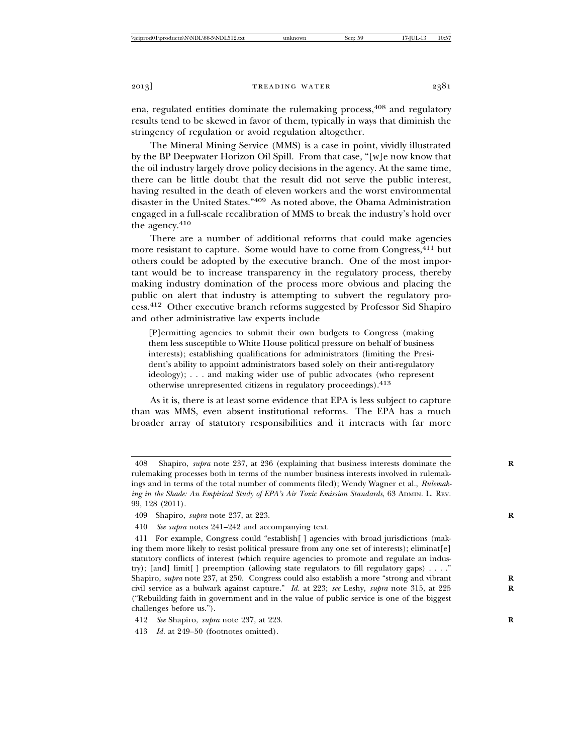ena, regulated entities dominate the rulemaking process,[408] and regulatory results tend to be skewed in favor of them, typically in ways that diminish the stringency of regulation or avoid regulation altogether.

The Mineral Mining Service (MMS) is a case in point, vividly illustrated by the BP Deepwater Horizon Oil Spill. From that case, "[w]e now know that the oil industry largely drove policy decisions in the agency. At the same time, there can be little doubt that the result did not serve the public interest, having resulted in the death of eleven workers and the worst environmental disaster in the United States."[409] As noted above, the Obama Administration engaged in a full-scale recalibration of MMS to break the industry's hold over the agency.[410]

There are a number of additional reforms that could make agencies more resistant to capture. Some would have to come from Congress,[411] but others could be adopted by the executive branch. One of the most important would be to increase transparency in the regulatory process, thereby making industry domination of the process more obvious and placing the public on alert that industry is attempting to subvert the regulatory process.[412] Other executive branch reforms suggested by Professor Sid Shapiro and other administrative law experts include

> [P]ermitting agencies to submit their own budgets to Congress (making them less susceptible to White House political pressure on behalf of business interests); establishing qualifications for administrators (limiting the President's ability to appoint administrators based solely on their anti-regulatory ideology); . . . and making wider use of public advocates (who represent otherwise unrepresented citizens in regulatory proceedings).[413]

As it is, there is at least some evidence that EPA is less subject to capture than was MMS, even absent institutional reforms. The EPA has a much broader array of statutory responsibilities and it interacts with far more

---

408 Shapiro, *supra* note 237, at 236 (explaining that business interests dominate the rulemaking processes both in terms of the number business interests involved in rulemakings and in terms of the total number of comments filed); Wendy Wagner et al., *Rulemaking in the Shade: An Empirical Study of EPA's Air Toxic Emission Standards*, 63 ADMIN. L. REV. 99, 128 (2011).

409 Shapiro, *supra* note 237, at 223.

410 *See supra* notes 241–242 and accompanying text.

411 For example, Congress could "establish[ ] agencies with broad jurisdictions (making them more likely to resist political pressure from any one set of interests); eliminat[e] statutory conflicts of interest (which require agencies to promote and regulate an industry); [and] limit[ ] preemption (allowing state regulators to fill regulatory gaps) . . . ." Shapiro, *supra* note 237, at 250. Congress could also establish a more "strong and vibrant civil service as a bulwark against capture." *Id.* at 223; *see* Leshy, *supra* note 315, at 225 ("Rebuilding faith in government and in the value of public service is one of the biggest challenges before us.").

412 *See* Shapiro, *supra* note 237, at 223.

413 *Id.* at 249–50 (footnotes omitted).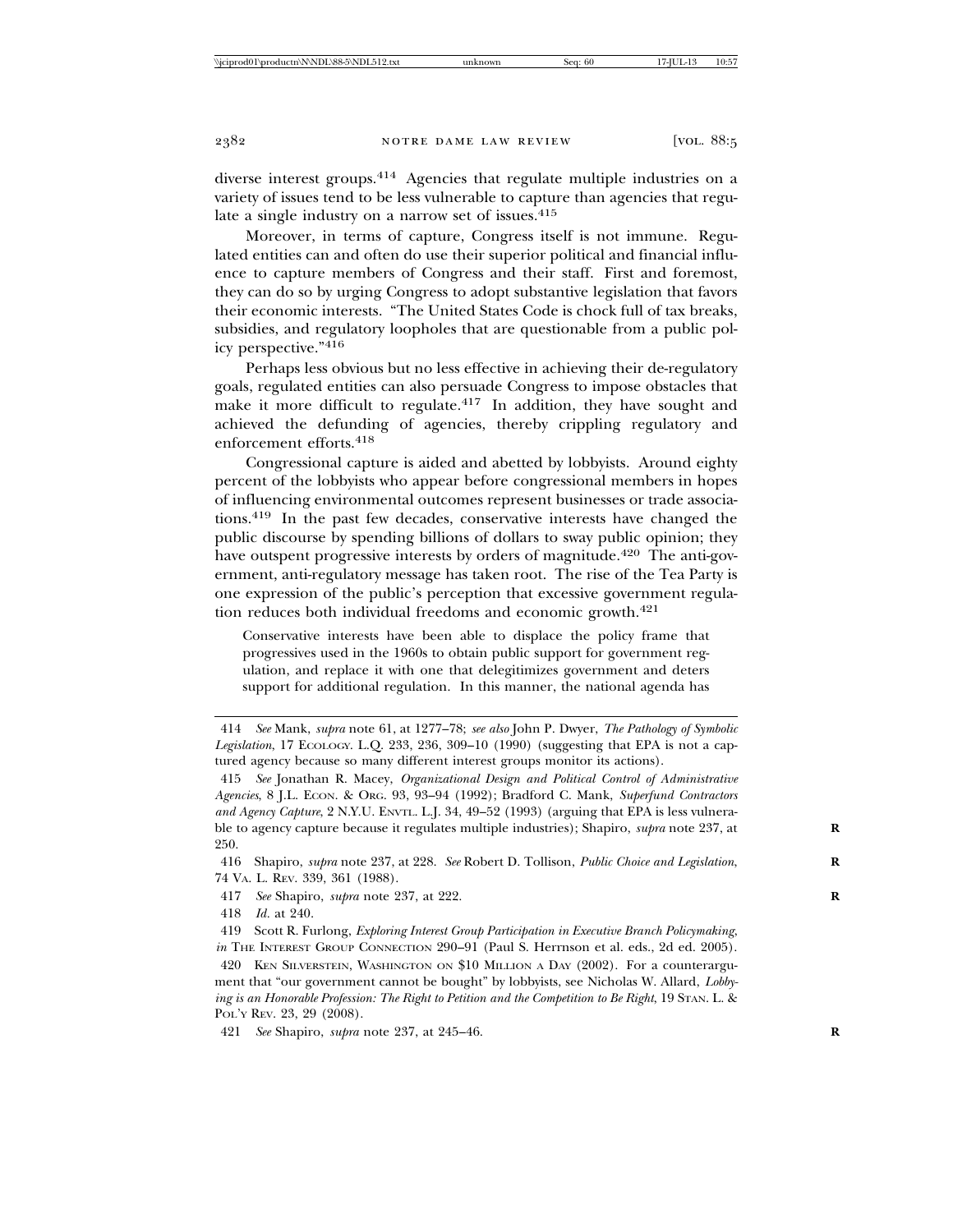diverse interest groups.[414] Agencies that regulate multiple industries on a variety of issues tend to be less vulnerable to capture than agencies that regulate a single industry on a narrow set of issues.[415]

Moreover, in terms of capture, Congress itself is not immune. Regulated entities can and often do use their superior political and financial influence to capture members of Congress and their staff. First and foremost, they can do so by urging Congress to adopt substantive legislation that favors their economic interests. "The United States Code is chock full of tax breaks, subsidies, and regulatory loopholes that are questionable from a public policy perspective."[416]

Perhaps less obvious but no less effective in achieving their de-regulatory goals, regulated entities can also persuade Congress to impose obstacles that make it more difficult to regulate.[417] In addition, they have sought and achieved the defunding of agencies, thereby crippling regulatory and enforcement efforts.[418]

Congressional capture is aided and abetted by lobbyists. Around eighty percent of the lobbyists who appear before congressional members in hopes of influencing environmental outcomes represent businesses or trade associations.[419] In the past few decades, conservative interests have changed the public discourse by spending billions of dollars to sway public opinion; they have outspent progressive interests by orders of magnitude.[420] The anti-government, anti-regulatory message has taken root. The rise of the Tea Party is one expression of the public's perception that excessive government regulation reduces both individual freedoms and economic growth.[421]

> Conservative interests have been able to displace the policy frame that progressives used in the 1960s to obtain public support for government regulation, and replace it with one that delegitimizes government and deters support for additional regulation. In this manner, the national agenda has

---

414 *See* Mank, *supra* note 61, at 1277–78; *see also* John P. Dwyer, *The Pathology of Symbolic Legislation*, 17 ECOLOGY. L.Q. 233, 236, 309–10 (1990) (suggesting that EPA is not a captured agency because so many different interest groups monitor its actions).

415 *See* Jonathan R. Macey, *Organizational Design and Political Control of Administrative Agencies*, 8 J.L. ECON. & ORG. 93, 93–94 (1992); Bradford C. Mank, *Superfund Contractors and Agency Capture*, 2 N.Y.U. ENVTL. L.J. 34, 49–52 (1993) (arguing that EPA is less vulnerable to agency capture because it regulates multiple industries); Shapiro, *supra* note 237, at 250.

416 Shapiro, *supra* note 237, at 228. *See* Robert D. Tollison, *Public Choice and Legislation*, 74 VA. L. REV. 339, 361 (1988).

417 *See* Shapiro, *supra* note 237, at 222.

418 *Id.* at 240.

419 Scott R. Furlong, *Exploring Interest Group Participation in Executive Branch Policymaking*, *in* THE INTEREST GROUP CONNECTION 290–91 (Paul S. Herrnson et al. eds., 2d ed. 2005).

420 KEN SILVERSTEIN, WASHINGTON ON $10 MILLION A DAY (2002). For a counterargument that "our government cannot be bought" by lobbyists, see Nicholas W. Allard, *Lobbying is an Honorable Profession: The Right to Petition and the Competition to Be Right*, 19 STAN. L. & POL'Y REV. 23, 29 (2008).

421 *See* Shapiro, *supra* note 237, at 245–46.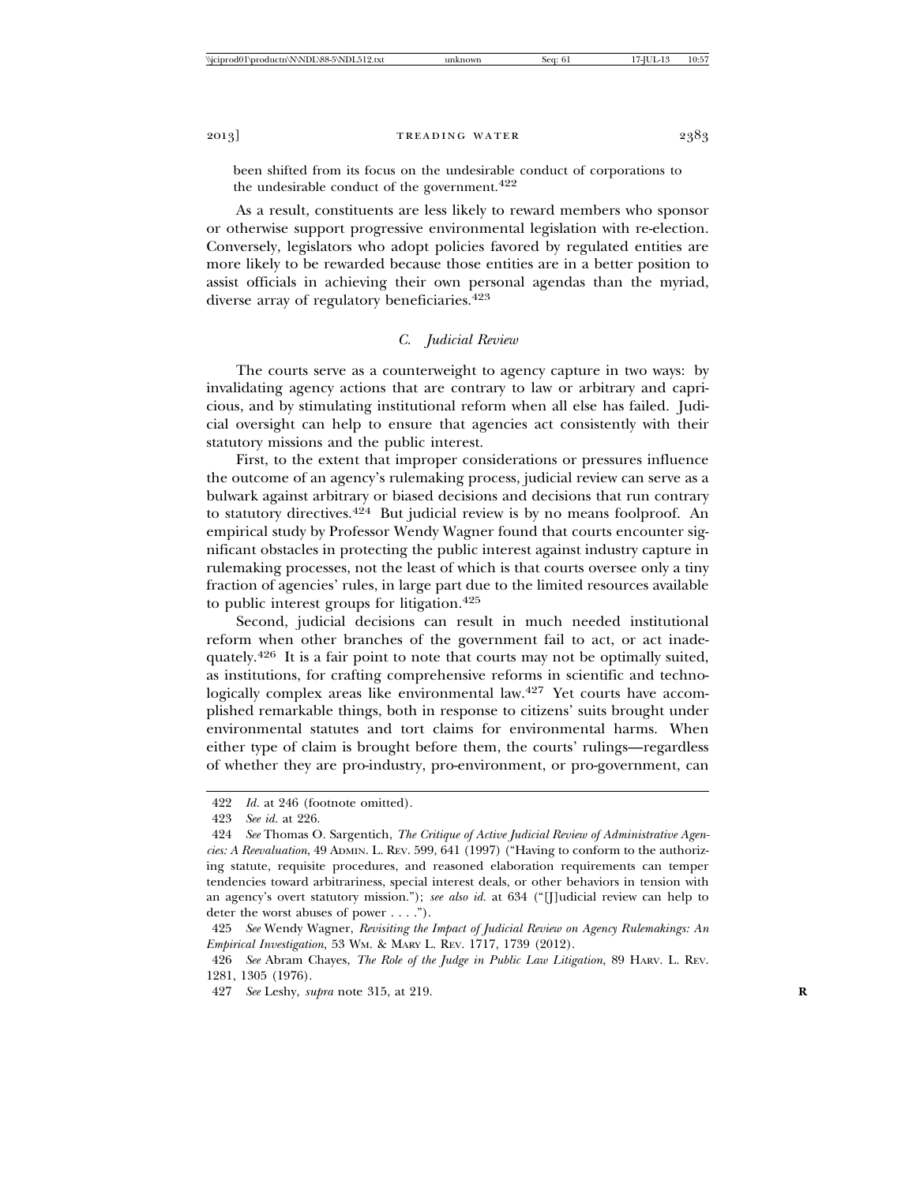been shifted from its focus on the undesirable conduct of corporations to the undesirable conduct of the government.[422]

As a result, constituents are less likely to reward members who sponsor or otherwise support progressive environmental legislation with re-election. Conversely, legislators who adopt policies favored by regulated entities are more likely to be rewarded because those entities are in a better position to assist officials in achieving their own personal agendas than the myriad, diverse array of regulatory beneficiaries.[423]

### *C. Judicial Review*

The courts serve as a counterweight to agency capture in two ways: by invalidating agency actions that are contrary to law or arbitrary and capricious, and by stimulating institutional reform when all else has failed. Judicial oversight can help to ensure that agencies act consistently with their statutory missions and the public interest.

First, to the extent that improper considerations or pressures influence the outcome of an agency's rulemaking process, judicial review can serve as a bulwark against arbitrary or biased decisions and decisions that run contrary to statutory directives.[424] But judicial review is by no means foolproof. An empirical study by Professor Wendy Wagner found that courts encounter significant obstacles in protecting the public interest against industry capture in rulemaking processes, not the least of which is that courts oversee only a tiny fraction of agencies' rules, in large part due to the limited resources available to public interest groups for litigation.[425]

Second, judicial decisions can result in much needed institutional reform when other branches of the government fail to act, or act inadequately.[426] It is a fair point to note that courts may not be optimally suited, as institutions, for crafting comprehensive reforms in scientific and technologically complex areas like environmental law.[427] Yet courts have accomplished remarkable things, both in response to citizens' suits brought under environmental statutes and tort claims for environmental harms. When either type of claim is brought before them, the courts' rulings—regardless of whether they are pro-industry, pro-environment, or pro-government, can

---

422 *Id.* at 246 (footnote omitted).

423 *See id.* at 226.

424 *See* Thomas O. Sargentich, *The Critique of Active Judicial Review of Administrative Agencies: A Reevaluation*, 49 ADMIN. L. REV. 599, 641 (1997) ("Having to conform to the authorizing statute, requisite procedures, and reasoned elaboration requirements can temper tendencies toward arbitrariness, special interest deals, or other behaviors in tension with an agency's overt statutory mission."); *see also id.* at 634 ("[J]udicial review can help to deter the worst abuses of power . . . .").

425 *See* Wendy Wagner, *Revisiting the Impact of Judicial Review on Agency Rulemakings: An Empirical Investigation,* 53 WM. & MARY L. REV. 1717, 1739 (2012).

426 *See* Abram Chayes, *The Role of the Judge in Public Law Litigation,* 89 HARV. L. REV. 1281, 1305 (1976).

427 *See* Leshy, *supra* note 315, at 219.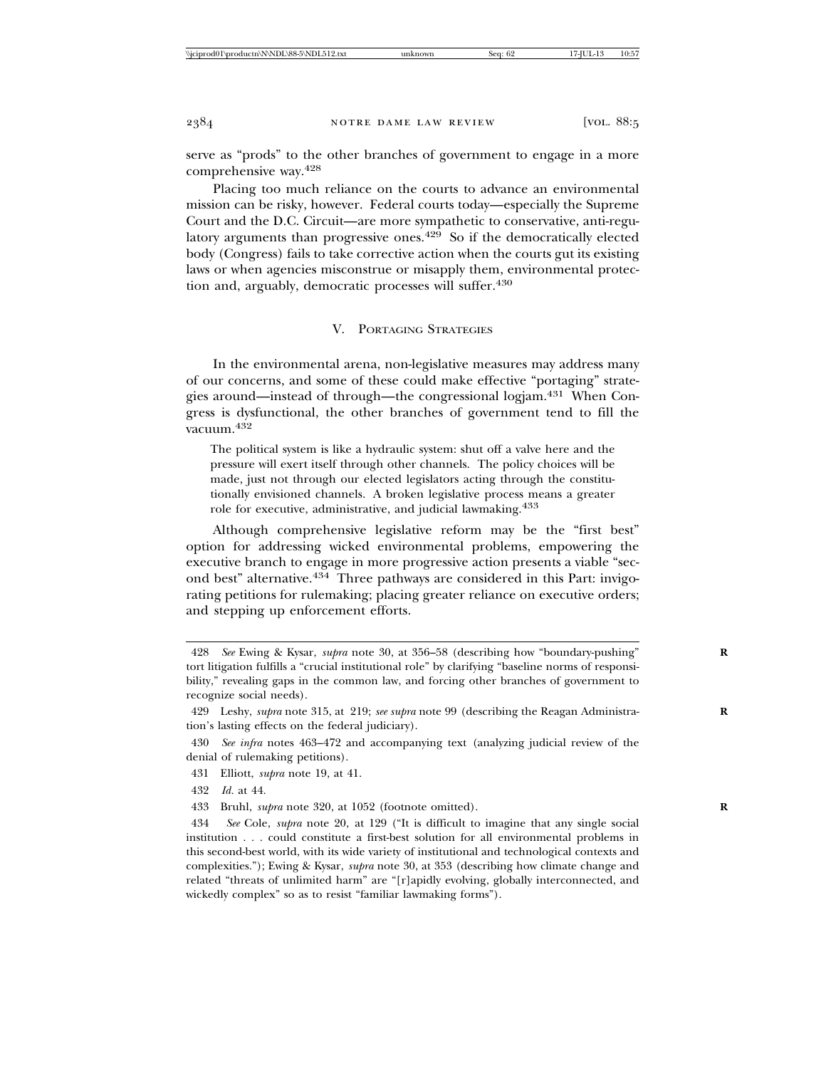serve as "prods" to the other branches of government to engage in a more comprehensive way.[428]

Placing too much reliance on the courts to advance an environmental mission can be risky, however. Federal courts today—especially the Supreme Court and the D.C. Circuit—are more sympathetic to conservative, anti-regulatory arguments than progressive ones.[429] So if the democratically elected body (Congress) fails to take corrective action when the courts gut its existing laws or when agencies misconstrue or misapply them, environmental protection and, arguably, democratic processes will suffer.[430]

## V. Portaging Strategies

In the environmental arena, non-legislative measures may address many of our concerns, and some of these could make effective "portaging" strategies around—instead of through—the congressional logjam.[431] When Congress is dysfunctional, the other branches of government tend to fill the vacuum.[432]

> The political system is like a hydraulic system: shut off a valve here and the pressure will exert itself through other channels. The policy choices will be made, just not through our elected legislators acting through the constitutionally envisioned channels. A broken legislative process means a greater role for executive, administrative, and judicial lawmaking.[433]

Although comprehensive legislative reform may be the "first best" option for addressing wicked environmental problems, empowering the executive branch to engage in more progressive action presents a viable "second best" alternative.[434] Three pathways are considered in this Part: invigorating petitions for rulemaking; placing greater reliance on executive orders; and stepping up enforcement efforts.

---

428 *See* Ewing & Kysar, *supra* note 30, at 356–58 (describing how "boundary-pushing" tort litigation fulfills a "crucial institutional role" by clarifying "baseline norms of responsibility," revealing gaps in the common law, and forcing other branches of government to recognize social needs).

429 Leshy, *supra* note 315, at 219; *see supra* note 99 (describing the Reagan Administration's lasting effects on the federal judiciary).

430 *See infra* notes 463–472 and accompanying text (analyzing judicial review of the denial of rulemaking petitions).

431 Elliott, *supra* note 19, at 41.

432 *Id.* at 44.

433 Bruhl, *supra* note 320, at 1052 (footnote omitted).

434 *See* Cole, *supra* note 20, at 129 ("It is difficult to imagine that any single social institution . . . could constitute a first-best solution for all environmental problems in this second-best world, with its wide variety of institutional and technological contexts and complexities."); Ewing & Kysar, *supra* note 30, at 353 (describing how climate change and related "threats of unlimited harm" are "[r]apidly evolving, globally interconnected, and wickedly complex" so as to resist "familiar lawmaking forms").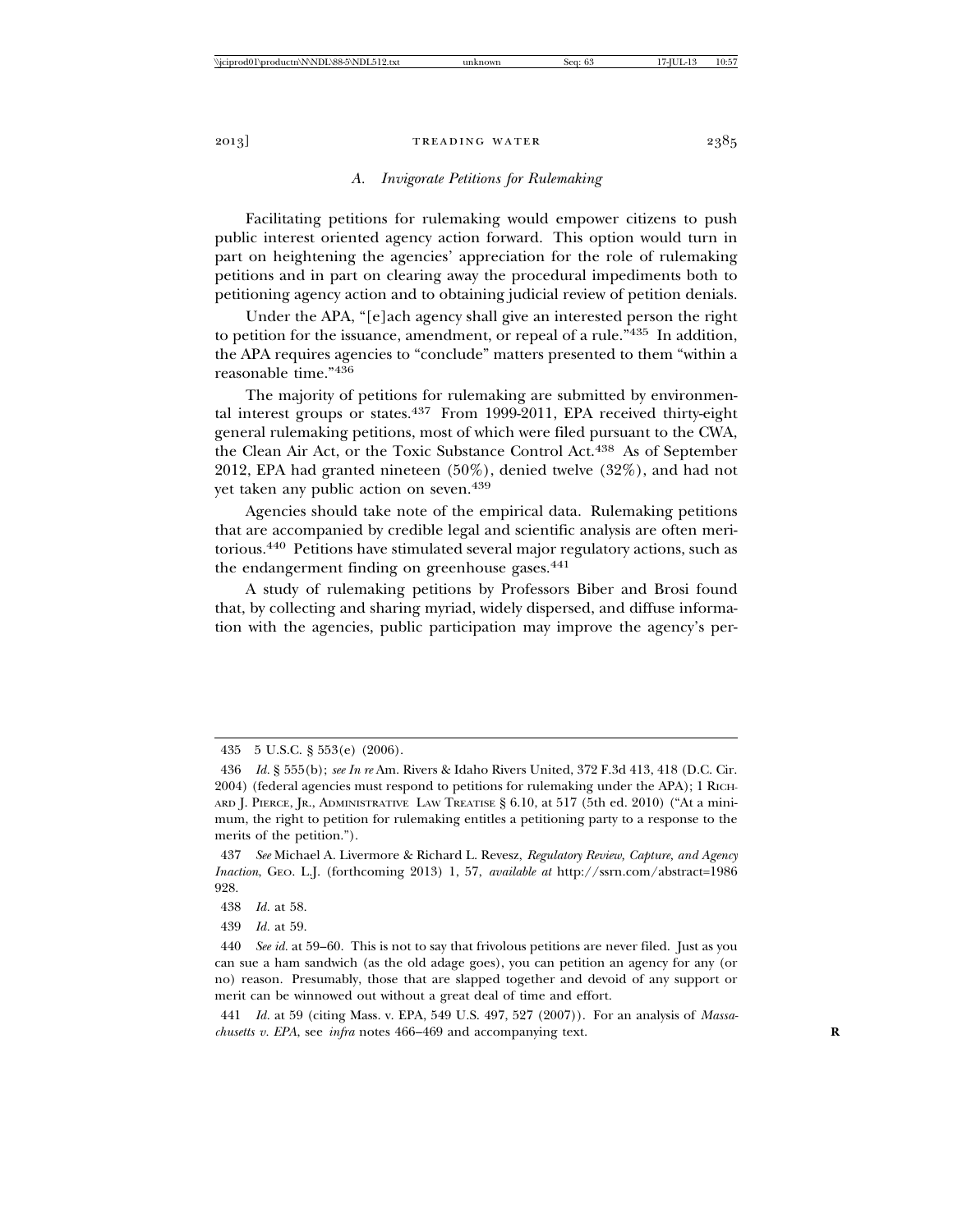### A. *Invigorate Petitions for Rulemaking*

Facilitating petitions for rulemaking would empower citizens to push public interest oriented agency action forward. This option would turn in part on heightening the agencies' appreciation for the role of rulemaking petitions and in part on clearing away the procedural impediments both to petitioning agency action and to obtaining judicial review of petition denials.

Under the APA, "[e]ach agency shall give an interested person the right to petition for the issuance, amendment, or repeal of a rule."[435] In addition, the APA requires agencies to "conclude" matters presented to them "within a reasonable time."[436]

The majority of petitions for rulemaking are submitted by environmental interest groups or states.[437] From 1999-2011, EPA received thirty-eight general rulemaking petitions, most of which were filed pursuant to the CWA, the Clean Air Act, or the Toxic Substance Control Act.[438] As of September 2012, EPA had granted nineteen (50%), denied twelve (32%), and had not yet taken any public action on seven.[439]

Agencies should take note of the empirical data. Rulemaking petitions that are accompanied by credible legal and scientific analysis are often meritorious.[440] Petitions have stimulated several major regulatory actions, such as the endangerment finding on greenhouse gases.[441]

A study of rulemaking petitions by Professors Biber and Brosi found that, by collecting and sharing myriad, widely dispersed, and diffuse information with the agencies, public participation may improve the agency's per-

---

435 5 U.S.C. § 553(e) (2006).

436 *Id.* § 555(b); *see In re* Am. Rivers & Idaho Rivers United, 372 F.3d 413, 418 (D.C. Cir. 2004) (federal agencies must respond to petitions for rulemaking under the APA); 1 RICHARD J. PIERCE, JR., ADMINISTRATIVE LAW TREATISE § 6.10, at 517 (5th ed. 2010) ("At a minimum, the right to petition for rulemaking entitles a petitioning party to a response to the merits of the petition.").

437 *See* Michael A. Livermore & Richard L. Revesz, *Regulatory Review, Capture, and Agency Inaction*, GEO. L.J. (forthcoming 2013) 1, 57, *available at* http://ssrn.com/abstract=1986928.

438 *Id.* at 58.

439 *Id.* at 59.

440 *See id.* at 59–60. This is not to say that frivolous petitions are never filed. Just as you can sue a ham sandwich (as the old adage goes), you can petition an agency for any (or no) reason. Presumably, those that are slapped together and devoid of any support or merit can be winnowed out without a great deal of time and effort.

441 *Id.* at 59 (citing Mass. v. EPA, 549 U.S. 497, 527 (2007)). For an analysis of *Massachusetts v. EPA*, see *infra* notes 466–469 and accompanying text.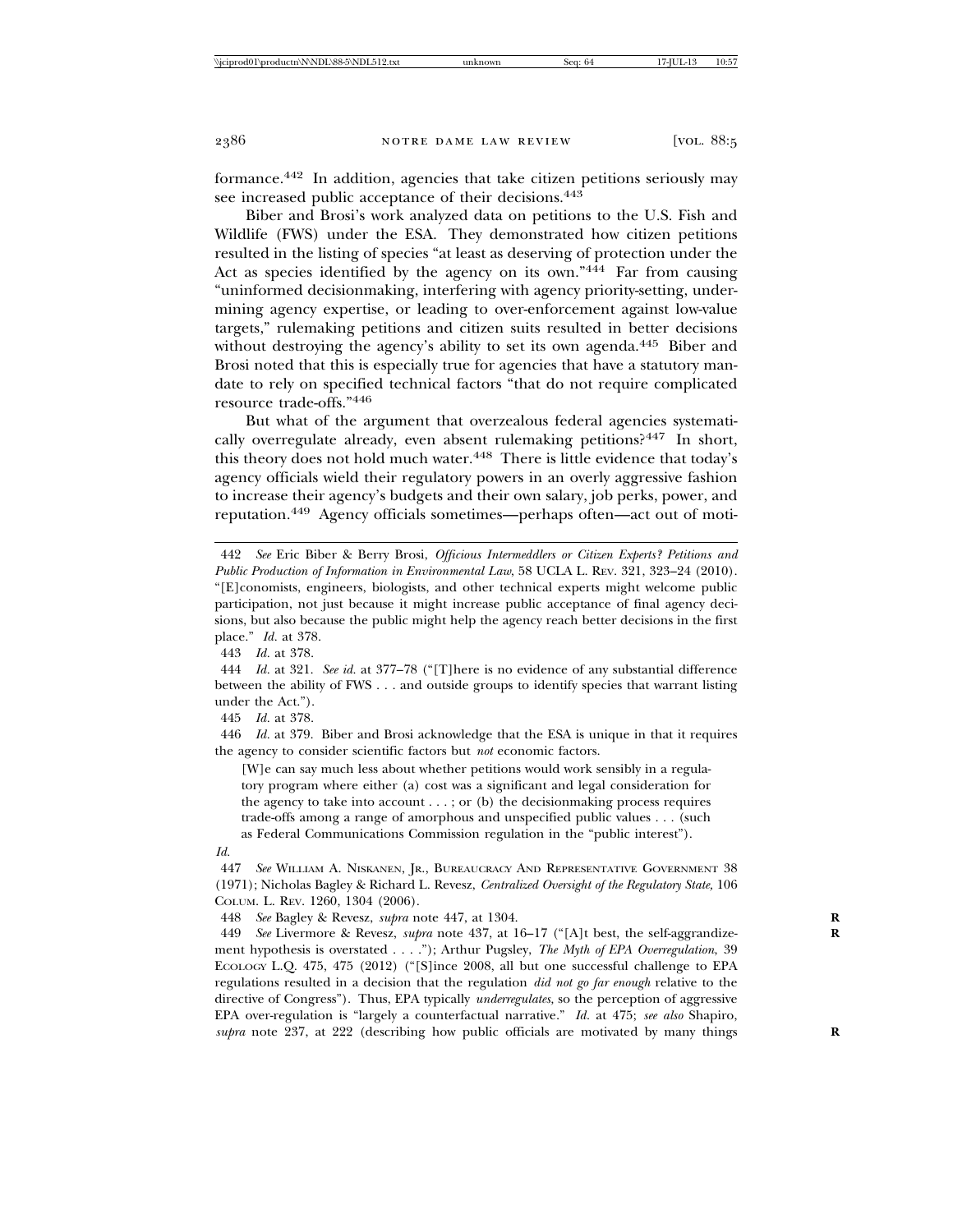formance.[442] In addition, agencies that take citizen petitions seriously may see increased public acceptance of their decisions.[443]

Biber and Brosi's work analyzed data on petitions to the U.S. Fish and Wildlife (FWS) under the ESA. They demonstrated how citizen petitions resulted in the listing of species "at least as deserving of protection under the Act as species identified by the agency on its own."[444] Far from causing "uninformed decisionmaking, interfering with agency priority-setting, undermining agency expertise, or leading to over-enforcement against low-value targets," rulemaking petitions and citizen suits resulted in better decisions without destroying the agency's ability to set its own agenda.[445] Biber and Brosi noted that this is especially true for agencies that have a statutory mandate to rely on specified technical factors "that do not require complicated resource trade-offs."[446]

But what of the argument that overzealous federal agencies systematically overregulate already, even absent rulemaking petitions?[447] In short, this theory does not hold much water.[448] There is little evidence that today's agency officials wield their regulatory powers in an overly aggressive fashion to increase their agency's budgets and their own salary, job perks, power, and reputation.[449] Agency officials sometimes—perhaps often—act out of moti-

---

442 *See* Eric Biber & Berry Brosi, *Officious Intermeddlers or Citizen Experts? Petitions and Public Production of Information in Environmental Law*, 58 UCLA L. REV. 321, 323–24 (2010). "[E]conomists, engineers, biologists, and other technical experts might welcome public participation, not just because it might increase public acceptance of final agency decisions, but also because the public might help the agency reach better decisions in the first place." *Id.* at 378.

443 *Id.* at 378.

444 *Id.* at 321. *See id.* at 377–78 ("[T]here is no evidence of any substantial difference between the ability of FWS . . . and outside groups to identify species that warrant listing under the Act.").

445 *Id.* at 378.

446 *Id.* at 379. Biber and Brosi acknowledge that the ESA is unique in that it requires the agency to consider scientific factors but *not* economic factors.

> [W]e can say much less about whether petitions would work sensibly in a regulatory program where either (a) cost was a significant and legal consideration for the agency to take into account . . . ; or (b) the decisionmaking process requires trade-offs among a range of amorphous and unspecified public values . . . (such as Federal Communications Commission regulation in the "public interest").

*Id.*

447 *See* WILLIAM A. NISKANEN, JR., BUREAUCRACY AND REPRESENTATIVE GOVERNMENT 38 (1971); Nicholas Bagley & Richard L. Revesz, *Centralized Oversight of the Regulatory State*, 106 COLUM. L. REV. 1260, 1304 (2006).

448 *See* Bagley & Revesz, *supra* note 447, at 1304.

449 *See* Livermore & Revesz, *supra* note 437, at 16–17 ("[A]t best, the self-aggrandizement hypothesis is overstated . . . ."); Arthur Pugsley, *The Myth of EPA Overregulation*, 39 ECOLOGY L.Q. 475, 475 (2012) ("[S]ince 2008, all but one successful challenge to EPA regulations resulted in a decision that the regulation *did not go far enough* relative to the directive of Congress"). Thus, EPA typically *underregulates,* so the perception of aggressive EPA over-regulation is "largely a counterfactual narrative." *Id.* at 475; *see also* Shapiro, *supra* note 237, at 222 (describing how public officials are motivated by many things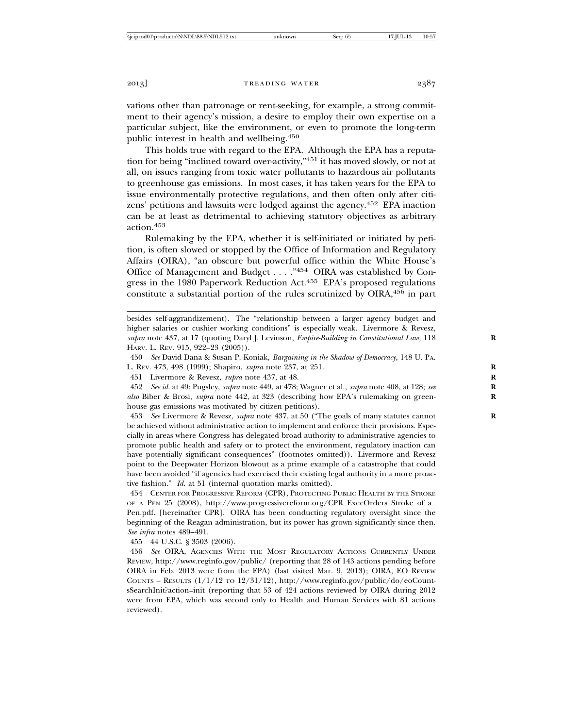vations other than patronage or rent-seeking, for example, a strong commitment to their agency's mission, a desire to employ their own expertise on a particular subject, like the environment, or even to promote the long-term public interest in health and wellbeing.[450]

This holds true with regard to the EPA. Although the EPA has a reputation for being "inclined toward over-activity,"[451] it has moved slowly, or not at all, on issues ranging from toxic water pollutants to hazardous air pollutants to greenhouse gas emissions. In most cases, it has taken years for the EPA to issue environmentally protective regulations, and then often only after citizens' petitions and lawsuits were lodged against the agency.[452] EPA inaction can be at least as detrimental to achieving statutory objectives as arbitrary action.[453]

Rulemaking by the EPA, whether it is self-initiated or initiated by petition, is often slowed or stopped by the Office of Information and Regulatory Affairs (OIRA), "an obscure but powerful office within the White House's Office of Management and Budget . . . ."[454] OIRA was established by Congress in the 1980 Paperwork Reduction Act.[455] EPA's proposed regulations constitute a substantial portion of the rules scrutinized by OIRA,[456] in part

---

besides self-aggrandizement). The "relationship between a larger agency budget and higher salaries or cushier working conditions" is especially weak. Livermore & Revesz, *supra* note 437, at 17 (quoting Daryl J. Levinson, *Empire-Building in Constitutional Law,* 118 HARV. L. REV. 915, 922–23 (2005)).

450 *See* David Dana & Susan P. Koniak, *Bargaining in the Shadow of Democracy,* 148 U. PA. L. REV. 473, 498 (1999); Shapiro, *supra* note 237, at 251.

451 Livermore & Revesz, *supra* note 437, at 48.

452 *See id.* at 49; Pugsley, *supra* note 449, at 478; Wagner et al., *supra* note 408, at 128; *see also* Biber & Brosi, *supra* note 442, at 323 (describing how EPA's rulemaking on greenhouse gas emissions was motivated by citizen petitions).

453 *See* Livermore & Revesz, *supra* note 437, at 50 ("The goals of many statutes cannot be achieved without administrative action to implement and enforce their provisions. Especially in areas where Congress has delegated broad authority to administrative agencies to promote public health and safety or to protect the environment, regulatory inaction can have potentially significant consequences" (footnotes omitted)). Livermore and Revesz point to the Deepwater Horizon blowout as a prime example of a catastrophe that could have been avoided "if agencies had exercised their existing legal authority in a more proactive fashion." *Id.* at 51 (internal quotation marks omitted).

454 CENTER FOR PROGRESSIVE REFORM (CPR), PROTECTING PUBLIC HEALTH BY THE STROKE OF A PEN 25 (2008), http://www.progressivereform.org/CPR_ExecOrders_Stroke_of_a_Pen.pdf. [hereinafter CPR]. OIRA has been conducting regulatory oversight since the beginning of the Reagan administration, but its power has grown significantly since then. *See infra* notes 489–491.

455 44 U.S.C. § 3503 (2006).

456 *See* OIRA, AGENCIES WITH THE MOST REGULATORY ACTIONS CURRENTLY UNDER REVIEW, http://www.reginfo.gov/public/ (reporting that 28 of 143 actions pending before OIRA in Feb. 2013 were from the EPA) (last visited Mar. 9, 2013); OIRA, EO REVIEW COUNTS – RESULTS (1/1/12 TO 12/31/12), http://www.reginfo.gov/public/do/eoCountsSearchInit?action=init (reporting that 53 of 424 actions reviewed by OIRA during 2012 were from EPA, which was second only to Health and Human Services with 81 actions reviewed).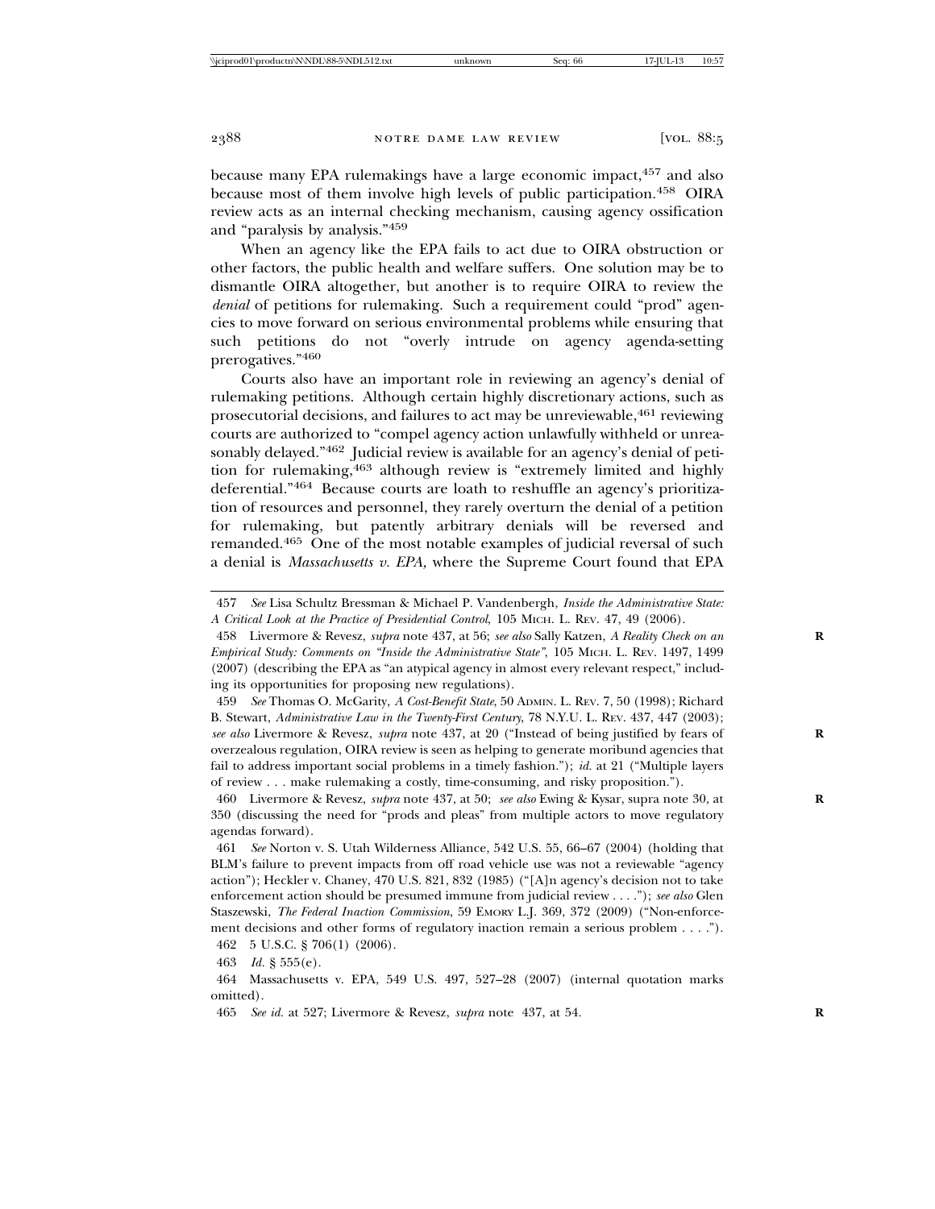because many EPA rulemakings have a large economic impact,[457] and also because most of them involve high levels of public participation.[458] OIRA review acts as an internal checking mechanism, causing agency ossification and "paralysis by analysis."[459]

When an agency like the EPA fails to act due to OIRA obstruction or other factors, the public health and welfare suffers. One solution may be to dismantle OIRA altogether, but another is to require OIRA to review the *denial* of petitions for rulemaking. Such a requirement could "prod" agencies to move forward on serious environmental problems while ensuring that such petitions do not "overly intrude on agency agenda-setting prerogatives."[460]

Courts also have an important role in reviewing an agency's denial of rulemaking petitions. Although certain highly discretionary actions, such as prosecutorial decisions, and failures to act may be unreviewable,[461] reviewing courts are authorized to "compel agency action unlawfully withheld or unreasonably delayed."[462] Judicial review is available for an agency's denial of petition for rulemaking,[463] although review is "extremely limited and highly deferential."[464] Because courts are loath to reshuffle an agency's prioritization of resources and personnel, they rarely overturn the denial of a petition for rulemaking, but patently arbitrary denials will be reversed and remanded.[465] One of the most notable examples of judicial reversal of such a denial is *Massachusetts v. EPA,* where the Supreme Court found that EPA

---

457 *See* Lisa Schultz Bressman & Michael P. Vandenbergh, *Inside the Administrative State: A Critical Look at the Practice of Presidential Control*, 105 MICH. L. REV. 47, 49 (2006).

458 Livermore & Revesz, *supra* note 437, at 56; *see also* Sally Katzen, *A Reality Check on an Empirical Study: Comments on "Inside the Administrative State"*, 105 MICH. L. REV. 1497, 1499 (2007) (describing the EPA as "an atypical agency in almost every relevant respect," including its opportunities for proposing new regulations).

459 *See* Thomas O. McGarity, *A Cost-Benefit State*, 50 ADMIN. L. REV. 7, 50 (1998); Richard B. Stewart, *Administrative Law in the Twenty-First Century*, 78 N.Y.U. L. REV. 437, 447 (2003); *see also* Livermore & Revesz, *supra* note 437, at 20 ("Instead of being justified by fears of overzealous regulation, OIRA review is seen as helping to generate moribund agencies that fail to address important social problems in a timely fashion."); *id.* at 21 ("Multiple layers of review . . . make rulemaking a costly, time-consuming, and risky proposition.").

460 Livermore & Revesz, *supra* note 437, at 50; *see also* Ewing & Kysar, supra note 30, at 350 (discussing the need for "prods and pleas" from multiple actors to move regulatory agendas forward).

461 *See* Norton v. S. Utah Wilderness Alliance, 542 U.S. 55, 66–67 (2004) (holding that BLM's failure to prevent impacts from off road vehicle use was not a reviewable "agency action"); Heckler v. Chaney, 470 U.S. 821, 832 (1985) ("[A]n agency's decision not to take enforcement action should be presumed immune from judicial review . . . ."); *see also* Glen Staszewski, *The Federal Inaction Commission*, 59 EMORY L.J. 369, 372 (2009) ("Non-enforcement decisions and other forms of regulatory inaction remain a serious problem . . . .").

462 5 U.S.C. § 706(1) (2006).

463 *Id.* § 555(e).

464 Massachusetts v. EPA, 549 U.S. 497, 527–28 (2007) (internal quotation marks omitted).

465 *See id.* at 527; Livermore & Revesz, *supra* note 437, at 54.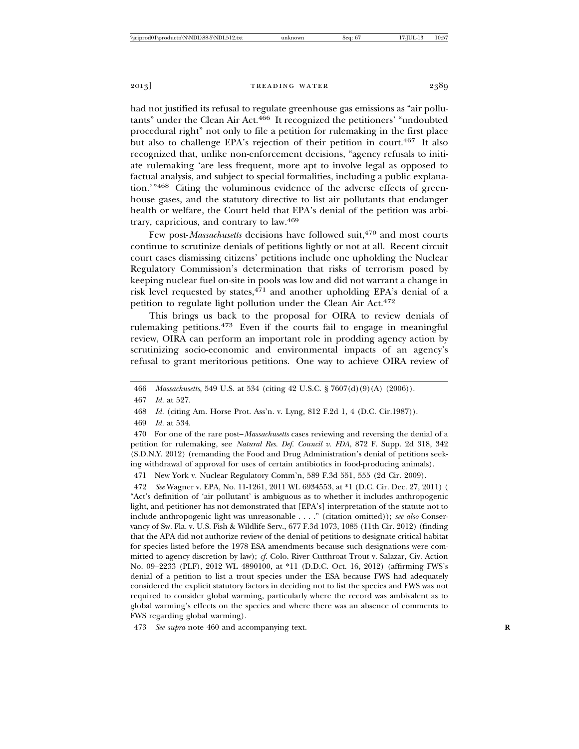had not justified its refusal to regulate greenhouse gas emissions as "air pollutants" under the Clean Air Act.[466] It recognized the petitioners' "undoubted procedural right" not only to file a petition for rulemaking in the first place but also to challenge EPA's rejection of their petition in court.[467] It also recognized that, unlike non-enforcement decisions, "agency refusals to initiate rulemaking 'are less frequent, more apt to involve legal as opposed to factual analysis, and subject to special formalities, including a public explanation.'"[468] Citing the voluminous evidence of the adverse effects of greenhouse gases, and the statutory directive to list air pollutants that endanger health or welfare, the Court held that EPA's denial of the petition was arbitrary, capricious, and contrary to law.[469]

Few post-*Massachusetts* decisions have followed suit,[470] and most courts continue to scrutinize denials of petitions lightly or not at all. Recent circuit court cases dismissing citizens' petitions include one upholding the Nuclear Regulatory Commission's determination that risks of terrorism posed by keeping nuclear fuel on-site in pools was low and did not warrant a change in risk level requested by states,[471] and another upholding EPA's denial of a petition to regulate light pollution under the Clean Air Act.[472]

This brings us back to the proposal for OIRA to review denials of rulemaking petitions.[473] Even if the courts fail to engage in meaningful review, OIRA can perform an important role in prodding agency action by scrutinizing socio-economic and environmental impacts of an agency's refusal to grant meritorious petitions. One way to achieve OIRA review of

---

466 *Massachusetts*, 549 U.S. at 534 (citing 42 U.S.C. § 7607(d)(9)(A) (2006)).

467 *Id.* at 527.

468 *Id.* (citing Am. Horse Prot. Ass'n. v. Lyng, 812 F.2d 1, 4 (D.C. Cir.1987)).

469 *Id.* at 534.

470 For one of the rare post–*Massachusetts* cases reviewing and reversing the denial of a petition for rulemaking, see *Natural Res. Def. Council v. FDA*, 872 F. Supp. 2d 318, 342 (S.D.N.Y. 2012) (remanding the Food and Drug Administration's denial of petitions seeking withdrawal of approval for uses of certain antibiotics in food-producing animals).

471 New York v. Nuclear Regulatory Comm'n, 589 F.3d 551, 555 (2d Cir. 2009).

472 *See* Wagner v. EPA, No. 11-1261, 2011 WL 6934553, at *1 (D.C. Cir. Dec. 27, 2011) ( "Act's definition of 'air pollutant' is ambiguous as to whether it includes anthropogenic light, and petitioner has not demonstrated that [EPA's] interpretation of the statute not to include anthropogenic light was unreasonable . . . ." (citation omitted)); *see also* Conservancy of Sw. Fla. v. U.S. Fish & Wildlife Serv., 677 F.3d 1073, 1085 (11th Cir. 2012) (finding that the APA did not authorize review of the denial of petitions to designate critical habitat for species listed before the 1978 ESA amendments because such designations were committed to agency discretion by law); *cf.* Colo. River Cutthroat Trout v. Salazar, Civ. Action No. 09–2233 (PLF), 2012 WL 4890100, at *11 (D.D.C. Oct. 16, 2012) (affirming FWS's denial of a petition to list a trout species under the ESA because FWS had adequately considered the explicit statutory factors in deciding not to list the species and FWS was not required to consider global warming, particularly where the record was ambivalent as to global warming's effects on the species and where there was an absence of comments to FWS regarding global warming).

473 *See supra* note 460 and accompanying text.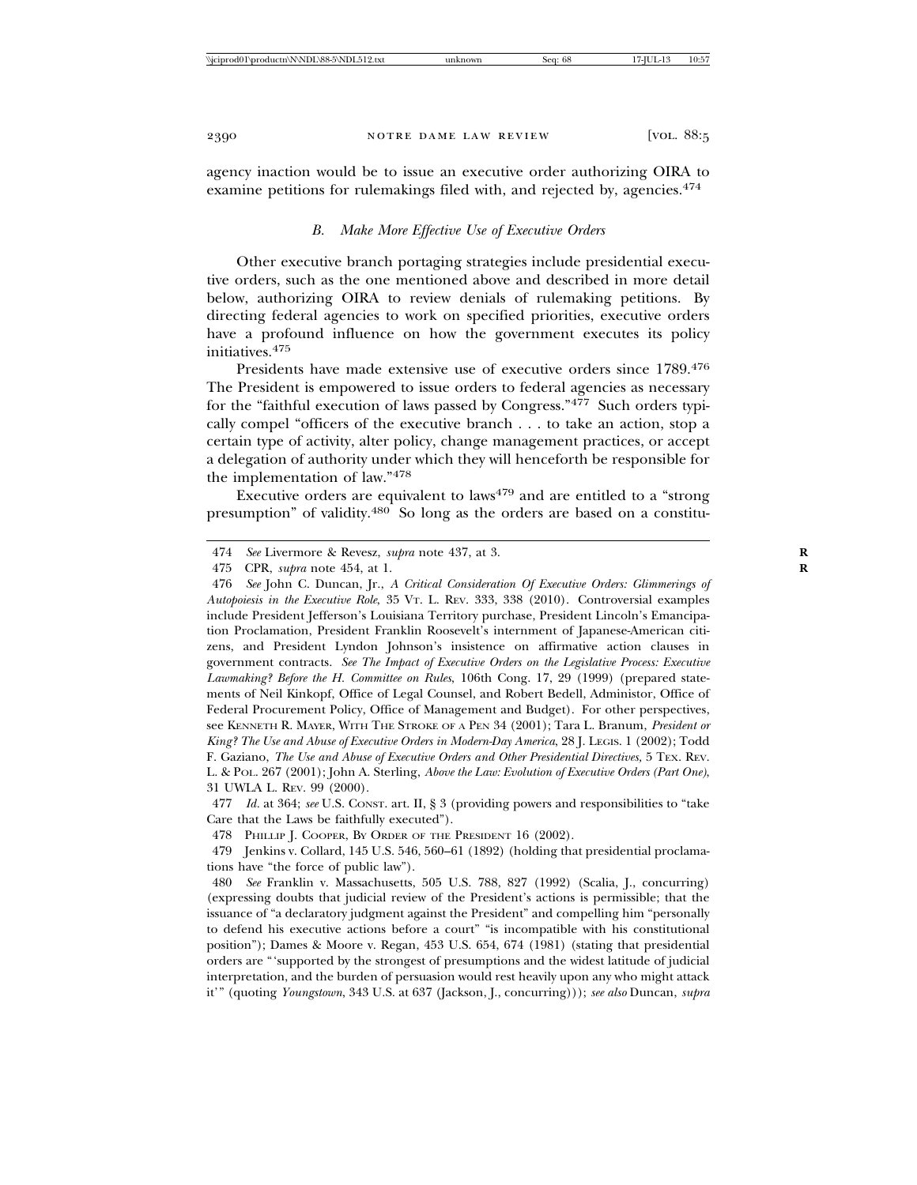agency inaction would be to issue an executive order authorizing OIRA to examine petitions for rulemakings filed with, and rejected by, agencies.[474]

### *B. Make More Effective Use of Executive Orders*

Other executive branch portaging strategies include presidential executive orders, such as the one mentioned above and described in more detail below, authorizing OIRA to review denials of rulemaking petitions. By directing federal agencies to work on specified priorities, executive orders have a profound influence on how the government executes its policy initiatives.[475]

Presidents have made extensive use of executive orders since 1789.[476] The President is empowered to issue orders to federal agencies as necessary for the "faithful execution of laws passed by Congress."[477] Such orders typically compel "officers of the executive branch . . . to take an action, stop a certain type of activity, alter policy, change management practices, or accept a delegation of authority under which they will henceforth be responsible for the implementation of law."[478]

Executive orders are equivalent to laws[479] and are entitled to a "strong presumption" of validity.[480] So long as the orders are based on a constitu-

---

474 *See* Livermore & Revesz, *supra* note 437, at 3.

475 CPR, *supra* note 454, at 1.

476 *See* John C. Duncan, Jr., *A Critical Consideration Of Executive Orders: Glimmerings of Autopoiesis in the Executive Role*, 35 VT. L. REV. 333, 338 (2010). Controversial examples include President Jefferson's Louisiana Territory purchase, President Lincoln's Emancipation Proclamation, President Franklin Roosevelt's internment of Japanese-American citizens, and President Lyndon Johnson's insistence on affirmative action clauses in government contracts. *See The Impact of Executive Orders on the Legislative Process: Executive Lawmaking? Before the H. Committee on Rules*, 106th Cong. 17, 29 (1999) (prepared statements of Neil Kinkopf, Office of Legal Counsel, and Robert Bedell, Administor, Office of Federal Procurement Policy, Office of Management and Budget). For other perspectives, see KENNETH R. MAYER, WITH THE STROKE OF A PEN 34 (2001); Tara L. Branum, *President or King? The Use and Abuse of Executive Orders in Modern-Day America*, 28 J. LEGIS. 1 (2002); Todd F. Gaziano, *The Use and Abuse of Executive Orders and Other Presidential Directives*, 5 TEX. REV. L. & POL. 267 (2001); John A. Sterling, *Above the Law: Evolution of Executive Orders (Part One)*, 31 UWLA L. REV. 99 (2000).

477 *Id.* at 364; *see* U.S. CONST. art. II, § 3 (providing powers and responsibilities to "take Care that the Laws be faithfully executed").

478 PHILLIP J. COOPER, BY ORDER OF THE PRESIDENT 16 (2002).

479 Jenkins v. Collard, 145 U.S. 546, 560–61 (1892) (holding that presidential proclamations have "the force of public law").

480 *See* Franklin v. Massachusetts, 505 U.S. 788, 827 (1992) (Scalia, J., concurring) (expressing doubts that judicial review of the President's actions is permissible; that the issuance of "a declaratory judgment against the President" and compelling him "personally to defend his executive actions before a court" "is incompatible with his constitutional position"); Dames & Moore v. Regan, 453 U.S. 654, 674 (1981) (stating that presidential orders are "'supported by the strongest of presumptions and the widest latitude of judicial interpretation, and the burden of persuasion would rest heavily upon any who might attack it'" (quoting *Youngstown*, 343 U.S. at 637 (Jackson, J., concurring))); *see also* Duncan, *supra*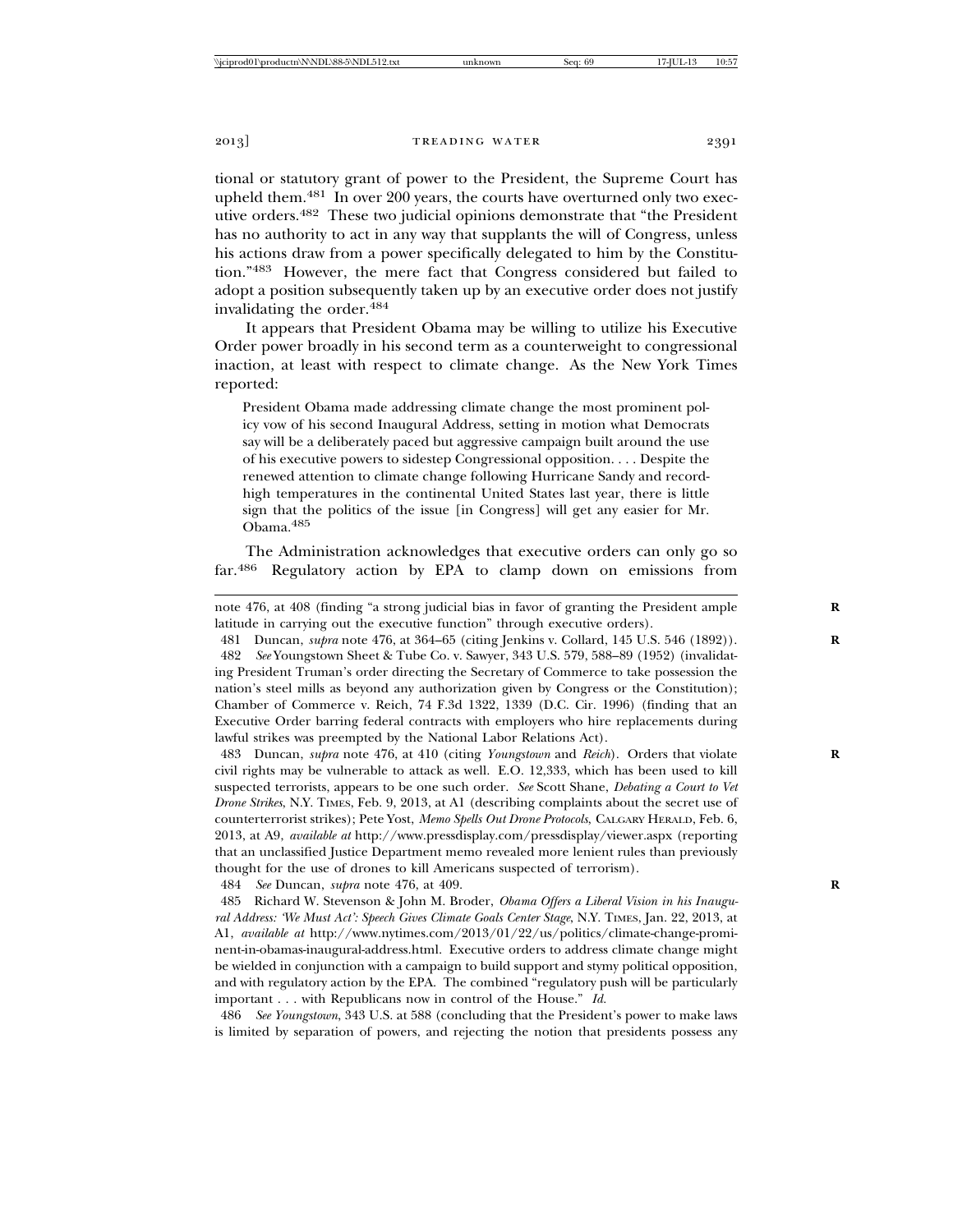tional or statutory grant of power to the President, the Supreme Court has upheld them.[481] In over 200 years, the courts have overturned only two executive orders.[482] These two judicial opinions demonstrate that "the President has no authority to act in any way that supplants the will of Congress, unless his actions draw from a power specifically delegated to him by the Constitution."[483] However, the mere fact that Congress considered but failed to adopt a position subsequently taken up by an executive order does not justify invalidating the order.[484]

It appears that President Obama may be willing to utilize his Executive Order power broadly in his second term as a counterweight to congressional inaction, at least with respect to climate change. As the New York Times reported:

> President Obama made addressing climate change the most prominent policy vow of his second Inaugural Address, setting in motion what Democrats say will be a deliberately paced but aggressive campaign built around the use of his executive powers to sidestep Congressional opposition. . . . Despite the renewed attention to climate change following Hurricane Sandy and record-high temperatures in the continental United States last year, there is little sign that the politics of the issue [in Congress] will get any easier for Mr. Obama.[485]

The Administration acknowledges that executive orders can only go so far.[486] Regulatory action by EPA to clamp down on emissions from

---

note 476, at 408 (finding "a strong judicial bias in favor of granting the President ample latitude in carrying out the executive function" through executive orders).

481 Duncan, *supra* note 476, at 364–65 (citing Jenkins v. Collard, 145 U.S. 546 (1892)).

482 *See* Youngstown Sheet & Tube Co. v. Sawyer, 343 U.S. 579, 588–89 (1952) (invalidating President Truman's order directing the Secretary of Commerce to take possession the nation's steel mills as beyond any authorization given by Congress or the Constitution); Chamber of Commerce v. Reich, 74 F.3d 1322, 1339 (D.C. Cir. 1996) (finding that an Executive Order barring federal contracts with employers who hire replacements during lawful strikes was preempted by the National Labor Relations Act).

483 Duncan, *supra* note 476, at 410 (citing *Youngstown* and *Reich*). Orders that violate civil rights may be vulnerable to attack as well. E.O. 12,333, which has been used to kill suspected terrorists, appears to be one such order. *See* Scott Shane, *Debating a Court to Vet Drone Strikes*, N.Y. TIMES, Feb. 9, 2013, at A1 (describing complaints about the secret use of counterterrorist strikes); Pete Yost, *Memo Spells Out Drone Protocols*, CALGARY HERALD, Feb. 6, 2013, at A9, *available at* http://www.pressdisplay.com/pressdisplay/viewer.aspx (reporting that an unclassified Justice Department memo revealed more lenient rules than previously thought for the use of drones to kill Americans suspected of terrorism).

484 *See* Duncan, *supra* note 476, at 409.

485 Richard W. Stevenson & John M. Broder, *Obama Offers a Liberal Vision in his Inaugural Address: 'We Must Act': Speech Gives Climate Goals Center Stage*, N.Y. TIMES, Jan. 22, 2013, at A1, *available at* http://www.nytimes.com/2013/01/22/us/politics/climate-change-prominent-in-obamas-inaugural-address.html. Executive orders to address climate change might be wielded in conjunction with a campaign to build support and stymy political opposition, and with regulatory action by the EPA. The combined "regulatory push will be particularly important . . . with Republicans now in control of the House." *Id.*

486 *See Youngstown*, 343 U.S. at 588 (concluding that the President's power to make laws is limited by separation of powers, and rejecting the notion that presidents possess any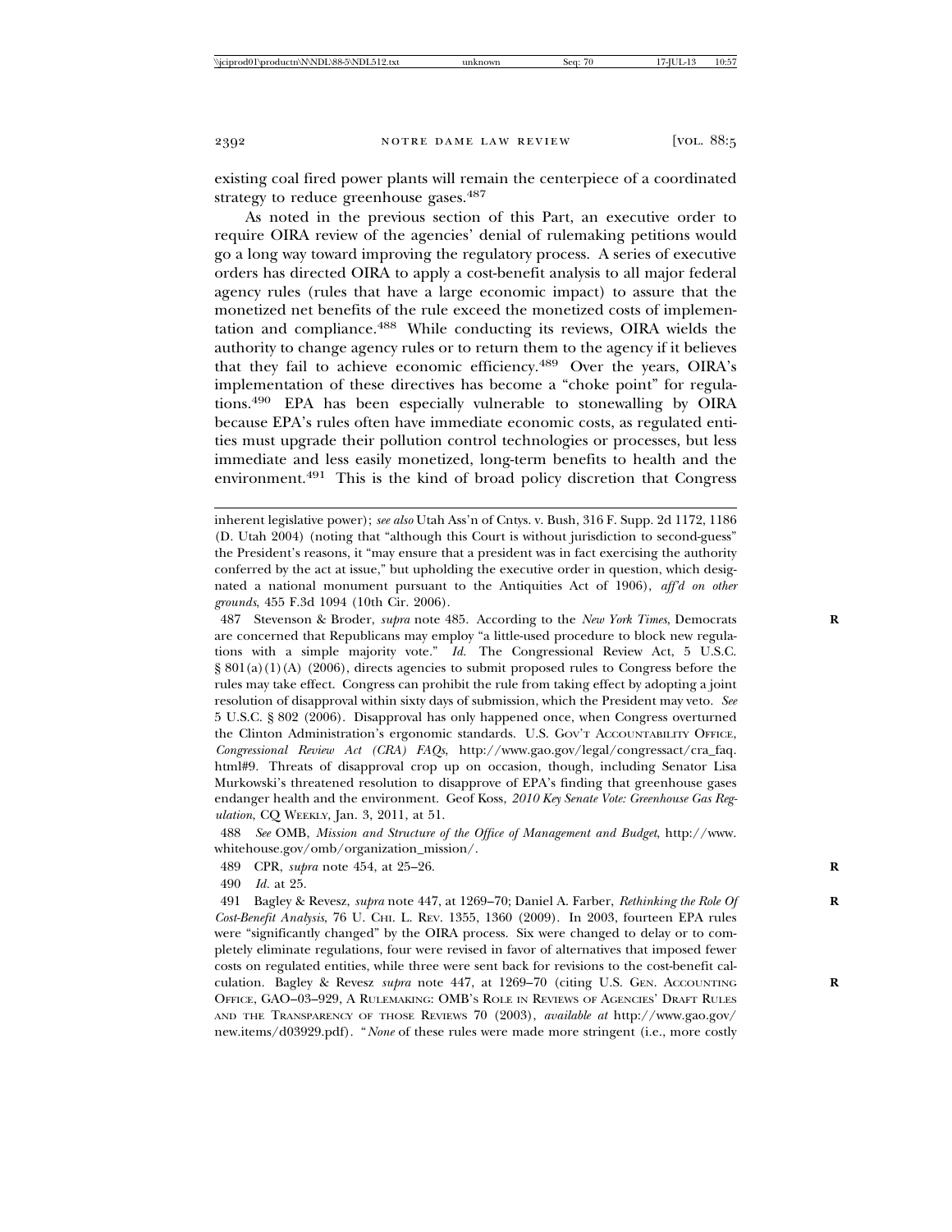existing coal fired power plants will remain the centerpiece of a coordinated strategy to reduce greenhouse gases.[487]

As noted in the previous section of this Part, an executive order to require OIRA review of the agencies' denial of rulemaking petitions would go a long way toward improving the regulatory process. A series of executive orders has directed OIRA to apply a cost-benefit analysis to all major federal agency rules (rules that have a large economic impact) to assure that the monetized net benefits of the rule exceed the monetized costs of implementation and compliance.[488] While conducting its reviews, OIRA wields the authority to change agency rules or to return them to the agency if it believes that they fail to achieve economic efficiency.[489] Over the years, OIRA's implementation of these directives has become a "choke point" for regulations.[490] EPA has been especially vulnerable to stonewalling by OIRA because EPA's rules often have immediate economic costs, as regulated entities must upgrade their pollution control technologies or processes, but less immediate and less easily monetized, long-term benefits to health and the environment.[491] This is the kind of broad policy discretion that Congress

---

inherent legislative power); *see also* Utah Ass'n of Cntys. v. Bush, 316 F. Supp. 2d 1172, 1186 (D. Utah 2004) (noting that "although this Court is without jurisdiction to second-guess" the President's reasons, it "may ensure that a president was in fact exercising the authority conferred by the act at issue," but upholding the executive order in question, which designated a national monument pursuant to the Antiquities Act of 1906), *aff'd on other grounds*, 455 F.3d 1094 (10th Cir. 2006).

487 Stevenson & Broder, *supra* note 485. According to the *New York Times*, Democrats are concerned that Republicans may employ "a little-used procedure to block new regulations with a simple majority vote." *Id.* The Congressional Review Act, 5 U.S.C. § 801(a)(1)(A) (2006), directs agencies to submit proposed rules to Congress before the rules may take effect. Congress can prohibit the rule from taking effect by adopting a joint resolution of disapproval within sixty days of submission, which the President may veto. *See* 5 U.S.C. § 802 (2006). Disapproval has only happened once, when Congress overturned the Clinton Administration's ergonomic standards. U.S. GOV'T ACCOUNTABILITY OFFICE, *Congressional Review Act (CRA) FAQs*, http://www.gao.gov/legal/congressact/cra_faq.html#9. Threats of disapproval crop up on occasion, though, including Senator Lisa Murkowski's threatened resolution to disapprove of EPA's finding that greenhouse gases endanger health and the environment. Geof Koss, *2010 Key Senate Vote: Greenhouse Gas Regulation*, CQ WEEKLY, Jan. 3, 2011, at 51.

488 *See* OMB, *Mission and Structure of the Office of Management and Budget*, http://www.whitehouse.gov/omb/organization_mission/.

489 CPR, *supra* note 454, at 25–26.

490 *Id.* at 25.

491 Bagley & Revesz, *supra* note 447, at 1269–70; Daniel A. Farber, *Rethinking the Role Of Cost-Benefit Analysis*, 76 U. CHI. L. REV. 1355, 1360 (2009). In 2003, fourteen EPA rules were "significantly changed" by the OIRA process. Six were changed to delay or to completely eliminate regulations, four were revised in favor of alternatives that imposed fewer costs on regulated entities, while three were sent back for revisions to the cost-benefit calculation. Bagley & Revesz *supra* note 447, at 1269–70 (citing U.S. GEN. ACCOUNTING OFFICE, GAO–03–929, A RULEMAKING: OMB'S ROLE IN REVIEWS OF AGENCIES' DRAFT RULES AND THE TRANSPARENCY OF THOSE REVIEWS 70 (2003), *available at* http://www.gao.gov/new.items/d03929.pdf). "*None* of these rules were made more stringent (i.e., more costly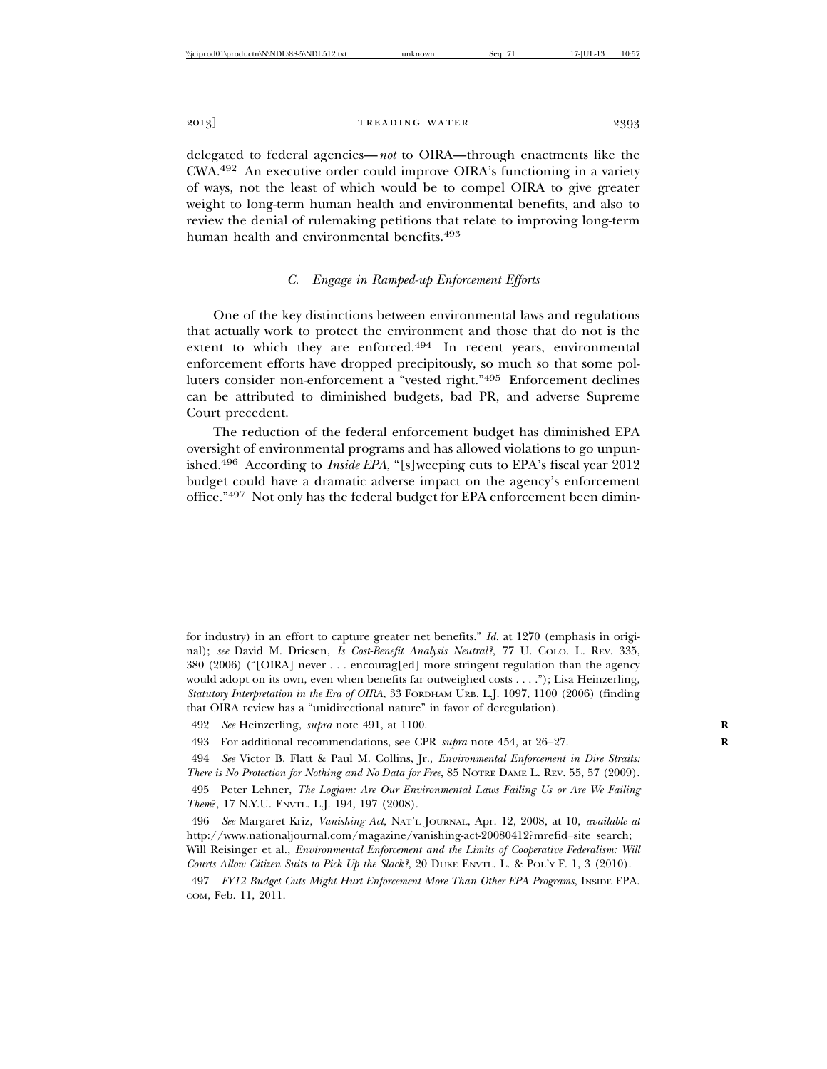delegated to federal agencies—*not* to OIRA—through enactments like the CWA.[492] An executive order could improve OIRA's functioning in a variety of ways, not the least of which would be to compel OIRA to give greater weight to long-term human health and environmental benefits, and also to review the denial of rulemaking petitions that relate to improving long-term human health and environmental benefits.[493]

### *C. Engage in Ramped-up Enforcement Efforts*

One of the key distinctions between environmental laws and regulations that actually work to protect the environment and those that do not is the extent to which they are enforced.[494] In recent years, environmental enforcement efforts have dropped precipitously, so much so that some polluters consider non-enforcement a "vested right."[495] Enforcement declines can be attributed to diminished budgets, bad PR, and adverse Supreme Court precedent.

The reduction of the federal enforcement budget has diminished EPA oversight of environmental programs and has allowed violations to go unpunished.[496] According to *Inside EPA*, "[s]weeping cuts to EPA's fiscal year 2012 budget could have a dramatic adverse impact on the agency's enforcement office."[497] Not only has the federal budget for EPA enforcement been dimin-

---

for industry) in an effort to capture greater net benefits." *Id.* at 1270 (emphasis in original); *see* David M. Driesen, *Is Cost-Benefit Analysis Neutral?*, 77 U. Colo. L. Rev. 335, 380 (2006) ("[OIRA] never . . . encourag[ed] more stringent regulation than the agency would adopt on its own, even when benefits far outweighed costs . . . ."); Lisa Heinzerling, *Statutory Interpretation in the Era of OIRA*, 33 Fordham Urb. L.J. 1097, 1100 (2006) (finding that OIRA review has a "unidirectional nature" in favor of deregulation).

492 *See* Heinzerling, *supra* note 491, at 1100.

493 For additional recommendations, see CPR *supra* note 454, at 26–27.

494 *See* Victor B. Flatt & Paul M. Collins, Jr., *Environmental Enforcement in Dire Straits: There is No Protection for Nothing and No Data for Free*, 85 Notre Dame L. Rev. 55, 57 (2009).

495 Peter Lehner, *The Logjam: Are Our Environmental Laws Failing Us or Are We Failing Them?*, 17 N.Y.U. Envtl. L.J. 194, 197 (2008).

496 *See* Margaret Kriz, *Vanishing Act*, Nat'l Journal, Apr. 12, 2008, at 10, *available at* http://www.nationaljournal.com/magazine/vanishing-act-20080412?mrefid=site_search; Will Reisinger et al., *Environmental Enforcement and the Limits of Cooperative Federalism: Will Courts Allow Citizen Suits to Pick Up the Slack?*, 20 Duke Envtl. L. & Pol'y F. 1, 3 (2010).

497 *FY12 Budget Cuts Might Hurt Enforcement More Than Other EPA Programs*, Inside EPA.com, Feb. 11, 2011.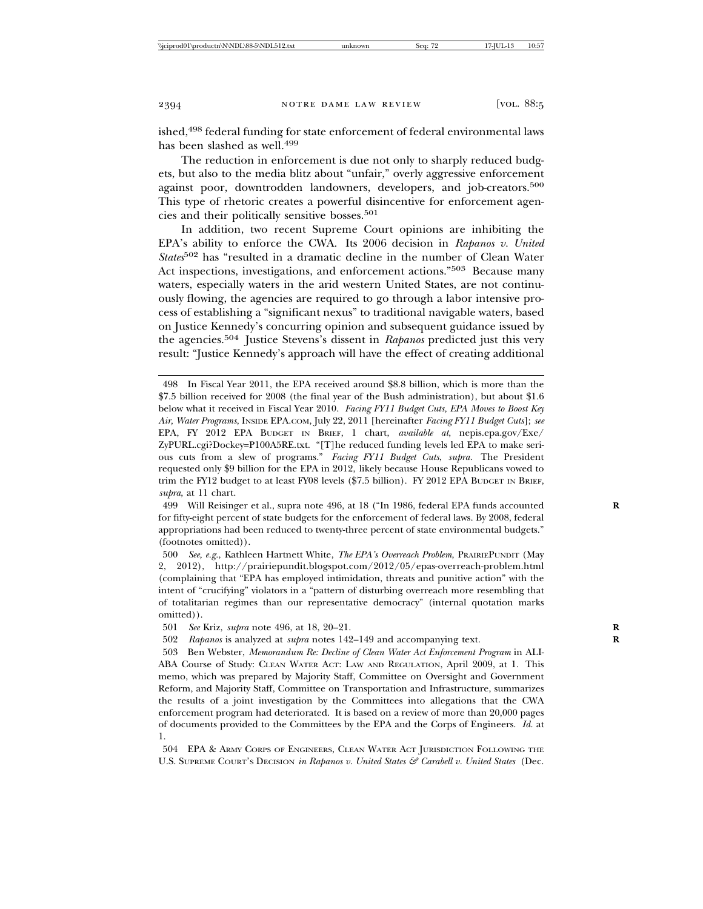ished,[498] federal funding for state enforcement of federal environmental laws has been slashed as well.[499]

The reduction in enforcement is due not only to sharply reduced budgets, but also to the media blitz about "unfair," overly aggressive enforcement against poor, downtrodden landowners, developers, and job-creators.[500] This type of rhetoric creates a powerful disincentive for enforcement agencies and their politically sensitive bosses.[501]

In addition, two recent Supreme Court opinions are inhibiting the EPA's ability to enforce the CWA. Its 2006 decision in *Rapanos v. United States*[502] has "resulted in a dramatic decline in the number of Clean Water Act inspections, investigations, and enforcement actions."[503] Because many waters, especially waters in the arid western United States, are not continuously flowing, the agencies are required to go through a labor intensive process of establishing a "significant nexus" to traditional navigable waters, based on Justice Kennedy's concurring opinion and subsequent guidance issued by the agencies.[504] Justice Stevens's dissent in *Rapanos* predicted just this very result: "Justice Kennedy's approach will have the effect of creating additional

---

498 In Fiscal Year 2011, the EPA received around $8.8 billion, which is more than the $7.5 billion received for 2008 (the final year of the Bush administration), but about $1.6 below what it received in Fiscal Year 2010. *Facing FY11 Budget Cuts, EPA Moves to Boost Key Air, Water Programs*, INSIDE EPA.COM, July 22, 2011 [hereinafter *Facing FY11 Budget Cuts*]; *see* EPA, FY 2012 EPA BUDGET IN BRIEF, 1 chart, *available at*, nepis.epa.gov/Exe/ZyPURL.cgi?Dockey=P100A5RE.txt. "[T]he reduced funding levels led EPA to make serious cuts from a slew of programs." *Facing FY11 Budget Cuts*, *supra*. The President requested only $9 billion for the EPA in 2012, likely because House Republicans vowed to trim the FY12 budget to at least FY08 levels ($7.5 billion). FY 2012 EPA BUDGET IN BRIEF, *supra*, at 11 chart.

499 Will Reisinger et al., supra note 496, at 18 ("In 1986, federal EPA funds accounted for fifty-eight percent of state budgets for the enforcement of federal laws. By 2008, federal appropriations had been reduced to twenty-three percent of state environmental budgets." (footnotes omitted)).

500 *See, e.g.*, Kathleen Hartnett White, *The EPA's Overreach Problem*, PRAIRIEPUNDIT (May 2, 2012), http://prairiepundit.blogspot.com/2012/05/epas-overreach-problem.html (complaining that "EPA has employed intimidation, threats and punitive action" with the intent of "crucifying" violators in a "pattern of disturbing overreach more resembling that of totalitarian regimes than our representative democracy" (internal quotation marks omitted)).

501 *See* Kriz, *supra* note 496, at 18, 20–21.

502 *Rapanos* is analyzed at *supra* notes 142–149 and accompanying text.

503 Ben Webster, *Memorandum Re: Decline of Clean Water Act Enforcement Program* in ALI-ABA Course of Study: CLEAN WATER ACT: LAW AND REGULATION, April 2009, at 1. This memo, which was prepared by Majority Staff, Committee on Oversight and Government Reform, and Majority Staff, Committee on Transportation and Infrastructure, summarizes the results of a joint investigation by the Committees into allegations that the CWA enforcement program had deteriorated. It is based on a review of more than 20,000 pages of documents provided to the Committees by the EPA and the Corps of Engineers. *Id.* at 1.

504 EPA & ARMY CORPS OF ENGINEERS, CLEAN WATER ACT JURISDICTION FOLLOWING THE U.S. SUPREME COURT'S DECISION *in Rapanos v. United States & Carabell v. United States* (Dec.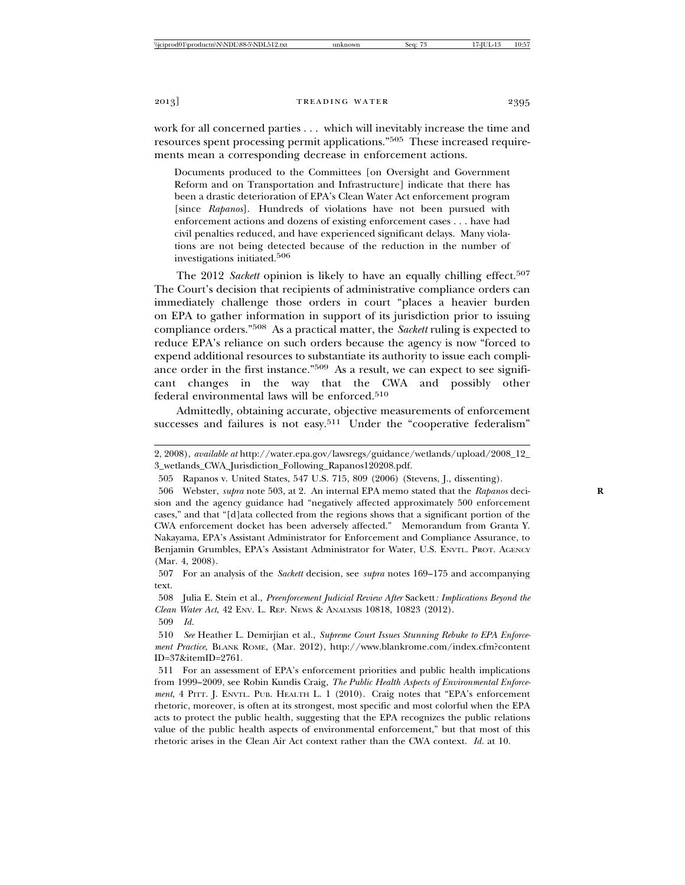work for all concerned parties . . . which will inevitably increase the time and resources spent processing permit applications."[505] These increased requirements mean a corresponding decrease in enforcement actions.

> Documents produced to the Committees [on Oversight and Government Reform and on Transportation and Infrastructure] indicate that there has been a drastic deterioration of EPA's Clean Water Act enforcement program [since *Rapanos*]. Hundreds of violations have not been pursued with enforcement actions and dozens of existing enforcement cases . . . have had civil penalties reduced, and have experienced significant delays. Many violations are not being detected because of the reduction in the number of investigations initiated.[506]

The 2012 *Sackett* opinion is likely to have an equally chilling effect.[507] The Court's decision that recipients of administrative compliance orders can immediately challenge those orders in court "places a heavier burden on EPA to gather information in support of its jurisdiction prior to issuing compliance orders."[508] As a practical matter, the *Sackett* ruling is expected to reduce EPA's reliance on such orders because the agency is now "forced to expend additional resources to substantiate its authority to issue each compliance order in the first instance."[509] As a result, we can expect to see significant changes in the way that the CWA and possibly other federal environmental laws will be enforced.[510]

Admittedly, obtaining accurate, objective measurements of enforcement successes and failures is not easy.[511] Under the "cooperative federalism"

---

2, 2008), *available at* http://water.epa.gov/lawsregs/guidance/wetlands/upload/2008_12_3_wetlands_CWA_Jurisdiction_Following_Rapanos120208.pdf.

505 Rapanos v. United States, 547 U.S. 715, 809 (2006) (Stevens, J., dissenting).

506 Webster, *supra* note 503, at 2. An internal EPA memo stated that the *Rapanos* decision and the agency guidance had "negatively affected approximately 500 enforcement cases," and that "[d]ata collected from the regions shows that a significant portion of the CWA enforcement docket has been adversely affected." Memorandum from Granta Y. Nakayama, EPA's Assistant Administrator for Enforcement and Compliance Assurance, to Benjamin Grumbles, EPA's Assistant Administrator for Water, U.S. ENVTL. PROT. AGENCY (Mar. 4, 2008).

507 For an analysis of the *Sackett* decision, see *supra* notes 169–175 and accompanying text.

508 Julia E. Stein et al., *Preenforcement Judicial Review After* Sackett*: Implications Beyond the Clean Water Act*, 42 ENV. L. REP. NEWS & ANALYSIS 10818, 10823 (2012).

509 *Id.*

510 *See* Heather L. Demirjian et al., *Supreme Court Issues Stunning Rebuke to EPA Enforcement Practice*, BLANK ROME, (Mar. 2012), http://www.blankrome.com/index.cfm?contentID=37&itemID=2761.

511 For an assessment of EPA's enforcement priorities and public health implications from 1999–2009, see Robin Kundis Craig, *The Public Health Aspects of Environmental Enforcement*, 4 PITT. J. ENVTL. PUB. HEALTH L. 1 (2010). Craig notes that "EPA's enforcement rhetoric, moreover, is often at its strongest, most specific and most colorful when the EPA acts to protect the public health, suggesting that the EPA recognizes the public relations value of the public health aspects of environmental enforcement," but that most of this rhetoric arises in the Clean Air Act context rather than the CWA context. *Id.* at 10.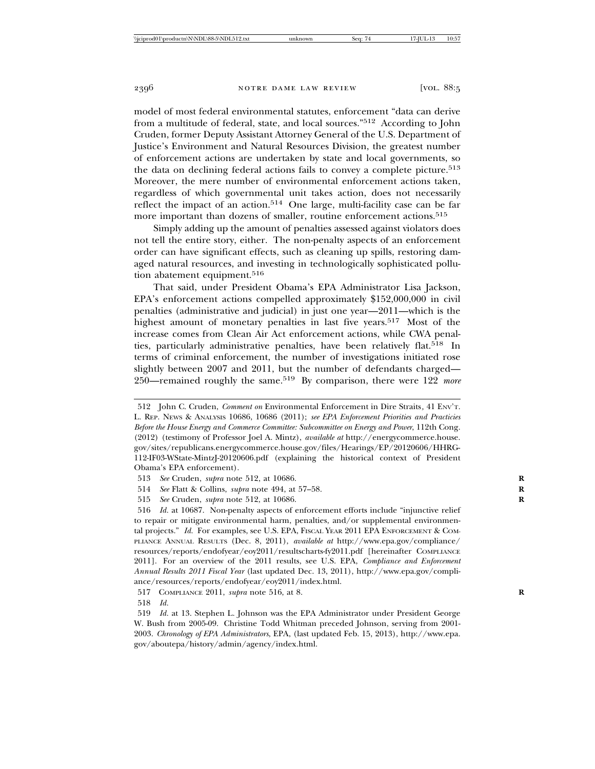model of most federal environmental statutes, enforcement "data can derive from a multitude of federal, state, and local sources."[512] According to John Cruden, former Deputy Assistant Attorney General of the U.S. Department of Justice's Environment and Natural Resources Division, the greatest number of enforcement actions are undertaken by state and local governments, so the data on declining federal actions fails to convey a complete picture.[513] Moreover, the mere number of environmental enforcement actions taken, regardless of which governmental unit takes action, does not necessarily reflect the impact of an action.[514] One large, multi-facility case can be far more important than dozens of smaller, routine enforcement actions.[515]

Simply adding up the amount of penalties assessed against violators does not tell the entire story, either. The non-penalty aspects of an enforcement order can have significant effects, such as cleaning up spills, restoring damaged natural resources, and investing in technologically sophisticated pollution abatement equipment.[516]

That said, under President Obama's EPA Administrator Lisa Jackson, EPA's enforcement actions compelled approximately $152,000,000 in civil penalties (administrative and judicial) in just one year—2011—which is the highest amount of monetary penalties in last five years.[517] Most of the increase comes from Clean Air Act enforcement actions, while CWA penalties, particularly administrative penalties, have been relatively flat.[518] In terms of criminal enforcement, the number of investigations initiated rose slightly between 2007 and 2011, but the number of defendants charged—250—remained roughly the same.[519] By comparison, there were 122 *more*

---

512 John C. Cruden, *Comment on* Environmental Enforcement in Dire Straits, 41 ENV'T. L. REP. NEWS & ANALYSIS 10686, 10686 (2011); *see EPA Enforcement Priorities and Practicies Before the House Energy and Commerce Committee: Subcommittee on Energy and Power*, 112th Cong. (2012) (testimony of Professor Joel A. Mintz), *available at* http://energycommerce.house.gov/sites/republicans.energycommerce.house.gov/files/Hearings/EP/20120606/HHRG-112-IF03-WState-MintzJ-20120606.pdf (explaining the historical context of President Obama's EPA enforcement).

513 *See* Cruden, *supra* note 512, at 10686.

514 *See* Flatt & Collins, *supra* note 494, at 57–58.

515 *See* Cruden, *supra* note 512, at 10686.

516 *Id.* at 10687. Non-penalty aspects of enforcement efforts include "injunctive relief to repair or mitigate environmental harm, penalties, and/or supplemental environmental projects." *Id.* For examples, see U.S. EPA, FISCAL YEAR 2011 EPA ENFORCEMENT & COMPLIANCE ANNUAL RESULTS (Dec. 8, 2011), *available at* http://www.epa.gov/compliance/resources/reports/endofyear/eoy2011/resultscharts-fy2011.pdf [hereinafter COMPLIANCE 2011]. For an overview of the 2011 results, see U.S. EPA, *Compliance and Enforcement Annual Results 2011 Fiscal Year* (last updated Dec. 13, 2011), http://www.epa.gov/compliance/resources/reports/endofyear/eoy2011/index.html.

517 COMPLIANCE 2011, *supra* note 516, at 8.

518 *Id.*

519 *Id.* at 13. Stephen L. Johnson was the EPA Administrator under President George W. Bush from 2005-09. Christine Todd Whitman preceded Johnson, serving from 2001-2003. *Chronology of EPA Administrators*, EPA, (last updated Feb. 15, 2013), http://www.epa.gov/aboutepa/history/admin/agency/index.html.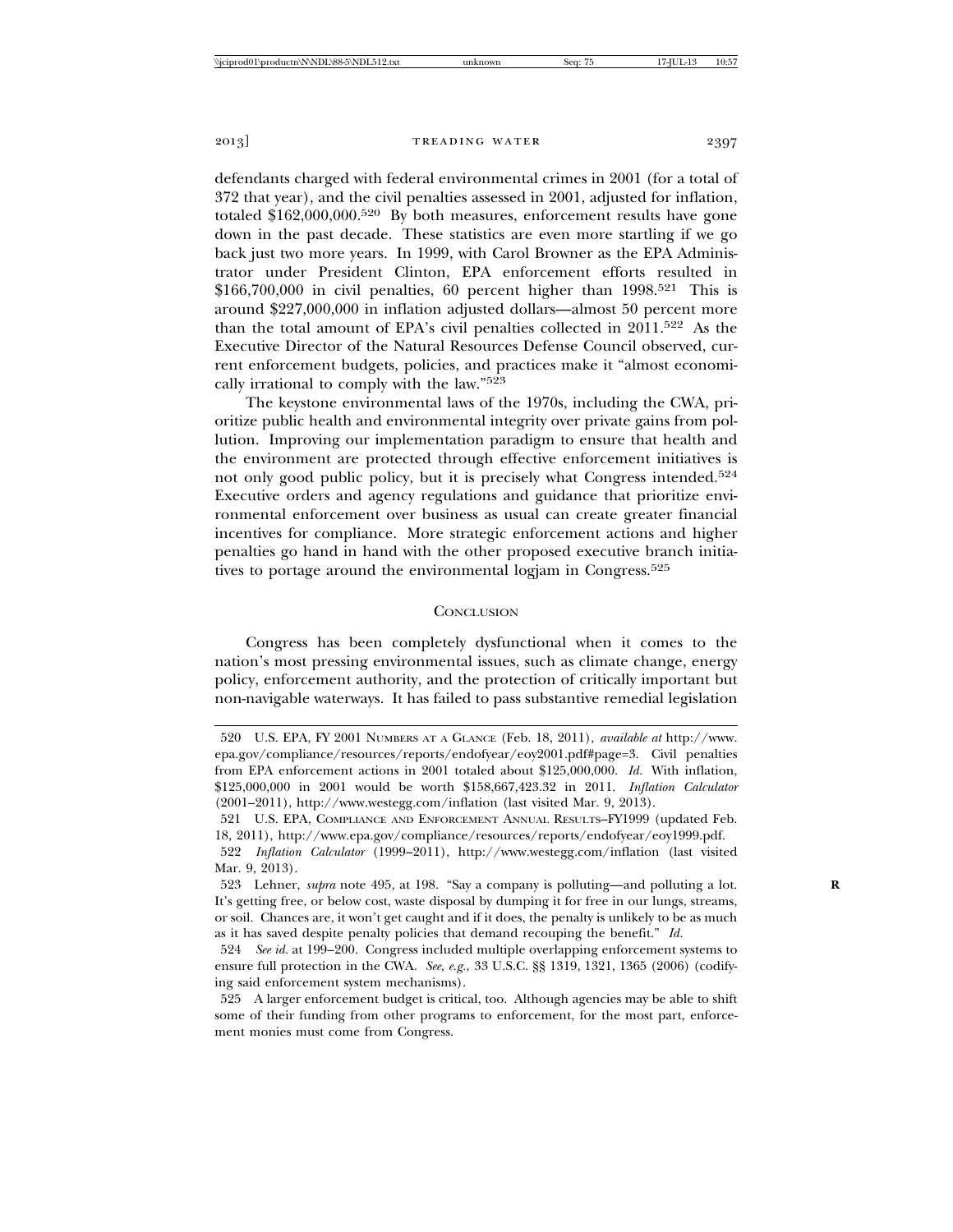defendants charged with federal environmental crimes in 2001 (for a total of 372 that year), and the civil penalties assessed in 2001, adjusted for inflation, totaled $162,000,000.[520] By both measures, enforcement results have gone down in the past decade. These statistics are even more startling if we go back just two more years. In 1999, with Carol Browner as the EPA Administrator under President Clinton, EPA enforcement efforts resulted in $166,700,000 in civil penalties, 60 percent higher than 1998.[521] This is around $227,000,000 in inflation adjusted dollars—almost 50 percent more than the total amount of EPA's civil penalties collected in 2011.[522] As the Executive Director of the Natural Resources Defense Council observed, current enforcement budgets, policies, and practices make it "almost economically irrational to comply with the law."[523]

The keystone environmental laws of the 1970s, including the CWA, prioritize public health and environmental integrity over private gains from pollution. Improving our implementation paradigm to ensure that health and the environment are protected through effective enforcement initiatives is not only good public policy, but it is precisely what Congress intended.[524] Executive orders and agency regulations and guidance that prioritize environmental enforcement over business as usual can create greater financial incentives for compliance. More strategic enforcement actions and higher penalties go hand in hand with the other proposed executive branch initiatives to portage around the environmental logjam in Congress.[525]

## CONCLUSION

Congress has been completely dysfunctional when it comes to the nation's most pressing environmental issues, such as climate change, energy policy, enforcement authority, and the protection of critically important but non-navigable waterways. It has failed to pass substantive remedial legislation

---

520 U.S. EPA, FY 2001 NUMBERS AT A GLANCE (Feb. 18, 2011), *available at* http://www.epa.gov/compliance/resources/reports/endofyear/eoy2001.pdf#page=3. Civil penalties from EPA enforcement actions in 2001 totaled about $125,000,000. *Id.* With inflation, $125,000,000 in 2001 would be worth $158,667,423.32 in 2011. *Inflation Calculator* (2001–2011), http://www.westegg.com/inflation (last visited Mar. 9, 2013).

521 U.S. EPA, COMPLIANCE AND ENFORCEMENT ANNUAL RESULTS–FY1999 (updated Feb. 18, 2011), http://www.epa.gov/compliance/resources/reports/endofyear/eoy1999.pdf.

522 *Inflation Calculator* (1999–2011), http://www.westegg.com/inflation (last visited Mar. 9, 2013).

523 Lehner, *supra* note 495, at 198. "Say a company is polluting—and polluting a lot. It's getting free, or below cost, waste disposal by dumping it for free in our lungs, streams, or soil. Chances are, it won't get caught and if it does, the penalty is unlikely to be as much as it has saved despite penalty policies that demand recouping the benefit." *Id.*

524 *See id.* at 199–200. Congress included multiple overlapping enforcement systems to ensure full protection in the CWA. *See, e.g.*, 33 U.S.C. §§ 1319, 1321, 1365 (2006) (codifying said enforcement system mechanisms).

525 A larger enforcement budget is critical, too. Although agencies may be able to shift some of their funding from other programs to enforcement, for the most part, enforcement monies must come from Congress.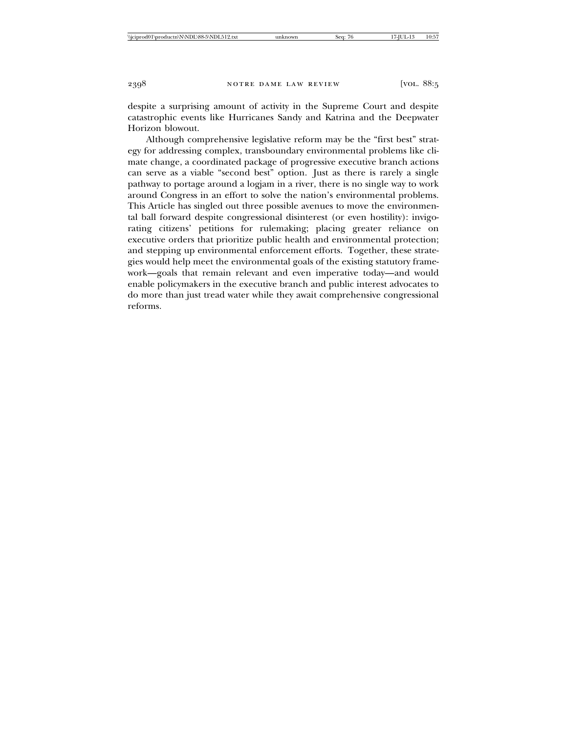despite a surprising amount of activity in the Supreme Court and despite catastrophic events like Hurricanes Sandy and Katrina and the Deepwater Horizon blowout.

Although comprehensive legislative reform may be the "first best" strategy for addressing complex, transboundary environmental problems like climate change, a coordinated package of progressive executive branch actions can serve as a viable "second best" option. Just as there is rarely a single pathway to portage around a logjam in a river, there is no single way to work around Congress in an effort to solve the nation's environmental problems. This Article has singled out three possible avenues to move the environmental ball forward despite congressional disinterest (or even hostility): invigorating citizens' petitions for rulemaking; placing greater reliance on executive orders that prioritize public health and environmental protection; and stepping up environmental enforcement efforts. Together, these strategies would help meet the environmental goals of the existing statutory framework—goals that remain relevant and even imperative today—and would enable policymakers in the executive branch and public interest advocates to do more than just tread water while they await comprehensive congressional reforms.